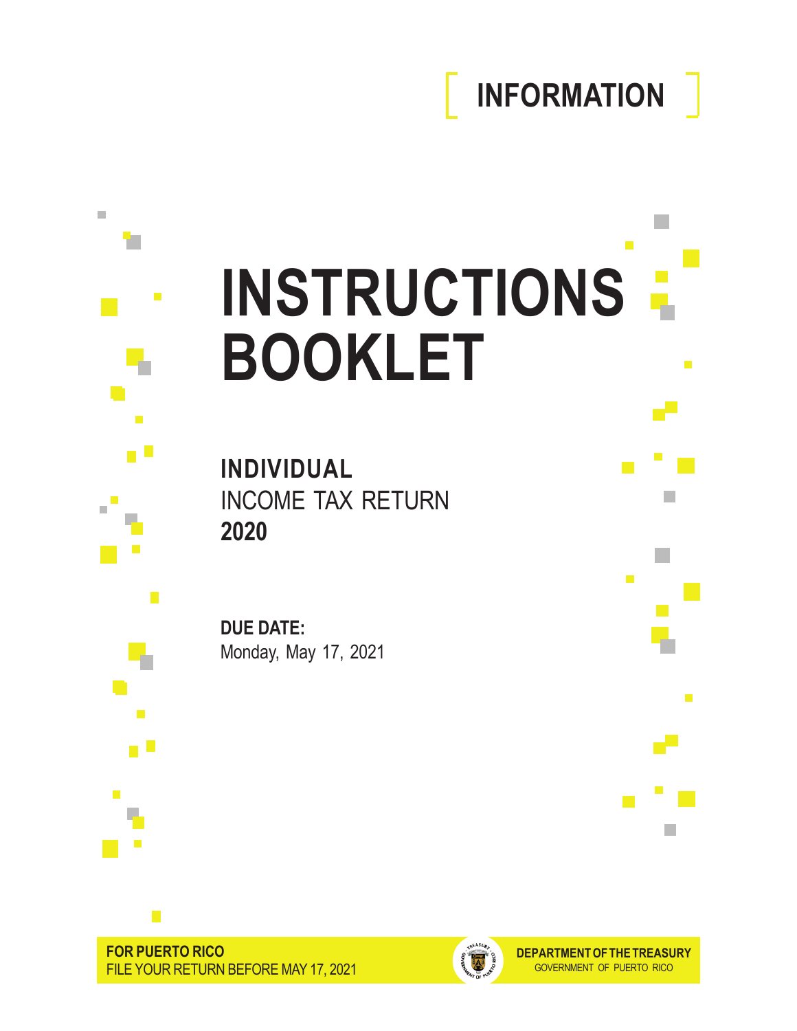**INFORMATION**

# INSTRUCTIONS BOOKLET

**INDIVIDUAL**
INCOME TAX RETURN
**2020**

**DUE DATE:**
Monday, May 17, 2021

**FOR PUERTO RICO**
FILE YOUR RETURN BEFORE MAY 17, 2021

**DEPARTMENT OF THE TREASURY**
GOVERNMENT OF PUERTO RICO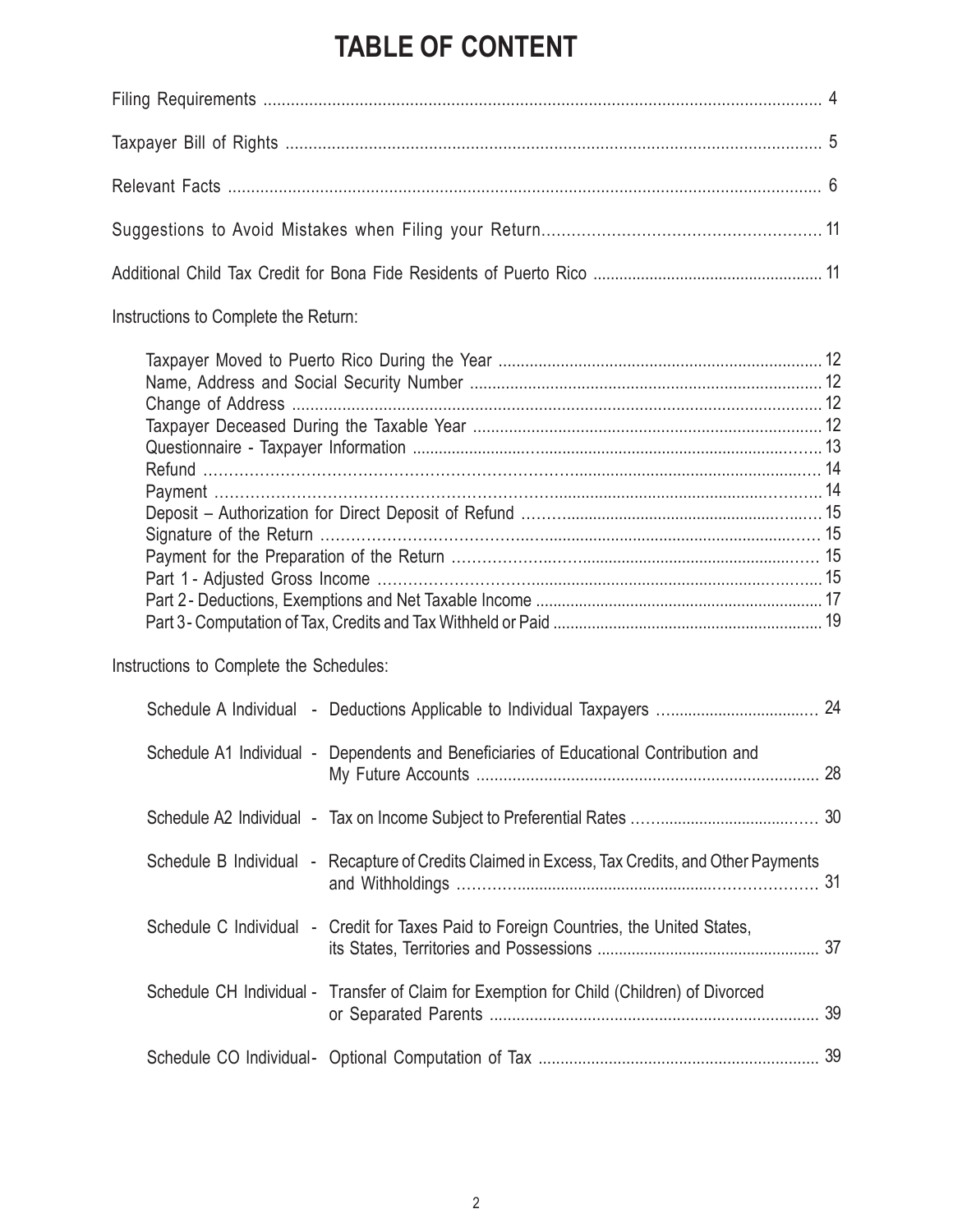# TABLE OF CONTENT

Filing Requirements .......... 4

Taxpayer Bill of Rights .......... 5

Relevant Facts .......... 6

Suggestions to Avoid Mistakes when Filing your Return .......... 11

Additional Child Tax Credit for Bona Fide Residents of Puerto Rico .......... 11

Instructions to Complete the Return:

- Taxpayer Moved to Puerto Rico During the Year .......... 12
- Name, Address and Social Security Number .......... 12
- Change of Address .......... 12
- Taxpayer Deceased During the Taxable Year .......... 12
- Questionnaire - Taxpayer Information .......... 13
- Refund .......... 14
- Payment .......... 14
- Deposit – Authorization for Direct Deposit of Refund .......... 15
- Signature of the Return .......... 15
- Payment for the Preparation of the Return .......... 15
- Part 1 - Adjusted Gross Income .......... 15
- Part 2 - Deductions, Exemptions and Net Taxable Income .......... 17
- Part 3 - Computation of Tax, Credits and Tax Withheld or Paid .......... 19

Instructions to Complete the Schedules:

- Schedule A Individual - Deductions Applicable to Individual Taxpayers .......... 24
- Schedule A1 Individual - Dependents and Beneficiaries of Educational Contribution and My Future Accounts .......... 28
- Schedule A2 Individual - Tax on Income Subject to Preferential Rates .......... 30
- Schedule B Individual - Recapture of Credits Claimed in Excess, Tax Credits, and Other Payments and Withholdings .......... 31
- Schedule C Individual - Credit for Taxes Paid to Foreign Countries, the United States, its States, Territories and Possessions .......... 37
- Schedule CH Individual - Transfer of Claim for Exemption for Child (Children) of Divorced or Separated Parents .......... 39
- Schedule CO Individual - Optional Computation of Tax .......... 39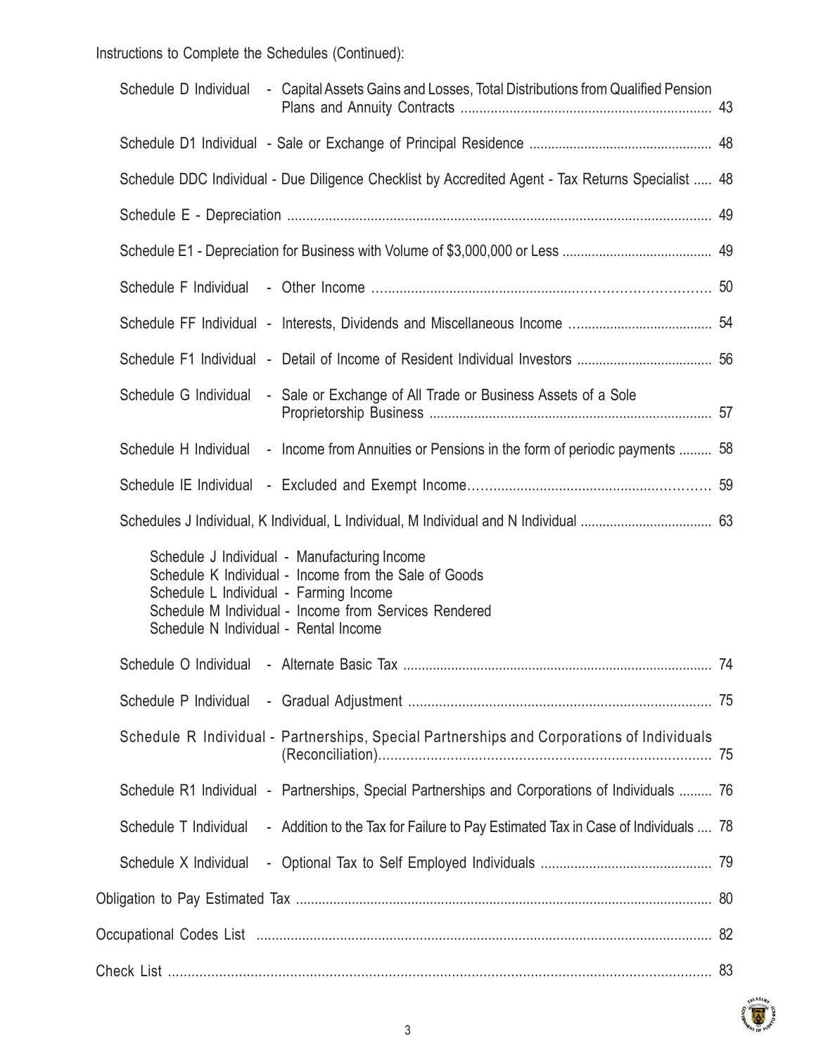Instructions to Complete the Schedules (Continued):

- Schedule D Individual - Capital Assets Gains and Losses, Total Distributions from Qualified Pension Plans and Annuity Contracts .... 43
- Schedule D1 Individual - Sale or Exchange of Principal Residence .... 48
- Schedule DDC Individual - Due Diligence Checklist by Accredited Agent - Tax Returns Specialist .... 48
- Schedule E - Depreciation .... 49
- Schedule E1 - Depreciation for Business with Volume of $3,000,000 or Less .... 49
- Schedule F Individual - Other Income .... 50
- Schedule FF Individual - Interests, Dividends and Miscellaneous Income .... 54
- Schedule F1 Individual - Detail of Income of Resident Individual Investors .... 56
- Schedule G Individual - Sale or Exchange of All Trade or Business Assets of a Sole Proprietorship Business .... 57
- Schedule H Individual - Income from Annuities or Pensions in the form of periodic payments .... 58
- Schedule IE Individual - Excluded and Exempt Income.... 59
- Schedules J Individual, K Individual, L Individual, M Individual and N Individual .... 63
  - Schedule J Individual - Manufacturing Income
  - Schedule K Individual - Income from the Sale of Goods
  - Schedule L Individual - Farming Income
  - Schedule M Individual - Income from Services Rendered
  - Schedule N Individual - Rental Income
- Schedule O Individual - Alternate Basic Tax .... 74
- Schedule P Individual - Gradual Adjustment .... 75
- Schedule R Individual - Partnerships, Special Partnerships and Corporations of Individuals (Reconciliation).... 75
- Schedule R1 Individual - Partnerships, Special Partnerships and Corporations of Individuals .... 76
- Schedule T Individual - Addition to the Tax for Failure to Pay Estimated Tax in Case of Individuals .... 78
- Schedule X Individual - Optional Tax to Self Employed Individuals .... 79

Obligation to Pay Estimated Tax .... 80

Occupational Codes List .... 82

Check List .... 83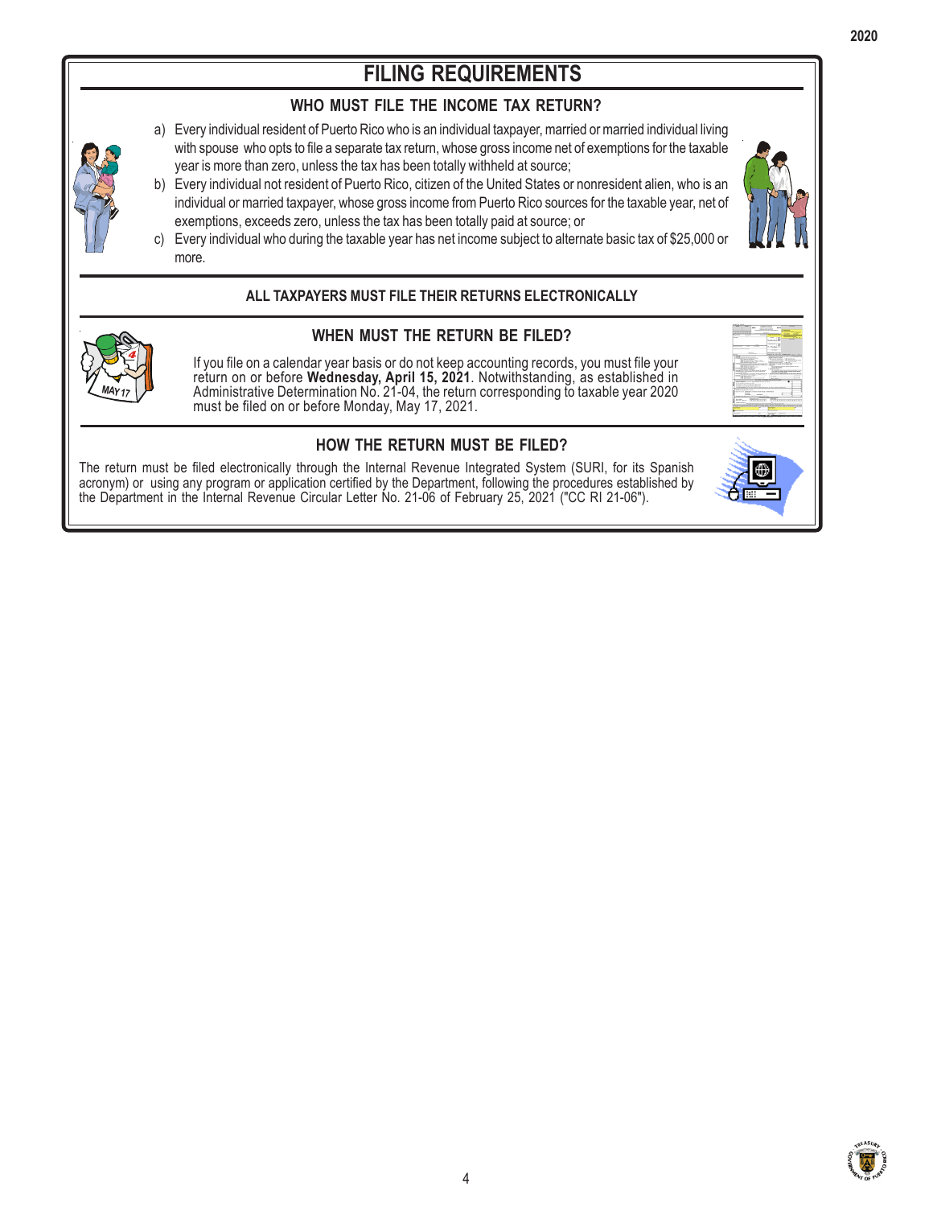# FILING REQUIREMENTS

## WHO MUST FILE THE INCOME TAX RETURN?

a) Every individual resident of Puerto Rico who is an individual taxpayer, married or married individual living with spouse who opts to file a separate tax return, whose gross income net of exemptions for the taxable year is more than zero, unless the tax has been totally withheld at source;

b) Every individual not resident of Puerto Rico, citizen of the United States or nonresident alien, who is an individual or married taxpayer, whose gross income from Puerto Rico sources for the taxable year, net of exemptions, exceeds zero, unless the tax has been totally paid at source; or

c) Every individual who during the taxable year has net income subject to alternate basic tax of $25,000 or more.

## ALL TAXPAYERS MUST FILE THEIR RETURNS ELECTRONICALLY

## WHEN MUST THE RETURN BE FILED?

If you file on a calendar year basis or do not keep accounting records, you must file your return on or before **Wednesday, April 15, 2021**. Notwithstanding, as established in Administrative Determination No. 21-04, the return corresponding to taxable year 2020 must be filed on or before Monday, May 17, 2021.

## HOW THE RETURN MUST BE FILED?

The return must be filed electronically through the Internal Revenue Integrated System (SURI, for its Spanish acronym) or using any program or application certified by the Department, following the procedures established by the Department in the Internal Revenue Circular Letter No. 21-06 of February 25, 2021 ("CC RI 21-06").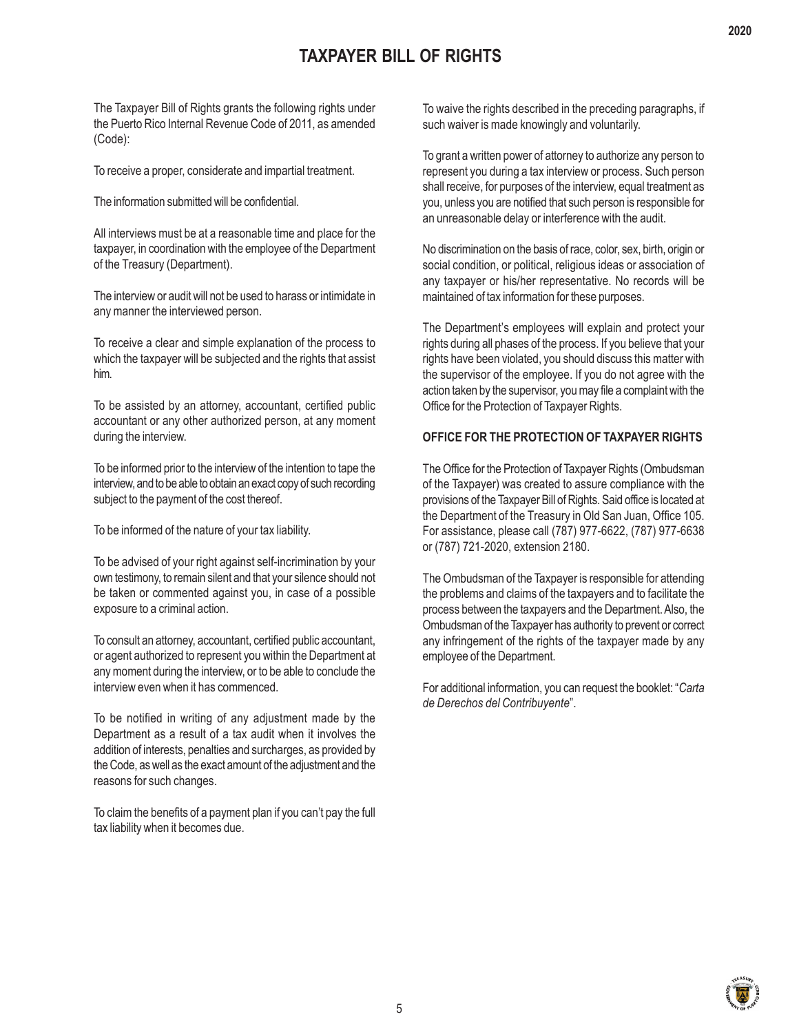# TAXPAYER BILL OF RIGHTS

The Taxpayer Bill of Rights grants the following rights under the Puerto Rico Internal Revenue Code of 2011, as amended (Code):

To receive a proper, considerate and impartial treatment.

The information submitted will be confidential.

All interviews must be at a reasonable time and place for the taxpayer, in coordination with the employee of the Department of the Treasury (Department).

The interview or audit will not be used to harass or intimidate in any manner the interviewed person.

To receive a clear and simple explanation of the process to which the taxpayer will be subjected and the rights that assist him.

To be assisted by an attorney, accountant, certified public accountant or any other authorized person, at any moment during the interview.

To be informed prior to the interview of the intention to tape the interview, and to be able to obtain an exact copy of such recording subject to the payment of the cost thereof.

To be informed of the nature of your tax liability.

To be advised of your right against self-incrimination by your own testimony, to remain silent and that your silence should not be taken or commented against you, in case of a possible exposure to a criminal action.

To consult an attorney, accountant, certified public accountant, or agent authorized to represent you within the Department at any moment during the interview, or to be able to conclude the interview even when it has commenced.

To be notified in writing of any adjustment made by the Department as a result of a tax audit when it involves the addition of interests, penalties and surcharges, as provided by the Code, as well as the exact amount of the adjustment and the reasons for such changes.

To claim the benefits of a payment plan if you can't pay the full tax liability when it becomes due.

To waive the rights described in the preceding paragraphs, if such waiver is made knowingly and voluntarily.

To grant a written power of attorney to authorize any person to represent you during a tax interview or process. Such person shall receive, for purposes of the interview, equal treatment as you, unless you are notified that such person is responsible for an unreasonable delay or interference with the audit.

No discrimination on the basis of race, color, sex, birth, origin or social condition, or political, religious ideas or association of any taxpayer or his/her representative. No records will be maintained of tax information for these purposes.

The Department's employees will explain and protect your rights during all phases of the process. If you believe that your rights have been violated, you should discuss this matter with the supervisor of the employee. If you do not agree with the action taken by the supervisor, you may file a complaint with the Office for the Protection of Taxpayer Rights.

## OFFICE FOR THE PROTECTION OF TAXPAYER RIGHTS

The Office for the Protection of Taxpayer Rights (Ombudsman of the Taxpayer) was created to assure compliance with the provisions of the Taxpayer Bill of Rights. Said office is located at the Department of the Treasury in Old San Juan, Office 105. For assistance, please call (787) 977-6622, (787) 977-6638 or (787) 721-2020, extension 2180.

The Ombudsman of the Taxpayer is responsible for attending the problems and claims of the taxpayers and to facilitate the process between the taxpayers and the Department. Also, the Ombudsman of the Taxpayer has authority to prevent or correct any infringement of the rights of the taxpayer made by any employee of the Department.

For additional information, you can request the booklet: "*Carta de Derechos del Contribuyente*".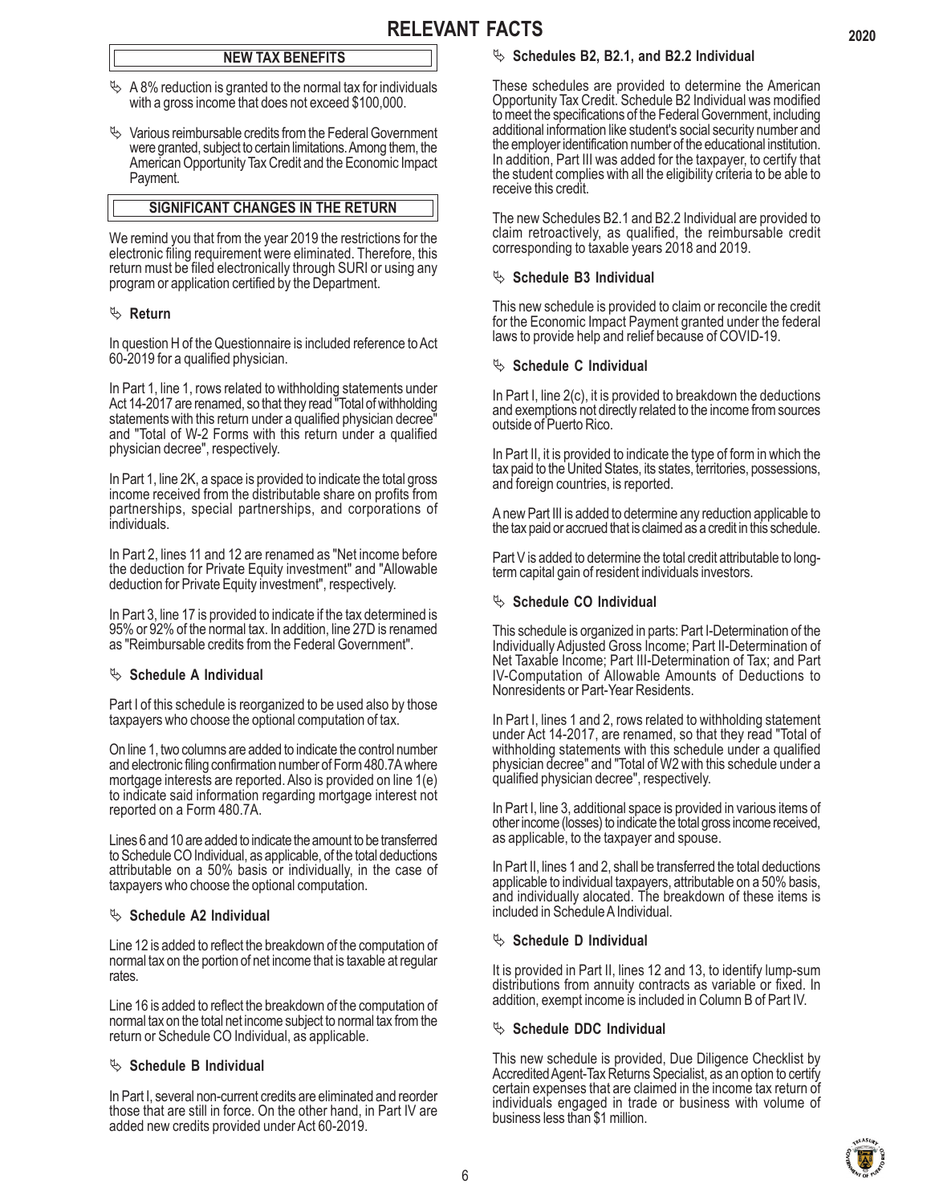# RELEVANT FACTS

## NEW TAX BENEFITS

- A 8% reduction is granted to the normal tax for individuals with a gross income that does not exceed $100,000.
- Various reimbursable credits from the Federal Government were granted, subject to certain limitations. Among them, the American Opportunity Tax Credit and the Economic Impact Payment.

## SIGNIFICANT CHANGES IN THE RETURN

We remind you that from the year 2019 the restrictions for the electronic filing requirement were eliminated. Therefore, this return must be filed electronically through SURI or using any program or application certified by the Department.

### Return

In question H of the Questionnaire is included reference to Act 60-2019 for a qualified physician.

In Part 1, line 1, rows related to withholding statements under Act 14-2017 are renamed, so that they read "Total of withholding statements with this return under a qualified physician decree" and "Total of W-2 Forms with this return under a qualified physician decree", respectively.

In Part 1, line 2K, a space is provided to indicate the total gross income received from the distributable share on profits from partnerships, special partnerships, and corporations of individuals.

In Part 2, lines 11 and 12 are renamed as "Net income before the deduction for Private Equity investment" and "Allowable deduction for Private Equity investment", respectively.

In Part 3, line 17 is provided to indicate if the tax determined is 95% or 92% of the normal tax. In addition, line 27D is renamed as "Reimbursable credits from the Federal Government".

### Schedule A Individual

Part I of this schedule is reorganized to be used also by those taxpayers who choose the optional computation of tax.

On line 1, two columns are added to indicate the control number and electronic filing confirmation number of Form 480.7A where mortgage interests are reported. Also is provided on line 1(e) to indicate said information regarding mortgage interest not reported on a Form 480.7A.

Lines 6 and 10 are added to indicate the amount to be transferred to Schedule CO Individual, as applicable, of the total deductions attributable on a 50% basis or individually, in the case of taxpayers who choose the optional computation.

### Schedule A2 Individual

Line 12 is added to reflect the breakdown of the computation of normal tax on the portion of net income that is taxable at regular rates.

Line 16 is added to reflect the breakdown of the computation of normal tax on the total net income subject to normal tax from the return or Schedule CO Individual, as applicable.

### Schedule B Individual

In Part I, several non-current credits are eliminated and reorder those that are still in force. On the other hand, in Part IV are added new credits provided under Act 60-2019.

### Schedules B2, B2.1, and B2.2 Individual

These schedules are provided to determine the American Opportunity Tax Credit. Schedule B2 Individual was modified to meet the specifications of the Federal Government, including additional information like student's social security number and the employer identification number of the educational institution. In addition, Part III was added for the taxpayer, to certify that the student complies with all the eligibility criteria to be able to receive this credit.

The new Schedules B2.1 and B2.2 Individual are provided to claim retroactively, as qualified, the reimbursable credit corresponding to taxable years 2018 and 2019.

### Schedule B3 Individual

This new schedule is provided to claim or reconcile the credit for the Economic Impact Payment granted under the federal laws to provide help and relief because of COVID-19.

### Schedule C Individual

In Part I, line 2(c), it is provided to breakdown the deductions and exemptions not directly related to the income from sources outside of Puerto Rico.

In Part II, it is provided to indicate the type of form in which the tax paid to the United States, its states, territories, possessions, and foreign countries, is reported.

A new Part III is added to determine any reduction applicable to the tax paid or accrued that is claimed as a credit in this schedule.

Part V is added to determine the total credit attributable to long-term capital gain of resident individuals investors.

### Schedule CO Individual

This schedule is organized in parts: Part I-Determination of the Individually Adjusted Gross Income; Part II-Determination of Net Taxable Income; Part III-Determination of Tax; and Part IV-Computation of Allowable Amounts of Deductions to Nonresidents or Part-Year Residents.

In Part I, lines 1 and 2, rows related to withholding statement under Act 14-2017, are renamed, so that they read "Total of withholding statements with this schedule under a qualified physician decree" and "Total of W2 with this schedule under a qualified physician decree", respectively.

In Part I, line 3, additional space is provided in various items of other income (losses) to indicate the total gross income received, as applicable, to the taxpayer and spouse.

In Part II, lines 1 and 2, shall be transferred the total deductions applicable to individual taxpayers, attributable on a 50% basis, and individually alocated. The breakdown of these items is included in Schedule A Individual.

### Schedule D Individual

It is provided in Part II, lines 12 and 13, to identify lump-sum distributions from annuity contracts as variable or fixed. In addition, exempt income is included in Column B of Part IV.

### Schedule DDC Individual

This new schedule is provided, Due Diligence Checklist by Accredited Agent-Tax Returns Specialist, as an option to certify certain expenses that are claimed in the income tax return of individuals engaged in trade or business with volume of business less than $1 million.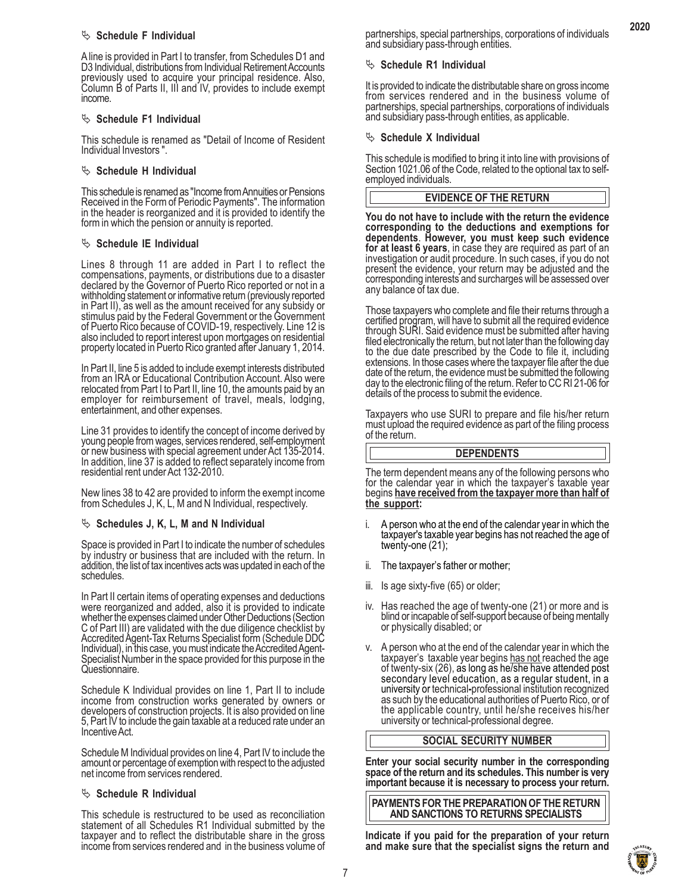### ✎ Schedule F Individual

A line is provided in Part I to transfer, from Schedules D1 and D3 Individual, distributions from Individual Retirement Accounts previously used to acquire your principal residence. Also, Column B of Parts II, III and IV, provides to include exempt income.

### ✎ Schedule F1 Individual

This schedule is renamed as "Detail of Income of Resident Individual Investors ".

### ✎ Schedule H Individual

This schedule is renamed as "Income from Annuities or Pensions Received in the Form of Periodic Payments". The information in the header is reorganized and it is provided to identify the form in which the pension or annuity is reported.

### ✎ Schedule IE Individual

Lines 8 through 11 are added in Part I to reflect the compensations, payments, or distributions due to a disaster declared by the Governor of Puerto Rico reported or not in a withholding statement or informative return (previously reported in Part II), as well as the amount received for any subsidy or stimulus paid by the Federal Government or the Government of Puerto Rico because of COVID-19, respectively. Line 12 is also included to report interest upon mortgages on residential property located in Puerto Rico granted after January 1, 2014.

In Part II, line 5 is added to include exempt interests distributed from an IRA or Educational Contribution Account. Also were relocated from Part I to Part II, line 10, the amounts paid by an employer for reimbursement of travel, meals, lodging, entertainment, and other expenses.

Line 31 provides to identify the concept of income derived by young people from wages, services rendered, self-employment or new business with special agreement under Act 135-2014. In addition, line 37 is added to reflect separately income from residential rent under Act 132-2010.

New lines 38 to 42 are provided to inform the exempt income from Schedules J, K, L, M and N Individual, respectively.

### ✎ Schedules J, K, L, M and N Individual

Space is provided in Part I to indicate the number of schedules by industry or business that are included with the return. In addition, the list of tax incentives acts was updated in each of the schedules.

In Part II certain items of operating expenses and deductions were reorganized and added, also it is provided to indicate whether the expenses claimed under Other Deductions (Section C of Part III) are validated with the due diligence checklist by Accredited Agent-Tax Returns Specialist form (Schedule DDC Individual), in this case, you must indicate the Accredited Agent-Specialist Number in the space provided for this purpose in the Questionnaire.

Schedule K Individual provides on line 1, Part II to include income from construction works generated by owners or developers of construction projects. It is also provided on line 5, Part IV to include the gain taxable at a reduced rate under an Incentive Act.

Schedule M Individual provides on line 4, Part IV to include the amount or percentage of exemption with respect to the adjusted net income from services rendered.

### ✎ Schedule R Individual

This schedule is restructured to be used as reconciliation statement of all Schedules R1 Individual submitted by the taxpayer and to reflect the distributable share in the gross income from services rendered and in the business volume of partnerships, special partnerships, corporations of individuals and subsidiary pass-through entities.

### ✎ Schedule R1 Individual

It is provided to indicate the distributable share on gross income from services rendered and in the business volume of partnerships, special partnerships, corporations of individuals and subsidiary pass-through entities, as applicable.

### ✎ Schedule X Individual

This schedule is modified to bring it into line with provisions of Section 1021.06 of the Code, related to the optional tax to self-employed individuals.

## EVIDENCE OF THE RETURN

**You do not have to include with the return the evidence corresponding to the deductions and exemptions for dependents**. **However, you must keep such evidence for at least 6 years**, in case they are required as part of an investigation or audit procedure. In such cases, if you do not present the evidence, your return may be adjusted and the corresponding interests and surcharges will be assessed over any balance of tax due.

Those taxpayers who complete and file their returns through a certified program, will have to submit all the required evidence through SURI. Said evidence must be submitted after having filed electronically the return, but not later than the following day to the due date prescribed by the Code to file it, including extensions. In those cases where the taxpayer file after the due date of the return, the evidence must be submitted the following day to the electronic filing of the return. Refer to CC RI 21-06 for details of the process to submit the evidence.

Taxpayers who use SURI to prepare and file his/her return must upload the required evidence as part of the filing process of the return.

## DEPENDENTS

The term dependent means any of the following persons who for the calendar year in which the taxpayer's taxable year begins **have received from the taxpayer more than half of the support:**

i. A person who at the end of the calendar year in which the taxpayer's taxable year begins has not reached the age of twenty-one (21);

ii. The taxpayer's father or mother;

iii. Is age sixty-five (65) or older;

iv. Has reached the age of twenty-one (21) or more and is blind or incapable of self-support because of being mentally or physically disabled; or

v. A person who at the end of the calendar year in which the taxpayer's taxable year begins has not reached the age of twenty-six (26), as long as he/she have attended post secondary level education, as a regular student, in a university or technical-professional institution recognized as such by the educational authorities of Puerto Rico, or of the applicable country, until he/she receives his/her university or technical-professional degree.

## SOCIAL SECURITY NUMBER

**Enter your social security number in the corresponding space of the return and its schedules. This number is very important because it is necessary to process your return.**

## PAYMENTS FOR THE PREPARATION OF THE RETURN AND SANCTIONS TO RETURNS SPECIALISTS

**Indicate if you paid for the preparation of your return and make sure that the specialist signs the return and**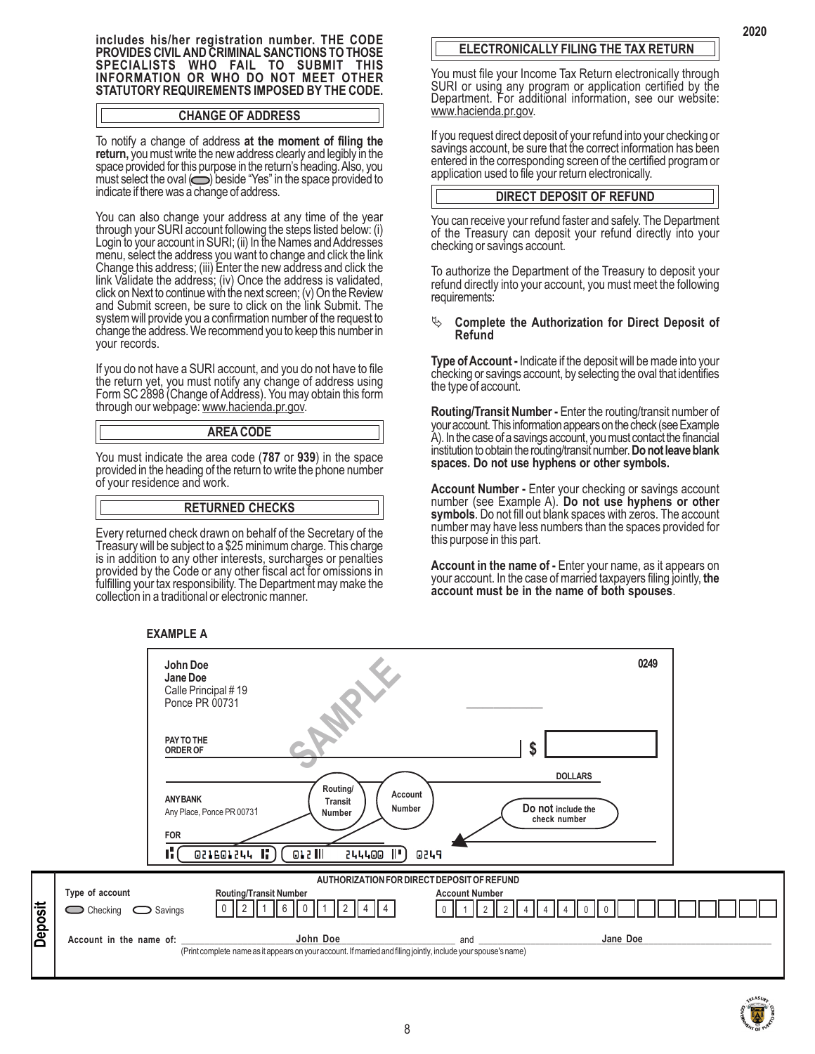**includes his/her registration number. THE CODE PROVIDES CIVIL AND CRIMINAL SANCTIONS TO THOSE SPECIALISTS WHO FAIL TO SUBMIT THIS INFORMATION OR WHO DO NOT MEET OTHER STATUTORY REQUIREMENTS IMPOSED BY THE CODE.**

## CHANGE OF ADDRESS

To notify a change of address **at the moment of filing the return,** you must write the new address clearly and legibly in the space provided for this purpose in the return's heading. Also, you must select the oval ( ) beside "Yes" in the space provided to indicate if there was a change of address.

You can also change your address at any time of the year through your SURI account following the steps listed below: (i) Login to your account in SURI; (ii) In the Names and Addresses menu, select the address you want to change and click the link Change this address; (iii) Enter the new address and click the link Validate the address; (iv) Once the address is validated, click on Next to continue with the next screen; (v) On the Review and Submit screen, be sure to click on the link Submit. The system will provide you a confirmation number of the request to change the address. We recommend you to keep this number in your records.

If you do not have a SURI account, and you do not have to file the return yet, you must notify any change of address using Form SC 2898 (Change of Address). You may obtain this form through our webpage: www.hacienda.pr.gov.

## AREA CODE

You must indicate the area code (**787** or **939**) in the space provided in the heading of the return to write the phone number of your residence and work.

## RETURNED CHECKS

Every returned check drawn on behalf of the Secretary of the Treasury will be subject to a $25 minimum charge. This charge is in addition to any other interests, surcharges or penalties provided by the Code or any other fiscal act for omissions in fulfilling your tax responsibility. The Department may make the collection in a traditional or electronic manner.

## ELECTRONICALLY FILING THE TAX RETURN

You must file your Income Tax Return electronically through SURI or using any program or application certified by the Department. For additional information, see our website: www.hacienda.pr.gov.

If you request direct deposit of your refund into your checking or savings account, be sure that the correct information has been entered in the corresponding screen of the certified program or application used to file your return electronically.

## DIRECT DEPOSIT OF REFUND

You can receive your refund faster and safely. The Department of the Treasury can deposit your refund directly into your checking or savings account.

To authorize the Department of the Treasury to deposit your refund directly into your account, you must meet the following requirements:

- **Complete the Authorization for Direct Deposit of Refund**

**Type of Account -** Indicate if the deposit will be made into your checking or savings account, by selecting the oval that identifies the type of account.

**Routing/Transit Number -** Enter the routing/transit number of your account. This information appears on the check (see Example A). In the case of a savings account, you must contact the financial institution to obtain the routing/transit number. **Do not leave blank spaces. Do not use hyphens or other symbols.**

**Account Number -** Enter your checking or savings account number (see Example A). **Do not use hyphens or other symbols**. Do not fill out blank spaces with zeros. The account number may have less numbers than the spaces provided for this purpose in this part.

**Account in the name of -** Enter your name, as it appears on your account. In the case of married taxpayers filing jointly, **the account must be in the name of both spouses**.

**EXAMPLE A**

John Doe
Jane Doe
Calle Principal # 19
Ponce PR 00731

0249

SAMPLE

PAY TO THE ORDER OF $

DOLLARS

ANY BANK
Any Place, Ponce PR 00731

Routing/Transit Number — Account Number — **Do not** include the check number

FOR

021601244 | 0122 244400 | 0249

**AUTHORIZATION FOR DIRECT DEPOSIT OF REFUND**

**Deposit**

Type of account: Checking (selected) / Savings

Routing/Transit Number: 0 2 1 6 0 1 2 4 4

Account Number: 0 1 2 2 4 4 4 0 0

Account in the name of: John Doe and Jane Doe

(Print complete name as it appears on your account. If married and filing jointly, include your spouse's name)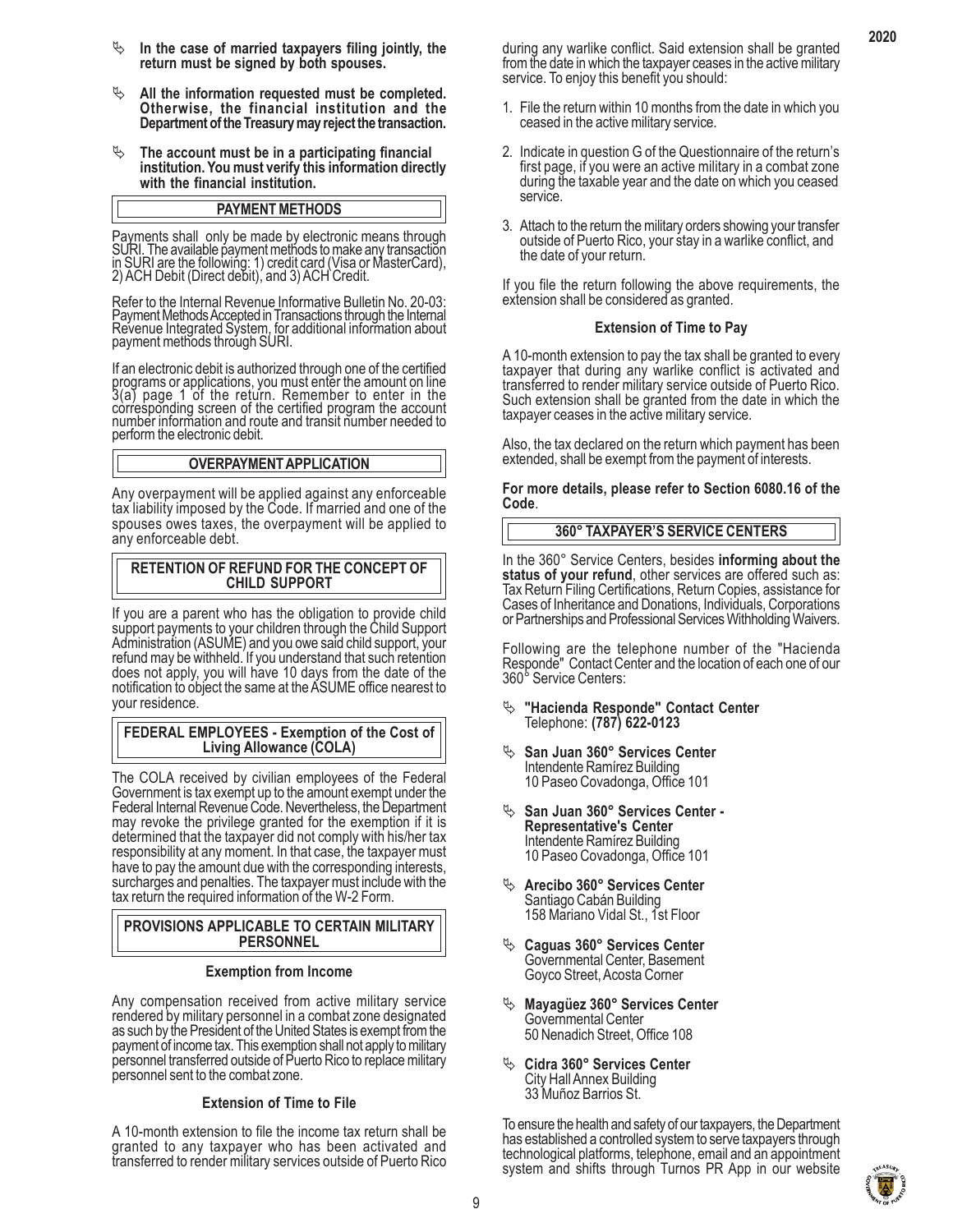- **In the case of married taxpayers filing jointly, the return must be signed by both spouses.**

- **All the information requested must be completed. Otherwise, the financial institution and the Department of the Treasury may reject the transaction.**

- **The account must be in a participating financial institution. You must verify this information directly with the financial institution.**

## PAYMENT METHODS

Payments shall only be made by electronic means through SURI. The available payment methods to make any transaction in SURI are the following: 1) credit card (Visa or MasterCard), 2) ACH Debit (Direct debit), and 3) ACH Credit.

Refer to the Internal Revenue Informative Bulletin No. 20-03: Payment Methods Accepted in Transactions through the Internal Revenue Integrated System, for additional information about payment methods through SURI.

If an electronic debit is authorized through one of the certified programs or applications, you must enter the amount on line 3(a) page 1 of the return. Remember to enter in the corresponding screen of the certified program the account number information and route and transit number needed to perform the electronic debit.

## OVERPAYMENT APPLICATION

Any overpayment will be applied against any enforceable tax liability imposed by the Code. If married and one of the spouses owes taxes, the overpayment will be applied to any enforceable debt.

## RETENTION OF REFUND FOR THE CONCEPT OF CHILD SUPPORT

If you are a parent who has the obligation to provide child support payments to your children through the Child Support Administration (ASUME) and you owe said child support, your refund may be withheld. If you understand that such retention does not apply, you will have 10 days from the date of the notification to object the same at the ASUME office nearest to your residence.

## FEDERAL EMPLOYEES - Exemption of the Cost of Living Allowance (COLA)

The COLA received by civilian employees of the Federal Government is tax exempt up to the amount exempt under the Federal Internal Revenue Code. Nevertheless, the Department may revoke the privilege granted for the exemption if it is determined that the taxpayer did not comply with his/her tax responsibility at any moment. In that case, the taxpayer must have to pay the amount due with the corresponding interests, surcharges and penalties. The taxpayer must include with the tax return the required information of the W-2 Form.

## PROVISIONS APPLICABLE TO CERTAIN MILITARY PERSONNEL

### Exemption from Income

Any compensation received from active military service rendered by military personnel in a combat zone designated as such by the President of the United States is exempt from the payment of income tax. This exemption shall not apply to military personnel transferred outside of Puerto Rico to replace military personnel sent to the combat zone.

### Extension of Time to File

A 10-month extension to file the income tax return shall be granted to any taxpayer who has been activated and transferred to render military services outside of Puerto Rico during any warlike conflict. Said extension shall be granted from the date in which the taxpayer ceases in the active military service. To enjoy this benefit you should:

1. File the return within 10 months from the date in which you ceased in the active military service.
2. Indicate in question G of the Questionnaire of the return's first page, if you were an active military in a combat zone during the taxable year and the date on which you ceased service.
3. Attach to the return the military orders showing your transfer outside of Puerto Rico, your stay in a warlike conflict, and the date of your return.

If you file the return following the above requirements, the extension shall be considered as granted.

### Extension of Time to Pay

A 10-month extension to pay the tax shall be granted to every taxpayer that during any warlike conflict is activated and transferred to render military service outside of Puerto Rico. Such extension shall be granted from the date in which the taxpayer ceases in the active military service.

Also, the tax declared on the return which payment has been extended, shall be exempt from the payment of interests.

**For more details, please refer to Section 6080.16 of the Code**.

## 360° TAXPAYER'S SERVICE CENTERS

In the 360° Service Centers, besides **informing about the status of your refund**, other services are offered such as: Tax Return Filing Certifications, Return Copies, assistance for Cases of Inheritance and Donations, Individuals, Corporations or Partnerships and Professional Services Withholding Waivers.

Following are the telephone number of the "Hacienda Responde" Contact Center and the location of each one of our 360° Service Centers:

- **"Hacienda Responde" Contact Center**
  Telephone: **(787) 622-0123**

- **San Juan 360° Services Center**
  Intendente Ramírez Building
  10 Paseo Covadonga, Office 101

- **San Juan 360° Services Center - Representative's Center**
  Intendente Ramírez Building
  10 Paseo Covadonga, Office 101

- **Arecibo 360° Services Center**
  Santiago Cabán Building
  158 Mariano Vidal St., 1st Floor

- **Caguas 360° Services Center**
  Governmental Center, Basement
  Goyco Street, Acosta Corner

- **Mayagüez 360° Services Center**
  Governmental Center
  50 Nenadich Street, Office 108

- **Cidra 360° Services Center**
  City Hall Annex Building
  33 Muñoz Barrios St.

To ensure the health and safety of our taxpayers, the Department has established a controlled system to serve taxpayers through technological platforms, telephone, email and an appointment system and shifts through Turnos PR App in our website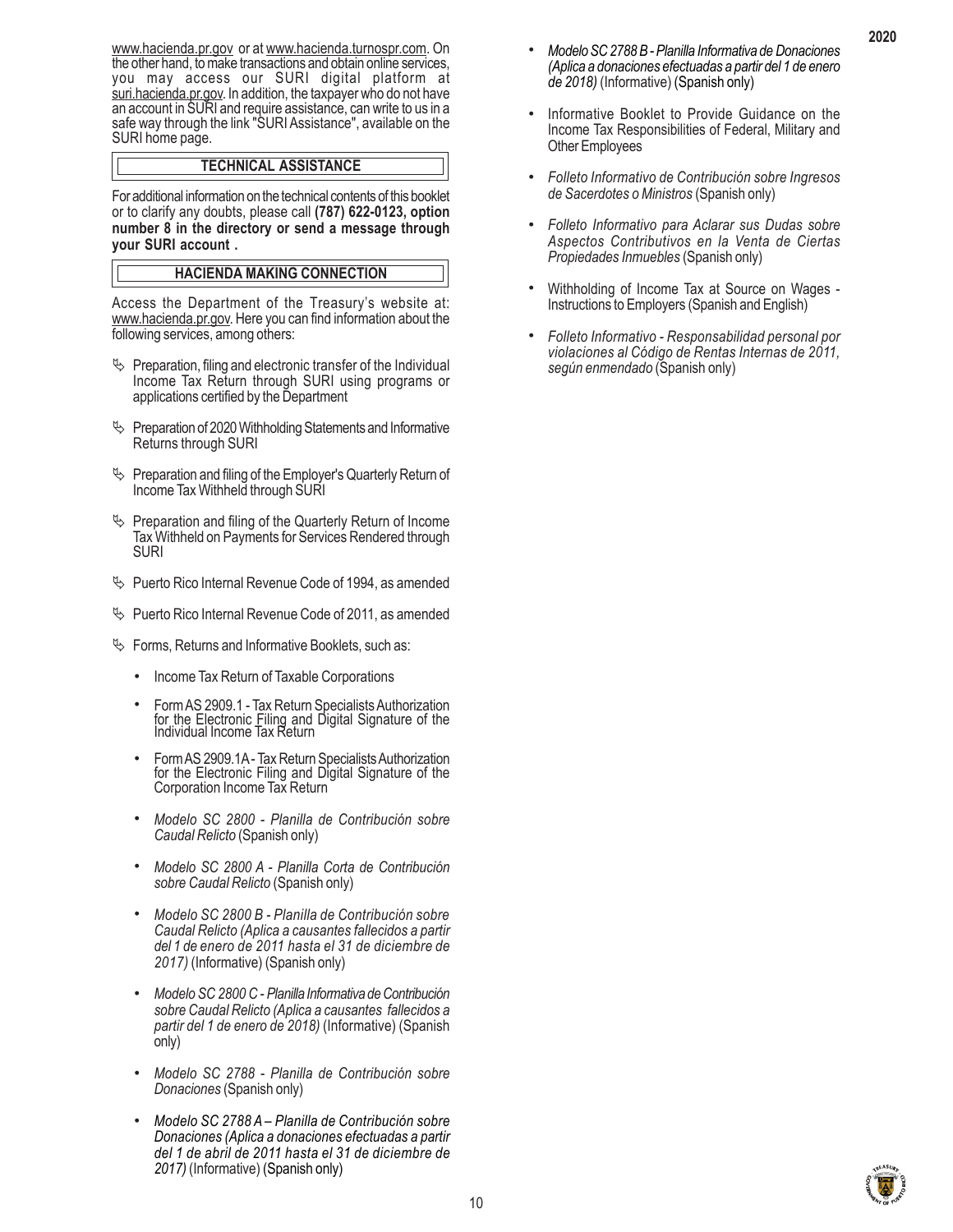www.hacienda.pr.gov or at www.hacienda.turnospr.com. On the other hand, to make transactions and obtain online services, you may access our SURI digital platform at suri.hacienda.pr.gov. In addition, the taxpayer who do not have an account in SURI and require assistance, can write to us in a safe way through the link "SURI Assistance", available on the SURI home page.

## TECHNICAL ASSISTANCE

For additional information on the technical contents of this booklet or to clarify any doubts, please call **(787) 622-0123, option number 8 in the directory or send a message through your SURI account .**

## HACIENDA MAKING CONNECTION

Access the Department of the Treasury's website at: www.hacienda.pr.gov. Here you can find information about the following services, among others:

- Preparation, filing and electronic transfer of the Individual Income Tax Return through SURI using programs or applications certified by the Department
- Preparation of 2020 Withholding Statements and Informative Returns through SURI
- Preparation and filing of the Employer's Quarterly Return of Income Tax Withheld through SURI
- Preparation and filing of the Quarterly Return of Income Tax Withheld on Payments for Services Rendered through SURI
- Puerto Rico Internal Revenue Code of 1994, as amended
- Puerto Rico Internal Revenue Code of 2011, as amended
- Forms, Returns and Informative Booklets, such as:
  - Income Tax Return of Taxable Corporations
  - Form AS 2909.1 - Tax Return Specialists Authorization for the Electronic Filing and Digital Signature of the Individual Income Tax Return
  - Form AS 2909.1A - Tax Return Specialists Authorization for the Electronic Filing and Digital Signature of the Corporation Income Tax Return
  - *Modelo SC 2800 - Planilla de Contribución sobre Caudal Relicto* (Spanish only)
  - *Modelo SC 2800 A - Planilla Corta de Contribución sobre Caudal Relicto* (Spanish only)
  - *Modelo SC 2800 B - Planilla de Contribución sobre Caudal Relicto (Aplica a causantes fallecidos a partir del 1 de enero de 2011 hasta el 31 de diciembre de 2017)* (Informative) (Spanish only)
  - *Modelo SC 2800 C - Planilla Informativa de Contribución sobre Caudal Relicto (Aplica a causantes fallecidos a partir del 1 de enero de 2018)* (Informative) (Spanish only)
  - *Modelo SC 2788 - Planilla de Contribución sobre Donaciones* (Spanish only)
  - *Modelo SC 2788 A – Planilla de Contribución sobre Donaciones (Aplica a donaciones efectuadas a partir del 1 de abril de 2011 hasta el 31 de diciembre de 2017)* (Informative) (Spanish only)
  - *Modelo SC 2788 B - Planilla Informativa de Donaciones (Aplica a donaciones efectuadas a partir del 1 de enero de 2018)* (Informative) (Spanish only)
  - Informative Booklet to Provide Guidance on the Income Tax Responsibilities of Federal, Military and Other Employees
  - *Folleto Informativo de Contribución sobre Ingresos de Sacerdotes o Ministros* (Spanish only)
  - *Folleto Informativo para Aclarar sus Dudas sobre Aspectos Contributivos en la Venta de Ciertas Propiedades Inmuebles* (Spanish only)
  - Withholding of Income Tax at Source on Wages - Instructions to Employers (Spanish and English)
  - *Folleto Informativo - Responsabilidad personal por violaciones al Código de Rentas Internas de 2011, según enmendado* (Spanish only)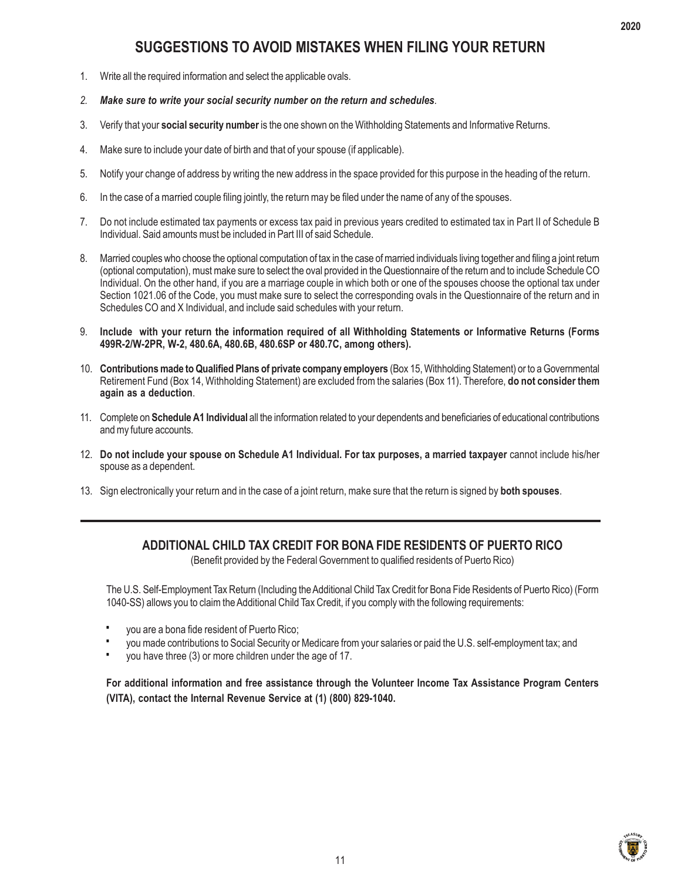## SUGGESTIONS TO AVOID MISTAKES WHEN FILING YOUR RETURN

1. Write all the required information and select the applicable ovals.

2. ***Make sure to write your social security number on the return and schedules***.

3. Verify that your **social security number** is the one shown on the Withholding Statements and Informative Returns.

4. Make sure to include your date of birth and that of your spouse (if applicable).

5. Notify your change of address by writing the new address in the space provided for this purpose in the heading of the return.

6. In the case of a married couple filing jointly, the return may be filed under the name of any of the spouses.

7. Do not include estimated tax payments or excess tax paid in previous years credited to estimated tax in Part II of Schedule B Individual. Said amounts must be included in Part III of said Schedule.

8. Married couples who choose the optional computation of tax in the case of married individuals living together and filing a joint return (optional computation), must make sure to select the oval provided in the Questionnaire of the return and to include Schedule CO Individual. On the other hand, if you are a marriage couple in which both or one of the spouses choose the optional tax under Section 1021.06 of the Code, you must make sure to select the corresponding ovals in the Questionnaire of the return and in Schedules CO and X Individual, and include said schedules with your return.

9. **Include with your return the information required of all Withholding Statements or Informative Returns (Forms 499R-2/W-2PR, W-2, 480.6A, 480.6B, 480.6SP or 480.7C, among others).**

10. **Contributions made to Qualified Plans of private company employers** (Box 15, Withholding Statement) or to a Governmental Retirement Fund (Box 14, Withholding Statement) are excluded from the salaries (Box 11). Therefore, **do not consider them again as a deduction**.

11. Complete on **Schedule A1 Individual** all the information related to your dependents and beneficiaries of educational contributions and my future accounts.

12. **Do not include your spouse on Schedule A1 Individual. For tax purposes, a married taxpayer** cannot include his/her spouse as a dependent.

13. Sign electronically your return and in the case of a joint return, make sure that the return is signed by **both spouses**.

---

## ADDITIONAL CHILD TAX CREDIT FOR BONA FIDE RESIDENTS OF PUERTO RICO

(Benefit provided by the Federal Government to qualified residents of Puerto Rico)

The U.S. Self-Employment Tax Return (Including the Additional Child Tax Credit for Bona Fide Residents of Puerto Rico) (Form 1040-SS) allows you to claim the Additional Child Tax Credit, if you comply with the following requirements:

- you are a bona fide resident of Puerto Rico;
- you made contributions to Social Security or Medicare from your salaries or paid the U.S. self-employment tax; and
- you have three (3) or more children under the age of 17.

**For additional information and free assistance through the Volunteer Income Tax Assistance Program Centers (VITA), contact the Internal Revenue Service at (1) (800) 829-1040.**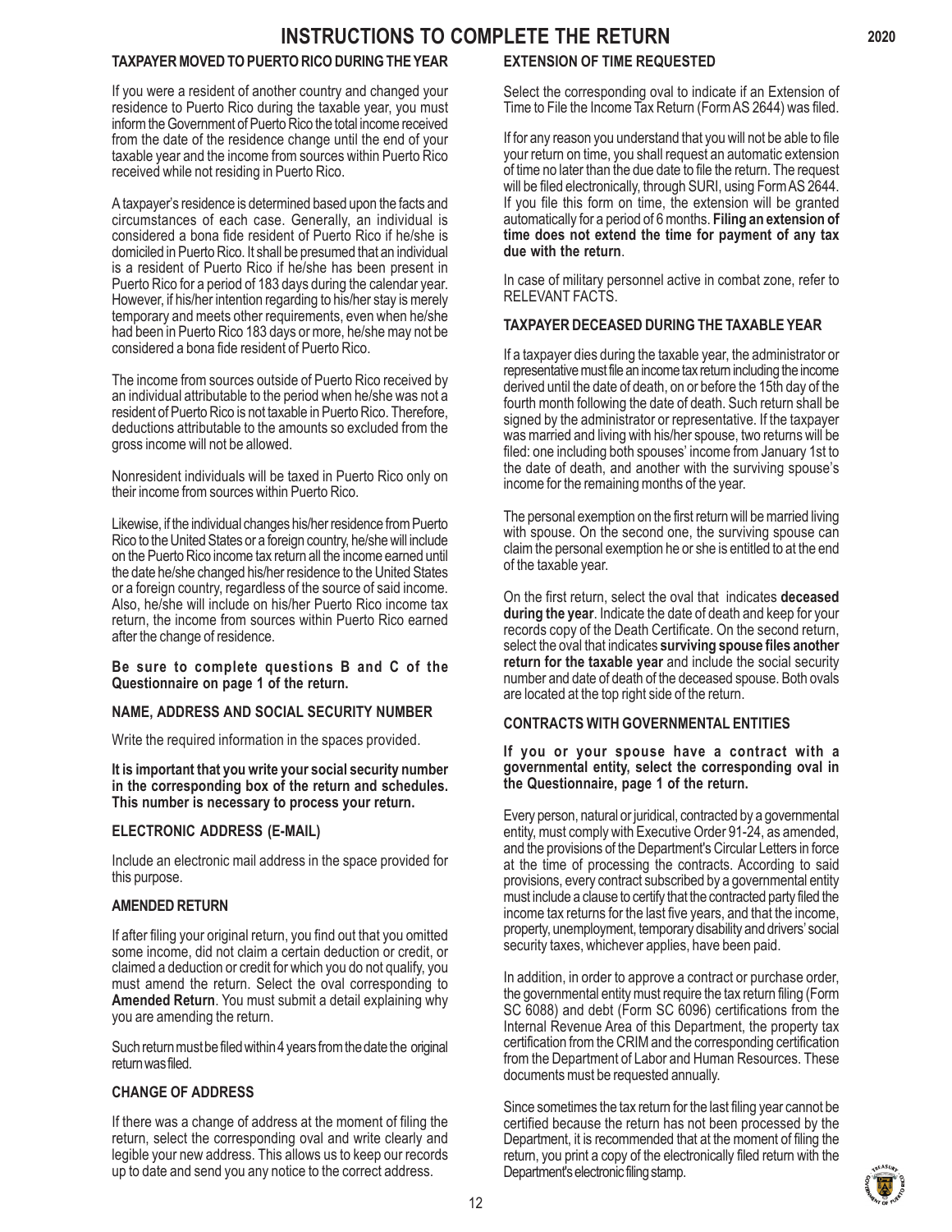# INSTRUCTIONS TO COMPLETE THE RETURN

### TAXPAYER MOVED TO PUERTO RICO DURING THE YEAR

If you were a resident of another country and changed your residence to Puerto Rico during the taxable year, you must inform the Government of Puerto Rico the total income received from the date of the residence change until the end of your taxable year and the income from sources within Puerto Rico received while not residing in Puerto Rico.

A taxpayer's residence is determined based upon the facts and circumstances of each case. Generally, an individual is considered a bona fide resident of Puerto Rico if he/she is domiciled in Puerto Rico. It shall be presumed that an individual is a resident of Puerto Rico if he/she has been present in Puerto Rico for a period of 183 days during the calendar year. However, if his/her intention regarding to his/her stay is merely temporary and meets other requirements, even when he/she had been in Puerto Rico 183 days or more, he/she may not be considered a bona fide resident of Puerto Rico.

The income from sources outside of Puerto Rico received by an individual attributable to the period when he/she was not a resident of Puerto Rico is not taxable in Puerto Rico. Therefore, deductions attributable to the amounts so excluded from the gross income will not be allowed.

Nonresident individuals will be taxed in Puerto Rico only on their income from sources within Puerto Rico.

Likewise, if the individual changes his/her residence from Puerto Rico to the United States or a foreign country, he/she will include on the Puerto Rico income tax return all the income earned until the date he/she changed his/her residence to the United States or a foreign country, regardless of the source of said income. Also, he/she will include on his/her Puerto Rico income tax return, the income from sources within Puerto Rico earned after the change of residence.

**Be sure to complete questions B and C of the Questionnaire on page 1 of the return.**

### NAME, ADDRESS AND SOCIAL SECURITY NUMBER

Write the required information in the spaces provided.

**It is important that you write your social security number in the corresponding box of the return and schedules. This number is necessary to process your return.**

### ELECTRONIC ADDRESS (E-MAIL)

Include an electronic mail address in the space provided for this purpose.

### AMENDED RETURN

If after filing your original return, you find out that you omitted some income, did not claim a certain deduction or credit, or claimed a deduction or credit for which you do not qualify, you must amend the return. Select the oval corresponding to **Amended Return**. You must submit a detail explaining why you are amending the return.

Such return must be filed within 4 years from the date the original return was filed.

### CHANGE OF ADDRESS

If there was a change of address at the moment of filing the return, select the corresponding oval and write clearly and legible your new address. This allows us to keep our records up to date and send you any notice to the correct address.

### EXTENSION OF TIME REQUESTED

Select the corresponding oval to indicate if an Extension of Time to File the Income Tax Return (Form AS 2644) was filed.

If for any reason you understand that you will not be able to file your return on time, you shall request an automatic extension of time no later than the due date to file the return. The request will be filed electronically, through SURI, using Form AS 2644. If you file this form on time, the extension will be granted automatically for a period of 6 months. **Filing an extension of time does not extend the time for payment of any tax due with the return**.

In case of military personnel active in combat zone, refer to RELEVANT FACTS.

### TAXPAYER DECEASED DURING THE TAXABLE YEAR

If a taxpayer dies during the taxable year, the administrator or representative must file an income tax return including the income derived until the date of death, on or before the 15th day of the fourth month following the date of death. Such return shall be signed by the administrator or representative. If the taxpayer was married and living with his/her spouse, two returns will be filed: one including both spouses' income from January 1st to the date of death, and another with the surviving spouse's income for the remaining months of the year.

The personal exemption on the first return will be married living with spouse. On the second one, the surviving spouse can claim the personal exemption he or she is entitled to at the end of the taxable year.

On the first return, select the oval that indicates **deceased during the year**. Indicate the date of death and keep for your records copy of the Death Certificate. On the second return, select the oval that indicates **surviving spouse files another return for the taxable year** and include the social security number and date of death of the deceased spouse. Both ovals are located at the top right side of the return.

### CONTRACTS WITH GOVERNMENTAL ENTITIES

**If you or your spouse have a contract with a governmental entity, select the corresponding oval in the Questionnaire, page 1 of the return.**

Every person, natural or juridical, contracted by a governmental entity, must comply with Executive Order 91-24, as amended, and the provisions of the Department's Circular Letters in force at the time of processing the contracts. According to said provisions, every contract subscribed by a governmental entity must include a clause to certify that the contracted party filed the income tax returns for the last five years, and that the income, property, unemployment, temporary disability and drivers' social security taxes, whichever applies, have been paid.

In addition, in order to approve a contract or purchase order, the governmental entity must require the tax return filing (Form SC 6088) and debt (Form SC 6096) certifications from the Internal Revenue Area of this Department, the property tax certification from the CRIM and the corresponding certification from the Department of Labor and Human Resources. These documents must be requested annually.

Since sometimes the tax return for the last filing year cannot be certified because the return has not been processed by the Department, it is recommended that at the moment of filing the return, you print a copy of the electronically filed return with the Department's electronic filing stamp.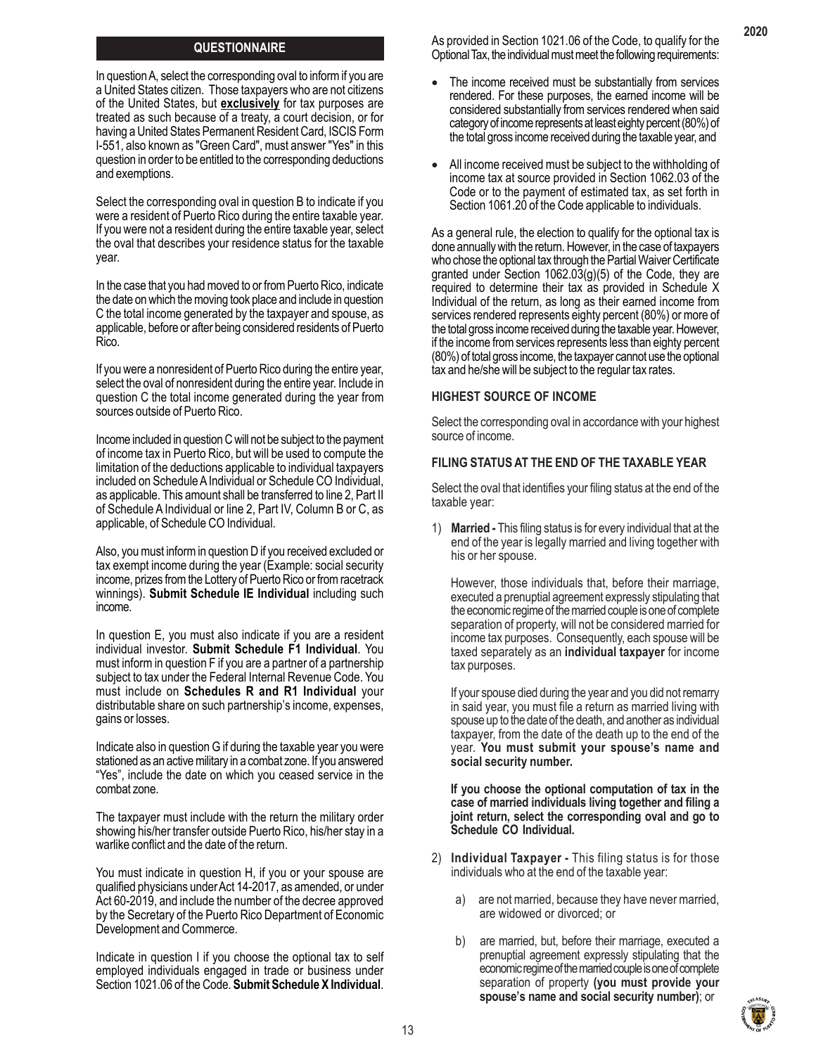## QUESTIONNAIRE

In question A, select the corresponding oval to inform if you are a United States citizen. Those taxpayers who are not citizens of the United States, but **exclusively** for tax purposes are treated as such because of a treaty, a court decision, or for having a United States Permanent Resident Card, ISCIS Form I-551, also known as "Green Card", must answer "Yes" in this question in order to be entitled to the corresponding deductions and exemptions.

Select the corresponding oval in question B to indicate if you were a resident of Puerto Rico during the entire taxable year. If you were not a resident during the entire taxable year, select the oval that describes your residence status for the taxable year.

In the case that you had moved to or from Puerto Rico, indicate the date on which the moving took place and include in question C the total income generated by the taxpayer and spouse, as applicable, before or after being considered residents of Puerto Rico.

If you were a nonresident of Puerto Rico during the entire year, select the oval of nonresident during the entire year. Include in question C the total income generated during the year from sources outside of Puerto Rico.

Income included in question C will not be subject to the payment of income tax in Puerto Rico, but will be used to compute the limitation of the deductions applicable to individual taxpayers included on Schedule A Individual or Schedule CO Individual, as applicable. This amount shall be transferred to line 2, Part II of Schedule A Individual or line 2, Part IV, Column B or C, as applicable, of Schedule CO Individual.

Also, you must inform in question D if you received excluded or tax exempt income during the year (Example: social security income, prizes from the Lottery of Puerto Rico or from racetrack winnings). **Submit Schedule IE Individual** including such income.

In question E, you must also indicate if you are a resident individual investor. **Submit Schedule F1 Individual**. You must inform in question F if you are a partner of a partnership subject to tax under the Federal Internal Revenue Code. You must include on **Schedules R and R1 Individual** your distributable share on such partnership's income, expenses, gains or losses.

Indicate also in question G if during the taxable year you were stationed as an active military in a combat zone. If you answered "Yes", include the date on which you ceased service in the combat zone.

The taxpayer must include with the return the military order showing his/her transfer outside Puerto Rico, his/her stay in a warlike conflict and the date of the return.

You must indicate in question H, if you or your spouse are qualified physicians under Act 14-2017, as amended, or under Act 60-2019, and include the number of the decree approved by the Secretary of the Puerto Rico Department of Economic Development and Commerce.

Indicate in question I if you choose the optional tax to self employed individuals engaged in trade or business under Section 1021.06 of the Code. **Submit Schedule X Individual**.

As provided in Section 1021.06 of the Code, to qualify for the Optional Tax, the individual must meet the following requirements:

- The income received must be substantially from services rendered. For these purposes, the earned income will be considered substantially from services rendered when said category of income represents at least eighty percent (80%) of the total gross income received during the taxable year, and
- All income received must be subject to the withholding of income tax at source provided in Section 1062.03 of the Code or to the payment of estimated tax, as set forth in Section 1061.20 of the Code applicable to individuals.

As a general rule, the election to qualify for the optional tax is done annually with the return. However, in the case of taxpayers who chose the optional tax through the Partial Waiver Certificate granted under Section 1062.03(g)(5) of the Code, they are required to determine their tax as provided in Schedule X Individual of the return, as long as their earned income from services rendered represents eighty percent (80%) or more of the total gross income received during the taxable year. However, if the income from services represents less than eighty percent (80%) of total gross income, the taxpayer cannot use the optional tax and he/she will be subject to the regular tax rates.

### HIGHEST SOURCE OF INCOME

Select the corresponding oval in accordance with your highest source of income.

### FILING STATUS AT THE END OF THE TAXABLE YEAR

Select the oval that identifies your filing status at the end of the taxable year:

1) **Married -** This filing status is for every individual that at the end of the year is legally married and living together with his or her spouse.

   However, those individuals that, before their marriage, executed a prenuptial agreement expressly stipulating that the economic regime of the married couple is one of complete separation of property, will not be considered married for income tax purposes. Consequently, each spouse will be taxed separately as an **individual taxpayer** for income tax purposes.

   If your spouse died during the year and you did not remarry in said year, you must file a return as married living with spouse up to the date of the death, and another as individual taxpayer, from the date of the death up to the end of the year. **You must submit your spouse's name and social security number.**

   **If you choose the optional computation of tax in the case of married individuals living together and filing a joint return, select the corresponding oval and go to Schedule CO Individual.**

2) **Individual Taxpayer -** This filing status is for those individuals who at the end of the taxable year:

   a) are not married, because they have never married, are widowed or divorced; or

   b) are married, but, before their marriage, executed a prenuptial agreement expressly stipulating that the economic regime of the married couple is one of complete separation of property **(you must provide your spouse's name and social security number)**; or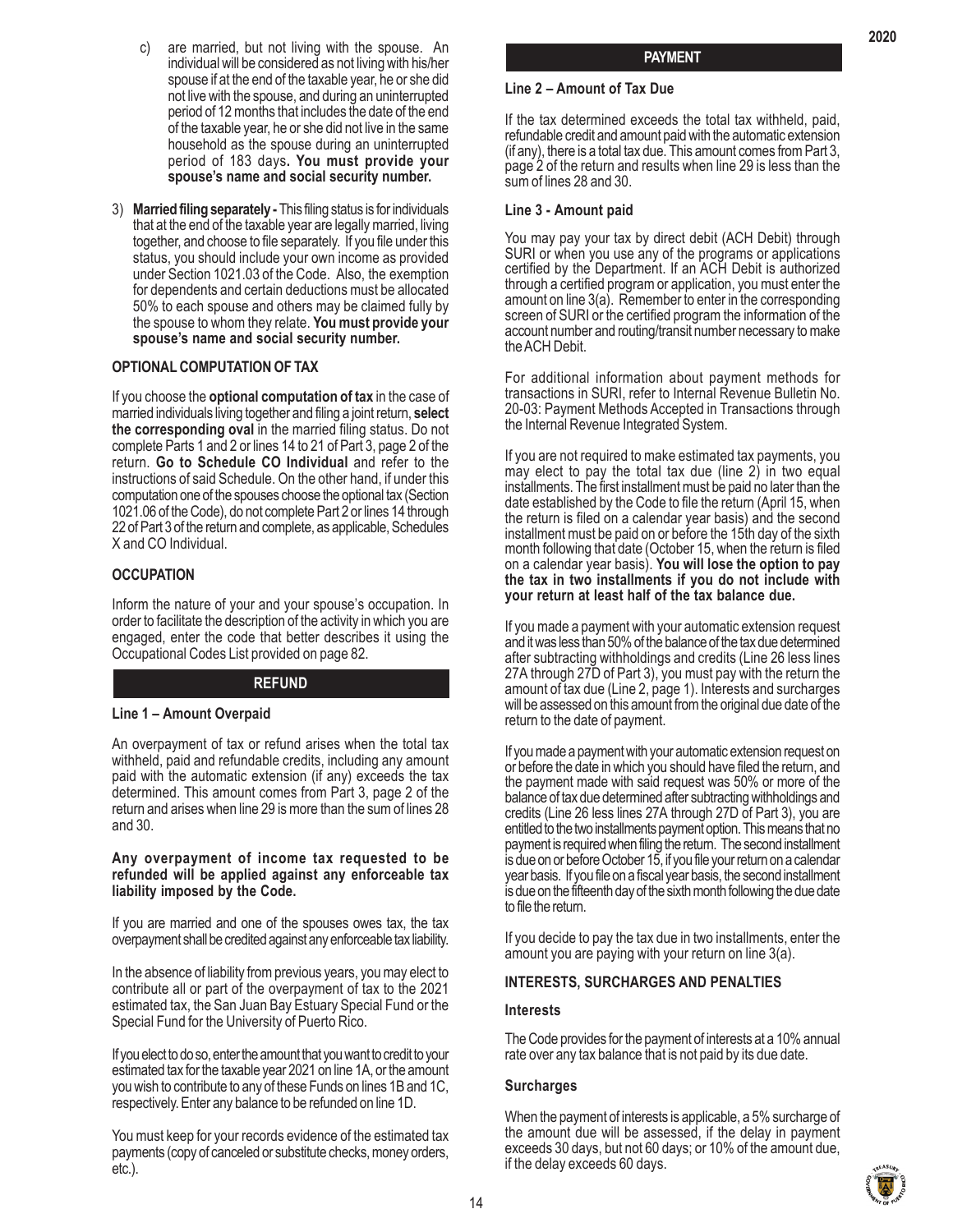c) are married, but not living with the spouse. An individual will be considered as not living with his/her spouse if at the end of the taxable year, he or she did not live with the spouse, and during an uninterrupted period of 12 months that includes the date of the end of the taxable year, he or she did not live in the same household as the spouse during an uninterrupted period of 183 days**. You must provide your spouse's name and social security number.**

3) **Married filing separately -** This filing status is for individuals that at the end of the taxable year are legally married, living together, and choose to file separately. If you file under this status, you should include your own income as provided under Section 1021.03 of the Code. Also, the exemption for dependents and certain deductions must be allocated 50% to each spouse and others may be claimed fully by the spouse to whom they relate. **You must provide your spouse's name and social security number.**

### OPTIONAL COMPUTATION OF TAX

If you choose the **optional computation of tax** in the case of married individuals living together and filing a joint return, **select the corresponding oval** in the married filing status. Do not complete Parts 1 and 2 or lines 14 to 21 of Part 3, page 2 of the return. **Go to Schedule CO Individual** and refer to the instructions of said Schedule. On the other hand, if under this computation one of the spouses choose the optional tax (Section 1021.06 of the Code), do not complete Part 2 or lines 14 through 22 of Part 3 of the return and complete, as applicable, Schedules X and CO Individual.

### OCCUPATION

Inform the nature of your and your spouse's occupation. In order to facilitate the description of the activity in which you are engaged, enter the code that better describes it using the Occupational Codes List provided on page 82.

## REFUND

### Line 1 – Amount Overpaid

An overpayment of tax or refund arises when the total tax withheld, paid and refundable credits, including any amount paid with the automatic extension (if any) exceeds the tax determined. This amount comes from Part 3, page 2 of the return and arises when line 29 is more than the sum of lines 28 and 30.

**Any overpayment of income tax requested to be refunded will be applied against any enforceable tax liability imposed by the Code.**

If you are married and one of the spouses owes tax, the tax overpayment shall be credited against any enforceable tax liability.

In the absence of liability from previous years, you may elect to contribute all or part of the overpayment of tax to the 2021 estimated tax, the San Juan Bay Estuary Special Fund or the Special Fund for the University of Puerto Rico.

If you elect to do so, enter the amount that you want to credit to your estimated tax for the taxable year 2021 on line 1A, or the amount you wish to contribute to any of these Funds on lines 1B and 1C, respectively. Enter any balance to be refunded on line 1D.

You must keep for your records evidence of the estimated tax payments (copy of canceled or substitute checks, money orders, etc.).

## PAYMENT

### Line 2 – Amount of Tax Due

If the tax determined exceeds the total tax withheld, paid, refundable credit and amount paid with the automatic extension (if any), there is a total tax due. This amount comes from Part 3, page 2 of the return and results when line 29 is less than the sum of lines 28 and 30.

### Line 3 - Amount paid

You may pay your tax by direct debit (ACH Debit) through SURI or when you use any of the programs or applications certified by the Department. If an ACH Debit is authorized through a certified program or application, you must enter the amount on line 3(a). Remember to enter in the corresponding screen of SURI or the certified program the information of the account number and routing/transit number necessary to make the ACH Debit.

For additional information about payment methods for transactions in SURI, refer to Internal Revenue Bulletin No. 20-03: Payment Methods Accepted in Transactions through the Internal Revenue Integrated System.

If you are not required to make estimated tax payments, you may elect to pay the total tax due (line 2) in two equal installments. The first installment must be paid no later than the date established by the Code to file the return (April 15, when the return is filed on a calendar year basis) and the second installment must be paid on or before the 15th day of the sixth month following that date (October 15, when the return is filed on a calendar year basis). **You will lose the option to pay the tax in two installments if you do not include with your return at least half of the tax balance due.**

If you made a payment with your automatic extension request and it was less than 50% of the balance of the tax due determined after subtracting withholdings and credits (Line 26 less lines 27A through 27D of Part 3), you must pay with the return the amount of tax due (Line 2, page 1). Interests and surcharges will be assessed on this amount from the original due date of the return to the date of payment.

If you made a payment with your automatic extension request on or before the date in which you should have filed the return, and the payment made with said request was 50% or more of the balance of tax due determined after subtracting withholdings and credits (Line 26 less lines 27A through 27D of Part 3), you are entitled to the two installments payment option. This means that no payment is required when filing the return. The second installment is due on or before October 15, if you file your return on a calendar year basis. If you file on a fiscal year basis, the second installment is due on the fifteenth day of the sixth month following the due date to file the return.

If you decide to pay the tax due in two installments, enter the amount you are paying with your return on line 3(a).

### INTERESTS, SURCHARGES AND PENALTIES

#### Interests

The Code provides for the payment of interests at a 10% annual rate over any tax balance that is not paid by its due date.

#### Surcharges

When the payment of interests is applicable, a 5% surcharge of the amount due will be assessed, if the delay in payment exceeds 30 days, but not 60 days; or 10% of the amount due, if the delay exceeds 60 days.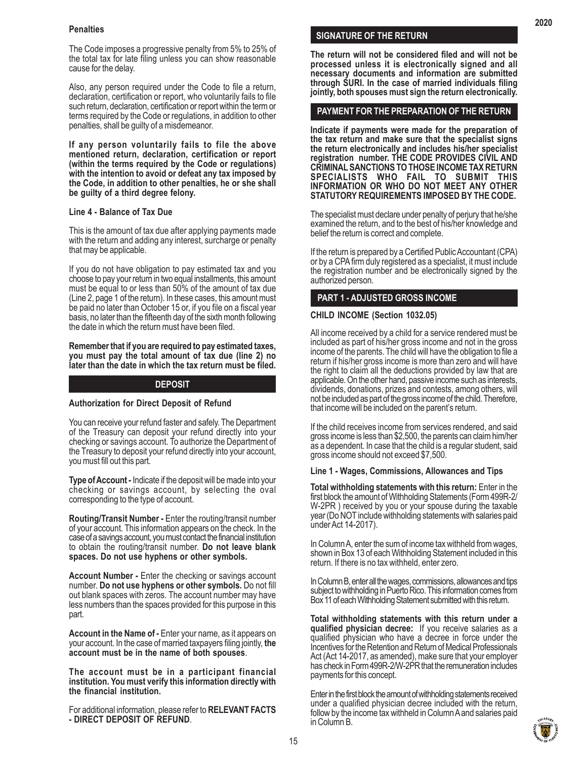#### Penalties

The Code imposes a progressive penalty from 5% to 25% of the total tax for late filing unless you can show reasonable cause for the delay.

Also, any person required under the Code to file a return, declaration, certification or report, who voluntarily fails to file such return, declaration, certification or report within the term or terms required by the Code or regulations, in addition to other penalties, shall be guilty of a misdemeanor.

**If any person voluntarily fails to file the above mentioned return, declaration, certification or report (within the terms required by the Code or regulations) with the intention to avoid or defeat any tax imposed by the Code, in addition to other penalties, he or she shall be guilty of a third degree felony.**

#### Line 4 - Balance of Tax Due

This is the amount of tax due after applying payments made with the return and adding any interest, surcharge or penalty that may be applicable.

If you do not have obligation to pay estimated tax and you choose to pay your return in two equal installments, this amount must be equal to or less than 50% of the amount of tax due (Line 2, page 1 of the return). In these cases, this amount must be paid no later than October 15 or, if you file on a fiscal year basis, no later than the fifteenth day of the sixth month following the date in which the return must have been filed.

**Remember that if you are required to pay estimated taxes, you must pay the total amount of tax due (line 2) no later than the date in which the tax return must be filed.**

## DEPOSIT

#### Authorization for Direct Deposit of Refund

You can receive your refund faster and safely. The Department of the Treasury can deposit your refund directly into your checking or savings account. To authorize the Department of the Treasury to deposit your refund directly into your account, you must fill out this part.

**Type of Account -** Indicate if the deposit will be made into your checking or savings account, by selecting the oval corresponding to the type of account.

**Routing/Transit Number -** Enter the routing/transit number of your account. This information appears on the check. In the case of a savings account, you must contact the financial institution to obtain the routing/transit number. **Do not leave blank spaces. Do not use hyphens or other symbols.**

**Account Number -** Enter the checking or savings account number. **Do not use hyphens or other symbols.** Do not fill out blank spaces with zeros. The account number may have less numbers than the spaces provided for this purpose in this part.

**Account in the Name of -** Enter your name, as it appears on your account. In the case of married taxpayers filing jointly, **the account must be in the name of both spouses**.

**The account must be in a participant financial institution. You must verify this information directly with the financial institution.**

For additional information, please refer to **RELEVANT FACTS - DIRECT DEPOSIT OF REFUND**.

## SIGNATURE OF THE RETURN

**The return will not be considered filed and will not be processed unless it is electronically signed and all necessary documents and information are submitted through SURI. In the case of married individuals filing jointly, both spouses must sign the return electronically.**

## PAYMENT FOR THE PREPARATION OF THE RETURN

**Indicate if payments were made for the preparation of the tax return and make sure that the specialist signs the return electronically and includes his/her specialist registration number. THE CODE PROVIDES CIVIL AND CRIMINAL SANCTIONS TO THOSE INCOME TAX RETURN SPECIALISTS WHO FAIL TO SUBMIT THIS INFORMATION OR WHO DO NOT MEET ANY OTHER STATUTORY REQUIREMENTS IMPOSED BY THE CODE.**

The specialist must declare under penalty of perjury that he/she examined the return, and to the best of his/her knowledge and belief the return is correct and complete.

If the return is prepared by a Certified Public Accountant (CPA) or by a CPA firm duly registered as a specialist, it must include the registration number and be electronically signed by the authorized person.

## PART 1 - ADJUSTED GROSS INCOME

#### CHILD INCOME (Section 1032.05)

All income received by a child for a service rendered must be included as part of his/her gross income and not in the gross income of the parents. The child will have the obligation to file a return if his/her gross income is more than zero and will have the right to claim all the deductions provided by law that are applicable. On the other hand, passive income such as interests, dividends, donations, prizes and contests, among others, will not be included as part of the gross income of the child. Therefore, that income will be included on the parent's return.

If the child receives income from services rendered, and said gross income is less than $2,500, the parents can claim him/her as a dependent. In case that the child is a regular student, said gross income should not exceed $7,500.

#### Line 1 - Wages, Commissions, Allowances and Tips

**Total withholding statements with this return:** Enter in the first block the amount of Withholding Statements (Form 499R-2/W-2PR ) received by you or your spouse during the taxable year (Do NOT include withholding statements with salaries paid under Act 14-2017).

In Column A, enter the sum of income tax withheld from wages, shown in Box 13 of each Withholding Statement included in this return. If there is no tax withheld, enter zero.

In Column B, enter all the wages, commissions, allowances and tips subject to withholding in Puerto Rico. This information comes from Box 11 of each Withholding Statement submitted with this return.

**Total withholding statements with this return under a qualified physician decree:** If you receive salaries as a qualified physician who have a decree in force under the Incentives for the Retention and Return of Medical Professionals Act (Act 14-2017, as amended), make sure that your employer has check in Form 499R-2/W-2PR that the remuneration includes payments for this concept.

Enter in the first block the amount of withholding statements received under a qualified physician decree included with the return, follow by the income tax withheld in Column A and salaries paid in Column B.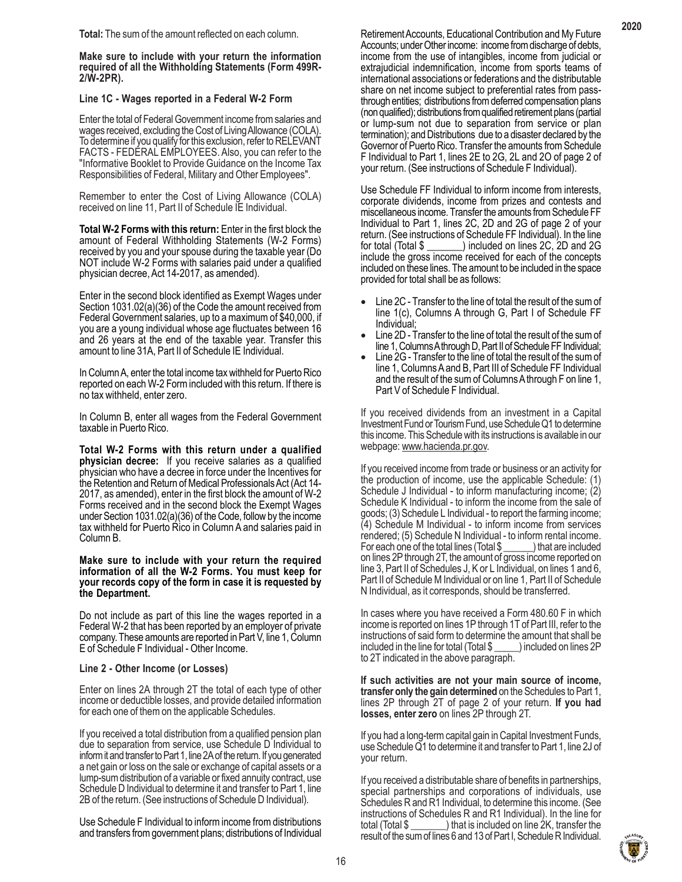**Total:** The sum of the amount reflected on each column.

**Make sure to include with your return the information required of all the Withholding Statements (Form 499R-2/W-2PR).**

**Line 1C - Wages reported in a Federal W-2 Form**

Enter the total of Federal Government income from salaries and wages received, excluding the Cost of Living Allowance (COLA). To determine if you qualify for this exclusion, refer to RELEVANT FACTS - FEDERAL EMPLOYEES. Also, you can refer to the "Informative Booklet to Provide Guidance on the Income Tax Responsibilities of Federal, Military and Other Employees".

Remember to enter the Cost of Living Allowance (COLA) received on line 11, Part II of Schedule IE Individual.

**Total W-2 Forms with this return:** Enter in the first block the amount of Federal Withholding Statements (W-2 Forms) received by you and your spouse during the taxable year (Do NOT include W-2 Forms with salaries paid under a qualified physician decree, Act 14-2017, as amended).

Enter in the second block identified as Exempt Wages under Section 1031.02(a)(36) of the Code the amount received from Federal Government salaries, up to a maximum of $40,000, if you are a young individual whose age fluctuates between 16 and 26 years at the end of the taxable year. Transfer this amount to line 31A, Part II of Schedule IE Individual.

In Column A, enter the total income tax withheld for Puerto Rico reported on each W-2 Form included with this return. If there is no tax withheld, enter zero.

In Column B, enter all wages from the Federal Government taxable in Puerto Rico.

**Total W-2 Forms with this return under a qualified physician decree:** If you receive salaries as a qualified physician who have a decree in force under the Incentives for the Retention and Return of Medical Professionals Act (Act 14-2017, as amended), enter in the first block the amount of W-2 Forms received and in the second block the Exempt Wages under Section 1031.02(a)(36) of the Code, follow by the income tax withheld for Puerto Rico in Column A and salaries paid in Column B.

**Make sure to include with your return the required information of all the W-2 Forms. You must keep for your records copy of the form in case it is requested by the Department.**

Do not include as part of this line the wages reported in a Federal W-2 that has been reported by an employer of private company. These amounts are reported in Part V, line 1, Column E of Schedule F Individual - Other Income.

**Line 2 - Other Income (or Losses)**

Enter on lines 2A through 2T the total of each type of other income or deductible losses, and provide detailed information for each one of them on the applicable Schedules.

If you received a total distribution from a qualified pension plan due to separation from service, use Schedule D Individual to inform it and transfer to Part 1, line 2A of the return. If you generated a net gain or loss on the sale or exchange of capital assets or a lump-sum distribution of a variable or fixed annuity contract, use Schedule D Individual to determine it and transfer to Part 1, line 2B of the return. (See instructions of Schedule D Individual).

Use Schedule F Individual to inform income from distributions and transfers from government plans; distributions of Individual Retirement Accounts, Educational Contribution and My Future Accounts; under Other income: income from discharge of debts, income from the use of intangibles, income from judicial or extrajudicial indemnification, income from sports teams of international associations or federations and the distributable share on net income subject to preferential rates from pass-through entities; distributions from deferred compensation plans (non qualified); distributions from qualified retirement plans (partial or lump-sum not due to separation from service or plan termination); and Distributions due to a disaster declared by the Governor of Puerto Rico. Transfer the amounts from Schedule F Individual to Part 1, lines 2E to 2G, 2L and 2O of page 2 of your return. (See instructions of Schedule F Individual).

Use Schedule FF Individual to inform income from interests, corporate dividends, income from prizes and contests and miscellaneous income. Transfer the amounts from Schedule FF Individual to Part 1, lines 2C, 2D and 2G of page 2 of your return. (See instructions of Schedule FF Individual). In the line for total (Total $ _______) included on lines 2C, 2D and 2G include the gross income received for each of the concepts included on these lines. The amount to be included in the space provided for total shall be as follows:

- Line 2C - Transfer to the line of total the result of the sum of line 1(c), Columns A through G, Part I of Schedule FF Individual;
- Line 2D - Transfer to the line of total the result of the sum of line 1, Columns A through D, Part II of Schedule FF Individual;
- Line 2G - Transfer to the line of total the result of the sum of line 1, Columns A and B, Part III of Schedule FF Individual and the result of the sum of Columns A through F on line 1, Part V of Schedule F Individual.

If you received dividends from an investment in a Capital Investment Fund or Tourism Fund, use Schedule Q1 to determine this income. This Schedule with its instructions is available in our webpage: www.hacienda.pr.gov.

If you received income from trade or business or an activity for the production of income, use the applicable Schedule: (1) Schedule J Individual - to inform manufacturing income; (2) Schedule K Individual - to inform the income from the sale of goods; (3) Schedule L Individual - to report the farming income; (4) Schedule M Individual - to inform income from services rendered; (5) Schedule N Individual - to inform rental income. For each one of the total lines (Total $ ______) that are included on lines 2P through 2T, the amount of gross income reported on line 3, Part II of Schedules J, K or L Individual, on lines 1 and 6, Part II of Schedule M Individual or on line 1, Part II of Schedule N Individual, as it corresponds, should be transferred.

In cases where you have received a Form 480.60 F in which income is reported on lines 1P through 1T of Part III, refer to the instructions of said form to determine the amount that shall be included in the line for total (Total $ _____) included on lines 2P to 2T indicated in the above paragraph.

**If such activities are not your main source of income, transfer only the gain determined** on the Schedules to Part 1, lines 2P through 2T of page 2 of your return. **If you had losses, enter zero** on lines 2P through 2T.

If you had a long-term capital gain in Capital Investment Funds, use Schedule Q1 to determine it and transfer to Part 1, line 2J of your return.

If you received a distributable share of benefits in partnerships, special partnerships and corporations of individuals, use Schedules R and R1 Individual, to determine this income. (See instructions of Schedules R and R1 Individual). In the line for total (Total $ _______) that is included on line 2K, transfer the result of the sum of lines 6 and 13 of Part I, Schedule R Individual.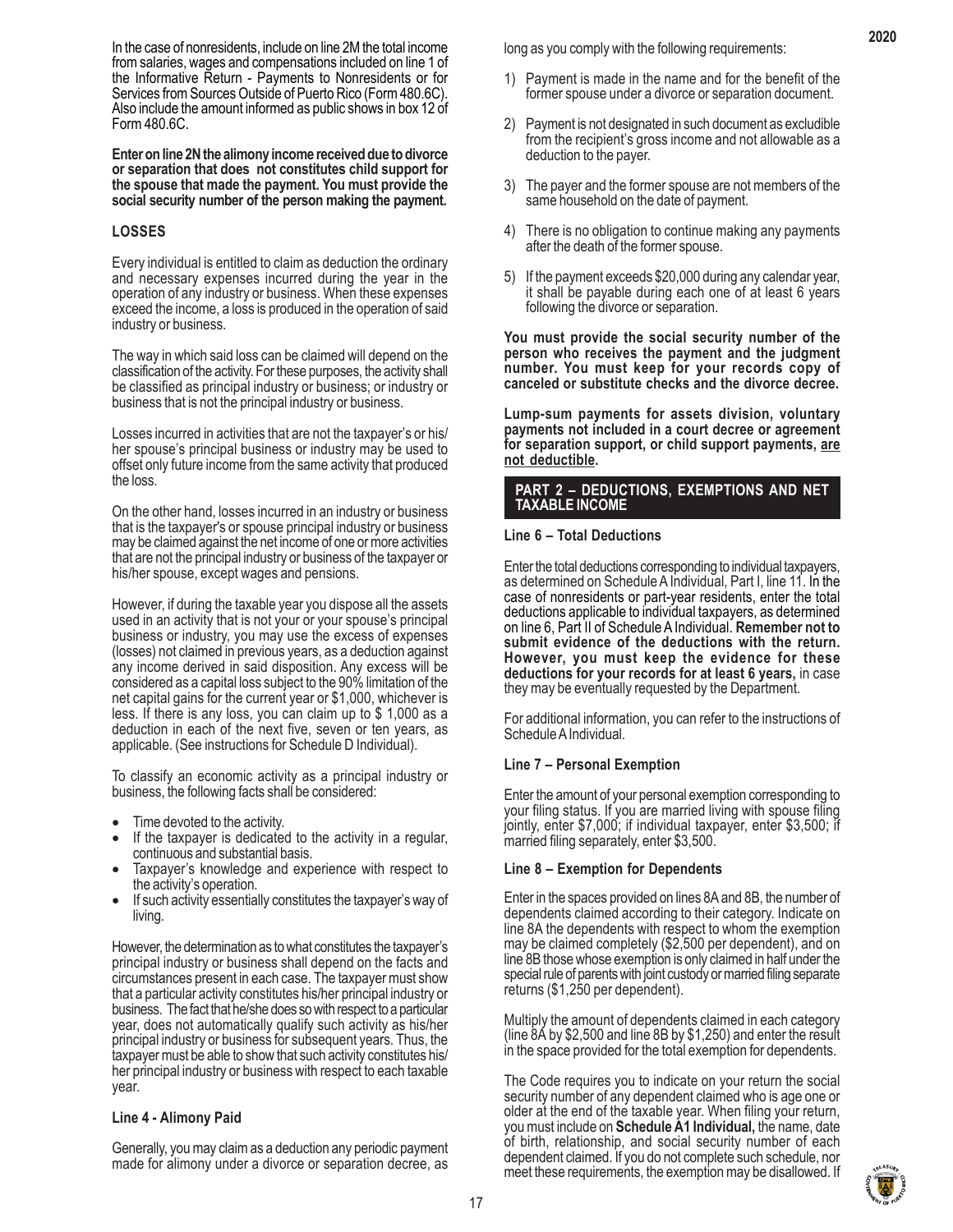In the case of nonresidents, include on line 2M the total income from salaries, wages and compensations included on line 1 of the Informative Return - Payments to Nonresidents or for Services from Sources Outside of Puerto Rico (Form 480.6C). Also include the amount informed as public shows in box 12 of Form 480.6C.

**Enter on line 2N the alimony income received due to divorce or separation that does not constitutes child support for the spouse that made the payment. You must provide the social security number of the person making the payment.**

### LOSSES

Every individual is entitled to claim as deduction the ordinary and necessary expenses incurred during the year in the operation of any industry or business. When these expenses exceed the income, a loss is produced in the operation of said industry or business.

The way in which said loss can be claimed will depend on the classification of the activity. For these purposes, the activity shall be classified as principal industry or business; or industry or business that is not the principal industry or business.

Losses incurred in activities that are not the taxpayer's or his/her spouse's principal business or industry may be used to offset only future income from the same activity that produced the loss.

On the other hand, losses incurred in an industry or business that is the taxpayer's or spouse principal industry or business may be claimed against the net income of one or more activities that are not the principal industry or business of the taxpayer or his/her spouse, except wages and pensions.

However, if during the taxable year you dispose all the assets used in an activity that is not your or your spouse's principal business or industry, you may use the excess of expenses (losses) not claimed in previous years, as a deduction against any income derived in said disposition. Any excess will be considered as a capital loss subject to the 90% limitation of the net capital gains for the current year or $1,000, whichever is less. If there is any loss, you can claim up to $ 1,000 as a deduction in each of the next five, seven or ten years, as applicable. (See instructions for Schedule D Individual).

To classify an economic activity as a principal industry or business, the following facts shall be considered:

- Time devoted to the activity.
- If the taxpayer is dedicated to the activity in a regular, continuous and substantial basis.
- Taxpayer's knowledge and experience with respect to the activity's operation.
- If such activity essentially constitutes the taxpayer's way of living.

However, the determination as to what constitutes the taxpayer's principal industry or business shall depend on the facts and circumstances present in each case. The taxpayer must show that a particular activity constitutes his/her principal industry or business. The fact that he/she does so with respect to a particular year, does not automatically qualify such activity as his/her principal industry or business for subsequent years. Thus, the taxpayer must be able to show that such activity constitutes his/her principal industry or business with respect to each taxable year.

### Line 4 - Alimony Paid

Generally, you may claim as a deduction any periodic payment made for alimony under a divorce or separation decree, as long as you comply with the following requirements:

1) Payment is made in the name and for the benefit of the former spouse under a divorce or separation document.
2) Payment is not designated in such document as excludible from the recipient's gross income and not allowable as a deduction to the payer.
3) The payer and the former spouse are not members of the same household on the date of payment.
4) There is no obligation to continue making any payments after the death of the former spouse.
5) If the payment exceeds $20,000 during any calendar year, it shall be payable during each one of at least 6 years following the divorce or separation.

**You must provide the social security number of the person who receives the payment and the judgment number. You must keep for your records copy of canceled or substitute checks and the divorce decree.**

**Lump-sum payments for assets division, voluntary payments not included in a court decree or agreement for separation support, or child support payments, <u>are not deductible</u>.**

## PART 2 – DEDUCTIONS, EXEMPTIONS AND NET TAXABLE INCOME

### Line 6 – Total Deductions

Enter the total deductions corresponding to individual taxpayers, as determined on Schedule A Individual, Part I, line 11. In the case of nonresidents or part-year residents, enter the total deductions applicable to individual taxpayers, as determined on line 6, Part II of Schedule A Individual. **Remember not to submit evidence of the deductions with the return. However, you must keep the evidence for these deductions for your records for at least 6 years,** in case they may be eventually requested by the Department.

For additional information, you can refer to the instructions of Schedule A Individual.

### Line 7 – Personal Exemption

Enter the amount of your personal exemption corresponding to your filing status. If you are married living with spouse filing jointly, enter $7,000; if individual taxpayer, enter $3,500; if married filing separately, enter $3,500.

### Line 8 – Exemption for Dependents

Enter in the spaces provided on lines 8A and 8B, the number of dependents claimed according to their category. Indicate on line 8A the dependents with respect to whom the exemption may be claimed completely ($2,500 per dependent), and on line 8B those whose exemption is only claimed in half under the special rule of parents with joint custody or married filing separate returns ($1,250 per dependent).

Multiply the amount of dependents claimed in each category (line 8A by $2,500 and line 8B by $1,250) and enter the result in the space provided for the total exemption for dependents.

The Code requires you to indicate on your return the social security number of any dependent claimed who is age one or older at the end of the taxable year. When filing your return, you must include on **Schedule A1 Individual,** the name, date of birth, relationship, and social security number of each dependent claimed. If you do not complete such schedule, nor meet these requirements, the exemption may be disallowed. If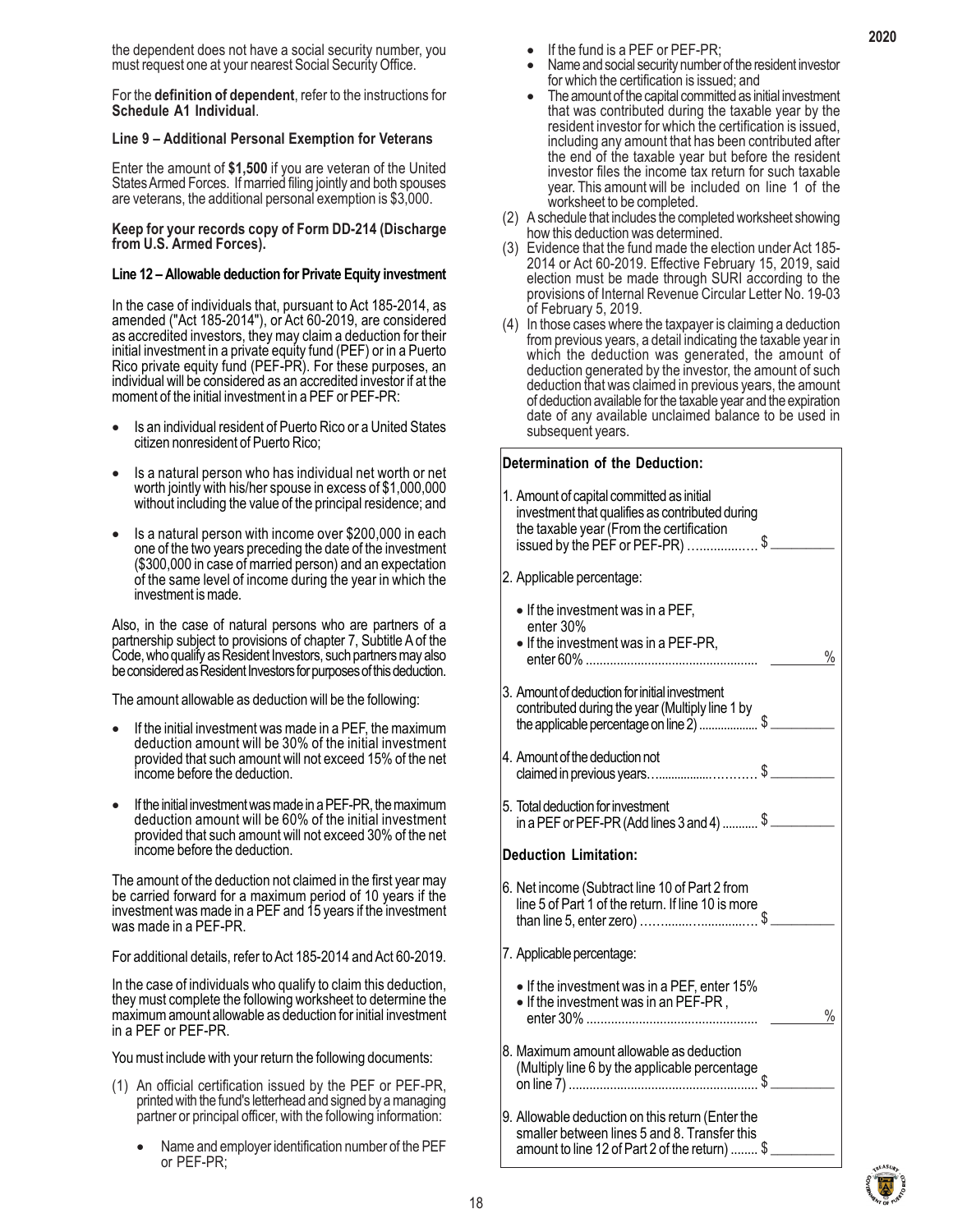the dependent does not have a social security number, you must request one at your nearest Social Security Office.

For the **definition of dependent**, refer to the instructions for **Schedule A1 Individual**.

**Line 9 – Additional Personal Exemption for Veterans**

Enter the amount of **$1,500** if you are veteran of the United States Armed Forces. If married filing jointly and both spouses are veterans, the additional personal exemption is $3,000.

**Keep for your records copy of Form DD-214 (Discharge from U.S. Armed Forces).**

**Line 12 – Allowable deduction for Private Equity investment**

In the case of individuals that, pursuant to Act 185-2014, as amended ("Act 185-2014"), or Act 60-2019, are considered as accredited investors, they may claim a deduction for their initial investment in a private equity fund (PEF) or in a Puerto Rico private equity fund (PEF-PR). For these purposes, an individual will be considered as an accredited investor if at the moment of the initial investment in a PEF or PEF-PR:

- Is an individual resident of Puerto Rico or a United States citizen nonresident of Puerto Rico;
- Is a natural person who has individual net worth or net worth jointly with his/her spouse in excess of $1,000,000 without including the value of the principal residence; and
- Is a natural person with income over $200,000 in each one of the two years preceding the date of the investment ($300,000 in case of married person) and an expectation of the same level of income during the year in which the investment is made.

Also, in the case of natural persons who are partners of a partnership subject to provisions of chapter 7, Subtitle A of the Code, who qualify as Resident Investors, such partners may also be considered as Resident Investors for purposes of this deduction.

The amount allowable as deduction will be the following:

- If the initial investment was made in a PEF, the maximum deduction amount will be 30% of the initial investment provided that such amount will not exceed 15% of the net income before the deduction.
- If the initial investment was made in a PEF-PR, the maximum deduction amount will be 60% of the initial investment provided that such amount will not exceed 30% of the net income before the deduction.

The amount of the deduction not claimed in the first year may be carried forward for a maximum period of 10 years if the investment was made in a PEF and 15 years if the investment was made in a PEF-PR.

For additional details, refer to Act 185-2014 and Act 60-2019.

In the case of individuals who qualify to claim this deduction, they must complete the following worksheet to determine the maximum amount allowable as deduction for initial investment in a PEF or PEF-PR.

You must include with your return the following documents:

(1) An official certification issued by the PEF or PEF-PR, printed with the fund's letterhead and signed by a managing partner or principal officer, with the following information:

- Name and employer identification number of the PEF or PEF-PR;
- If the fund is a PEF or PEF-PR;
- Name and social security number of the resident investor for which the certification is issued; and
- The amount of the capital committed as initial investment that was contributed during the taxable year by the resident investor for which the certification is issued, including any amount that has been contributed after the end of the taxable year but before the resident investor files the income tax return for such taxable year. This amount will be included on line 1 of the worksheet to be completed.

(2) A schedule that includes the completed worksheet showing how this deduction was determined.

(3) Evidence that the fund made the election under Act 185-2014 or Act 60-2019. Effective February 15, 2019, said election must be made through SURI according to the provisions of Internal Revenue Circular Letter No. 19-03 of February 5, 2019.

(4) In those cases where the taxpayer is claiming a deduction from previous years, a detail indicating the taxable year in which the deduction was generated, the amount of deduction generated by the investor, the amount of such deduction that was claimed in previous years, the amount of deduction available for the taxable year and the expiration date of any available unclaimed balance to be used in subsequent years.

**Determination of the Deduction:**

1. Amount of capital committed as initial investment that qualifies as contributed during the taxable year (From the certification issued by the PEF or PEF-PR) .................. $ \_\_\_\_\_\_\_\_

2. Applicable percentage:
   - If the investment was in a PEF, enter 30%
   - If the investment was in a PEF-PR, enter 60% ................................................ \_\_\_\_\_\_\_\_ %

3. Amount of deduction for initial investment contributed during the year (Multiply line 1 by the applicable percentage on line 2) .................. $ \_\_\_\_\_\_\_\_

4. Amount of the deduction not claimed in previous years.............................. $ \_\_\_\_\_\_\_\_

5. Total deduction for investment in a PEF or PEF-PR (Add lines 3 and 4) ........... $ \_\_\_\_\_\_\_\_

**Deduction Limitation:**

6. Net income (Subtract line 10 of Part 2 from line 5 of Part 1 of the return. If line 10 is more than line 5, enter zero) ...................................... $ \_\_\_\_\_\_\_\_

7. Applicable percentage:
   - If the investment was in a PEF, enter 15%
   - If the investment was in an PEF-PR, enter 30% ................................................ \_\_\_\_\_\_\_\_ %

8. Maximum amount allowable as deduction (Multiply line 6 by the applicable percentage on line 7) ....................................................... $ \_\_\_\_\_\_\_\_

9. Allowable deduction on this return (Enter the smaller between lines 5 and 8. Transfer this amount to line 12 of Part 2 of the return) ........ $ \_\_\_\_\_\_\_\_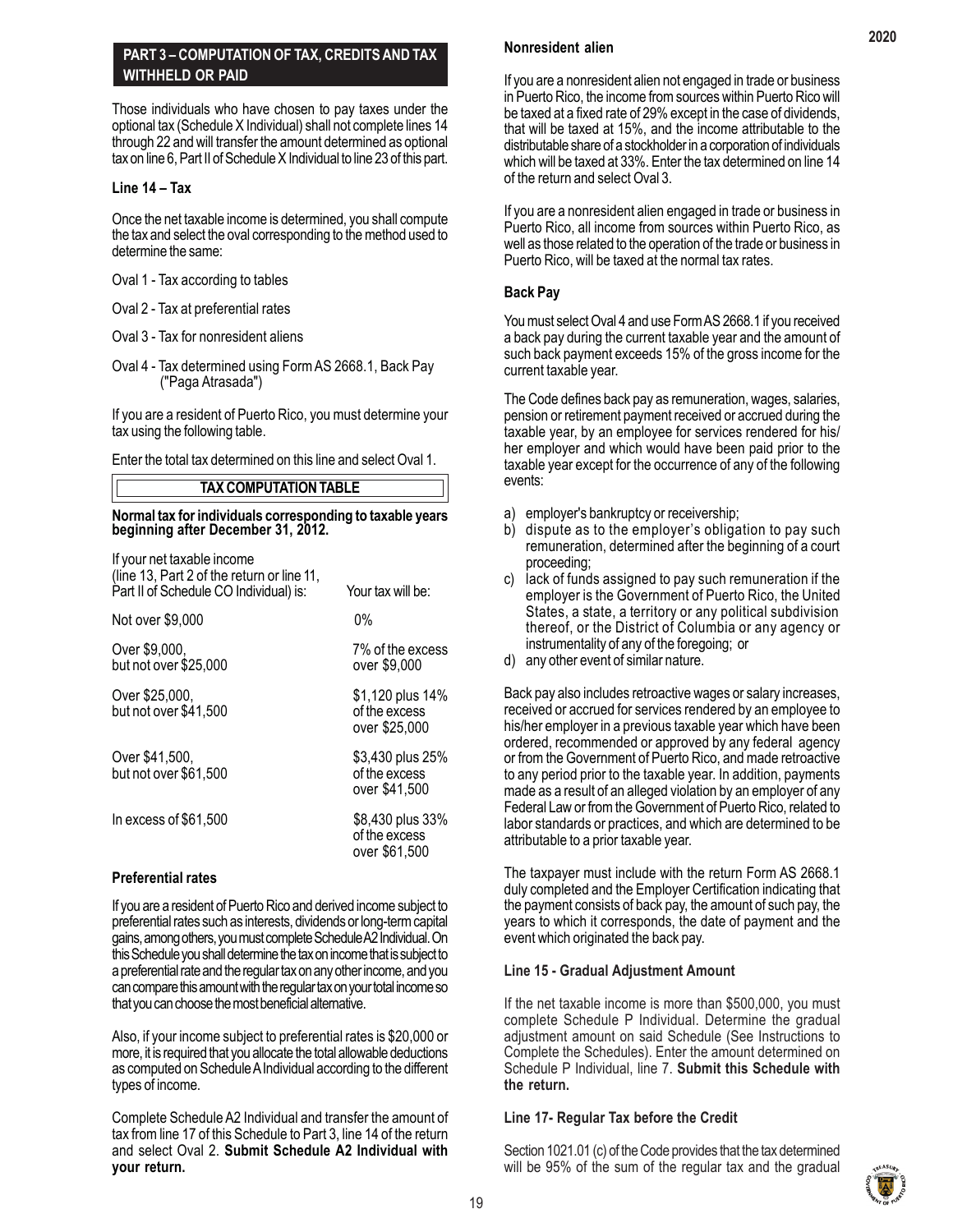## PART 3 – COMPUTATION OF TAX, CREDITS AND TAX WITHHELD OR PAID

Those individuals who have chosen to pay taxes under the optional tax (Schedule X Individual) shall not complete lines 14 through 22 and will transfer the amount determined as optional tax on line 6, Part II of Schedule X Individual to line 23 of this part.

### Line 14 – Tax

Once the net taxable income is determined, you shall compute the tax and select the oval corresponding to the method used to determine the same:

Oval 1 - Tax according to tables

Oval 2 - Tax at preferential rates

Oval 3 - Tax for nonresident aliens

Oval 4 - Tax determined using Form AS 2668.1, Back Pay ("Paga Atrasada")

If you are a resident of Puerto Rico, you must determine your tax using the following table.

Enter the total tax determined on this line and select Oval 1.

**TAX COMPUTATION TABLE**

**Normal tax for individuals corresponding to taxable years beginning after December 31, 2012.**

| If your net taxable income (line 13, Part 2 of the return or line 11, Part II of Schedule CO Individual) is: | Your tax will be: |
|---|---|
| Not over $9,000 | 0% |
| Over $9,000, but not over $25,000 | 7% of the excess over $9,000 |
| Over $25,000, but not over $41,500 | $1,120 plus 14% of the excess over $25,000 |
| Over $41,500, but not over $61,500 | $3,430 plus 25% of the excess over $41,500 |
| In excess of $61,500 | $8,430 plus 33% of the excess over $61,500 |

### Preferential rates

If you are a resident of Puerto Rico and derived income subject to preferential rates such as interests, dividends or long-term capital gains, among others, you must complete Schedule A2 Individual. On this Schedule you shall determine the tax on income that is subject to a preferential rate and the regular tax on any other income, and you can compare this amount with the regular tax on your total income so that you can choose the most beneficial alternative.

Also, if your income subject to preferential rates is $20,000 or more, it is required that you allocate the total allowable deductions as computed on Schedule A Individual according to the different types of income.

Complete Schedule A2 Individual and transfer the amount of tax from line 17 of this Schedule to Part 3, line 14 of the return and select Oval 2. **Submit Schedule A2 Individual with your return.**

### Nonresident alien

If you are a nonresident alien not engaged in trade or business in Puerto Rico, the income from sources within Puerto Rico will be taxed at a fixed rate of 29% except in the case of dividends, that will be taxed at 15%, and the income attributable to the distributable share of a stockholder in a corporation of individuals which will be taxed at 33%. Enter the tax determined on line 14 of the return and select Oval 3.

If you are a nonresident alien engaged in trade or business in Puerto Rico, all income from sources within Puerto Rico, as well as those related to the operation of the trade or business in Puerto Rico, will be taxed at the normal tax rates.

### Back Pay

You must select Oval 4 and use Form AS 2668.1 if you received a back pay during the current taxable year and the amount of such back payment exceeds 15% of the gross income for the current taxable year.

The Code defines back pay as remuneration, wages, salaries, pension or retirement payment received or accrued during the taxable year, by an employee for services rendered for his/her employer and which would have been paid prior to the taxable year except for the occurrence of any of the following events:

a) employer's bankruptcy or receivership;
b) dispute as to the employer's obligation to pay such remuneration, determined after the beginning of a court proceeding;
c) lack of funds assigned to pay such remuneration if the employer is the Government of Puerto Rico, the United States, a state, a territory or any political subdivision thereof, or the District of Columbia or any agency or instrumentality of any of the foregoing; or
d) any other event of similar nature.

Back pay also includes retroactive wages or salary increases, received or accrued for services rendered by an employee to his/her employer in a previous taxable year which have been ordered, recommended or approved by any federal agency or from the Government of Puerto Rico, and made retroactive to any period prior to the taxable year. In addition, payments made as a result of an alleged violation by an employer of any Federal Law or from the Government of Puerto Rico, related to labor standards or practices, and which are determined to be attributable to a prior taxable year.

The taxpayer must include with the return Form AS 2668.1 duly completed and the Employer Certification indicating that the payment consists of back pay, the amount of such pay, the years to which it corresponds, the date of payment and the event which originated the back pay.

### Line 15 - Gradual Adjustment Amount

If the net taxable income is more than $500,000, you must complete Schedule P Individual. Determine the gradual adjustment amount on said Schedule (See Instructions to Complete the Schedules). Enter the amount determined on Schedule P Individual, line 7. **Submit this Schedule with the return.**

### Line 17- Regular Tax before the Credit

Section 1021.01 (c) of the Code provides that the tax determined will be 95% of the sum of the regular tax and the gradual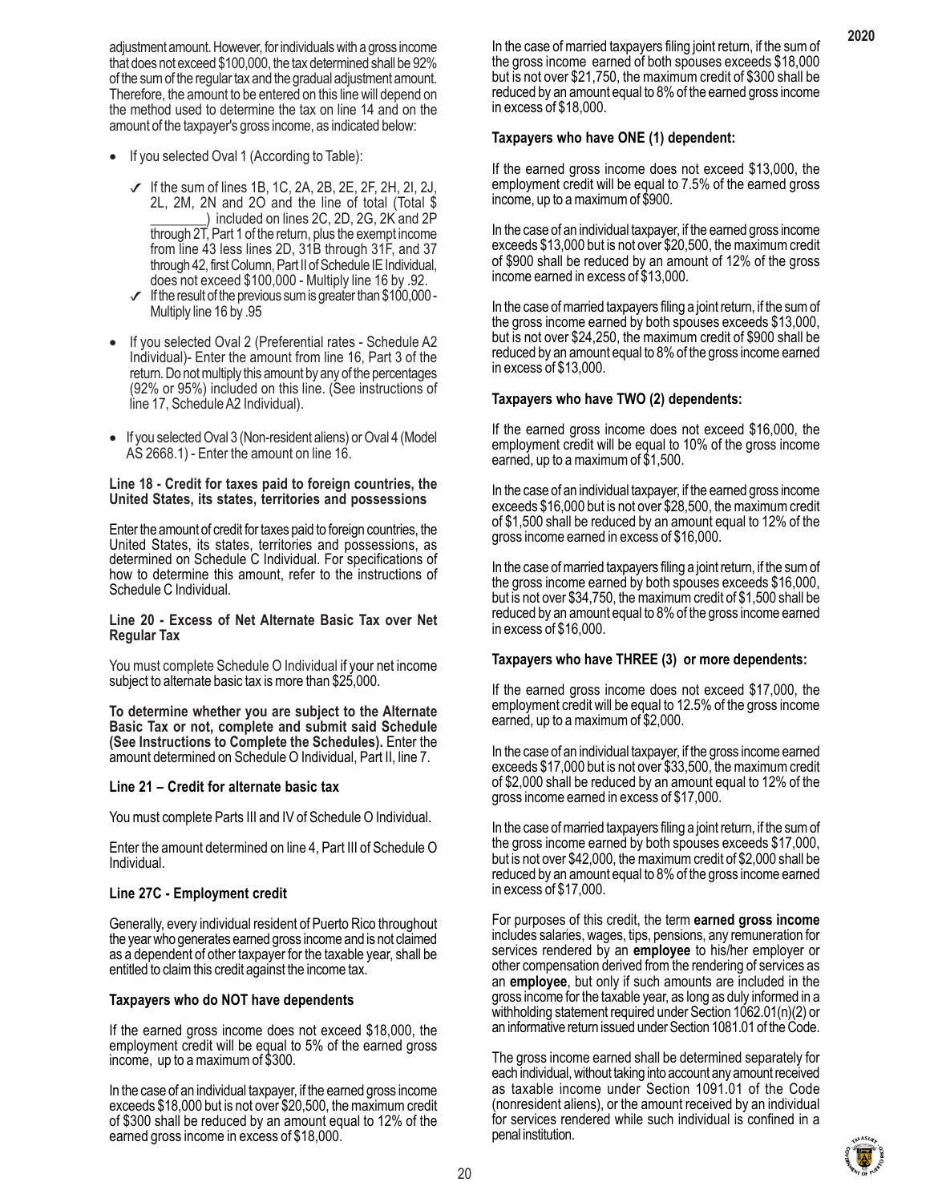adjustment amount. However, for individuals with a gross income that does not exceed $100,000, the tax determined shall be 92% of the sum of the regular tax and the gradual adjustment amount. Therefore, the amount to be entered on this line will depend on the method used to determine the tax on line 14 and on the amount of the taxpayer's gross income, as indicated below:

- If you selected Oval 1 (According to Table):
  - ✓ If the sum of lines 1B, 1C, 2A, 2B, 2E, 2F, 2H, 2I, 2J, 2L, 2M, 2N and 2O and the line of total (Total $ ________) included on lines 2C, 2D, 2G, 2K and 2P through 2T, Part 1 of the return, plus the exempt income from line 43 less lines 2D, 31B through 31F, and 37 through 42, first Column, Part II of Schedule IE Individual, does not exceed $100,000 - Multiply line 16 by .92.
  - ✓ If the result of the previous sum is greater than $100,000 - Multiply line 16 by .95
- If you selected Oval 2 (Preferential rates - Schedule A2 Individual)- Enter the amount from line 16, Part 3 of the return. Do not multiply this amount by any of the percentages (92% or 95%) included on this line. (See instructions of line 17, Schedule A2 Individual).
- If you selected Oval 3 (Non-resident aliens) or Oval 4 (Model AS 2668.1) - Enter the amount on line 16.

**Line 18 - Credit for taxes paid to foreign countries, the United States, its states, territories and possessions**

Enter the amount of credit for taxes paid to foreign countries, the United States, its states, territories and possessions, as determined on Schedule C Individual. For specifications of how to determine this amount, refer to the instructions of Schedule C Individual.

**Line 20 - Excess of Net Alternate Basic Tax over Net Regular Tax**

You must complete Schedule O Individual if your net income subject to alternate basic tax is more than $25,000.

**To determine whether you are subject to the Alternate Basic Tax or not, complete and submit said Schedule (See Instructions to Complete the Schedules).** Enter the amount determined on Schedule O Individual, Part II, line 7.

**Line 21 – Credit for alternate basic tax**

You must complete Parts III and IV of Schedule O Individual.

Enter the amount determined on line 4, Part III of Schedule O Individual.

**Line 27C - Employment credit**

Generally, every individual resident of Puerto Rico throughout the year who generates earned gross income and is not claimed as a dependent of other taxpayer for the taxable year, shall be entitled to claim this credit against the income tax.

**Taxpayers who do NOT have dependents**

If the earned gross income does not exceed $18,000, the employment credit will be equal to 5% of the earned gross income, up to a maximum of $300.

In the case of an individual taxpayer, if the earned gross income exceeds $18,000 but is not over $20,500, the maximum credit of $300 shall be reduced by an amount equal to 12% of the earned gross income in excess of $18,000.

In the case of married taxpayers filing joint return, if the sum of the gross income earned of both spouses exceeds $18,000 but is not over $21,750, the maximum credit of $300 shall be reduced by an amount equal to 8% of the earned gross income in excess of $18,000.

**Taxpayers who have ONE (1) dependent:**

If the earned gross income does not exceed $13,000, the employment credit will be equal to 7.5% of the earned gross income, up to a maximum of $900.

In the case of an individual taxpayer, if the earned gross income exceeds $13,000 but is not over $20,500, the maximum credit of $900 shall be reduced by an amount of 12% of the gross income earned in excess of $13,000.

In the case of married taxpayers filing a joint return, if the sum of the gross income earned by both spouses exceeds $13,000, but is not over $24,250, the maximum credit of $900 shall be reduced by an amount equal to 8% of the gross income earned in excess of $13,000.

**Taxpayers who have TWO (2) dependents:**

If the earned gross income does not exceed $16,000, the employment credit will be equal to 10% of the gross income earned, up to a maximum of $1,500.

In the case of an individual taxpayer, if the earned gross income exceeds $16,000 but is not over $28,500, the maximum credit of $1,500 shall be reduced by an amount equal to 12% of the gross income earned in excess of $16,000.

In the case of married taxpayers filing a joint return, if the sum of the gross income earned by both spouses exceeds $16,000, but is not over $34,750, the maximum credit of $1,500 shall be reduced by an amount equal to 8% of the gross income earned in excess of $16,000.

**Taxpayers who have THREE (3) or more dependents:**

If the earned gross income does not exceed $17,000, the employment credit will be equal to 12.5% of the gross income earned, up to a maximum of $2,000.

In the case of an individual taxpayer, if the gross income earned exceeds $17,000 but is not over $33,500, the maximum credit of $2,000 shall be reduced by an amount equal to 12% of the gross income earned in excess of $17,000.

In the case of married taxpayers filing a joint return, if the sum of the gross income earned by both spouses exceeds $17,000, but is not over $42,000, the maximum credit of $2,000 shall be reduced by an amount equal to 8% of the gross income earned in excess of $17,000.

For purposes of this credit, the term **earned gross income** includes salaries, wages, tips, pensions, any remuneration for services rendered by an **employee** to his/her employer or other compensation derived from the rendering of services as an **employee**, but only if such amounts are included in the gross income for the taxable year, as long as duly informed in a withholding statement required under Section 1062.01(n)(2) or an informative return issued under Section 1081.01 of the Code.

The gross income earned shall be determined separately for each individual, without taking into account any amount received as taxable income under Section 1091.01 of the Code (nonresident aliens), or the amount received by an individual for services rendered while such individual is confined in a penal institution.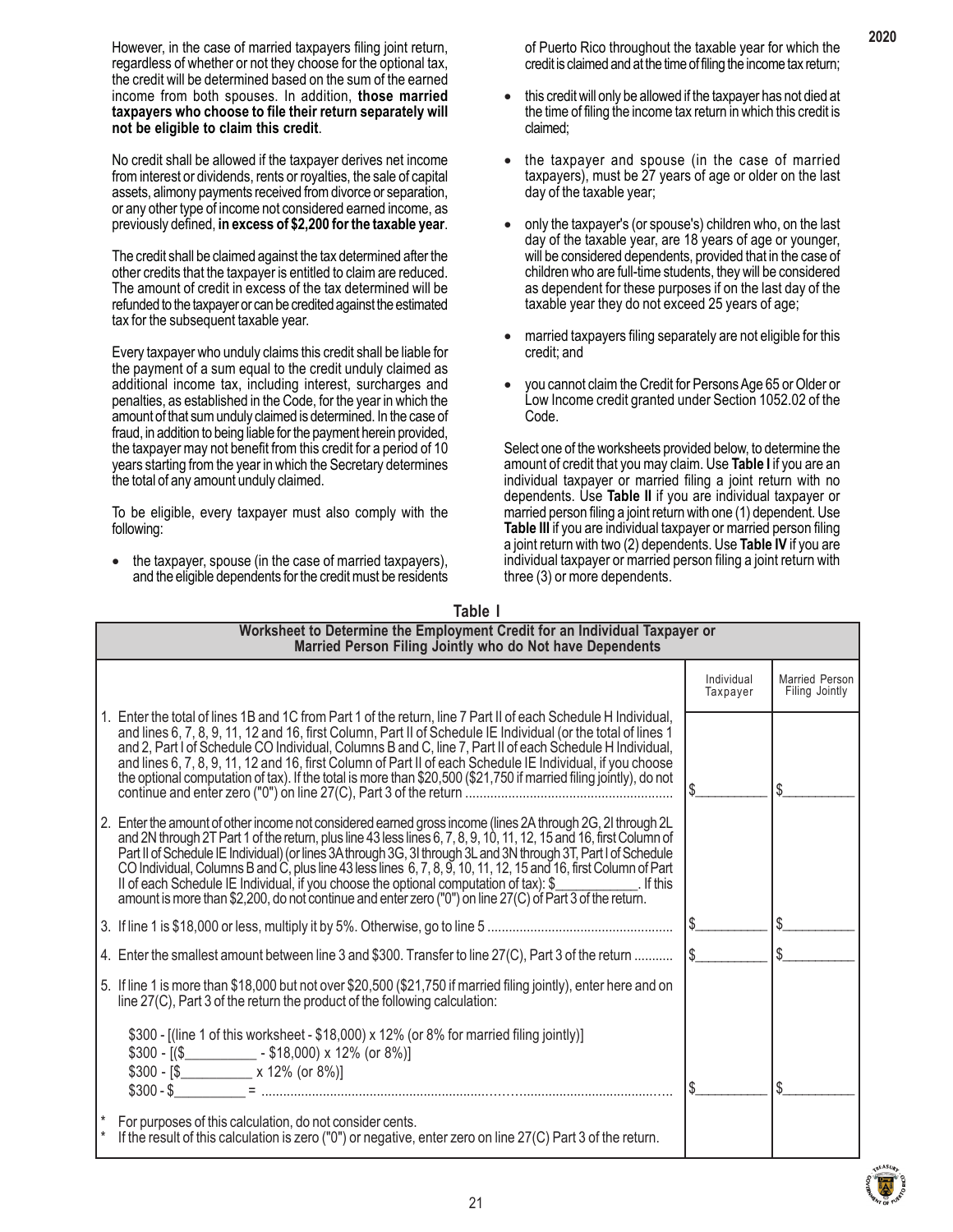However, in the case of married taxpayers filing joint return, regardless of whether or not they choose for the optional tax, the credit will be determined based on the sum of the earned income from both spouses. In addition, **those married taxpayers who choose to file their return separately will not be eligible to claim this credit**.

No credit shall be allowed if the taxpayer derives net income from interest or dividends, rents or royalties, the sale of capital assets, alimony payments received from divorce or separation, or any other type of income not considered earned income, as previously defined, **in excess of $2,200 for the taxable year**.

The credit shall be claimed against the tax determined after the other credits that the taxpayer is entitled to claim are reduced. The amount of credit in excess of the tax determined will be refunded to the taxpayer or can be credited against the estimated tax for the subsequent taxable year.

Every taxpayer who unduly claims this credit shall be liable for the payment of a sum equal to the credit unduly claimed as additional income tax, including interest, surcharges and penalties, as established in the Code, for the year in which the amount of that sum unduly claimed is determined. In the case of fraud, in addition to being liable for the payment herein provided, the taxpayer may not benefit from this credit for a period of 10 years starting from the year in which the Secretary determines the total of any amount unduly claimed.

To be eligible, every taxpayer must also comply with the following:

- the taxpayer, spouse (in the case of married taxpayers), and the eligible dependents for the credit must be residents of Puerto Rico throughout the taxable year for which the credit is claimed and at the time of filing the income tax return;
- this credit will only be allowed if the taxpayer has not died at the time of filing the income tax return in which this credit is claimed;
- the taxpayer and spouse (in the case of married taxpayers), must be 27 years of age or older on the last day of the taxable year;
- only the taxpayer's (or spouse's) children who, on the last day of the taxable year, are 18 years of age or younger, will be considered dependents, provided that in the case of children who are full-time students, they will be considered as dependent for these purposes if on the last day of the taxable year they do not exceed 25 years of age;
- married taxpayers filing separately are not eligible for this credit; and
- you cannot claim the Credit for Persons Age 65 or Older or Low Income credit granted under Section 1052.02 of the Code.

Select one of the worksheets provided below, to determine the amount of credit that you may claim. Use **Table I** if you are an individual taxpayer or married filing a joint return with no dependents. Use **Table II** if you are individual taxpayer or married person filing a joint return with one (1) dependent. Use **Table III** if you are individual taxpayer or married person filing a joint return with two (2) dependents. Use **Table IV** if you are individual taxpayer or married person filing a joint return with three (3) or more dependents.

**Table I**

**Worksheet to Determine the Employment Credit for an Individual Taxpayer or Married Person Filing Jointly who do Not have Dependents**

| | Individual Taxpayer | Married Person Filing Jointly |
|---|---|---|
| 1. Enter the total of lines 1B and 1C from Part 1 of the return, line 7 Part II of each Schedule H Individual, and lines 6, 7, 8, 9, 11, 12 and 16, first Column, Part II of Schedule IE Individual (or the total of lines 1 and 2, Part I of Schedule CO Individual, Columns B and C, line 7, Part II of each Schedule H Individual, and lines 6, 7, 8, 9, 11, 12 and 16, first Column of Part II of each Schedule IE Individual, if you choose the optional computation of tax). If the total is more than $20,500 ($21,750 if married filing jointly), do not continue and enter zero ("0") on line 27(C), Part 3 of the return | $\_\_\_\_\_\_\_\_\_\_ | $\_\_\_\_\_\_\_\_\_\_ |
| 2. Enter the amount of other income not considered earned gross income (lines 2A through 2G, 2I through 2L and 2N through 2T Part 1 of the return, plus line 43 less lines 6, 7, 8, 9, 10, 11, 12, 15 and 16, first Column of Part II of Schedule IE Individual) (or lines 3A through 3G, 3I through 3L and 3N through 3T, Part I of Schedule CO Individual, Columns B and C, plus line 43 less lines 6, 7, 8, 9, 10, 11, 12, 15 and 16, first Column of Part II of each Schedule IE Individual, if you choose the optional computation of tax): $\_\_\_\_\_\_\_\_\_\_. If this amount is more than $2,200, do not continue and enter zero ("0") on line 27(C) of Part 3 of the return. | | |
| 3. If line 1 is $18,000 or less, multiply it by 5%. Otherwise, go to line 5 | $\_\_\_\_\_\_\_\_\_\_ | $\_\_\_\_\_\_\_\_\_\_ |
| 4. Enter the smallest amount between line 3 and $300. Transfer to line 27(C), Part 3 of the return | $\_\_\_\_\_\_\_\_\_\_ | $\_\_\_\_\_\_\_\_\_\_ |
| 5. If line 1 is more than $18,000 but not over $20,500 ($21,750 if married filing jointly), enter here and on line 27(C), Part 3 of the return the product of the following calculation:<br><br>$300 - [(line 1 of this worksheet - $18,000) x 12% (or 8% for married filing jointly)]<br>$300 - [($\_\_\_\_\_\_\_\_\_\_ - $18,000) x 12% (or 8%)]<br>$300 - [$\_\_\_\_\_\_\_\_\_\_ x 12% (or 8%)]<br>$300 - $\_\_\_\_\_\_\_\_\_\_ = | $\_\_\_\_\_\_\_\_\_\_ | $\_\_\_\_\_\_\_\_\_\_ |
| * For purposes of this calculation, do not consider cents.<br>* If the result of this calculation is zero ("0") or negative, enter zero on line 27(C) Part 3 of the return. | | |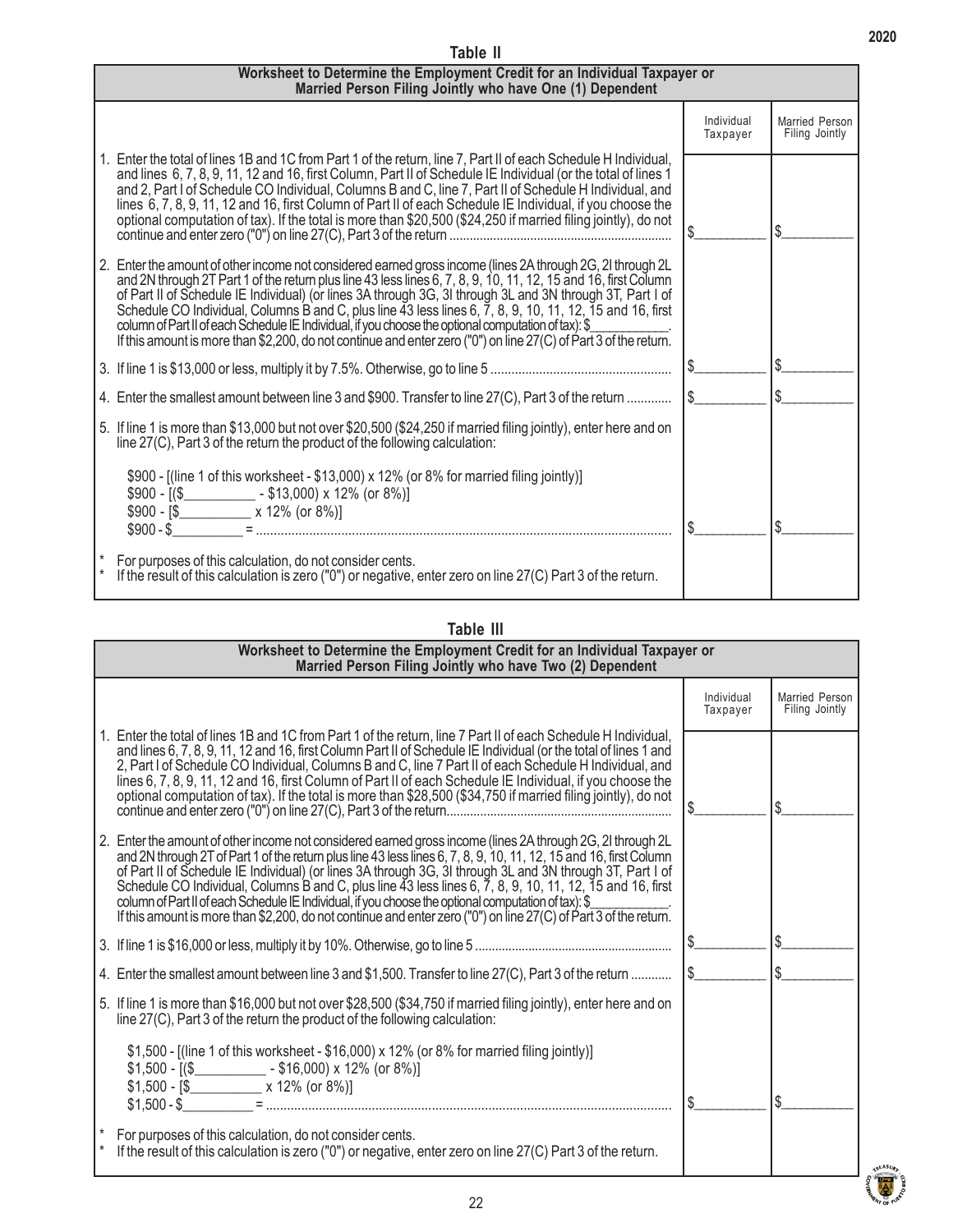## Table II

| Worksheet to Determine the Employment Credit for an Individual Taxpayer or Married Person Filing Jointly who have One (1) Dependent | | |
|---|---|---|
| | Individual Taxpayer | Married Person Filing Jointly |
| 1. Enter the total of lines 1B and 1C from Part 1 of the return, line 7, Part II of each Schedule H Individual, and lines 6, 7, 8, 9, 11, 12 and 16, first Column, Part II of Schedule IE Individual (or the total of lines 1 and 2, Part I of Schedule CO Individual, Columns B and C, line 7, Part II of Schedule H Individual, and lines 6, 7, 8, 9, 11, 12 and 16, first Column of Part II of each Schedule IE Individual, if you choose the optional computation of tax). If the total is more than $20,500 ($24,250 if married filing jointly), do not continue and enter zero ("0") on line 27(C), Part 3 of the return | $__________ | $__________ |
| 2. Enter the amount of other income not considered earned gross income (lines 2A through 2G, 2I through 2L and 2N through 2T Part 1 of the return plus line 43 less lines 6, 7, 8, 9, 10, 11, 12, 15 and 16, first Column of Part II of Schedule IE Individual) (or lines 3A through 3G, 3I through 3L and 3N through 3T, Part I of Schedule CO Individual, Columns B and C, plus line 43 less lines 6, 7, 8, 9, 10, 11, 12, 15 and 16, first column of Part II of each Schedule IE Individual, if you choose the optional computation of tax): $__________. If this amount is more than $2,200, do not continue and enter zero ("0") on line 27(C) of Part 3 of the return. | | |
| 3. If line 1 is $13,000 or less, multiply it by 7.5%. Otherwise, go to line 5 | $__________ | $__________ |
| 4. Enter the smallest amount between line 3 and $900. Transfer to line 27(C), Part 3 of the return | $__________ | $__________ |
| 5. If line 1 is more than $13,000 but not over $20,500 ($24,250 if married filing jointly), enter here and on line 27(C), Part 3 of the return the product of the following calculation:<br><br>$900 - [(line 1 of this worksheet - $13,000) x 12% (or 8% for married filing jointly)]<br>$900 - [($__________ - $13,000) x 12% (or 8%)]<br>$900 - [$__________ x 12% (or 8%)]<br>$900 - $__________ = | $__________ | $__________ |
| * For purposes of this calculation, do not consider cents.<br>* If the result of this calculation is zero ("0") or negative, enter zero on line 27(C) Part 3 of the return. | | |

## Table III

| Worksheet to Determine the Employment Credit for an Individual Taxpayer or Married Person Filing Jointly who have Two (2) Dependent | | |
|---|---|---|
| | Individual Taxpayer | Married Person Filing Jointly |
| 1. Enter the total of lines 1B and 1C from Part 1 of the return, line 7 Part II of each Schedule H Individual, and lines 6, 7, 8, 9, 11, 12 and 16, first Column Part II of Schedule IE Individual (or the total of lines 1 and 2, Part I of Schedule CO Individual, Columns B and C, line 7 Part II of each Schedule H Individual, and lines 6, 7, 8, 9, 11, 12 and 16, first Column of Part II of each Schedule IE Individual, if you choose the optional computation of tax). If the total is more than $28,500 ($34,750 if married filing jointly), do not continue and enter zero ("0") on line 27(C), Part 3 of the return | $__________ | $__________ |
| 2. Enter the amount of other income not considered earned gross income (lines 2A through 2G, 2I through 2L and 2N through 2T of Part 1 of the return plus line 43 less lines 6, 7, 8, 9, 10, 11, 12, 15 and 16, first Column of Part II of Schedule IE Individual) (or lines 3A through 3G, 3I through 3L and 3N through 3T, Part I of Schedule CO Individual, Columns B and C, plus line 43 less lines 6, 7, 8, 9, 10, 11, 12, 15 and 16, first column of Part II of each Schedule IE Individual, if you choose the optional computation of tax): $__________. If this amount is more than $2,200, do not continue and enter zero ("0") on line 27(C) of Part 3 of the return. | | |
| 3. If line 1 is $16,000 or less, multiply it by 10%. Otherwise, go to line 5 | $__________ | $__________ |
| 4. Enter the smallest amount between line 3 and $1,500. Transfer to line 27(C), Part 3 of the return | $__________ | $__________ |
| 5. If line 1 is more than $16,000 but not over $28,500 ($34,750 if married filing jointly), enter here and on line 27(C), Part 3 of the return the product of the following calculation:<br><br>$1,500 - [(line 1 of this worksheet - $16,000) x 12% (or 8% for married filing jointly)]<br>$1,500 - [($__________ - $16,000) x 12% (or 8%)]<br>$1,500 - [$__________ x 12% (or 8%)]<br>$1,500 - $__________ = | $__________ | $__________ |
| * For purposes of this calculation, do not consider cents.<br>* If the result of this calculation is zero ("0") or negative, enter zero on line 27(C) Part 3 of the return. | | |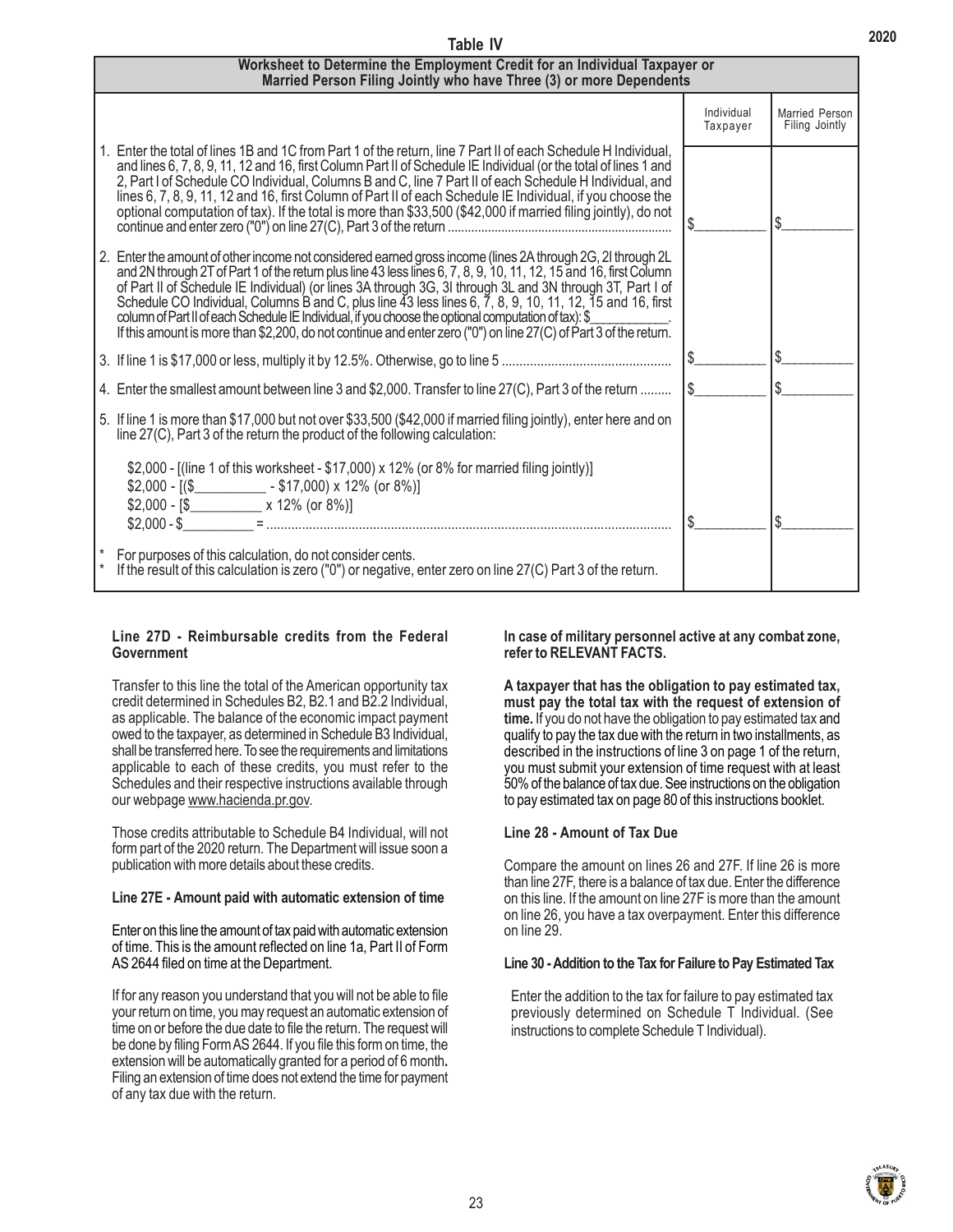## Table IV

| Worksheet to Determine the Employment Credit for an Individual Taxpayer or Married Person Filing Jointly who have Three (3) or more Dependents | | |
|---|---|---|
| | Individual Taxpayer | Married Person Filing Jointly |
| 1. Enter the total of lines 1B and 1C from Part 1 of the return, line 7 Part II of each Schedule H Individual, and lines 6, 7, 8, 9, 11, 12 and 16, first Column Part II of Schedule IE Individual (or the total of lines 1 and 2, Part I of Schedule CO Individual, Columns B and C, line 7 Part II of each Schedule H Individual, and lines 6, 7, 8, 9, 11, 12 and 16, first Column of Part II of each Schedule IE Individual, if you choose the optional computation of tax). If the total is more than $33,500 ($42,000 if married filing jointly), do not continue and enter zero ("0") on line 27(C), Part 3 of the return | $__________ | $__________ |
| 2. Enter the amount of other income not considered earned gross income (lines 2A through 2G, 2I through 2L and 2N through 2T of Part 1 of the return plus line 43 less lines 6, 7, 8, 9, 10, 11, 12, 15 and 16, first Column of Part II of Schedule IE Individual) (or lines 3A through 3G, 3I through 3L and 3N through 3T, Part I of Schedule CO Individual, Columns B and C, plus line 43 less lines 6, 7, 8, 9, 10, 11, 12, 15 and 16, first column of Part II of each Schedule IE Individual, if you choose the optional computation of tax): $__________. If this amount is more than $2,200, do not continue and enter zero ("0") on line 27(C) of Part 3 of the return. | | |
| 3. If line 1 is $17,000 or less, multiply it by 12.5%. Otherwise, go to line 5 | $__________ | $__________ |
| 4. Enter the smallest amount between line 3 and $2,000. Transfer to line 27(C), Part 3 of the return | $__________ | $__________ |
| 5. If line 1 is more than $17,000 but not over $33,500 ($42,000 if married filing jointly), enter here and on line 27(C), Part 3 of the return the product of the following calculation:<br><br>$2,000 - [(line 1 of this worksheet - $17,000) x 12% (or 8% for married filing jointly)]<br>$2,000 - [($__________ - $17,000) x 12% (or 8%)]<br>$2,000 - [$__________ x 12% (or 8%)]<br>$2,000 - $__________ = | $__________ | $__________ |
| * For purposes of this calculation, do not consider cents.<br>* If the result of this calculation is zero ("0") or negative, enter zero on line 27(C) Part 3 of the return. | | |

### Line 27D - Reimbursable credits from the Federal Government

Transfer to this line the total of the American opportunity tax credit determined in Schedules B2, B2.1 and B2.2 Individual, as applicable. The balance of the economic impact payment owed to the taxpayer, as determined in Schedule B3 Individual, shall be transferred here. To see the requirements and limitations applicable to each of these credits, you must refer to the Schedules and their respective instructions available through our webpage www.hacienda.pr.gov.

Those credits attributable to Schedule B4 Individual, will not form part of the 2020 return. The Department will issue soon a publication with more details about these credits.

### Line 27E - Amount paid with automatic extension of time

Enter on this line the amount of tax paid with automatic extension of time. This is the amount reflected on line 1a, Part II of Form AS 2644 filed on time at the Department.

If for any reason you understand that you will not be able to file your return on time, you may request an automatic extension of time on or before the due date to file the return. The request will be done by filing Form AS 2644. If you file this form on time, the extension will be automatically granted for a period of 6 month**.** Filing an extension of time does not extend the time for payment of any tax due with the return.

**In case of military personnel active at any combat zone, refer to RELEVANT FACTS.**

**A taxpayer that has the obligation to pay estimated tax, must pay the total tax with the request of extension of time.** If you do not have the obligation to pay estimated tax and qualify to pay the tax due with the return in two installments, as described in the instructions of line 3 on page 1 of the return, you must submit your extension of time request with at least 50% of the balance of tax due. See instructions on the obligation to pay estimated tax on page 80 of this instructions booklet.

### Line 28 - Amount of Tax Due

Compare the amount on lines 26 and 27F. If line 26 is more than line 27F, there is a balance of tax due. Enter the difference on this line. If the amount on line 27F is more than the amount on line 26, you have a tax overpayment. Enter this difference on line 29.

### Line 30 - Addition to the Tax for Failure to Pay Estimated Tax

Enter the addition to the tax for failure to pay estimated tax previously determined on Schedule T Individual. (See instructions to complete Schedule T Individual).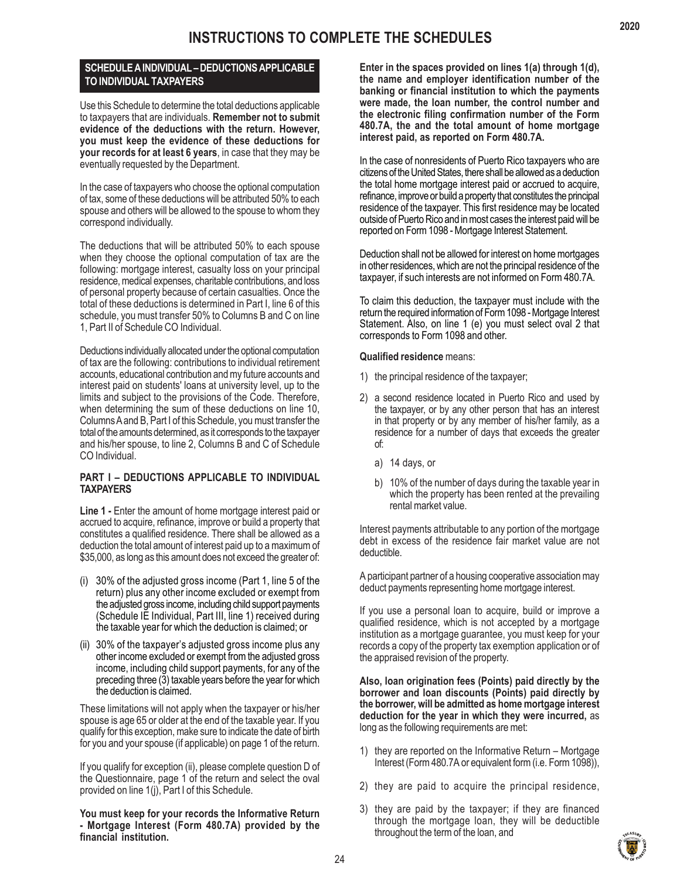# INSTRUCTIONS TO COMPLETE THE SCHEDULES

## SCHEDULE A INDIVIDUAL – DEDUCTIONS APPLICABLE TO INDIVIDUAL TAXPAYERS

Use this Schedule to determine the total deductions applicable to taxpayers that are individuals. **Remember not to submit evidence of the deductions with the return. However, you must keep the evidence of these deductions for your records for at least 6 years**, in case that they may be eventually requested by the Department.

In the case of taxpayers who choose the optional computation of tax, some of these deductions will be attributed 50% to each spouse and others will be allowed to the spouse to whom they correspond individually.

The deductions that will be attributed 50% to each spouse when they choose the optional computation of tax are the following: mortgage interest, casualty loss on your principal residence, medical expenses, charitable contributions, and loss of personal property because of certain casualties. Once the total of these deductions is determined in Part I, line 6 of this schedule, you must transfer 50% to Columns B and C on line 1, Part II of Schedule CO Individual.

Deductions individually allocated under the optional computation of tax are the following: contributions to individual retirement accounts, educational contribution and my future accounts and interest paid on students' loans at university level, up to the limits and subject to the provisions of the Code. Therefore, when determining the sum of these deductions on line 10, Columns A and B, Part I of this Schedule, you must transfer the total of the amounts determined, as it corresponds to the taxpayer and his/her spouse, to line 2, Columns B and C of Schedule CO Individual.

### PART I – DEDUCTIONS APPLICABLE TO INDIVIDUAL TAXPAYERS

**Line 1 -** Enter the amount of home mortgage interest paid or accrued to acquire, refinance, improve or build a property that constitutes a qualified residence. There shall be allowed as a deduction the total amount of interest paid up to a maximum of $35,000, as long as this amount does not exceed the greater of:

(i) 30% of the adjusted gross income (Part 1, line 5 of the return) plus any other income excluded or exempt from the adjusted gross income, including child support payments (Schedule IE Individual, Part III, line 1) received during the taxable year for which the deduction is claimed; or

(ii) 30% of the taxpayer's adjusted gross income plus any other income excluded or exempt from the adjusted gross income, including child support payments, for any of the preceding three (3) taxable years before the year for which the deduction is claimed.

These limitations will not apply when the taxpayer or his/her spouse is age 65 or older at the end of the taxable year. If you qualify for this exception, make sure to indicate the date of birth for you and your spouse (if applicable) on page 1 of the return.

If you qualify for exception (ii), please complete question D of the Questionnaire, page 1 of the return and select the oval provided on line 1(j), Part I of this Schedule.

**You must keep for your records the Informative Return - Mortgage Interest (Form 480.7A) provided by the financial institution.**

**Enter in the spaces provided on lines 1(a) through 1(d), the name and employer identification number of the banking or financial institution to which the payments were made, the loan number, the control number and the electronic filing confirmation number of the Form 480.7A, the and the total amount of home mortgage interest paid, as reported on Form 480.7A.**

In the case of nonresidents of Puerto Rico taxpayers who are citizens of the United States, there shall be allowed as a deduction the total home mortgage interest paid or accrued to acquire, refinance, improve or build a property that constitutes the principal residence of the taxpayer. This first residence may be located outside of Puerto Rico and in most cases the interest paid will be reported on Form 1098 - Mortgage Interest Statement.

Deduction shall not be allowed for interest on home mortgages in other residences, which are not the principal residence of the taxpayer, if such interests are not informed on Form 480.7A.

To claim this deduction, the taxpayer must include with the return the required information of Form 1098 - Mortgage Interest Statement. Also, on line 1 (e) you must select oval 2 that corresponds to Form 1098 and other.

**Qualified residence** means:

1) the principal residence of the taxpayer;

2) a second residence located in Puerto Rico and used by the taxpayer, or by any other person that has an interest in that property or by any member of his/her family, as a residence for a number of days that exceeds the greater of:

   a) 14 days, or

   b) 10% of the number of days during the taxable year in which the property has been rented at the prevailing rental market value.

Interest payments attributable to any portion of the mortgage debt in excess of the residence fair market value are not deductible.

A participant partner of a housing cooperative association may deduct payments representing home mortgage interest.

If you use a personal loan to acquire, build or improve a qualified residence, which is not accepted by a mortgage institution as a mortgage guarantee, you must keep for your records a copy of the property tax exemption application or of the appraised revision of the property.

**Also, loan origination fees (Points) paid directly by the borrower and loan discounts (Points) paid directly by the borrower, will be admitted as home mortgage interest deduction for the year in which they were incurred,** as long as the following requirements are met:

1) they are reported on the Informative Return – Mortgage Interest (Form 480.7A or equivalent form (i.e. Form 1098)),

2) they are paid to acquire the principal residence,

3) they are paid by the taxpayer; if they are financed through the mortgage loan, they will be deductible throughout the term of the loan, and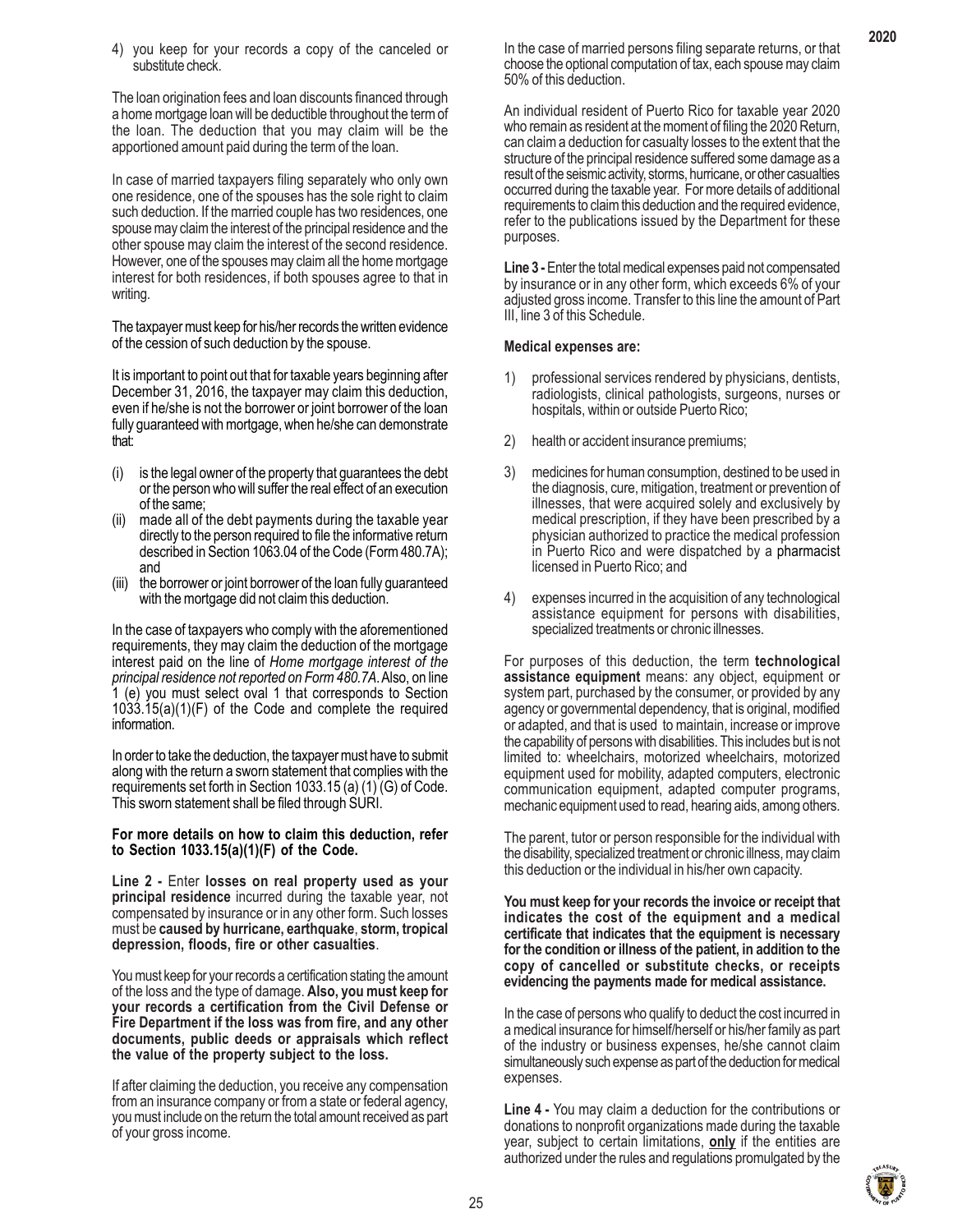4) you keep for your records a copy of the canceled or substitute check.

The loan origination fees and loan discounts financed through a home mortgage loan will be deductible throughout the term of the loan. The deduction that you may claim will be the apportioned amount paid during the term of the loan.

In case of married taxpayers filing separately who only own one residence, one of the spouses has the sole right to claim such deduction. If the married couple has two residences, one spouse may claim the interest of the principal residence and the other spouse may claim the interest of the second residence. However, one of the spouses may claim all the home mortgage interest for both residences, if both spouses agree to that in writing.

The taxpayer must keep for his/her records the written evidence of the cession of such deduction by the spouse.

It is important to point out that for taxable years beginning after December 31, 2016, the taxpayer may claim this deduction, even if he/she is not the borrower or joint borrower of the loan fully guaranteed with mortgage, when he/she can demonstrate that:

(i) is the legal owner of the property that guarantees the debt or the person who will suffer the real effect of an execution of the same;
(ii) made all of the debt payments during the taxable year directly to the person required to file the informative return described in Section 1063.04 of the Code (Form 480.7A); and
(iii) the borrower or joint borrower of the loan fully guaranteed with the mortgage did not claim this deduction.

In the case of taxpayers who comply with the aforementioned requirements, they may claim the deduction of the mortgage interest paid on the line of *Home mortgage interest of the principal residence not reported on Form 480.7A*. Also, on line 1 (e) you must select oval 1 that corresponds to Section 1033.15(a)(1)(F) of the Code and complete the required information.

In order to take the deduction, the taxpayer must have to submit along with the return a sworn statement that complies with the requirements set forth in Section 1033.15 (a) (1) (G) of Code. This sworn statement shall be filed through SURI.

**For more details on how to claim this deduction, refer to Section 1033.15(a)(1)(F) of the Code.**

**Line 2 -** Enter **losses on real property used as your principal residence** incurred during the taxable year, not compensated by insurance or in any other form. Such losses must be **caused by hurricane, earthquake**, **storm, tropical depression, floods, fire or other casualties**.

You must keep for your records a certification stating the amount of the loss and the type of damage. **Also, you must keep for your records a certification from the Civil Defense or Fire Department if the loss was from fire, and any other documents, public deeds or appraisals which reflect the value of the property subject to the loss.**

If after claiming the deduction, you receive any compensation from an insurance company or from a state or federal agency, you must include on the return the total amount received as part of your gross income.

In the case of married persons filing separate returns, or that choose the optional computation of tax, each spouse may claim 50% of this deduction.

An individual resident of Puerto Rico for taxable year 2020 who remain as resident at the moment of filing the 2020 Return, can claim a deduction for casualty losses to the extent that the structure of the principal residence suffered some damage as a result of the seismic activity, storms, hurricane, or other casualties occurred during the taxable year. For more details of additional requirements to claim this deduction and the required evidence, refer to the publications issued by the Department for these purposes.

**Line 3 -** Enter the total medical expenses paid not compensated by insurance or in any other form, which exceeds 6% of your adjusted gross income. Transfer to this line the amount of Part III, line 3 of this Schedule.

**Medical expenses are:**

1) professional services rendered by physicians, dentists, radiologists, clinical pathologists, surgeons, nurses or hospitals, within or outside Puerto Rico;

2) health or accident insurance premiums;

3) medicines for human consumption, destined to be used in the diagnosis, cure, mitigation, treatment or prevention of illnesses, that were acquired solely and exclusively by medical prescription, if they have been prescribed by a physician authorized to practice the medical profession in Puerto Rico and were dispatched by a pharmacist licensed in Puerto Rico; and

4) expenses incurred in the acquisition of any technological assistance equipment for persons with disabilities, specialized treatments or chronic illnesses.

For purposes of this deduction, the term **technological assistance equipment** means: any object, equipment or system part, purchased by the consumer, or provided by any agency or governmental dependency, that is original, modified or adapted, and that is used to maintain, increase or improve the capability of persons with disabilities. This includes but is not limited to: wheelchairs, motorized wheelchairs, motorized equipment used for mobility, adapted computers, electronic communication equipment, adapted computer programs, mechanic equipment used to read, hearing aids, among others.

The parent, tutor or person responsible for the individual with the disability, specialized treatment or chronic illness, may claim this deduction or the individual in his/her own capacity.

**You must keep for your records the invoice or receipt that indicates the cost of the equipment and a medical certificate that indicates that the equipment is necessary for the condition or illness of the patient, in addition to the copy of cancelled or substitute checks, or receipts evidencing the payments made for medical assistance.**

In the case of persons who qualify to deduct the cost incurred in a medical insurance for himself/herself or his/her family as part of the industry or business expenses, he/she cannot claim simultaneously such expense as part of the deduction for medical expenses.

**Line 4 -** You may claim a deduction for the contributions or donations to nonprofit organizations made during the taxable year, subject to certain limitations, **only** if the entities are authorized under the rules and regulations promulgated by the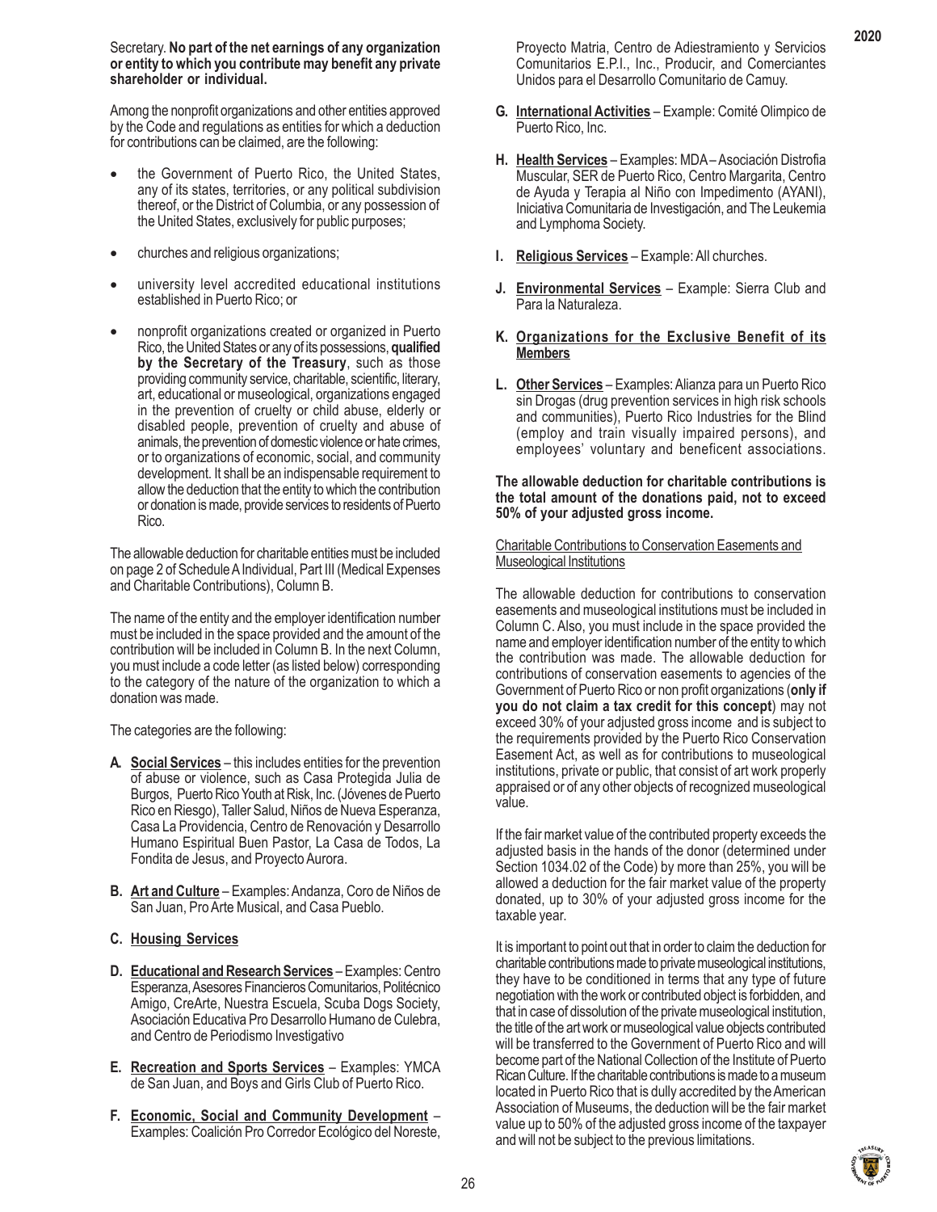Secretary. **No part of the net earnings of any organization or entity to which you contribute may benefit any private shareholder or individual.**

Among the nonprofit organizations and other entities approved by the Code and regulations as entities for which a deduction for contributions can be claimed, are the following:

- the Government of Puerto Rico, the United States, any of its states, territories, or any political subdivision thereof, or the District of Columbia, or any possession of the United States, exclusively for public purposes;
- churches and religious organizations;
- university level accredited educational institutions established in Puerto Rico; or
- nonprofit organizations created or organized in Puerto Rico, the United States or any of its possessions, **qualified by the Secretary of the Treasury**, such as those providing community service, charitable, scientific, literary, art, educational or museological, organizations engaged in the prevention of cruelty or child abuse, elderly or disabled people, prevention of cruelty and abuse of animals, the prevention of domestic violence or hate crimes, or to organizations of economic, social, and community development. It shall be an indispensable requirement to allow the deduction that the entity to which the contribution or donation is made, provide services to residents of Puerto Rico.

The allowable deduction for charitable entities must be included on page 2 of Schedule A Individual, Part III (Medical Expenses and Charitable Contributions), Column B.

The name of the entity and the employer identification number must be included in the space provided and the amount of the contribution will be included in Column B. In the next Column, you must include a code letter (as listed below) corresponding to the category of the nature of the organization to which a donation was made.

The categories are the following:

**A. Social Services** – this includes entities for the prevention of abuse or violence, such as Casa Protegida Julia de Burgos, Puerto Rico Youth at Risk, Inc. (Jóvenes de Puerto Rico en Riesgo), Taller Salud, Niños de Nueva Esperanza, Casa La Providencia, Centro de Renovación y Desarrollo Humano Espiritual Buen Pastor, La Casa de Todos, La Fondita de Jesus, and Proyecto Aurora.

**B. Art and Culture** – Examples: Andanza, Coro de Niños de San Juan, Pro Arte Musical, and Casa Pueblo.

**C. Housing Services**

**D. Educational and Research Services** – Examples: Centro Esperanza, Asesores Financieros Comunitarios, Politécnico Amigo, CreArte, Nuestra Escuela, Scuba Dogs Society, Asociación Educativa Pro Desarrollo Humano de Culebra, and Centro de Periodismo Investigativo

**E. Recreation and Sports Services** – Examples: YMCA de San Juan, and Boys and Girls Club of Puerto Rico.

**F. Economic, Social and Community Development** – Examples: Coalición Pro Corredor Ecológico del Noreste, Proyecto Matria, Centro de Adiestramiento y Servicios Comunitarios E.P.I., Inc., Producir, and Comerciantes Unidos para el Desarrollo Comunitario de Camuy.

**G. International Activities** – Example: Comité Olimpico de Puerto Rico, Inc.

**H. Health Services** – Examples: MDA – Asociación Distrofia Muscular, SER de Puerto Rico, Centro Margarita, Centro de Ayuda y Terapia al Niño con Impedimento (AYANI), Iniciativa Comunitaria de Investigación, and The Leukemia and Lymphoma Society.

**I. Religious Services** – Example: All churches.

**J. Environmental Services** – Example: Sierra Club and Para la Naturaleza.

**K. Organizations for the Exclusive Benefit of its Members**

**L. Other Services** – Examples: Alianza para un Puerto Rico sin Drogas (drug prevention services in high risk schools and communities), Puerto Rico Industries for the Blind (employ and train visually impaired persons), and employees' voluntary and beneficent associations.

**The allowable deduction for charitable contributions is the total amount of the donations paid, not to exceed 50% of your adjusted gross income.**

Charitable Contributions to Conservation Easements and Museological Institutions

The allowable deduction for contributions to conservation easements and museological institutions must be included in Column C. Also, you must include in the space provided the name and employer identification number of the entity to which the contribution was made. The allowable deduction for contributions of conservation easements to agencies of the Government of Puerto Rico or non profit organizations (**only if you do not claim a tax credit for this concept**) may not exceed 30% of your adjusted gross income and is subject to the requirements provided by the Puerto Rico Conservation Easement Act, as well as for contributions to museological institutions, private or public, that consist of art work properly appraised or of any other objects of recognized museological value.

If the fair market value of the contributed property exceeds the adjusted basis in the hands of the donor (determined under Section 1034.02 of the Code) by more than 25%, you will be allowed a deduction for the fair market value of the property donated, up to 30% of your adjusted gross income for the taxable year.

It is important to point out that in order to claim the deduction for charitable contributions made to private museological institutions, they have to be conditioned in terms that any type of future negotiation with the work or contributed object is forbidden, and that in case of dissolution of the private museological institution, the title of the art work or museological value objects contributed will be transferred to the Government of Puerto Rico and will become part of the National Collection of the Institute of Puerto Rican Culture. If the charitable contributions is made to a museum located in Puerto Rico that is dully accredited by the American Association of Museums, the deduction will be the fair market value up to 50% of the adjusted gross income of the taxpayer and will not be subject to the previous limitations.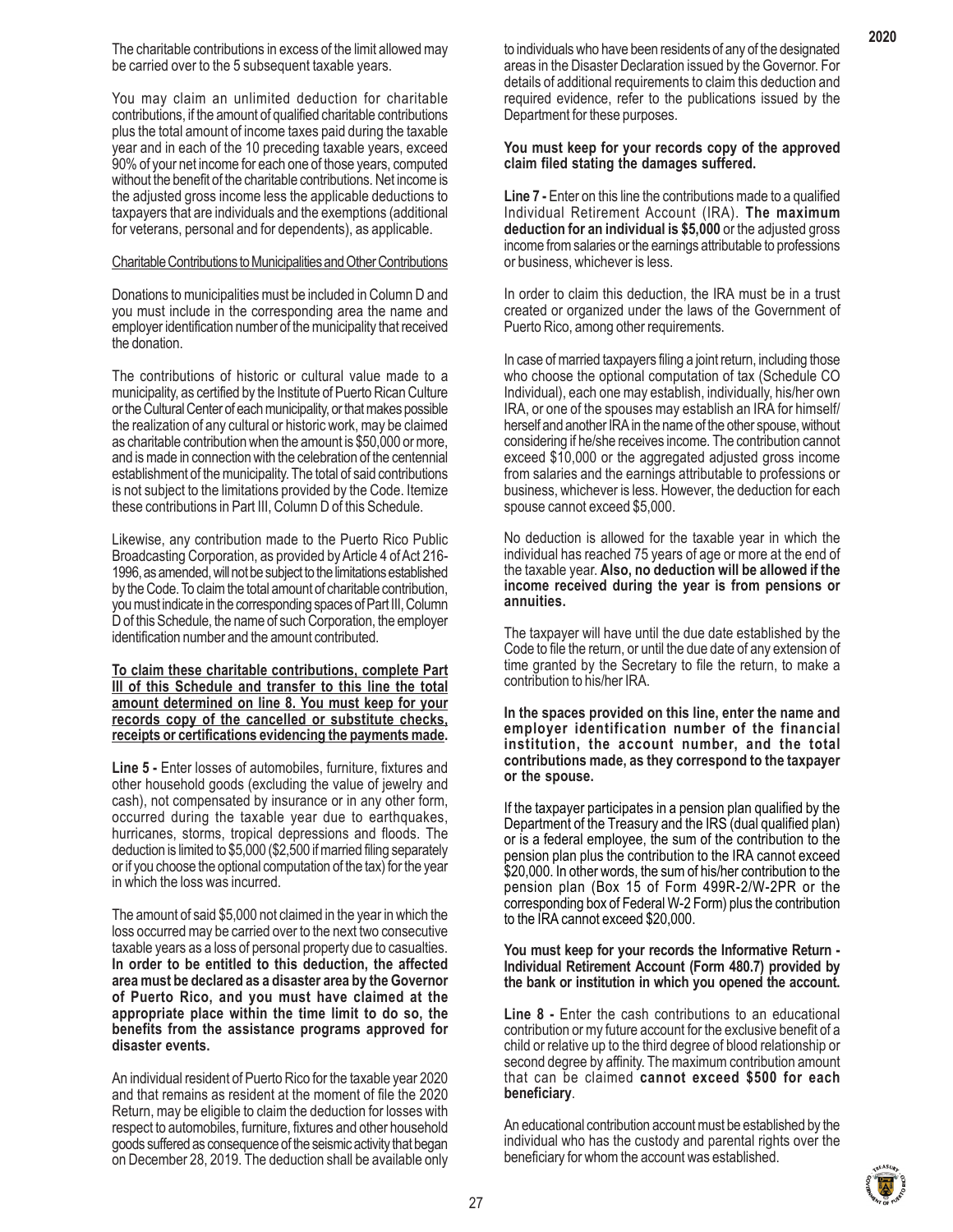The charitable contributions in excess of the limit allowed may be carried over to the 5 subsequent taxable years.

You may claim an unlimited deduction for charitable contributions, if the amount of qualified charitable contributions plus the total amount of income taxes paid during the taxable year and in each of the 10 preceding taxable years, exceed 90% of your net income for each one of those years, computed without the benefit of the charitable contributions. Net income is the adjusted gross income less the applicable deductions to taxpayers that are individuals and the exemptions (additional for veterans, personal and for dependents), as applicable.

Charitable Contributions to Municipalities and Other Contributions

Donations to municipalities must be included in Column D and you must include in the corresponding area the name and employer identification number of the municipality that received the donation.

The contributions of historic or cultural value made to a municipality, as certified by the Institute of Puerto Rican Culture or the Cultural Center of each municipality, or that makes possible the realization of any cultural or historic work, may be claimed as charitable contribution when the amount is $50,000 or more, and is made in connection with the celebration of the centennial establishment of the municipality. The total of said contributions is not subject to the limitations provided by the Code. Itemize these contributions in Part III, Column D of this Schedule.

Likewise, any contribution made to the Puerto Rico Public Broadcasting Corporation, as provided by Article 4 of Act 216-1996, as amended, will not be subject to the limitations established by the Code. To claim the total amount of charitable contribution, you must indicate in the corresponding spaces of Part III, Column D of this Schedule, the name of such Corporation, the employer identification number and the amount contributed.

**To claim these charitable contributions, complete Part III of this Schedule and transfer to this line the total amount determined on line 8. You must keep for your records copy of the cancelled or substitute checks, receipts or certifications evidencing the payments made.**

**Line 5 -** Enter losses of automobiles, furniture, fixtures and other household goods (excluding the value of jewelry and cash), not compensated by insurance or in any other form, occurred during the taxable year due to earthquakes, hurricanes, storms, tropical depressions and floods. The deduction is limited to $5,000 ($2,500 if married filing separately or if you choose the optional computation of the tax) for the year in which the loss was incurred.

The amount of said $5,000 not claimed in the year in which the loss occurred may be carried over to the next two consecutive taxable years as a loss of personal property due to casualties. **In order to be entitled to this deduction, the affected area must be declared as a disaster area by the Governor of Puerto Rico, and you must have claimed at the appropriate place within the time limit to do so, the benefits from the assistance programs approved for disaster events.**

An individual resident of Puerto Rico for the taxable year 2020 and that remains as resident at the moment of file the 2020 Return, may be eligible to claim the deduction for losses with respect to automobiles, furniture, fixtures and other household goods suffered as consequence of the seismic activity that began on December 28, 2019. The deduction shall be available only to individuals who have been residents of any of the designated areas in the Disaster Declaration issued by the Governor. For details of additional requirements to claim this deduction and required evidence, refer to the publications issued by the Department for these purposes.

**You must keep for your records copy of the approved claim filed stating the damages suffered.**

**Line 7 -** Enter on this line the contributions made to a qualified Individual Retirement Account (IRA). **The maximum deduction for an individual is $5,000** or the adjusted gross income from salaries or the earnings attributable to professions or business, whichever is less.

In order to claim this deduction, the IRA must be in a trust created or organized under the laws of the Government of Puerto Rico, among other requirements.

In case of married taxpayers filing a joint return, including those who choose the optional computation of tax (Schedule CO Individual), each one may establish, individually, his/her own IRA, or one of the spouses may establish an IRA for himself/herself and another IRA in the name of the other spouse, without considering if he/she receives income. The contribution cannot exceed $10,000 or the aggregated adjusted gross income from salaries and the earnings attributable to professions or business, whichever is less. However, the deduction for each spouse cannot exceed $5,000.

No deduction is allowed for the taxable year in which the individual has reached 75 years of age or more at the end of the taxable year. **Also, no deduction will be allowed if the income received during the year is from pensions or annuities.**

The taxpayer will have until the due date established by the Code to file the return, or until the due date of any extension of time granted by the Secretary to file the return, to make a contribution to his/her IRA.

**In the spaces provided on this line, enter the name and employer identification number of the financial institution, the account number, and the total contributions made, as they correspond to the taxpayer or the spouse.**

If the taxpayer participates in a pension plan qualified by the Department of the Treasury and the IRS (dual qualified plan) or is a federal employee, the sum of the contribution to the pension plan plus the contribution to the IRA cannot exceed $20,000. In other words, the sum of his/her contribution to the pension plan (Box 15 of Form 499R-2/W-2PR or the corresponding box of Federal W-2 Form) plus the contribution to the IRA cannot exceed $20,000.

**You must keep for your records the Informative Return - Individual Retirement Account (Form 480.7) provided by the bank or institution in which you opened the account.**

**Line 8 -** Enter the cash contributions to an educational contribution or my future account for the exclusive benefit of a child or relative up to the third degree of blood relationship or second degree by affinity. The maximum contribution amount that can be claimed **cannot exceed $500 for each beneficiary**.

An educational contribution account must be established by the individual who has the custody and parental rights over the beneficiary for whom the account was established.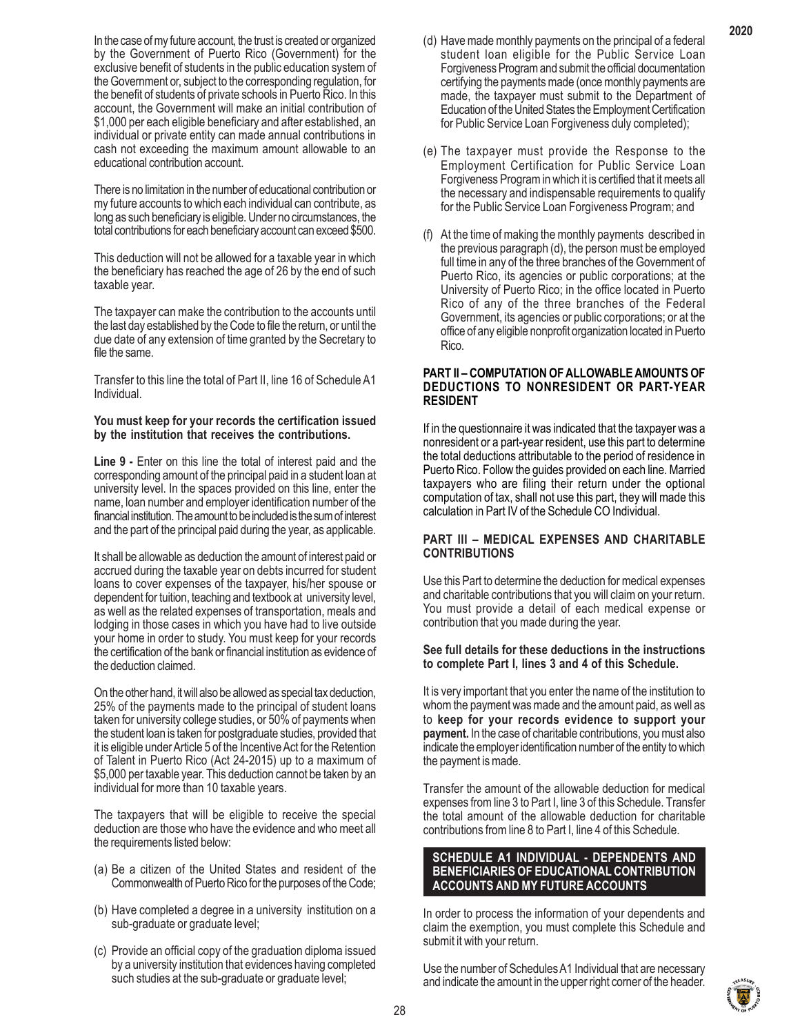In the case of my future account, the trust is created or organized by the Government of Puerto Rico (Government) for the exclusive benefit of students in the public education system of the Government or, subject to the corresponding regulation, for the benefit of students of private schools in Puerto Rico. In this account, the Government will make an initial contribution of $1,000 per each eligible beneficiary and after established, an individual or private entity can made annual contributions in cash not exceeding the maximum amount allowable to an educational contribution account.

There is no limitation in the number of educational contribution or my future accounts to which each individual can contribute, as long as such beneficiary is eligible. Under no circumstances, the total contributions for each beneficiary account can exceed $500.

This deduction will not be allowed for a taxable year in which the beneficiary has reached the age of 26 by the end of such taxable year.

The taxpayer can make the contribution to the accounts until the last day established by the Code to file the return, or until the due date of any extension of time granted by the Secretary to file the same.

Transfer to this line the total of Part II, line 16 of Schedule A1 Individual.

**You must keep for your records the certification issued by the institution that receives the contributions.**

**Line 9 -** Enter on this line the total of interest paid and the corresponding amount of the principal paid in a student loan at university level. In the spaces provided on this line, enter the name, loan number and employer identification number of the financial institution. The amount to be included is the sum of interest and the part of the principal paid during the year, as applicable.

It shall be allowable as deduction the amount of interest paid or accrued during the taxable year on debts incurred for student loans to cover expenses of the taxpayer, his/her spouse or dependent for tuition, teaching and textbook at university level, as well as the related expenses of transportation, meals and lodging in those cases in which you have had to live outside your home in order to study. You must keep for your records the certification of the bank or financial institution as evidence of the deduction claimed.

On the other hand, it will also be allowed as special tax deduction, 25% of the payments made to the principal of student loans taken for university college studies, or 50% of payments when the student loan is taken for postgraduate studies, provided that it is eligible under Article 5 of the Incentive Act for the Retention of Talent in Puerto Rico (Act 24-2015) up to a maximum of $5,000 per taxable year. This deduction cannot be taken by an individual for more than 10 taxable years.

The taxpayers that will be eligible to receive the special deduction are those who have the evidence and who meet all the requirements listed below:

(a) Be a citizen of the United States and resident of the Commonwealth of Puerto Rico for the purposes of the Code;

(b) Have completed a degree in a university institution on a sub-graduate or graduate level;

(c) Provide an official copy of the graduation diploma issued by a university institution that evidences having completed such studies at the sub-graduate or graduate level;

(d) Have made monthly payments on the principal of a federal student loan eligible for the Public Service Loan Forgiveness Program and submit the official documentation certifying the payments made (once monthly payments are made, the taxpayer must submit to the Department of Education of the United States the Employment Certification for Public Service Loan Forgiveness duly completed);

(e) The taxpayer must provide the Response to the Employment Certification for Public Service Loan Forgiveness Program in which it is certified that it meets all the necessary and indispensable requirements to qualify for the Public Service Loan Forgiveness Program; and

(f) At the time of making the monthly payments described in the previous paragraph (d), the person must be employed full time in any of the three branches of the Government of Puerto Rico, its agencies or public corporations; at the University of Puerto Rico; in the office located in Puerto Rico of any of the three branches of the Federal Government, its agencies or public corporations; or at the office of any eligible nonprofit organization located in Puerto Rico.

**PART II – COMPUTATION OF ALLOWABLE AMOUNTS OF DEDUCTIONS TO NONRESIDENT OR PART-YEAR RESIDENT**

If in the questionnaire it was indicated that the taxpayer was a nonresident or a part-year resident, use this part to determine the total deductions attributable to the period of residence in Puerto Rico. Follow the guides provided on each line. Married taxpayers who are filing their return under the optional computation of tax, shall not use this part, they will made this calculation in Part IV of the Schedule CO Individual.

**PART III – MEDICAL EXPENSES AND CHARITABLE CONTRIBUTIONS**

Use this Part to determine the deduction for medical expenses and charitable contributions that you will claim on your return. You must provide a detail of each medical expense or contribution that you made during the year.

**See full details for these deductions in the instructions to complete Part I, lines 3 and 4 of this Schedule.**

It is very important that you enter the name of the institution to whom the payment was made and the amount paid, as well as to **keep for your records evidence to support your payment.** In the case of charitable contributions, you must also indicate the employer identification number of the entity to which the payment is made.

Transfer the amount of the allowable deduction for medical expenses from line 3 to Part I, line 3 of this Schedule. Transfer the total amount of the allowable deduction for charitable contributions from line 8 to Part I, line 4 of this Schedule.

## SCHEDULE A1 INDIVIDUAL - DEPENDENTS AND BENEFICIARIES OF EDUCATIONAL CONTRIBUTION ACCOUNTS AND MY FUTURE ACCOUNTS

In order to process the information of your dependents and claim the exemption, you must complete this Schedule and submit it with your return.

Use the number of Schedules A1 Individual that are necessary and indicate the amount in the upper right corner of the header.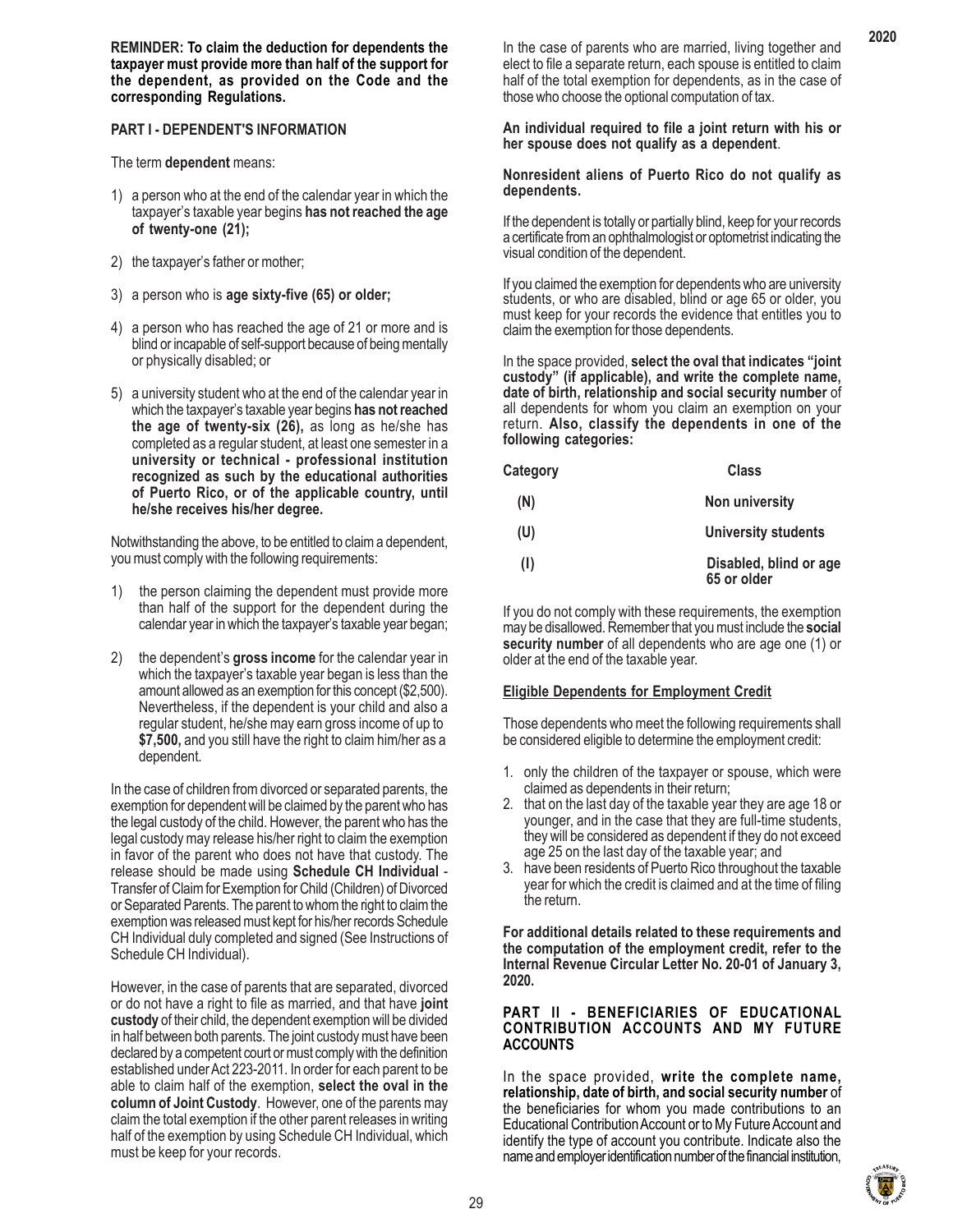**REMINDER: To claim the deduction for dependents the taxpayer must provide more than half of the support for the dependent, as provided on the Code and the corresponding Regulations.**

## PART I - DEPENDENT'S INFORMATION

The term **dependent** means:

1) a person who at the end of the calendar year in which the taxpayer's taxable year begins **has not reached the age of twenty-one (21);**

2) the taxpayer's father or mother;

3) a person who is **age sixty-five (65) or older;**

4) a person who has reached the age of 21 or more and is blind or incapable of self-support because of being mentally or physically disabled; or

5) a university student who at the end of the calendar year in which the taxpayer's taxable year begins **has not reached the age of twenty-six (26),** as long as he/she has completed as a regular student, at least one semester in a **university or technical - professional institution recognized as such by the educational authorities of Puerto Rico, or of the applicable country, until he/she receives his/her degree.**

Notwithstanding the above, to be entitled to claim a dependent, you must comply with the following requirements:

1) the person claiming the dependent must provide more than half of the support for the dependent during the calendar year in which the taxpayer's taxable year began;

2) the dependent's **gross income** for the calendar year in which the taxpayer's taxable year began is less than the amount allowed as an exemption for this concept ($2,500). Nevertheless, if the dependent is your child and also a regular student, he/she may earn gross income of up to **$7,500,** and you still have the right to claim him/her as a dependent.

In the case of children from divorced or separated parents, the exemption for dependent will be claimed by the parent who has the legal custody of the child. However, the parent who has the legal custody may release his/her right to claim the exemption in favor of the parent who does not have that custody. The release should be made using **Schedule CH Individual** - Transfer of Claim for Exemption for Child (Children) of Divorced or Separated Parents. The parent to whom the right to claim the exemption was released must kept for his/her records Schedule CH Individual duly completed and signed (See Instructions of Schedule CH Individual).

However, in the case of parents that are separated, divorced or do not have a right to file as married, and that have **joint custody** of their child, the dependent exemption will be divided in half between both parents. The joint custody must have been declared by a competent court or must comply with the definition established under Act 223-2011. In order for each parent to be able to claim half of the exemption, **select the oval in the column of Joint Custody**. However, one of the parents may claim the total exemption if the other parent releases in writing half of the exemption by using Schedule CH Individual, which must be keep for your records.

In the case of parents who are married, living together and elect to file a separate return, each spouse is entitled to claim half of the total exemption for dependents, as in the case of those who choose the optional computation of tax.

**An individual required to file a joint return with his or her spouse does not qualify as a dependent**.

**Nonresident aliens of Puerto Rico do not qualify as dependents.**

If the dependent is totally or partially blind, keep for your records a certificate from an ophthalmologist or optometrist indicating the visual condition of the dependent.

If you claimed the exemption for dependents who are university students, or who are disabled, blind or age 65 or older, you must keep for your records the evidence that entitles you to claim the exemption for those dependents.

In the space provided, **select the oval that indicates "joint custody" (if applicable), and write the complete name, date of birth, relationship and social security number** of all dependents for whom you claim an exemption on your return. **Also, classify the dependents in one of the following categories:**

| Category | Class |
|---|---|
| (N) | Non university |
| (U) | University students |
| (I) | Disabled, blind or age 65 or older |

If you do not comply with these requirements, the exemption may be disallowed. Remember that you must include the **social security number** of all dependents who are age one (1) or older at the end of the taxable year.

**Eligible Dependents for Employment Credit**

Those dependents who meet the following requirements shall be considered eligible to determine the employment credit:

1. only the children of the taxpayer or spouse, which were claimed as dependents in their return;
2. that on the last day of the taxable year they are age 18 or younger, and in the case that they are full-time students, they will be considered as dependent if they do not exceed age 25 on the last day of the taxable year; and
3. have been residents of Puerto Rico throughout the taxable year for which the credit is claimed and at the time of filing the return.

**For additional details related to these requirements and the computation of the employment credit, refer to the Internal Revenue Circular Letter No. 20-01 of January 3, 2020.**

## PART II - BENEFICIARIES OF EDUCATIONAL CONTRIBUTION ACCOUNTS AND MY FUTURE ACCOUNTS

In the space provided, **write the complete name, relationship, date of birth, and social security number** of the beneficiaries for whom you made contributions to an Educational Contribution Account or to My Future Account and identify the type of account you contribute. Indicate also the name and employer identification number of the financial institution,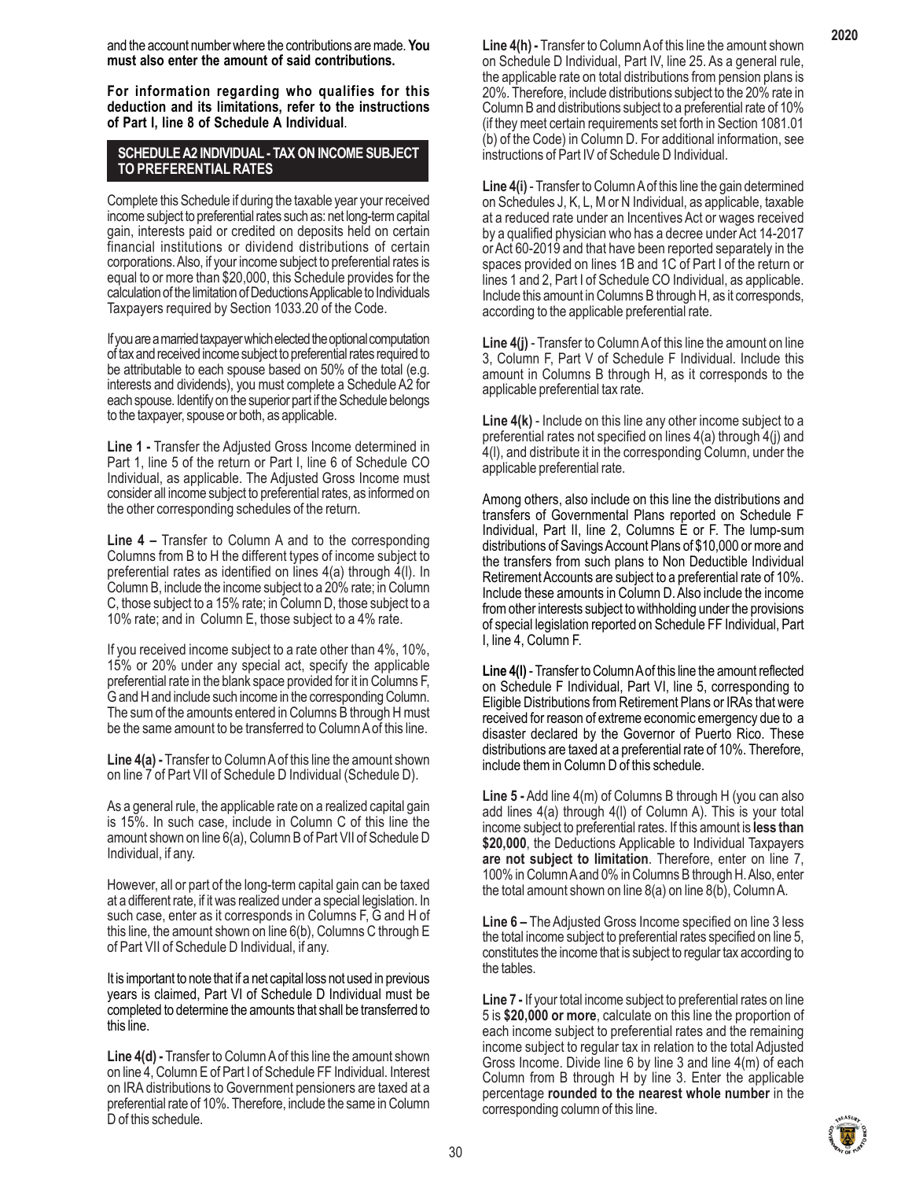and the account number where the contributions are made. **You must also enter the amount of said contributions.**

**For information regarding who qualifies for this deduction and its limitations, refer to the instructions of Part I, line 8 of Schedule A Individual**.

## SCHEDULE A2 INDIVIDUAL - TAX ON INCOME SUBJECT TO PREFERENTIAL RATES

Complete this Schedule if during the taxable year your received income subject to preferential rates such as: net long-term capital gain, interests paid or credited on deposits held on certain financial institutions or dividend distributions of certain corporations. Also, if your income subject to preferential rates is equal to or more than $20,000, this Schedule provides for the calculation of the limitation of Deductions Applicable to Individuals Taxpayers required by Section 1033.20 of the Code.

If you are a married taxpayer which elected the optional computation of tax and received income subject to preferential rates required to be attributable to each spouse based on 50% of the total (e.g. interests and dividends), you must complete a Schedule A2 for each spouse. Identify on the superior part if the Schedule belongs to the taxpayer, spouse or both, as applicable.

**Line 1 -** Transfer the Adjusted Gross Income determined in Part 1, line 5 of the return or Part I, line 6 of Schedule CO Individual, as applicable. The Adjusted Gross Income must consider all income subject to preferential rates, as informed on the other corresponding schedules of the return.

**Line 4 –** Transfer to Column A and to the corresponding Columns from B to H the different types of income subject to preferential rates as identified on lines 4(a) through 4(l). In Column B, include the income subject to a 20% rate; in Column C, those subject to a 15% rate; in Column D, those subject to a 10% rate; and in Column E, those subject to a 4% rate.

If you received income subject to a rate other than 4%, 10%, 15% or 20% under any special act, specify the applicable preferential rate in the blank space provided for it in Columns F, G and H and include such income in the corresponding Column. The sum of the amounts entered in Columns B through H must be the same amount to be transferred to Column A of this line.

**Line 4(a) -** Transfer to Column A of this line the amount shown on line 7 of Part VII of Schedule D Individual (Schedule D).

As a general rule, the applicable rate on a realized capital gain is 15%. In such case, include in Column C of this line the amount shown on line 6(a), Column B of Part VII of Schedule D Individual, if any.

However, all or part of the long-term capital gain can be taxed at a different rate, if it was realized under a special legislation. In such case, enter as it corresponds in Columns F, G and H of this line, the amount shown on line 6(b), Columns C through E of Part VII of Schedule D Individual, if any.

It is important to note that if a net capital loss not used in previous years is claimed, Part VI of Schedule D Individual must be completed to determine the amounts that shall be transferred to this line.

**Line 4(d) -** Transfer to Column A of this line the amount shown on line 4, Column E of Part I of Schedule FF Individual. Interest on IRA distributions to Government pensioners are taxed at a preferential rate of 10%. Therefore, include the same in Column D of this schedule.

**Line 4(h) -** Transfer to Column A of this line the amount shown on Schedule D Individual, Part IV, line 25. As a general rule, the applicable rate on total distributions from pension plans is 20%. Therefore, include distributions subject to the 20% rate in Column B and distributions subject to a preferential rate of 10% (if they meet certain requirements set forth in Section 1081.01 (b) of the Code) in Column D. For additional information, see instructions of Part IV of Schedule D Individual.

**Line 4(i)** - Transfer to Column A of this line the gain determined on Schedules J, K, L, M or N Individual, as applicable, taxable at a reduced rate under an Incentives Act or wages received by a qualified physician who has a decree under Act 14-2017 or Act 60-2019 and that have been reported separately in the spaces provided on lines 1B and 1C of Part I of the return or lines 1 and 2, Part I of Schedule CO Individual, as applicable. Include this amount in Columns B through H, as it corresponds, according to the applicable preferential rate.

**Line 4(j)** - Transfer to Column A of this line the amount on line 3, Column F, Part V of Schedule F Individual. Include this amount in Columns B through H, as it corresponds to the applicable preferential tax rate.

**Line 4(k)** - Include on this line any other income subject to a preferential rates not specified on lines 4(a) through 4(j) and 4(l), and distribute it in the corresponding Column, under the applicable preferential rate.

Among others, also include on this line the distributions and transfers of Governmental Plans reported on Schedule F Individual, Part II, line 2, Columns E or F. The lump-sum distributions of Savings Account Plans of $10,000 or more and the transfers from such plans to Non Deductible Individual Retirement Accounts are subject to a preferential rate of 10%. Include these amounts in Column D. Also include the income from other interests subject to withholding under the provisions of special legislation reported on Schedule FF Individual, Part I, line 4, Column F.

**Line 4(l)** - Transfer to Column A of this line the amount reflected on Schedule F Individual, Part VI, line 5, corresponding to Eligible Distributions from Retirement Plans or IRAs that were received for reason of extreme economic emergency due to a disaster declared by the Governor of Puerto Rico. These distributions are taxed at a preferential rate of 10%. Therefore, include them in Column D of this schedule.

**Line 5 -** Add line 4(m) of Columns B through H (you can also add lines 4(a) through 4(l) of Column A). This is your total income subject to preferential rates. If this amount is **less than $20,000**, the Deductions Applicable to Individual Taxpayers **are not subject to limitation**. Therefore, enter on line 7, 100% in Column A and 0% in Columns B through H. Also, enter the total amount shown on line 8(a) on line 8(b), Column A.

**Line 6 –** The Adjusted Gross Income specified on line 3 less the total income subject to preferential rates specified on line 5, constitutes the income that is subject to regular tax according to the tables.

**Line 7 -** If your total income subject to preferential rates on line 5 is **$20,000 or more**, calculate on this line the proportion of each income subject to preferential rates and the remaining income subject to regular tax in relation to the total Adjusted Gross Income. Divide line 6 by line 3 and line 4(m) of each Column from B through H by line 3. Enter the applicable percentage **rounded to the nearest whole number** in the corresponding column of this line.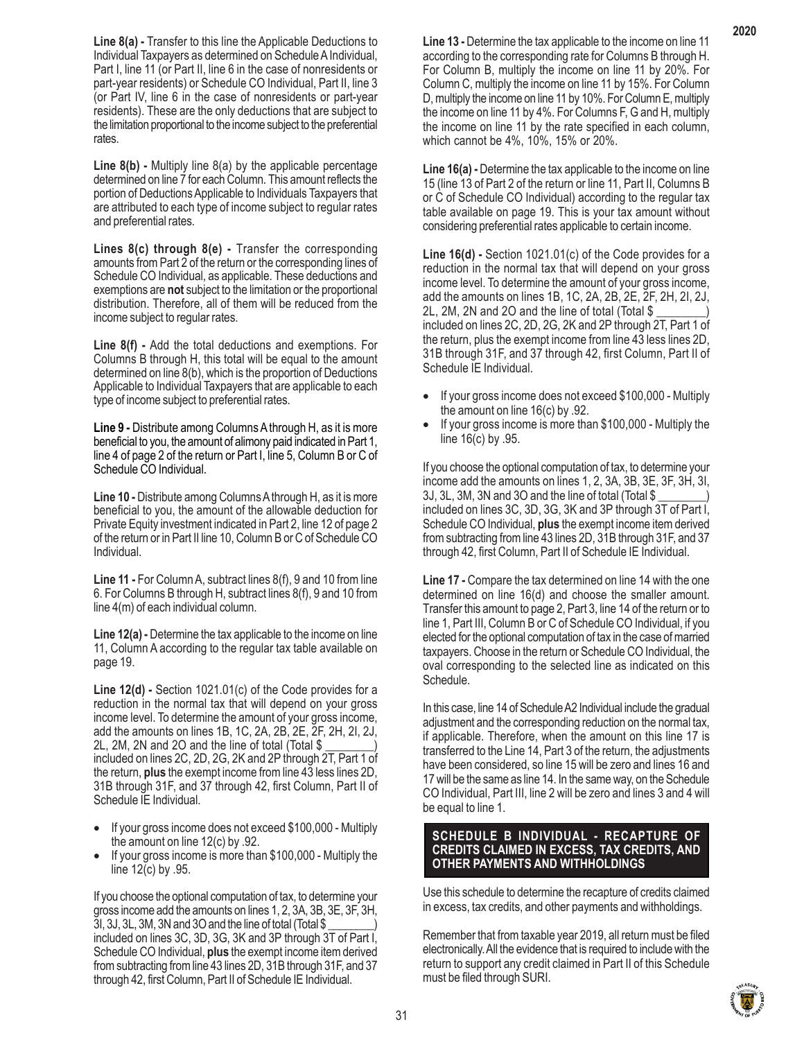**Line 8(a) -** Transfer to this line the Applicable Deductions to Individual Taxpayers as determined on Schedule A Individual, Part I, line 11 (or Part II, line 6 in the case of nonresidents or part-year residents) or Schedule CO Individual, Part II, line 3 (or Part IV, line 6 in the case of nonresidents or part-year residents). These are the only deductions that are subject to the limitation proportional to the income subject to the preferential rates.

**Line 8(b) -** Multiply line 8(a) by the applicable percentage determined on line 7 for each Column. This amount reflects the portion of Deductions Applicable to Individuals Taxpayers that are attributed to each type of income subject to regular rates and preferential rates.

**Lines 8(c) through 8(e) -** Transfer the corresponding amounts from Part 2 of the return or the corresponding lines of Schedule CO Individual, as applicable. These deductions and exemptions are **not** subject to the limitation or the proportional distribution. Therefore, all of them will be reduced from the income subject to regular rates.

**Line 8(f) -** Add the total deductions and exemptions. For Columns B through H, this total will be equal to the amount determined on line 8(b), which is the proportion of Deductions Applicable to Individual Taxpayers that are applicable to each type of income subject to preferential rates.

**Line 9 -** Distribute among Columns A through H, as it is more beneficial to you, the amount of alimony paid indicated in Part 1, line 4 of page 2 of the return or Part I, line 5, Column B or C of Schedule CO Individual.

**Line 10 -** Distribute among Columns A through H, as it is more beneficial to you, the amount of the allowable deduction for Private Equity investment indicated in Part 2, line 12 of page 2 of the return or in Part II line 10, Column B or C of Schedule CO Individual.

**Line 11 -** For Column A, subtract lines 8(f), 9 and 10 from line 6. For Columns B through H, subtract lines 8(f), 9 and 10 from line 4(m) of each individual column.

**Line 12(a) -** Determine the tax applicable to the income on line 11, Column A according to the regular tax table available on page 19.

**Line 12(d) -** Section 1021.01(c) of the Code provides for a reduction in the normal tax that will depend on your gross income level. To determine the amount of your gross income, add the amounts on lines 1B, 1C, 2A, 2B, 2E, 2F, 2H, 2I, 2J, 2L, 2M, 2N and 2O and the line of total (Total $ ________) included on lines 2C, 2D, 2G, 2K and 2P through 2T, Part 1 of the return, **plus** the exempt income from line 43 less lines 2D, 31B through 31F, and 37 through 42, first Column, Part II of Schedule IE Individual.

- If your gross income does not exceed $100,000 - Multiply the amount on line 12(c) by .92.
- If your gross income is more than $100,000 - Multiply the line 12(c) by .95.

If you choose the optional computation of tax, to determine your gross income add the amounts on lines 1, 2, 3A, 3B, 3E, 3F, 3H, 3I, 3J, 3L, 3M, 3N and 3O and the line of total (Total $ ________) included on lines 3C, 3D, 3G, 3K and 3P through 3T of Part I, Schedule CO Individual, **plus** the exempt income item derived from subtracting from line 43 lines 2D, 31B through 31F, and 37 through 42, first Column, Part II of Schedule IE Individual.

**Line 13 -** Determine the tax applicable to the income on line 11 according to the corresponding rate for Columns B through H. For Column B, multiply the income on line 11 by 20%. For Column C, multiply the income on line 11 by 15%. For Column D, multiply the income on line 11 by 10%. For Column E, multiply the income on line 11 by 4%. For Columns F, G and H, multiply the income on line 11 by the rate specified in each column, which cannot be 4%, 10%, 15% or 20%.

**Line 16(a) -** Determine the tax applicable to the income on line 15 (line 13 of Part 2 of the return or line 11, Part II, Columns B or C of Schedule CO Individual) according to the regular tax table available on page 19. This is your tax amount without considering preferential rates applicable to certain income.

**Line 16(d) -** Section 1021.01(c) of the Code provides for a reduction in the normal tax that will depend on your gross income level. To determine the amount of your gross income, add the amounts on lines 1B, 1C, 2A, 2B, 2E, 2F, 2H, 2I, 2J, 2L, 2M, 2N and 2O and the line of total (Total $ ________) included on lines 2C, 2D, 2G, 2K and 2P through 2T, Part 1 of the return, plus the exempt income from line 43 less lines 2D, 31B through 31F, and 37 through 42, first Column, Part II of Schedule IE Individual.

- If your gross income does not exceed $100,000 - Multiply the amount on line 16(c) by .92.
- If your gross income is more than $100,000 - Multiply the line 16(c) by .95.

If you choose the optional computation of tax, to determine your income add the amounts on lines 1, 2, 3A, 3B, 3E, 3F, 3H, 3I, 3J, 3L, 3M, 3N and 3O and the line of total (Total $ ________) included on lines 3C, 3D, 3G, 3K and 3P through 3T of Part I, Schedule CO Individual, **plus** the exempt income item derived from subtracting from line 43 lines 2D, 31B through 31F, and 37 through 42, first Column, Part II of Schedule IE Individual.

**Line 17 -** Compare the tax determined on line 14 with the one determined on line 16(d) and choose the smaller amount. Transfer this amount to page 2, Part 3, line 14 of the return or to line 1, Part III, Column B or C of Schedule CO Individual, if you elected for the optional computation of tax in the case of married taxpayers. Choose in the return or Schedule CO Individual, the oval corresponding to the selected line as indicated on this Schedule.

In this case, line 14 of Schedule A2 Individual include the gradual adjustment and the corresponding reduction on the normal tax, if applicable. Therefore, when the amount on this line 17 is transferred to the Line 14, Part 3 of the return, the adjustments have been considered, so line 15 will be zero and lines 16 and 17 will be the same as line 14. In the same way, on the Schedule CO Individual, Part III, line 2 will be zero and lines 3 and 4 will be equal to line 1.

## SCHEDULE B INDIVIDUAL - RECAPTURE OF CREDITS CLAIMED IN EXCESS, TAX CREDITS, AND OTHER PAYMENTS AND WITHHOLDINGS

Use this schedule to determine the recapture of credits claimed in excess, tax credits, and other payments and withholdings.

Remember that from taxable year 2019, all return must be filed electronically. All the evidence that is required to include with the return to support any credit claimed in Part II of this Schedule must be filed through SURI.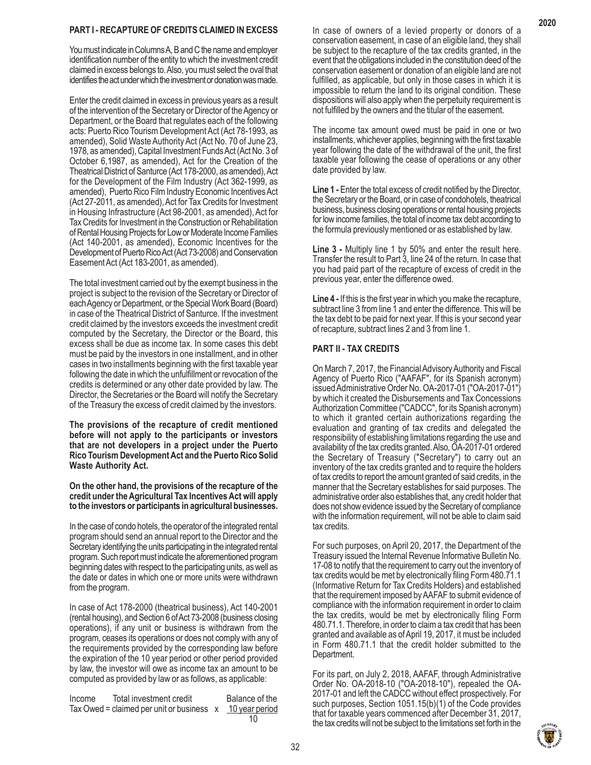## PART I - RECAPTURE OF CREDITS CLAIMED IN EXCESS

You must indicate in Columns A, B and C the name and employer identification number of the entity to which the investment credit claimed in excess belongs to. Also, you must select the oval that identifies the act under which the investment or donation was made.

Enter the credit claimed in excess in previous years as a result of the intervention of the Secretary or Director of the Agency or Department, or the Board that regulates each of the following acts: Puerto Rico Tourism Development Act (Act 78-1993, as amended), Solid Waste Authority Act (Act No. 70 of June 23, 1978, as amended), Capital Investment Funds Act (Act No. 3 of October 6,1987, as amended), Act for the Creation of the Theatrical District of Santurce (Act 178-2000, as amended), Act for the Development of the Film Industry (Act 362-1999, as amended), Puerto Rico Film Industry Economic Incentives Act (Act 27-2011, as amended), Act for Tax Credits for Investment in Housing Infrastructure (Act 98-2001, as amended), Act for Tax Credits for Investment in the Construction or Rehabilitation of Rental Housing Projects for Low or Moderate Income Families (Act 140-2001, as amended), Economic Incentives for the Development of Puerto Rico Act (Act 73-2008) and Conservation Easement Act (Act 183-2001, as amended).

The total investment carried out by the exempt business in the project is subject to the revision of the Secretary or Director of each Agency or Department, or the Special Work Board (Board) in case of the Theatrical District of Santurce. If the investment credit claimed by the investors exceeds the investment credit computed by the Secretary, the Director or the Board, this excess shall be due as income tax. In some cases this debt must be paid by the investors in one installment, and in other cases in two installments beginning with the first taxable year following the date in which the unfulfillment or revocation of the credits is determined or any other date provided by law. The Director, the Secretaries or the Board will notify the Secretary of the Treasury the excess of credit claimed by the investors.

**The provisions of the recapture of credit mentioned before will not apply to the participants or investors that are not developers in a project under the Puerto Rico Tourism Development Act and the Puerto Rico Solid Waste Authority Act.**

**On the other hand, the provisions of the recapture of the credit under the Agricultural Tax Incentives Act will apply to the investors or participants in agricultural businesses.**

In the case of condo hotels, the operator of the integrated rental program should send an annual report to the Director and the Secretary identifying the units participating in the integrated rental program. Such report must indicate the aforementioned program beginning dates with respect to the participating units, as well as the date or dates in which one or more units were withdrawn from the program.

In case of Act 178-2000 (theatrical business), Act 140-2001 (rental housing), and Section 6 of Act 73-2008 (business closing operations), if any unit or business is withdrawn from the program, ceases its operations or does not comply with any of the requirements provided by the corresponding law before the expiration of the 10 year period or other period provided by law, the investor will owe as income tax an amount to be computed as provided by law or as follows, as applicable:

$$\text{Income Tax Owed} = \text{Total investment credit claimed per unit or business} \times \frac{\text{Balance of the 10 year period}}{10}$$

In case of owners of a levied property or donors of a conservation easement, in case of an eligible land, they shall be subject to the recapture of the tax credits granted, in the event that the obligations included in the constitution deed of the conservation easement or donation of an eligible land are not fulfilled, as applicable, but only in those cases in which it is impossible to return the land to its original condition. These dispositions will also apply when the perpetuity requirement is not fulfilled by the owners and the titular of the easement.

The income tax amount owed must be paid in one or two installments, whichever applies, beginning with the first taxable year following the date of the withdrawal of the unit, the first taxable year following the cease of operations or any other date provided by law.

**Line 1 -** Enter the total excess of credit notified by the Director, the Secretary or the Board, or in case of condohotels, theatrical business, business closing operations or rental housing projects for low income families, the total of income tax debt according to the formula previously mentioned or as established by law.

**Line 3 -** Multiply line 1 by 50% and enter the result here. Transfer the result to Part 3, line 24 of the return. In case that you had paid part of the recapture of excess of credit in the previous year, enter the difference owed.

**Line 4 -** If this is the first year in which you make the recapture, subtract line 3 from line 1 and enter the difference. This will be the tax debt to be paid for next year. If this is your second year of recapture, subtract lines 2 and 3 from line 1.

## PART II - TAX CREDITS

On March 7, 2017, the Financial Advisory Authority and Fiscal Agency of Puerto Rico ("AAFAF", for its Spanish acronym) issued Administrative Order No. OA-2017-01 ("OA-2017-01") by which it created the Disbursements and Tax Concessions Authorization Committee ("CADCC", for its Spanish acronym) to which it granted certain authorizations regarding the evaluation and granting of tax credits and delegated the responsibility of establishing limitations regarding the use and availability of the tax credits granted. Also, OA-2017-01 ordered the Secretary of Treasury ("Secretary") to carry out an inventory of the tax credits granted and to require the holders of tax credits to report the amount granted of said credits, in the manner that the Secretary establishes for said purposes. The administrative order also establishes that, any credit holder that does not show evidence issued by the Secretary of compliance with the information requirement, will not be able to claim said tax credits.

For such purposes, on April 20, 2017, the Department of the Treasury issued the Internal Revenue Informative Bulletin No. 17-08 to notify that the requirement to carry out the inventory of tax credits would be met by electronically filing Form 480.71.1 (Informative Return for Tax Credits Holders) and established that the requirement imposed by AAFAF to submit evidence of compliance with the information requirement in order to claim the tax credits, would be met by electronically filing Form 480.71.1. Therefore, in order to claim a tax credit that has been granted and available as of April 19, 2017, it must be included in Form 480.71.1 that the credit holder submitted to the Department.

For its part, on July 2, 2018, AAFAF, through Administrative Order No. OA-2018-10 ("OA-2018-10"), repealed the OA-2017-01 and left the CADCC without effect prospectively. For such purposes, Section 1051.15(b)(1) of the Code provides that for taxable years commenced after December 31, 2017, the tax credits will not be subject to the limitations set forth in the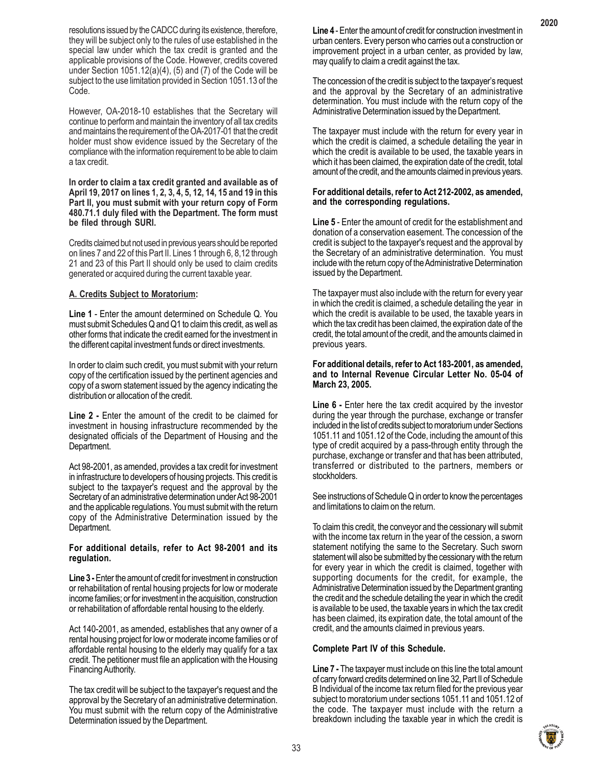resolutions issued by the CADCC during its existence, therefore, they will be subject only to the rules of use established in the special law under which the tax credit is granted and the applicable provisions of the Code. However, credits covered under Section 1051.12(a)(4), (5) and (7) of the Code will be subject to the use limitation provided in Section 1051.13 of the Code.

However, OA-2018-10 establishes that the Secretary will continue to perform and maintain the inventory of all tax credits and maintains the requirement of the OA-2017-01 that the credit holder must show evidence issued by the Secretary of the compliance with the information requirement to be able to claim a tax credit.

**In order to claim a tax credit granted and available as of April 19, 2017 on lines 1, 2, 3, 4, 5, 12, 14, 15 and 19 in this Part II, you must submit with your return copy of Form 480.71.1 duly filed with the Department. The form must be filed through SURI.**

Credits claimed but not used in previous years should be reported on lines 7 and 22 of this Part II. Lines 1 through 6, 8,12 through 21 and 23 of this Part II should only be used to claim credits generated or acquired during the current taxable year.

**A. Credits Subject to Moratorium:**

**Line 1** - Enter the amount determined on Schedule Q. You must submit Schedules Q and Q1 to claim this credit, as well as other forms that indicate the credit earned for the investment in the different capital investment funds or direct investments.

In order to claim such credit, you must submit with your return copy of the certification issued by the pertinent agencies and copy of a sworn statement issued by the agency indicating the distribution or allocation of the credit.

**Line 2 -** Enter the amount of the credit to be claimed for investment in housing infrastructure recommended by the designated officials of the Department of Housing and the Department.

Act 98-2001, as amended, provides a tax credit for investment in infrastructure to developers of housing projects. This credit is subject to the taxpayer's request and the approval by the Secretary of an administrative determination under Act 98-2001 and the applicable regulations. You must submit with the return copy of the Administrative Determination issued by the Department.

**For additional details, refer to Act 98-2001 and its regulation.**

**Line 3 -** Enter the amount of credit for investment in construction or rehabilitation of rental housing projects for low or moderate income families; or for investment in the acquisition, construction or rehabilitation of affordable rental housing to the elderly.

Act 140-2001, as amended, establishes that any owner of a rental housing project for low or moderate income families or of affordable rental housing to the elderly may qualify for a tax credit. The petitioner must file an application with the Housing Financing Authority.

The tax credit will be subject to the taxpayer's request and the approval by the Secretary of an administrative determination. You must submit with the return copy of the Administrative Determination issued by the Department.

**Line 4** - Enter the amount of credit for construction investment in urban centers. Every person who carries out a construction or improvement project in a urban center, as provided by law, may qualify to claim a credit against the tax.

The concession of the credit is subject to the taxpayer's request and the approval by the Secretary of an administrative determination. You must include with the return copy of the Administrative Determination issued by the Department.

The taxpayer must include with the return for every year in which the credit is claimed, a schedule detailing the year in which the credit is available to be used, the taxable years in which it has been claimed, the expiration date of the credit, total amount of the credit, and the amounts claimed in previous years.

**For additional details, refer to Act 212-2002, as amended, and the corresponding regulations.**

**Line 5** - Enter the amount of credit for the establishment and donation of a conservation easement. The concession of the credit is subject to the taxpayer's request and the approval by the Secretary of an administrative determination. You must include with the return copy of the Administrative Determination issued by the Department.

The taxpayer must also include with the return for every year in which the credit is claimed, a schedule detailing the year in which the credit is available to be used, the taxable years in which the tax credit has been claimed, the expiration date of the credit, the total amount of the credit, and the amounts claimed in previous years.

**For additional details, refer to Act 183-2001, as amended, and to Internal Revenue Circular Letter No. 05-04 of March 23, 2005.**

**Line 6 -** Enter here the tax credit acquired by the investor during the year through the purchase, exchange or transfer included in the list of credits subject to moratorium under Sections 1051.11 and 1051.12 of the Code, including the amount of this type of credit acquired by a pass-through entity through the purchase, exchange or transfer and that has been attributed, transferred or distributed to the partners, members or stockholders.

See instructions of Schedule Q in order to know the percentages and limitations to claim on the return.

To claim this credit, the conveyor and the cessionary will submit with the income tax return in the year of the cession, a sworn statement notifying the same to the Secretary. Such sworn statement will also be submitted by the cessionary with the return for every year in which the credit is claimed, together with supporting documents for the credit, for example, the Administrative Determination issued by the Department granting the credit and the schedule detailing the year in which the credit is available to be used, the taxable years in which the tax credit has been claimed, its expiration date, the total amount of the credit, and the amounts claimed in previous years.

**Complete Part IV of this Schedule.**

**Line 7 -** The taxpayer must include on this line the total amount of carry forward credits determined on line 32, Part II of Schedule B Individual of the income tax return filed for the previous year subject to moratorium under sections 1051.11 and 1051.12 of the code. The taxpayer must include with the return a breakdown including the taxable year in which the credit is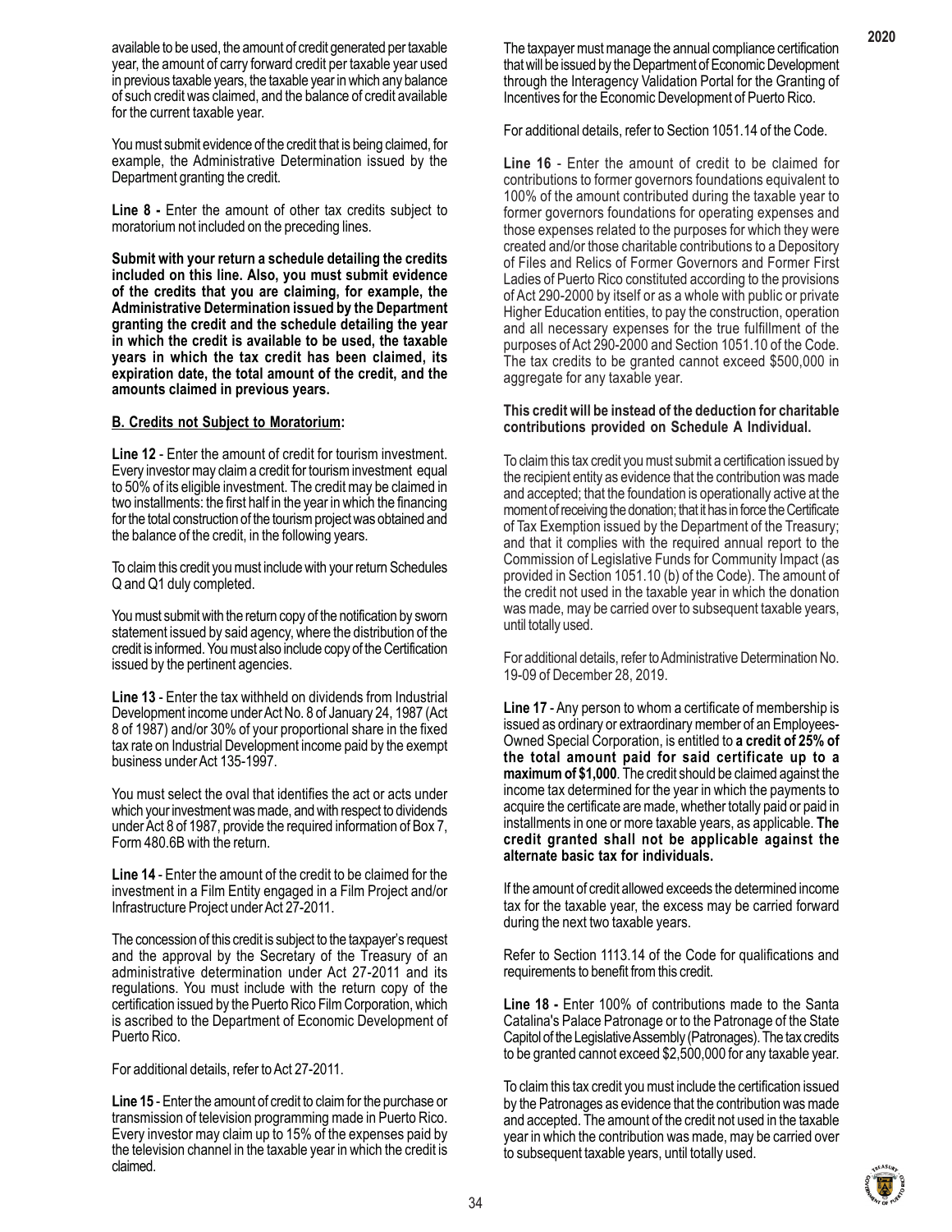available to be used, the amount of credit generated per taxable year, the amount of carry forward credit per taxable year used in previous taxable years, the taxable year in which any balance of such credit was claimed, and the balance of credit available for the current taxable year.

You must submit evidence of the credit that is being claimed, for example, the Administrative Determination issued by the Department granting the credit.

**Line 8 -** Enter the amount of other tax credits subject to moratorium not included on the preceding lines.

**Submit with your return a schedule detailing the credits included on this line. Also, you must submit evidence of the credits that you are claiming, for example, the Administrative Determination issued by the Department granting the credit and the schedule detailing the year in which the credit is available to be used, the taxable years in which the tax credit has been claimed, its expiration date, the total amount of the credit, and the amounts claimed in previous years.**

**B. Credits not Subject to Moratorium:**

**Line 12** - Enter the amount of credit for tourism investment. Every investor may claim a credit for tourism investment equal to 50% of its eligible investment. The credit may be claimed in two installments: the first half in the year in which the financing for the total construction of the tourism project was obtained and the balance of the credit, in the following years.

To claim this credit you must include with your return Schedules Q and Q1 duly completed.

You must submit with the return copy of the notification by sworn statement issued by said agency, where the distribution of the credit is informed. You must also include copy of the Certification issued by the pertinent agencies.

**Line 13** - Enter the tax withheld on dividends from Industrial Development income under Act No. 8 of January 24, 1987 (Act 8 of 1987) and/or 30% of your proportional share in the fixed tax rate on Industrial Development income paid by the exempt business under Act 135-1997.

You must select the oval that identifies the act or acts under which your investment was made, and with respect to dividends under Act 8 of 1987, provide the required information of Box 7, Form 480.6B with the return.

**Line 14** - Enter the amount of the credit to be claimed for the investment in a Film Entity engaged in a Film Project and/or Infrastructure Project under Act 27-2011.

The concession of this credit is subject to the taxpayer's request and the approval by the Secretary of the Treasury of an administrative determination under Act 27-2011 and its regulations. You must include with the return copy of the certification issued by the Puerto Rico Film Corporation, which is ascribed to the Department of Economic Development of Puerto Rico.

For additional details, refer to Act 27-2011.

**Line 15** - Enter the amount of credit to claim for the purchase or transmission of television programming made in Puerto Rico. Every investor may claim up to 15% of the expenses paid by the television channel in the taxable year in which the credit is claimed.

The taxpayer must manage the annual compliance certification that will be issued by the Department of Economic Development through the Interagency Validation Portal for the Granting of Incentives for the Economic Development of Puerto Rico.

For additional details, refer to Section 1051.14 of the Code.

**Line 16** - Enter the amount of credit to be claimed for contributions to former governors foundations equivalent to 100% of the amount contributed during the taxable year to former governors foundations for operating expenses and those expenses related to the purposes for which they were created and/or those charitable contributions to a Depository of Files and Relics of Former Governors and Former First Ladies of Puerto Rico constituted according to the provisions of Act 290-2000 by itself or as a whole with public or private Higher Education entities, to pay the construction, operation and all necessary expenses for the true fulfillment of the purposes of Act 290-2000 and Section 1051.10 of the Code. The tax credits to be granted cannot exceed $500,000 in aggregate for any taxable year.

**This credit will be instead of the deduction for charitable contributions provided on Schedule A Individual.**

To claim this tax credit you must submit a certification issued by the recipient entity as evidence that the contribution was made and accepted; that the foundation is operationally active at the moment of receiving the donation; that it has in force the Certificate of Tax Exemption issued by the Department of the Treasury; and that it complies with the required annual report to the Commission of Legislative Funds for Community Impact (as provided in Section 1051.10 (b) of the Code). The amount of the credit not used in the taxable year in which the donation was made, may be carried over to subsequent taxable years, until totally used.

For additional details, refer to Administrative Determination No. 19-09 of December 28, 2019.

**Line 17** - Any person to whom a certificate of membership is issued as ordinary or extraordinary member of an Employees-Owned Special Corporation, is entitled to **a credit of 25% of the total amount paid for said certificate up to a maximum of $1,000**. The credit should be claimed against the income tax determined for the year in which the payments to acquire the certificate are made, whether totally paid or paid in installments in one or more taxable years, as applicable. **The credit granted shall not be applicable against the alternate basic tax for individuals.**

If the amount of credit allowed exceeds the determined income tax for the taxable year, the excess may be carried forward during the next two taxable years.

Refer to Section 1113.14 of the Code for qualifications and requirements to benefit from this credit.

**Line 18 -** Enter 100% of contributions made to the Santa Catalina's Palace Patronage or to the Patronage of the State Capitol of the Legislative Assembly (Patronages). The tax credits to be granted cannot exceed $2,500,000 for any taxable year.

To claim this tax credit you must include the certification issued by the Patronages as evidence that the contribution was made and accepted. The amount of the credit not used in the taxable year in which the contribution was made, may be carried over to subsequent taxable years, until totally used.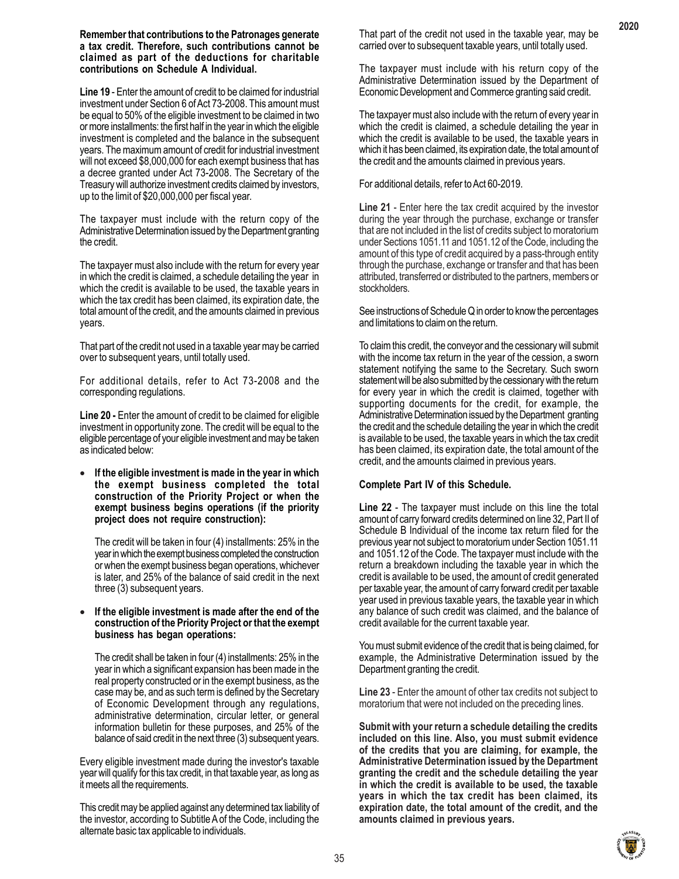**Remember that contributions to the Patronages generate a tax credit. Therefore, such contributions cannot be claimed as part of the deductions for charitable contributions on Schedule A Individual.**

**Line 19** - Enter the amount of credit to be claimed for industrial investment under Section 6 of Act 73-2008. This amount must be equal to 50% of the eligible investment to be claimed in two or more installments: the first half in the year in which the eligible investment is completed and the balance in the subsequent years. The maximum amount of credit for industrial investment will not exceed $8,000,000 for each exempt business that has a decree granted under Act 73-2008. The Secretary of the Treasury will authorize investment credits claimed by investors, up to the limit of $20,000,000 per fiscal year.

The taxpayer must include with the return copy of the Administrative Determination issued by the Department granting the credit.

The taxpayer must also include with the return for every year in which the credit is claimed, a schedule detailing the year in which the credit is available to be used, the taxable years in which the tax credit has been claimed, its expiration date, the total amount of the credit, and the amounts claimed in previous years.

That part of the credit not used in a taxable year may be carried over to subsequent years, until totally used.

For additional details, refer to Act 73-2008 and the corresponding regulations.

**Line 20 -** Enter the amount of credit to be claimed for eligible investment in opportunity zone. The credit will be equal to the eligible percentage of your eligible investment and may be taken as indicated below:

- **If the eligible investment is made in the year in which the exempt business completed the total construction of the Priority Project or when the exempt business begins operations (if the priority project does not require construction):**

  The credit will be taken in four (4) installments: 25% in the year in which the exempt business completed the construction or when the exempt business began operations, whichever is later, and 25% of the balance of said credit in the next three (3) subsequent years.

- **If the eligible investment is made after the end of the construction of the Priority Project or that the exempt business has began operations:**

  The credit shall be taken in four (4) installments: 25% in the year in which a significant expansion has been made in the real property constructed or in the exempt business, as the case may be, and as such term is defined by the Secretary of Economic Development through any regulations, administrative determination, circular letter, or general information bulletin for these purposes, and 25% of the balance of said credit in the next three (3) subsequent years.

Every eligible investment made during the investor's taxable year will qualify for this tax credit, in that taxable year, as long as it meets all the requirements.

This credit may be applied against any determined tax liability of the investor, according to Subtitle A of the Code, including the alternate basic tax applicable to individuals.

That part of the credit not used in the taxable year, may be carried over to subsequent taxable years, until totally used.

The taxpayer must include with his return copy of the Administrative Determination issued by the Department of Economic Development and Commerce granting said credit.

The taxpayer must also include with the return of every year in which the credit is claimed, a schedule detailing the year in which the credit is available to be used, the taxable years in which it has been claimed, its expiration date, the total amount of the credit and the amounts claimed in previous years.

For additional details, refer to Act 60-2019.

**Line 21** - Enter here the tax credit acquired by the investor during the year through the purchase, exchange or transfer that are not included in the list of credits subject to moratorium under Sections 1051.11 and 1051.12 of the Code, including the amount of this type of credit acquired by a pass-through entity through the purchase, exchange or transfer and that has been attributed, transferred or distributed to the partners, members or stockholders.

See instructions of Schedule Q in order to know the percentages and limitations to claim on the return.

To claim this credit, the conveyor and the cessionary will submit with the income tax return in the year of the cession, a sworn statement notifying the same to the Secretary. Such sworn statement will be also submitted by the cessionary with the return for every year in which the credit is claimed, together with supporting documents for the credit, for example, the Administrative Determination issued by the Department granting the credit and the schedule detailing the year in which the credit is available to be used, the taxable years in which the tax credit has been claimed, its expiration date, the total amount of the credit, and the amounts claimed in previous years.

**Complete Part IV of this Schedule.**

**Line 22** - The taxpayer must include on this line the total amount of carry forward credits determined on line 32, Part II of Schedule B Individual of the income tax return filed for the previous year not subject to moratorium under Section 1051.11 and 1051.12 of the Code. The taxpayer must include with the return a breakdown including the taxable year in which the credit is available to be used, the amount of credit generated per taxable year, the amount of carry forward credit per taxable year used in previous taxable years, the taxable year in which any balance of such credit was claimed, and the balance of credit available for the current taxable year.

You must submit evidence of the credit that is being claimed, for example, the Administrative Determination issued by the Department granting the credit.

**Line 23** - Enter the amount of other tax credits not subject to moratorium that were not included on the preceding lines.

**Submit with your return a schedule detailing the credits included on this line. Also, you must submit evidence of the credits that you are claiming, for example, the Administrative Determination issued by the Department granting the credit and the schedule detailing the year in which the credit is available to be used, the taxable years in which the tax credit has been claimed, its expiration date, the total amount of the credit, and the amounts claimed in previous years.**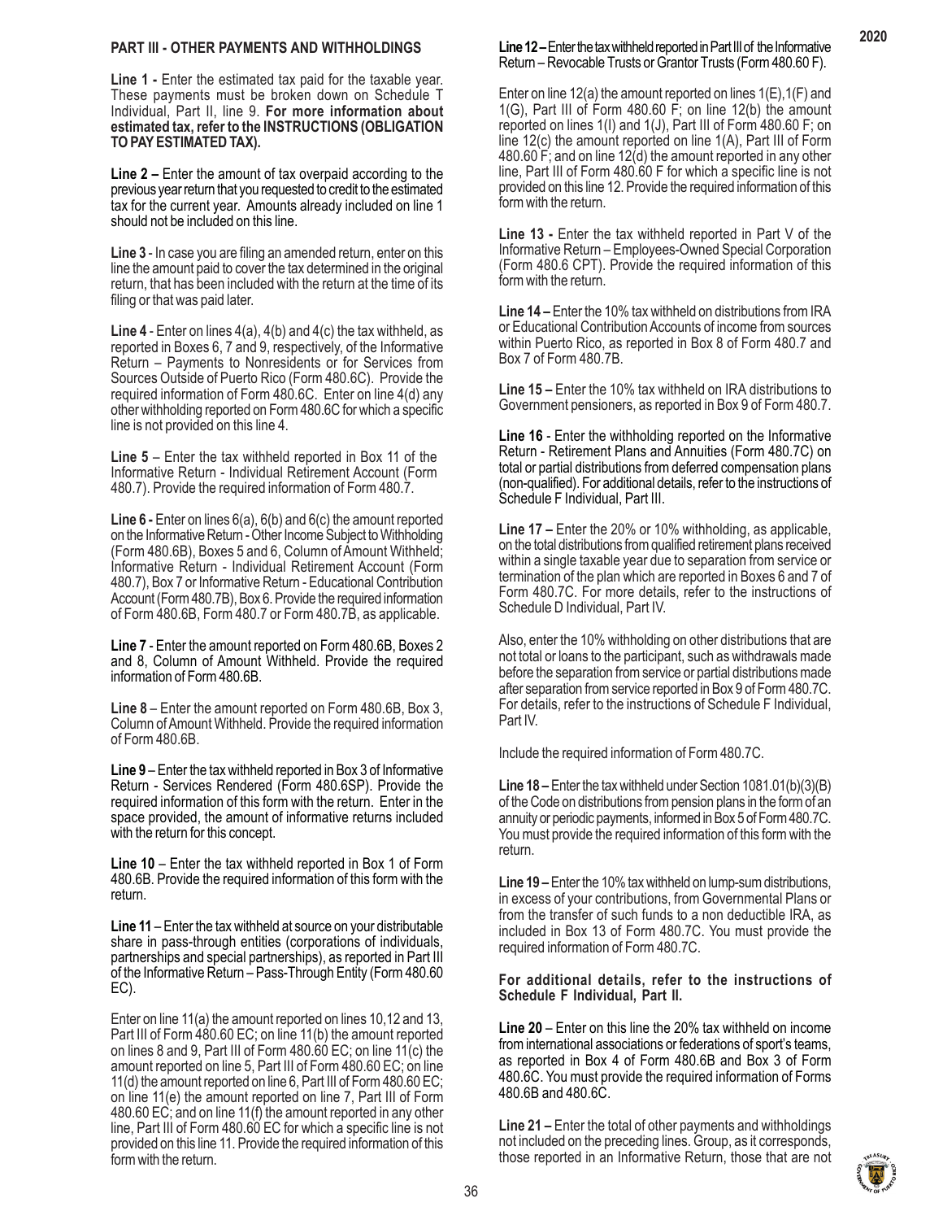## PART III - OTHER PAYMENTS AND WITHHOLDINGS

**Line 1 -** Enter the estimated tax paid for the taxable year. These payments must be broken down on Schedule T Individual, Part II, line 9. **For more information about estimated tax, refer to the INSTRUCTIONS (OBLIGATION TO PAY ESTIMATED TAX).**

**Line 2 –** Enter the amount of tax overpaid according to the previous year return that you requested to credit to the estimated tax for the current year. Amounts already included on line 1 should not be included on this line.

**Line 3** - In case you are filing an amended return, enter on this line the amount paid to cover the tax determined in the original return, that has been included with the return at the time of its filing or that was paid later.

**Line 4** - Enter on lines 4(a), 4(b) and 4(c) the tax withheld, as reported in Boxes 6, 7 and 9, respectively, of the Informative Return – Payments to Nonresidents or for Services from Sources Outside of Puerto Rico (Form 480.6C). Provide the required information of Form 480.6C. Enter on line 4(d) any other withholding reported on Form 480.6C for which a specific line is not provided on this line 4.

**Line 5** – Enter the tax withheld reported in Box 11 of the Informative Return - Individual Retirement Account (Form 480.7). Provide the required information of Form 480.7.

**Line 6 -** Enter on lines 6(a), 6(b) and 6(c) the amount reported on the Informative Return - Other Income Subject to Withholding (Form 480.6B), Boxes 5 and 6, Column of Amount Withheld; Informative Return - Individual Retirement Account (Form 480.7), Box 7 or Informative Return - Educational Contribution Account (Form 480.7B), Box 6. Provide the required information of Form 480.6B, Form 480.7 or Form 480.7B, as applicable.

**Line 7** - Enter the amount reported on Form 480.6B, Boxes 2 and 8, Column of Amount Withheld. Provide the required information of Form 480.6B.

**Line 8** – Enter the amount reported on Form 480.6B, Box 3, Column of Amount Withheld. Provide the required information of Form 480.6B.

**Line 9** – Enter the tax withheld reported in Box 3 of Informative Return - Services Rendered (Form 480.6SP). Provide the required information of this form with the return. Enter in the space provided, the amount of informative returns included with the return for this concept.

**Line 10** – Enter the tax withheld reported in Box 1 of Form 480.6B. Provide the required information of this form with the return.

**Line 11** – Enter the tax withheld at source on your distributable share in pass-through entities (corporations of individuals, partnerships and special partnerships), as reported in Part III of the Informative Return – Pass-Through Entity (Form 480.60 EC).

Enter on line 11(a) the amount reported on lines 10,12 and 13, Part III of Form 480.60 EC; on line 11(b) the amount reported on lines 8 and 9, Part III of Form 480.60 EC; on line 11(c) the amount reported on line 5, Part III of Form 480.60 EC; on line 11(d) the amount reported on line 6, Part III of Form 480.60 EC; on line 11(e) the amount reported on line 7, Part III of Form 480.60 EC; and on line 11(f) the amount reported in any other line, Part III of Form 480.60 EC for which a specific line is not provided on this line 11. Provide the required information of this form with the return.

**Line 12 –** Enter the tax withheld reported in Part III of the Informative Return – Revocable Trusts or Grantor Trusts (Form 480.60 F).

Enter on line 12(a) the amount reported on lines 1(E),1(F) and 1(G), Part III of Form 480.60 F; on line 12(b) the amount reported on lines 1(I) and 1(J), Part III of Form 480.60 F; on line 12(c) the amount reported on line 1(A), Part III of Form 480.60 F; and on line 12(d) the amount reported in any other line, Part III of Form 480.60 F for which a specific line is not provided on this line 12. Provide the required information of this form with the return.

**Line 13 -** Enter the tax withheld reported in Part V of the Informative Return – Employees-Owned Special Corporation (Form 480.6 CPT). Provide the required information of this form with the return.

**Line 14 –** Enter the 10% tax withheld on distributions from IRA or Educational Contribution Accounts of income from sources within Puerto Rico, as reported in Box 8 of Form 480.7 and Box 7 of Form 480.7B.

**Line 15 –** Enter the 10% tax withheld on IRA distributions to Government pensioners, as reported in Box 9 of Form 480.7.

**Line 16** - Enter the withholding reported on the Informative Return - Retirement Plans and Annuities (Form 480.7C) on total or partial distributions from deferred compensation plans (non-qualified). For additional details, refer to the instructions of Schedule F Individual, Part III.

**Line 17 –** Enter the 20% or 10% withholding, as applicable, on the total distributions from qualified retirement plans received within a single taxable year due to separation from service or termination of the plan which are reported in Boxes 6 and 7 of Form 480.7C. For more details, refer to the instructions of Schedule D Individual, Part IV.

Also, enter the 10% withholding on other distributions that are not total or loans to the participant, such as withdrawals made before the separation from service or partial distributions made after separation from service reported in Box 9 of Form 480.7C. For details, refer to the instructions of Schedule F Individual, Part IV.

Include the required information of Form 480.7C.

**Line 18 –** Enter the tax withheld under Section 1081.01(b)(3)(B) of the Code on distributions from pension plans in the form of an annuity or periodic payments, informed in Box 5 of Form 480.7C. You must provide the required information of this form with the return.

**Line 19 –** Enter the 10% tax withheld on lump-sum distributions, in excess of your contributions, from Governmental Plans or from the transfer of such funds to a non deductible IRA, as included in Box 13 of Form 480.7C. You must provide the required information of Form 480.7C.

**For additional details, refer to the instructions of Schedule F Individual, Part II.**

**Line 20** – Enter on this line the 20% tax withheld on income from international associations or federations of sport's teams, as reported in Box 4 of Form 480.6B and Box 3 of Form 480.6C. You must provide the required information of Forms 480.6B and 480.6C.

**Line 21 –** Enter the total of other payments and withholdings not included on the preceding lines. Group, as it corresponds, those reported in an Informative Return, those that are not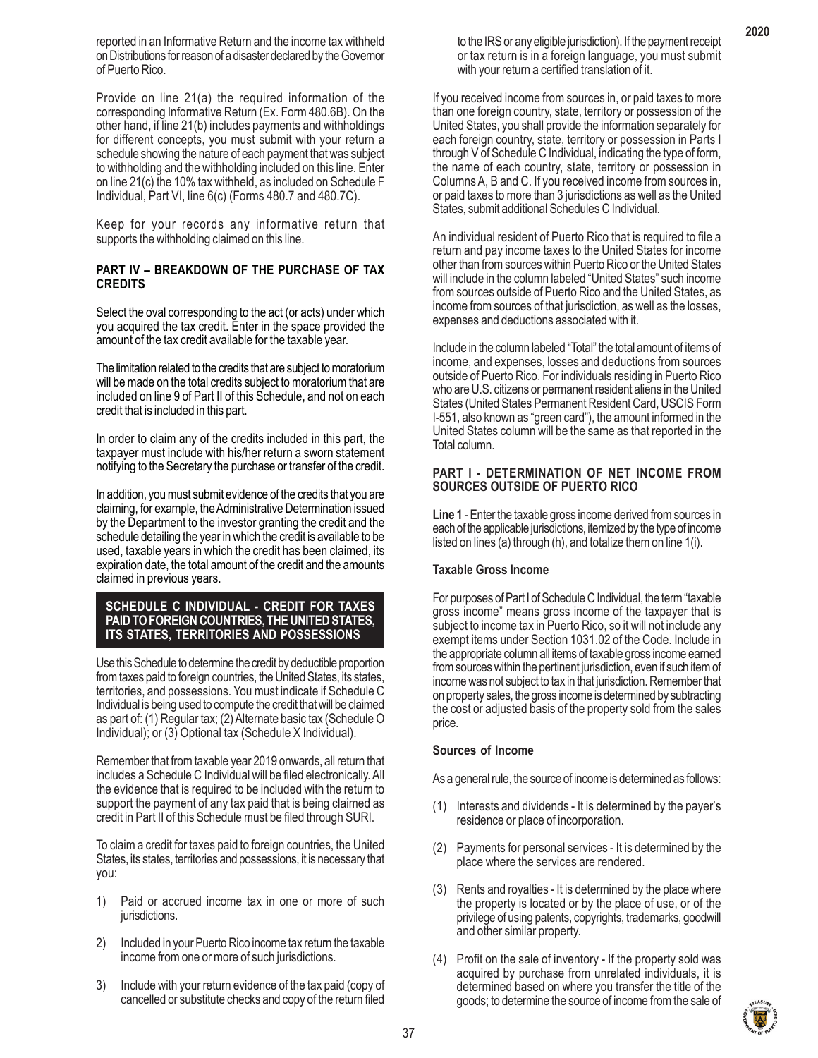reported in an Informative Return and the income tax withheld on Distributions for reason of a disaster declared by the Governor of Puerto Rico.

Provide on line 21(a) the required information of the corresponding Informative Return (Ex. Form 480.6B). On the other hand, if line 21(b) includes payments and withholdings for different concepts, you must submit with your return a schedule showing the nature of each payment that was subject to withholding and the withholding included on this line. Enter on line 21(c) the 10% tax withheld, as included on Schedule F Individual, Part VI, line 6(c) (Forms 480.7 and 480.7C).

Keep for your records any informative return that supports the withholding claimed on this line.

**PART IV – BREAKDOWN OF THE PURCHASE OF TAX CREDITS**

Select the oval corresponding to the act (or acts) under which you acquired the tax credit. Enter in the space provided the amount of the tax credit available for the taxable year.

The limitation related to the credits that are subject to moratorium will be made on the total credits subject to moratorium that are included on line 9 of Part II of this Schedule, and not on each credit that is included in this part.

In order to claim any of the credits included in this part, the taxpayer must include with his/her return a sworn statement notifying to the Secretary the purchase or transfer of the credit.

In addition, you must submit evidence of the credits that you are claiming, for example, the Administrative Determination issued by the Department to the investor granting the credit and the schedule detailing the year in which the credit is available to be used, taxable years in which the credit has been claimed, its expiration date, the total amount of the credit and the amounts claimed in previous years.

## SCHEDULE C INDIVIDUAL - CREDIT FOR TAXES PAID TO FOREIGN COUNTRIES, THE UNITED STATES, ITS STATES, TERRITORIES AND POSSESSIONS

Use this Schedule to determine the credit by deductible proportion from taxes paid to foreign countries, the United States, its states, territories, and possessions. You must indicate if Schedule C Individual is being used to compute the credit that will be claimed as part of: (1) Regular tax; (2) Alternate basic tax (Schedule O Individual); or (3) Optional tax (Schedule X Individual).

Remember that from taxable year 2019 onwards, all return that includes a Schedule C Individual will be filed electronically. All the evidence that is required to be included with the return to support the payment of any tax paid that is being claimed as credit in Part II of this Schedule must be filed through SURI.

To claim a credit for taxes paid to foreign countries, the United States, its states, territories and possessions, it is necessary that you:

1) Paid or accrued income tax in one or more of such jurisdictions.
2) Included in your Puerto Rico income tax return the taxable income from one or more of such jurisdictions.
3) Include with your return evidence of the tax paid (copy of cancelled or substitute checks and copy of the return filed to the IRS or any eligible jurisdiction). If the payment receipt or tax return is in a foreign language, you must submit with your return a certified translation of it.

If you received income from sources in, or paid taxes to more than one foreign country, state, territory or possession of the United States, you shall provide the information separately for each foreign country, state, territory or possession in Parts I through V of Schedule C Individual, indicating the type of form, the name of each country, state, territory or possession in Columns A, B and C. If you received income from sources in, or paid taxes to more than 3 jurisdictions as well as the United States, submit additional Schedules C Individual.

An individual resident of Puerto Rico that is required to file a return and pay income taxes to the United States for income other than from sources within Puerto Rico or the United States will include in the column labeled "United States" such income from sources outside of Puerto Rico and the United States, as income from sources of that jurisdiction, as well as the losses, expenses and deductions associated with it.

Include in the column labeled "Total" the total amount of items of income, and expenses, losses and deductions from sources outside of Puerto Rico. For individuals residing in Puerto Rico who are U.S. citizens or permanent resident aliens in the United States (United States Permanent Resident Card, USCIS Form I-551, also known as "green card"), the amount informed in the United States column will be the same as that reported in the Total column.

**PART I - DETERMINATION OF NET INCOME FROM SOURCES OUTSIDE OF PUERTO RICO**

**Line 1** - Enter the taxable gross income derived from sources in each of the applicable jurisdictions, itemized by the type of income listed on lines (a) through (h), and totalize them on line 1(i).

**Taxable Gross Income**

For purposes of Part I of Schedule C Individual, the term "taxable gross income" means gross income of the taxpayer that is subject to income tax in Puerto Rico, so it will not include any exempt items under Section 1031.02 of the Code. Include in the appropriate column all items of taxable gross income earned from sources within the pertinent jurisdiction, even if such item of income was not subject to tax in that jurisdiction. Remember that on property sales, the gross income is determined by subtracting the cost or adjusted basis of the property sold from the sales price.

**Sources of Income**

As a general rule, the source of income is determined as follows:

(1) Interests and dividends - It is determined by the payer's residence or place of incorporation.
(2) Payments for personal services - It is determined by the place where the services are rendered.
(3) Rents and royalties - It is determined by the place where the property is located or by the place of use, or of the privilege of using patents, copyrights, trademarks, goodwill and other similar property.
(4) Profit on the sale of inventory - If the property sold was acquired by purchase from unrelated individuals, it is determined based on where you transfer the title of the goods; to determine the source of income from the sale of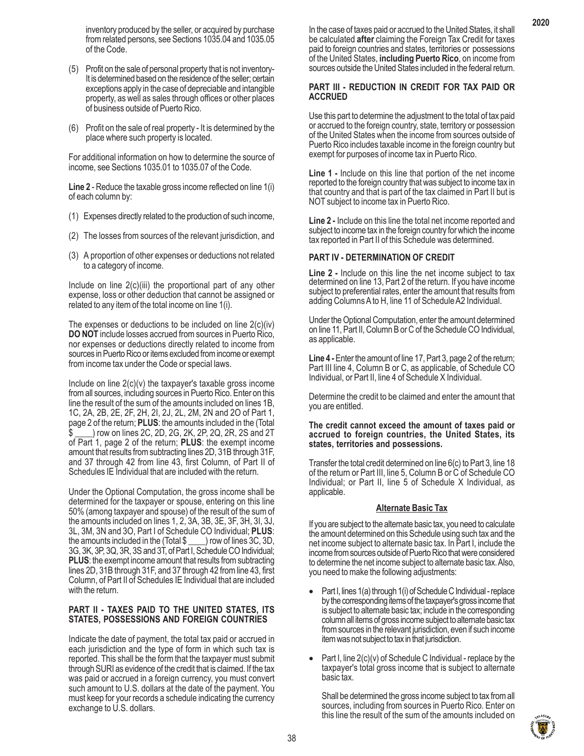inventory produced by the seller, or acquired by purchase from related persons, see Sections 1035.04 and 1035.05 of the Code.

(5) Profit on the sale of personal property that is not inventory- It is determined based on the residence of the seller; certain exceptions apply in the case of depreciable and intangible property, as well as sales through offices or other places of business outside of Puerto Rico.

(6) Profit on the sale of real property - It is determined by the place where such property is located.

For additional information on how to determine the source of income, see Sections 1035.01 to 1035.07 of the Code.

**Line 2** - Reduce the taxable gross income reflected on line 1(i) of each column by:

(1) Expenses directly related to the production of such income,

(2) The losses from sources of the relevant jurisdiction, and

(3) A proportion of other expenses or deductions not related to a category of income.

Include on line 2(c)(iii) the proportional part of any other expense, loss or other deduction that cannot be assigned or related to any item of the total income on line 1(i).

The expenses or deductions to be included on line 2(c)(iv) **DO NOT** include losses accrued from sources in Puerto Rico, nor expenses or deductions directly related to income from sources in Puerto Rico or items excluded from income or exempt from income tax under the Code or special laws.

Include on line 2(c)(v) the taxpayer's taxable gross income from all sources, including sources in Puerto Rico. Enter on this line the result of the sum of the amounts included on lines 1B, 1C, 2A, 2B, 2E, 2F, 2H, 2I, 2J, 2L, 2M, 2N and 2O of Part 1, page 2 of the return; **PLUS**: the amounts included in the (Total $ ____) row on lines 2C, 2D, 2G, 2K, 2P, 2Q, 2R, 2S and 2T of Part 1, page 2 of the return; **PLUS**: the exempt income amount that results from subtracting lines 2D, 31B through 31F, and 37 through 42 from line 43, first Column, of Part II of Schedules IE Individual that are included with the return.

Under the Optional Computation, the gross income shall be determined for the taxpayer or spouse, entering on this line 50% (among taxpayer and spouse) of the result of the sum of the amounts included on lines 1, 2, 3A, 3B, 3E, 3F, 3H, 3I, 3J, 3L, 3M, 3N and 3O, Part I of Schedule CO Individual; **PLUS**: the amounts included in the (Total $ ____) row of lines 3C, 3D, 3G, 3K, 3P, 3Q, 3R, 3S and 3T, of Part I, Schedule CO Individual; **PLUS**: the exempt income amount that results from subtracting lines 2D, 31B through 31F, and 37 through 42 from line 43, first Column, of Part II of Schedules IE Individual that are included with the return.

**PART II - TAXES PAID TO THE UNITED STATES, ITS STATES, POSSESSIONS AND FOREIGN COUNTRIES**

Indicate the date of payment, the total tax paid or accrued in each jurisdiction and the type of form in which such tax is reported. This shall be the form that the taxpayer must submit through SURI as evidence of the credit that is claimed. If the tax was paid or accrued in a foreign currency, you must convert such amount to U.S. dollars at the date of the payment. You must keep for your records a schedule indicating the currency exchange to U.S. dollars.

In the case of taxes paid or accrued to the United States, it shall be calculated **after** claiming the Foreign Tax Credit for taxes paid to foreign countries and states, territories or possessions of the United States, **including Puerto Rico**, on income from sources outside the United States included in the federal return.

**PART III - REDUCTION IN CREDIT FOR TAX PAID OR ACCRUED**

Use this part to determine the adjustment to the total of tax paid or accrued to the foreign country, state, territory or possession of the United States when the income from sources outside of Puerto Rico includes taxable income in the foreign country but exempt for purposes of income tax in Puerto Rico.

**Line 1 -** Include on this line that portion of the net income reported to the foreign country that was subject to income tax in that country and that is part of the tax claimed in Part II but is NOT subject to income tax in Puerto Rico.

**Line 2 -** Include on this line the total net income reported and subject to income tax in the foreign country for which the income tax reported in Part II of this Schedule was determined.

**PART IV - DETERMINATION OF CREDIT**

**Line 2 -** Include on this line the net income subject to tax determined on line 13, Part 2 of the return. If you have income subject to preferential rates, enter the amount that results from adding Columns A to H, line 11 of Schedule A2 Individual.

Under the Optional Computation, enter the amount determined on line 11, Part II, Column B or C of the Schedule CO Individual, as applicable.

**Line 4 -** Enter the amount of line 17, Part 3, page 2 of the return; Part III line 4, Column B or C, as applicable, of Schedule CO Individual, or Part II, line 4 of Schedule X Individual.

Determine the credit to be claimed and enter the amount that you are entitled.

**The credit cannot exceed the amount of taxes paid or accrued to foreign countries, the United States, its states, territories and possessions.**

Transfer the total credit determined on line 6(c) to Part 3, line 18 of the return or Part III, line 5, Column B or C of Schedule CO Individual; or Part II, line 5 of Schedule X Individual, as applicable.

**Alternate Basic Tax**

If you are subject to the alternate basic tax, you need to calculate the amount determined on this Schedule using such tax and the net income subject to alternate basic tax. In Part I, include the income from sources outside of Puerto Rico that were considered to determine the net income subject to alternate basic tax. Also, you need to make the following adjustments:

- Part I, lines 1(a) through 1(i) of Schedule C Individual - replace by the corresponding items of the taxpayer's gross income that is subject to alternate basic tax; include in the corresponding column all items of gross income subject to alternate basic tax from sources in the relevant jurisdiction, even if such income item was not subject to tax in that jurisdiction.

- Part I, line 2(c)(v) of Schedule C Individual - replace by the taxpayer's total gross income that is subject to alternate basic tax.

  Shall be determined the gross income subject to tax from all sources, including from sources in Puerto Rico. Enter on this line the result of the sum of the amounts included on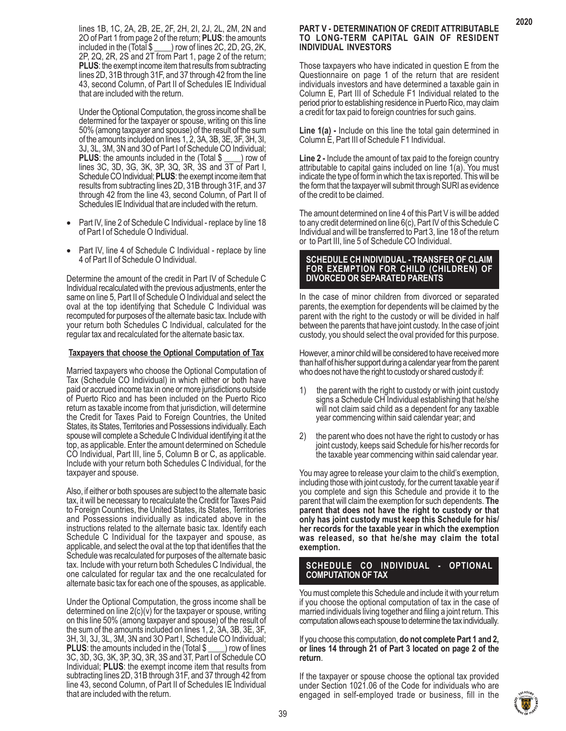lines 1B, 1C, 2A, 2B, 2E, 2F, 2H, 2I, 2J, 2L, 2M, 2N and 2O of Part 1 from page 2 of the return; **PLUS**: the amounts included in the (Total $ ____) row of lines 2C, 2D, 2G, 2K, 2P, 2Q, 2R, 2S and 2T from Part 1, page 2 of the return; **PLUS**: the exempt income item that results from subtracting lines 2D, 31B through 31F, and 37 through 42 from the line 43, second Column, of Part II of Schedules IE Individual that are included with the return.

Under the Optional Computation, the gross income shall be determined for the taxpayer or spouse, writing on this line 50% (among taxpayer and spouse) of the result of the sum of the amounts included on lines 1, 2, 3A, 3B, 3E, 3F, 3H, 3I, 3J, 3L, 3M, 3N and 3O of Part I of Schedule CO Individual; **PLUS**: the amounts included in the (Total $ ____) row of lines 3C, 3D, 3G, 3K, 3P, 3Q, 3R, 3S and 3T of Part I, Schedule CO Individual; **PLUS**: the exempt income item that results from subtracting lines 2D, 31B through 31F, and 37 through 42 from the line 43, second Column, of Part II of Schedules IE Individual that are included with the return.

- Part IV, line 2 of Schedule C Individual - replace by line 18 of Part I of Schedule O Individual.
- Part IV, line 4 of Schedule C Individual - replace by line 4 of Part II of Schedule O Individual.

Determine the amount of the credit in Part IV of Schedule C Individual recalculated with the previous adjustments, enter the same on line 5, Part II of Schedule O Individual and select the oval at the top identifying that Schedule C Individual was recomputed for purposes of the alternate basic tax. Include with your return both Schedules C Individual, calculated for the regular tax and recalculated for the alternate basic tax.

**Taxpayers that choose the Optional Computation of Tax**

Married taxpayers who choose the Optional Computation of Tax (Schedule CO Individual) in which either or both have paid or accrued income tax in one or more jurisdictions outside of Puerto Rico and has been included on the Puerto Rico return as taxable income from that jurisdiction, will determine the Credit for Taxes Paid to Foreign Countries, the United States, its States, Territories and Possessions individually. Each spouse will complete a Schedule C Individual identifying it at the top, as applicable. Enter the amount determined on Schedule CO Individual, Part III, line 5, Column B or C, as applicable. Include with your return both Schedules C Individual, for the taxpayer and spouse.

Also, if either or both spouses are subject to the alternate basic tax, it will be necessary to recalculate the Credit for Taxes Paid to Foreign Countries, the United States, its States, Territories and Possessions individually as indicated above in the instructions related to the alternate basic tax. Identify each Schedule C Individual for the taxpayer and spouse, as applicable, and select the oval at the top that identifies that the Schedule was recalculated for purposes of the alternate basic tax. Include with your return both Schedules C Individual, the one calculated for regular tax and the one recalculated for alternate basic tax for each one of the spouses, as applicable.

Under the Optional Computation, the gross income shall be determined on line 2(c)(v) for the taxpayer or spouse, writing on this line 50% (among taxpayer and spouse) of the result of the sum of the amounts included on lines 1, 2, 3A, 3B, 3E, 3F, 3H, 3I, 3J, 3L, 3M, 3N and 3O Part I, Schedule CO Individual; **PLUS**: the amounts included in the (Total $ ____) row of lines 3C, 3D, 3G, 3K, 3P, 3Q, 3R, 3S and 3T, Part I of Schedule CO Individual; **PLUS**: the exempt income item that results from subtracting lines 2D, 31B through 31F, and 37 through 42 from line 43, second Column, of Part II of Schedules IE Individual that are included with the return.

**PART V - DETERMINATION OF CREDIT ATTRIBUTABLE TO LONG-TERM CAPITAL GAIN OF RESIDENT INDIVIDUAL INVESTORS**

Those taxpayers who have indicated in question E from the Questionnaire on page 1 of the return that are resident individuals investors and have determined a taxable gain in Column E, Part III of Schedule F1 Individual related to the period prior to establishing residence in Puerto Rico, may claim a credit for tax paid to foreign countries for such gains.

**Line 1(a) -** Include on this line the total gain determined in Column E, Part III of Schedule F1 Individual.

**Line 2 -** Include the amount of tax paid to the foreign country attributable to capital gains included on line 1(a). You must indicate the type of form in which the tax is reported. This will be the form that the taxpayer will submit through SURI as evidence of the credit to be claimed.

The amount determined on line 4 of this Part V is will be added to any credit determined on line 6(c), Part IV of this Schedule C Individual and will be transferred to Part 3, line 18 of the return or to Part III, line 5 of Schedule CO Individual.

## SCHEDULE CH INDIVIDUAL - TRANSFER OF CLAIM FOR EXEMPTION FOR CHILD (CHILDREN) OF DIVORCED OR SEPARATED PARENTS

In the case of minor children from divorced or separated parents, the exemption for dependents will be claimed by the parent with the right to the custody or will be divided in half between the parents that have joint custody. In the case of joint custody, you should select the oval provided for this purpose.

However, a minor child will be considered to have received more than half of his/her support during a calendar year from the parent who does not have the right to custody or shared custody if:

1) the parent with the right to custody or with joint custody signs a Schedule CH Individual establishing that he/she will not claim said child as a dependent for any taxable year commencing within said calendar year; and
2) the parent who does not have the right to custody or has joint custody, keeps said Schedule for his/her records for the taxable year commencing within said calendar year.

You may agree to release your claim to the child's exemption, including those with joint custody, for the current taxable year if you complete and sign this Schedule and provide it to the parent that will claim the exemption for such dependents. **The parent that does not have the right to custody or that only has joint custody must keep this Schedule for his/her records for the taxable year in which the exemption was released, so that he/she may claim the total exemption.**

## SCHEDULE CO INDIVIDUAL - OPTIONAL COMPUTATION OF TAX

You must complete this Schedule and include it with your return if you choose the optional computation of tax in the case of married individuals living together and filing a joint return. This computation allows each spouse to determine the tax individually.

If you choose this computation, **do not complete Part 1 and 2, or lines 14 through 21 of Part 3 located on page 2 of the return**.

If the taxpayer or spouse choose the optional tax provided under Section 1021.06 of the Code for individuals who are engaged in self-employed trade or business, fill in the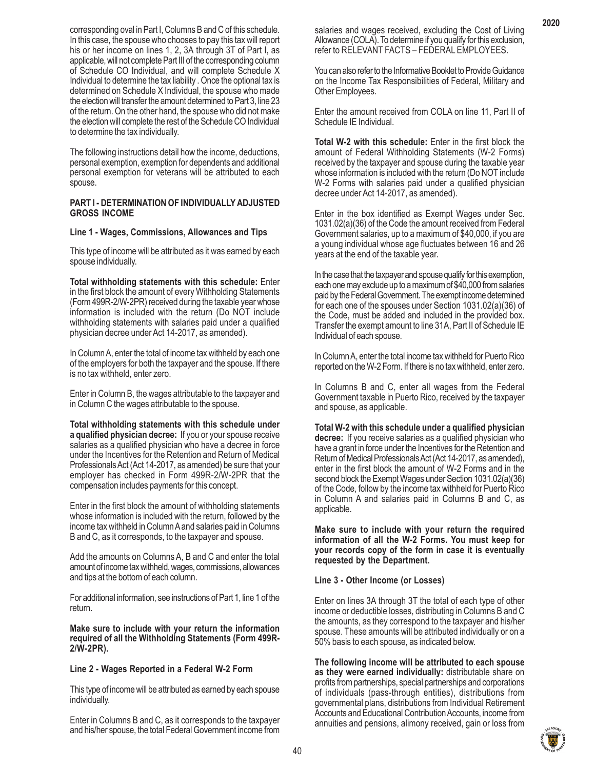corresponding oval in Part I, Columns B and C of this schedule. In this case, the spouse who chooses to pay this tax will report his or her income on lines 1, 2, 3A through 3T of Part I, as applicable, will not complete Part III of the corresponding column of Schedule CO Individual, and will complete Schedule X Individual to determine the tax liability . Once the optional tax is determined on Schedule X Individual, the spouse who made the election will transfer the amount determined to Part 3, line 23 of the return. On the other hand, the spouse who did not make the election will complete the rest of the Schedule CO Individual to determine the tax individually.

The following instructions detail how the income, deductions, personal exemption, exemption for dependents and additional personal exemption for veterans will be attributed to each spouse.

**PART I - DETERMINATION OF INDIVIDUALLY ADJUSTED GROSS INCOME**

**Line 1 - Wages, Commissions, Allowances and Tips**

This type of income will be attributed as it was earned by each spouse individually.

**Total withholding statements with this schedule:** Enter in the first block the amount of every Withholding Statements (Form 499R-2/W-2PR) received during the taxable year whose information is included with the return (Do NOT include withholding statements with salaries paid under a qualified physician decree under Act 14-2017, as amended).

In Column A, enter the total of income tax withheld by each one of the employers for both the taxpayer and the spouse. If there is no tax withheld, enter zero.

Enter in Column B, the wages attributable to the taxpayer and in Column C the wages attributable to the spouse.

**Total withholding statements with this schedule under a qualified physician decree:** If you or your spouse receive salaries as a qualified physician who have a decree in force under the Incentives for the Retention and Return of Medical Professionals Act (Act 14-2017, as amended) be sure that your employer has checked in Form 499R-2/W-2PR that the compensation includes payments for this concept.

Enter in the first block the amount of withholding statements whose information is included with the return, followed by the income tax withheld in Column A and salaries paid in Columns B and C, as it corresponds, to the taxpayer and spouse.

Add the amounts on Columns A, B and C and enter the total amount of income tax withheld, wages, commissions, allowances and tips at the bottom of each column.

For additional information, see instructions of Part 1, line 1 of the return.

**Make sure to include with your return the information required of all the Withholding Statements (Form 499R-2/W-2PR).**

**Line 2 - Wages Reported in a Federal W-2 Form**

This type of income will be attributed as earned by each spouse individually.

Enter in Columns B and C, as it corresponds to the taxpayer and his/her spouse, the total Federal Government income from salaries and wages received, excluding the Cost of Living Allowance (COLA). To determine if you qualify for this exclusion, refer to RELEVANT FACTS – FEDERAL EMPLOYEES.

You can also refer to the Informative Booklet to Provide Guidance on the Income Tax Responsibilities of Federal, Military and Other Employees.

Enter the amount received from COLA on line 11, Part II of Schedule IE Individual.

**Total W-2 with this schedule:** Enter in the first block the amount of Federal Withholding Statements (W-2 Forms) received by the taxpayer and spouse during the taxable year whose information is included with the return (Do NOT include W-2 Forms with salaries paid under a qualified physician decree under Act 14-2017, as amended).

Enter in the box identified as Exempt Wages under Sec. 1031.02(a)(36) of the Code the amount received from Federal Government salaries, up to a maximum of $40,000, if you are a young individual whose age fluctuates between 16 and 26 years at the end of the taxable year.

In the case that the taxpayer and spouse qualify for this exemption, each one may exclude up to a maximum of $40,000 from salaries paid by the Federal Government. The exempt income determined for each one of the spouses under Section 1031.02(a)(36) of the Code, must be added and included in the provided box. Transfer the exempt amount to line 31A, Part II of Schedule IE Individual of each spouse.

In Column A, enter the total income tax withheld for Puerto Rico reported on the W-2 Form. If there is no tax withheld, enter zero.

In Columns B and C, enter all wages from the Federal Government taxable in Puerto Rico, received by the taxpayer and spouse, as applicable.

**Total W-2 with this schedule under a qualified physician decree:** If you receive salaries as a qualified physician who have a grant in force under the Incentives for the Retention and Return of Medical Professionals Act (Act 14-2017, as amended), enter in the first block the amount of W-2 Forms and in the second block the Exempt Wages under Section 1031.02(a)(36) of the Code, follow by the income tax withheld for Puerto Rico in Column A and salaries paid in Columns B and C, as applicable.

**Make sure to include with your return the required information of all the W-2 Forms. You must keep for your records copy of the form in case it is eventually requested by the Department.**

**Line 3 - Other Income (or Losses)**

Enter on lines 3A through 3T the total of each type of other income or deductible losses, distributing in Columns B and C the amounts, as they correspond to the taxpayer and his/her spouse. These amounts will be attributed individually or on a 50% basis to each spouse, as indicated below.

**The following income will be attributed to each spouse as they were earned individually:** distributable share on profits from partnerships, special partnerships and corporations of individuals (pass-through entities), distributions from governmental plans, distributions from Individual Retirement Accounts and Educational Contribution Accounts, income from annuities and pensions, alimony received, gain or loss from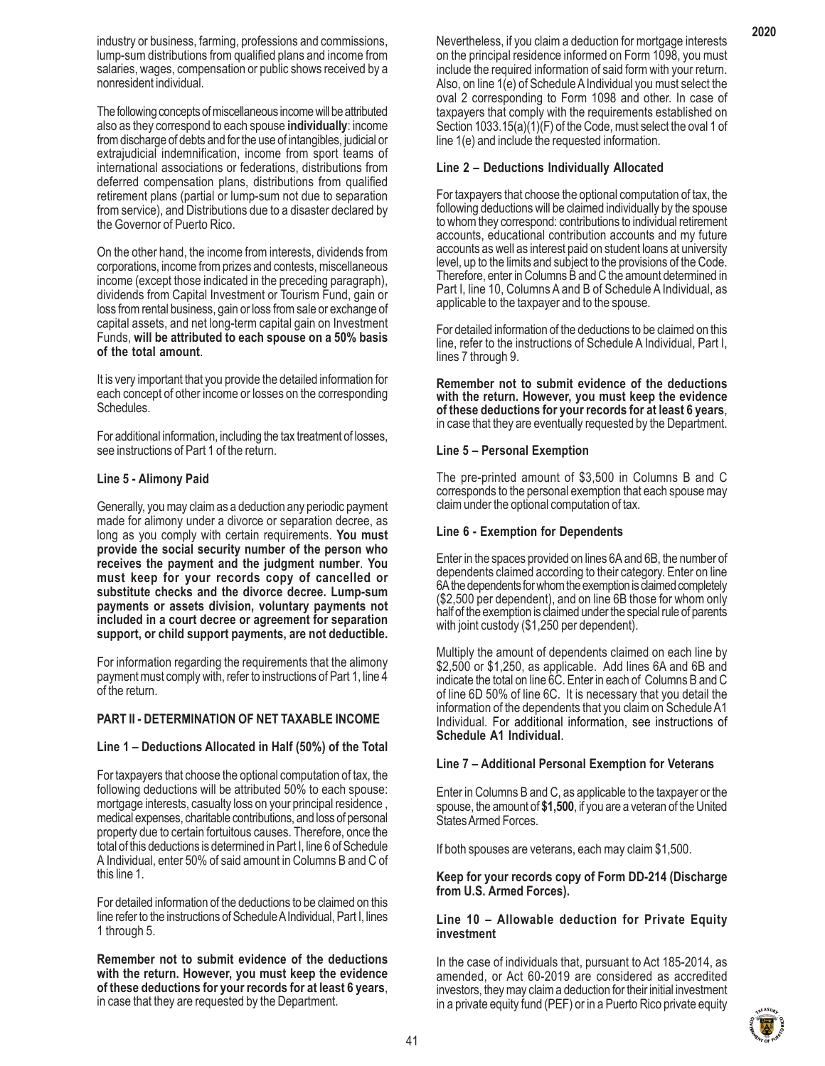industry or business, farming, professions and commissions, lump-sum distributions from qualified plans and income from salaries, wages, compensation or public shows received by a nonresident individual.

The following concepts of miscellaneous income will be attributed also as they correspond to each spouse **individually**: income from discharge of debts and for the use of intangibles, judicial or extrajudicial indemnification, income from sport teams of international associations or federations, distributions from deferred compensation plans, distributions from qualified retirement plans (partial or lump-sum not due to separation from service), and Distributions due to a disaster declared by the Governor of Puerto Rico.

On the other hand, the income from interests, dividends from corporations, income from prizes and contests, miscellaneous income (except those indicated in the preceding paragraph), dividends from Capital Investment or Tourism Fund, gain or loss from rental business, gain or loss from sale or exchange of capital assets, and net long-term capital gain on Investment Funds, **will be attributed to each spouse on a 50% basis of the total amount**.

It is very important that you provide the detailed information for each concept of other income or losses on the corresponding Schedules.

For additional information, including the tax treatment of losses, see instructions of Part 1 of the return.

**Line 5 - Alimony Paid**

Generally, you may claim as a deduction any periodic payment made for alimony under a divorce or separation decree, as long as you comply with certain requirements. **You must provide the social security number of the person who receives the payment and the judgment number**. **You must keep for your records copy of cancelled or substitute checks and the divorce decree. Lump-sum payments or assets division, voluntary payments not included in a court decree or agreement for separation support, or child support payments, are not deductible.**

For information regarding the requirements that the alimony payment must comply with, refer to instructions of Part 1, line 4 of the return.

## PART II - DETERMINATION OF NET TAXABLE INCOME

**Line 1 – Deductions Allocated in Half (50%) of the Total**

For taxpayers that choose the optional computation of tax, the following deductions will be attributed 50% to each spouse: mortgage interests, casualty loss on your principal residence , medical expenses, charitable contributions, and loss of personal property due to certain fortuitous causes. Therefore, once the total of this deductions is determined in Part I, line 6 of Schedule A Individual, enter 50% of said amount in Columns B and C of this line 1.

For detailed information of the deductions to be claimed on this line refer to the instructions of Schedule A Individual, Part I, lines 1 through 5.

**Remember not to submit evidence of the deductions with the return. However, you must keep the evidence of these deductions for your records for at least 6 years**, in case that they are requested by the Department.

Nevertheless, if you claim a deduction for mortgage interests on the principal residence informed on Form 1098, you must include the required information of said form with your return. Also, on line 1(e) of Schedule A Individual you must select the oval 2 corresponding to Form 1098 and other. In case of taxpayers that comply with the requirements established on Section 1033.15(a)(1)(F) of the Code, must select the oval 1 of line 1(e) and include the requested information.

**Line 2 – Deductions Individually Allocated**

For taxpayers that choose the optional computation of tax, the following deductions will be claimed individually by the spouse to whom they correspond: contributions to individual retirement accounts, educational contribution accounts and my future accounts as well as interest paid on student loans at university level, up to the limits and subject to the provisions of the Code. Therefore, enter in Columns B and C the amount determined in Part I, line 10, Columns A and B of Schedule A Individual, as applicable to the taxpayer and to the spouse.

For detailed information of the deductions to be claimed on this line, refer to the instructions of Schedule A Individual, Part I, lines 7 through 9.

**Remember not to submit evidence of the deductions with the return. However, you must keep the evidence of these deductions for your records for at least 6 years**, in case that they are eventually requested by the Department.

**Line 5 – Personal Exemption**

The pre-printed amount of $3,500 in Columns B and C corresponds to the personal exemption that each spouse may claim under the optional computation of tax.

**Line 6 - Exemption for Dependents**

Enter in the spaces provided on lines 6A and 6B, the number of dependents claimed according to their category. Enter on line 6A the dependents for whom the exemption is claimed completely ($2,500 per dependent), and on line 6B those for whom only half of the exemption is claimed under the special rule of parents with joint custody ($1,250 per dependent).

Multiply the amount of dependents claimed on each line by $2,500 or $1,250, as applicable. Add lines 6A and 6B and indicate the total on line 6C. Enter in each of Columns B and C of line 6D 50% of line 6C. It is necessary that you detail the information of the dependents that you claim on Schedule A1 Individual. For additional information, see instructions of **Schedule A1 Individual**.

**Line 7 – Additional Personal Exemption for Veterans**

Enter in Columns B and C, as applicable to the taxpayer or the spouse, the amount of **$1,500**, if you are a veteran of the United States Armed Forces.

If both spouses are veterans, each may claim $1,500.

**Keep for your records copy of Form DD-214 (Discharge from U.S. Armed Forces).**

**Line 10 – Allowable deduction for Private Equity investment**

In the case of individuals that, pursuant to Act 185-2014, as amended, or Act 60-2019 are considered as accredited investors, they may claim a deduction for their initial investment in a private equity fund (PEF) or in a Puerto Rico private equity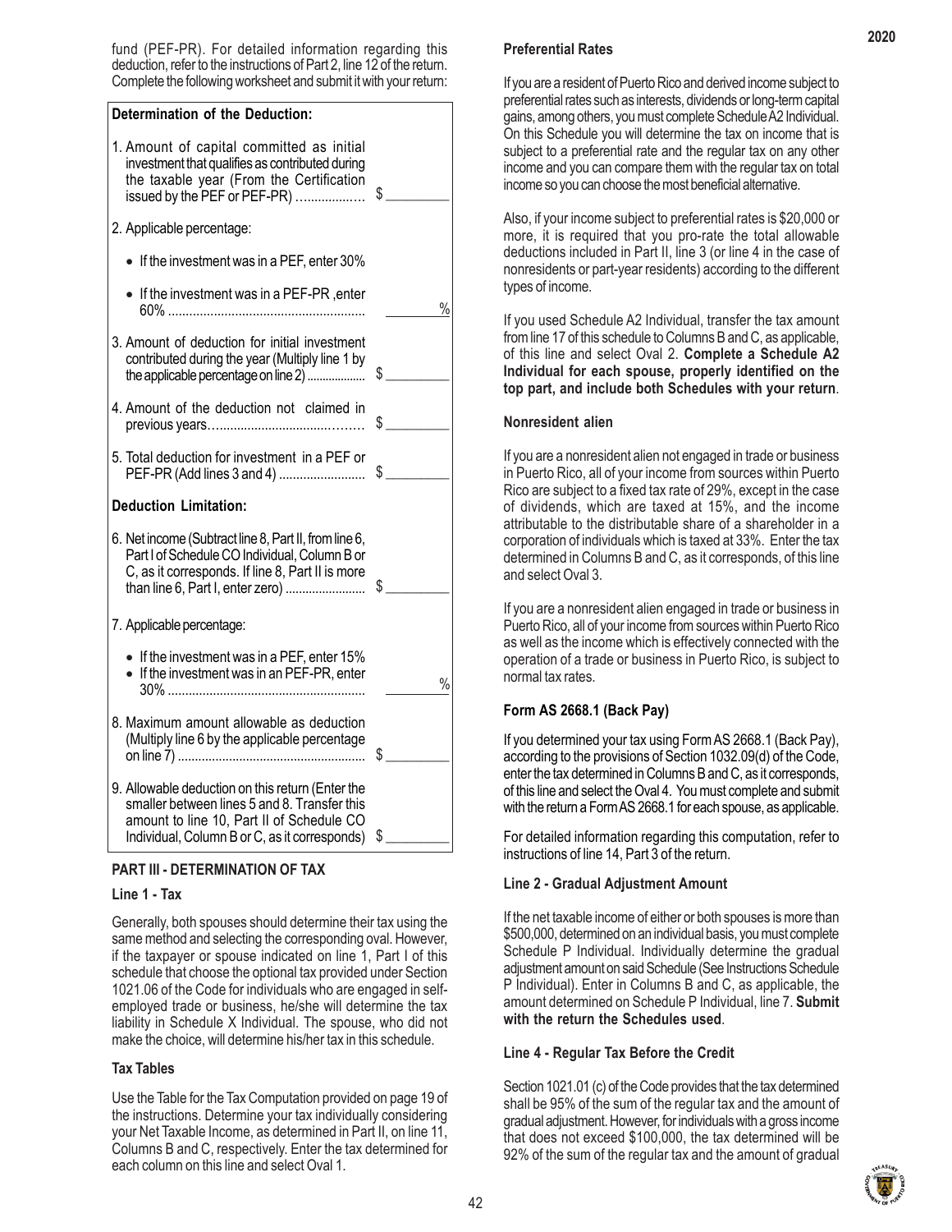fund (PEF-PR). For detailed information regarding this deduction, refer to the instructions of Part 2, line 12 of the return. Complete the following worksheet and submit it with your return:

| **Determination of the Deduction:** | |
|---|---|
| 1. Amount of capital committed as initial investment that qualifies as contributed during the taxable year (From the Certification issued by the PEF or PEF-PR) ................... | $ ________ |
| 2. Applicable percentage: | |
| • If the investment was in a PEF, enter 30% | |
| • If the investment was in a PEF-PR ,enter 60% ........................................................ | ________ % |
| 3. Amount of deduction for initial investment contributed during the year (Multiply line 1 by the applicable percentage on line 2) .................. | $ ________ |
| 4. Amount of the deduction not claimed in previous years.......................................... | $ ________ |
| 5. Total deduction for investment in a PEF or PEF-PR (Add lines 3 and 4) ......................... | $ ________ |
| **Deduction Limitation:** | |
| 6. Net income (Subtract line 8, Part II, from line 6, Part I of Schedule CO Individual, Column B or C, as it corresponds. If line 8, Part II is more than line 6, Part I, enter zero) ........................ | $ ________ |
| 7. Applicable percentage: | |
| • If the investment was in a PEF, enter 15% <br> • If the investment was in an PEF-PR, enter 30% ........................................................ | ________ % |
| 8. Maximum amount allowable as deduction (Multiply line 6 by the applicable percentage on line 7) ....................................................... | $ ________ |
| 9. Allowable deduction on this return (Enter the smaller between lines 5 and 8. Transfer this amount to line 10, Part II of Schedule CO Individual, Column B or C, as it corresponds) | $ ________ |

## PART III - DETERMINATION OF TAX

### Line 1 - Tax

Generally, both spouses should determine their tax using the same method and selecting the corresponding oval. However, if the taxpayer or spouse indicated on line 1, Part I of this schedule that choose the optional tax provided under Section 1021.06 of the Code for individuals who are engaged in self-employed trade or business, he/she will determine the tax liability in Schedule X Individual. The spouse, who did not make the choice, will determine his/her tax in this schedule.

### Tax Tables

Use the Table for the Tax Computation provided on page 19 of the instructions. Determine your tax individually considering your Net Taxable Income, as determined in Part II, on line 11, Columns B and C, respectively. Enter the tax determined for each column on this line and select Oval 1.

### Preferential Rates

If you are a resident of Puerto Rico and derived income subject to preferential rates such as interests, dividends or long-term capital gains, among others, you must complete Schedule A2 Individual. On this Schedule you will determine the tax on income that is subject to a preferential rate and the regular tax on any other income and you can compare them with the regular tax on total income so you can choose the most beneficial alternative.

Also, if your income subject to preferential rates is $20,000 or more, it is required that you pro-rate the total allowable deductions included in Part II, line 3 (or line 4 in the case of nonresidents or part-year residents) according to the different types of income.

If you used Schedule A2 Individual, transfer the tax amount from line 17 of this schedule to Columns B and C, as applicable, of this line and select Oval 2. **Complete a Schedule A2 Individual for each spouse, properly identified on the top part, and include both Schedules with your return**.

### Nonresident alien

If you are a nonresident alien not engaged in trade or business in Puerto Rico, all of your income from sources within Puerto Rico are subject to a fixed tax rate of 29%, except in the case of dividends, which are taxed at 15%, and the income attributable to the distributable share of a shareholder in a corporation of individuals which is taxed at 33%. Enter the tax determined in Columns B and C, as it corresponds, of this line and select Oval 3.

If you are a nonresident alien engaged in trade or business in Puerto Rico, all of your income from sources within Puerto Rico as well as the income which is effectively connected with the operation of a trade or business in Puerto Rico, is subject to normal tax rates.

### Form AS 2668.1 (Back Pay)

If you determined your tax using Form AS 2668.1 (Back Pay), according to the provisions of Section 1032.09(d) of the Code, enter the tax determined in Columns B and C, as it corresponds, of this line and select the Oval 4. You must complete and submit with the return a Form AS 2668.1 for each spouse, as applicable.

For detailed information regarding this computation, refer to instructions of line 14, Part 3 of the return.

### Line 2 - Gradual Adjustment Amount

If the net taxable income of either or both spouses is more than $500,000, determined on an individual basis, you must complete Schedule P Individual. Individually determine the gradual adjustment amount on said Schedule (See Instructions Schedule P Individual). Enter in Columns B and C, as applicable, the amount determined on Schedule P Individual, line 7. **Submit with the return the Schedules used**.

### Line 4 - Regular Tax Before the Credit

Section 1021.01 (c) of the Code provides that the tax determined shall be 95% of the sum of the regular tax and the amount of gradual adjustment. However, for individuals with a gross income that does not exceed $100,000, the tax determined will be 92% of the sum of the regular tax and the amount of gradual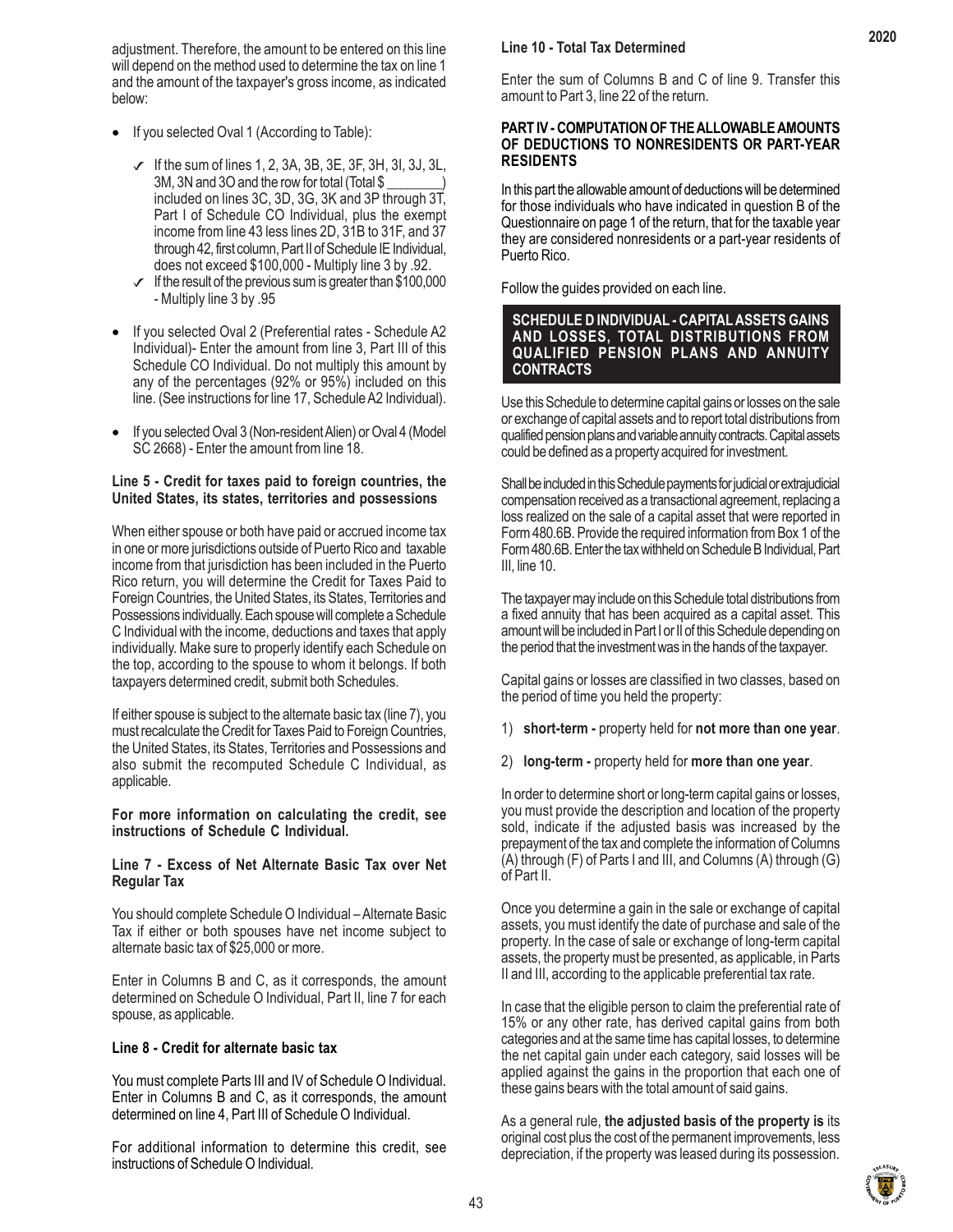adjustment. Therefore, the amount to be entered on this line will depend on the method used to determine the tax on line 1 and the amount of the taxpayer's gross income, as indicated below:

- If you selected Oval 1 (According to Table):
  - ✓ If the sum of lines 1, 2, 3A, 3B, 3E, 3F, 3H, 3I, 3J, 3L, 3M, 3N and 3O and the row for total (Total $ ________) included on lines 3C, 3D, 3G, 3K and 3P through 3T, Part I of Schedule CO Individual, plus the exempt income from line 43 less lines 2D, 31B to 31F, and 37 through 42, first column, Part II of Schedule IE Individual, does not exceed $100,000 - Multiply line 3 by .92.
  - ✓ If the result of the previous sum is greater than $100,000 - Multiply line 3 by .95
- If you selected Oval 2 (Preferential rates - Schedule A2 Individual)- Enter the amount from line 3, Part III of this Schedule CO Individual. Do not multiply this amount by any of the percentages (92% or 95%) included on this line. (See instructions for line 17, Schedule A2 Individual).
- If you selected Oval 3 (Non-resident Alien) or Oval 4 (Model SC 2668) - Enter the amount from line 18.

**Line 5 - Credit for taxes paid to foreign countries, the United States, its states, territories and possessions**

When either spouse or both have paid or accrued income tax in one or more jurisdictions outside of Puerto Rico and taxable income from that jurisdiction has been included in the Puerto Rico return, you will determine the Credit for Taxes Paid to Foreign Countries, the United States, its States, Territories and Possessions individually. Each spouse will complete a Schedule C Individual with the income, deductions and taxes that apply individually. Make sure to properly identify each Schedule on the top, according to the spouse to whom it belongs. If both taxpayers determined credit, submit both Schedules.

If either spouse is subject to the alternate basic tax (line 7), you must recalculate the Credit for Taxes Paid to Foreign Countries, the United States, its States, Territories and Possessions and also submit the recomputed Schedule C Individual, as applicable.

**For more information on calculating the credit, see instructions of Schedule C Individual.**

**Line 7 - Excess of Net Alternate Basic Tax over Net Regular Tax**

You should complete Schedule O Individual – Alternate Basic Tax if either or both spouses have net income subject to alternate basic tax of $25,000 or more.

Enter in Columns B and C, as it corresponds, the amount determined on Schedule O Individual, Part II, line 7 for each spouse, as applicable.

**Line 8 - Credit for alternate basic tax**

You must complete Parts III and IV of Schedule O Individual. Enter in Columns B and C, as it corresponds, the amount determined on line 4, Part III of Schedule O Individual.

For additional information to determine this credit, see instructions of Schedule O Individual.

**Line 10 - Total Tax Determined**

Enter the sum of Columns B and C of line 9. Transfer this amount to Part 3, line 22 of the return.

**PART IV - COMPUTATION OF THE ALLOWABLE AMOUNTS OF DEDUCTIONS TO NONRESIDENTS OR PART-YEAR RESIDENTS**

In this part the allowable amount of deductions will be determined for those individuals who have indicated in question B of the Questionnaire on page 1 of the return, that for the taxable year they are considered nonresidents or a part-year residents of Puerto Rico.

Follow the guides provided on each line.

## SCHEDULE D INDIVIDUAL - CAPITAL ASSETS GAINS AND LOSSES, TOTAL DISTRIBUTIONS FROM QUALIFIED PENSION PLANS AND ANNUITY CONTRACTS

Use this Schedule to determine capital gains or losses on the sale or exchange of capital assets and to report total distributions from qualified pension plans and variable annuity contracts. Capital assets could be defined as a property acquired for investment.

Shall be included in this Schedule payments for judicial or extrajudicial compensation received as a transactional agreement, replacing a loss realized on the sale of a capital asset that were reported in Form 480.6B. Provide the required information from Box 1 of the Form 480.6B. Enter the tax withheld on Schedule B Individual, Part III, line 10.

The taxpayer may include on this Schedule total distributions from a fixed annuity that has been acquired as a capital asset. This amount will be included in Part I or II of this Schedule depending on the period that the investment was in the hands of the taxpayer.

Capital gains or losses are classified in two classes, based on the period of time you held the property:

1) **short-term -** property held for **not more than one year**.

2) **long-term -** property held for **more than one year**.

In order to determine short or long-term capital gains or losses, you must provide the description and location of the property sold, indicate if the adjusted basis was increased by the prepayment of the tax and complete the information of Columns (A) through (F) of Parts I and III, and Columns (A) through (G) of Part II.

Once you determine a gain in the sale or exchange of capital assets, you must identify the date of purchase and sale of the property. In the case of sale or exchange of long-term capital assets, the property must be presented, as applicable, in Parts II and III, according to the applicable preferential tax rate.

In case that the eligible person to claim the preferential rate of 15% or any other rate, has derived capital gains from both categories and at the same time has capital losses, to determine the net capital gain under each category, said losses will be applied against the gains in the proportion that each one of these gains bears with the total amount of said gains.

As a general rule, **the adjusted basis of the property is** its original cost plus the cost of the permanent improvements, less depreciation, if the property was leased during its possession.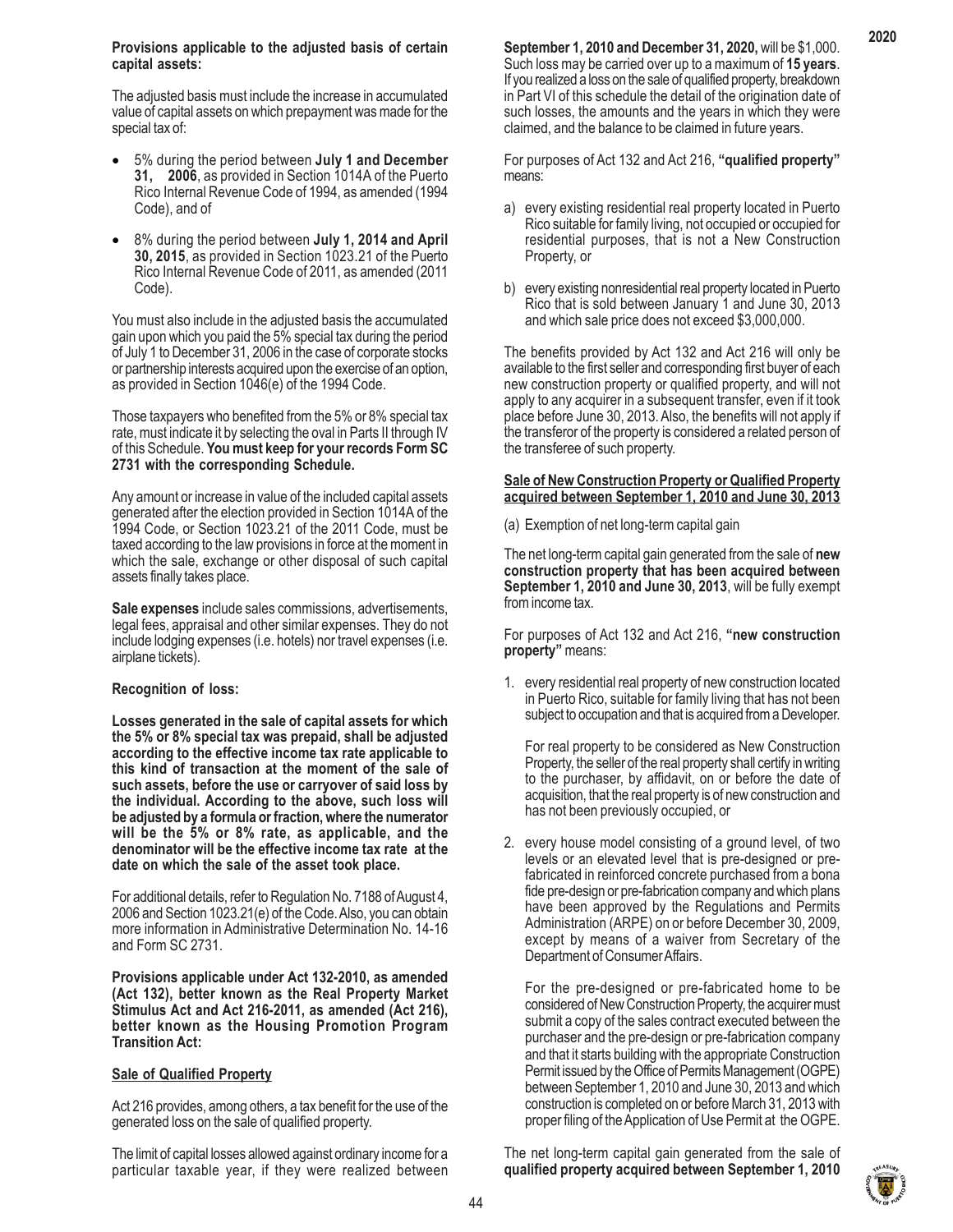**Provisions applicable to the adjusted basis of certain capital assets:**

The adjusted basis must include the increase in accumulated value of capital assets on which prepayment was made for the special tax of:

- 5% during the period between **July 1 and December 31, 2006**, as provided in Section 1014A of the Puerto Rico Internal Revenue Code of 1994, as amended (1994 Code), and of
- 8% during the period between **July 1, 2014 and April 30, 2015**, as provided in Section 1023.21 of the Puerto Rico Internal Revenue Code of 2011, as amended (2011 Code).

You must also include in the adjusted basis the accumulated gain upon which you paid the 5% special tax during the period of July 1 to December 31, 2006 in the case of corporate stocks or partnership interests acquired upon the exercise of an option, as provided in Section 1046(e) of the 1994 Code.

Those taxpayers who benefited from the 5% or 8% special tax rate, must indicate it by selecting the oval in Parts II through IV of this Schedule. **You must keep for your records Form SC 2731 with the corresponding Schedule.**

Any amount or increase in value of the included capital assets generated after the election provided in Section 1014A of the 1994 Code, or Section 1023.21 of the 2011 Code, must be taxed according to the law provisions in force at the moment in which the sale, exchange or other disposal of such capital assets finally takes place.

**Sale expenses** include sales commissions, advertisements, legal fees, appraisal and other similar expenses. They do not include lodging expenses (i.e. hotels) nor travel expenses (i.e. airplane tickets).

**Recognition of loss:**

**Losses generated in the sale of capital assets for which the 5% or 8% special tax was prepaid, shall be adjusted according to the effective income tax rate applicable to this kind of transaction at the moment of the sale of such assets, before the use or carryover of said loss by the individual. According to the above, such loss will be adjusted by a formula or fraction, where the numerator will be the 5% or 8% rate, as applicable, and the denominator will be the effective income tax rate at the date on which the sale of the asset took place.**

For additional details, refer to Regulation No. 7188 of August 4, 2006 and Section 1023.21(e) of the Code. Also, you can obtain more information in Administrative Determination No. 14-16 and Form SC 2731.

**Provisions applicable under Act 132-2010, as amended (Act 132), better known as the Real Property Market Stimulus Act and Act 216-2011, as amended (Act 216), better known as the Housing Promotion Program Transition Act:**

**Sale of Qualified Property**

Act 216 provides, among others, a tax benefit for the use of the generated loss on the sale of qualified property.

The limit of capital losses allowed against ordinary income for a particular taxable year, if they were realized between **September 1, 2010 and December 31, 2020,** will be $1,000. Such loss may be carried over up to a maximum of **15 years**. If you realized a loss on the sale of qualified property, breakdown in Part VI of this schedule the detail of the origination date of such losses, the amounts and the years in which they were claimed, and the balance to be claimed in future years.

For purposes of Act 132 and Act 216, **"qualified property"** means:

a) every existing residential real property located in Puerto Rico suitable for family living, not occupied or occupied for residential purposes, that is not a New Construction Property, or

b) every existing nonresidential real property located in Puerto Rico that is sold between January 1 and June 30, 2013 and which sale price does not exceed $3,000,000.

The benefits provided by Act 132 and Act 216 will only be available to the first seller and corresponding first buyer of each new construction property or qualified property, and will not apply to any acquirer in a subsequent transfer, even if it took place before June 30, 2013. Also, the benefits will not apply if the transferor of the property is considered a related person of the transferee of such property.

**Sale of New Construction Property or Qualified Property acquired between September 1, 2010 and June 30, 2013**

(a) Exemption of net long-term capital gain

The net long-term capital gain generated from the sale of **new construction property that has been acquired between September 1, 2010 and June 30, 2013**, will be fully exempt from income tax.

For purposes of Act 132 and Act 216, **"new construction property"** means:

1. every residential real property of new construction located in Puerto Rico, suitable for family living that has not been subject to occupation and that is acquired from a Developer.

   For real property to be considered as New Construction Property, the seller of the real property shall certify in writing to the purchaser, by affidavit, on or before the date of acquisition, that the real property is of new construction and has not been previously occupied, or

2. every house model consisting of a ground level, of two levels or an elevated level that is pre-designed or pre-fabricated in reinforced concrete purchased from a bona fide pre-design or pre-fabrication company and which plans have been approved by the Regulations and Permits Administration (ARPE) on or before December 30, 2009, except by means of a waiver from Secretary of the Department of Consumer Affairs.

   For the pre-designed or pre-fabricated home to be considered of New Construction Property, the acquirer must submit a copy of the sales contract executed between the purchaser and the pre-design or pre-fabrication company and that it starts building with the appropriate Construction Permit issued by the Office of Permits Management (OGPE) between September 1, 2010 and June 30, 2013 and which construction is completed on or before March 31, 2013 with proper filing of the Application of Use Permit at the OGPE.

The net long-term capital gain generated from the sale of **qualified property acquired between September 1, 2010**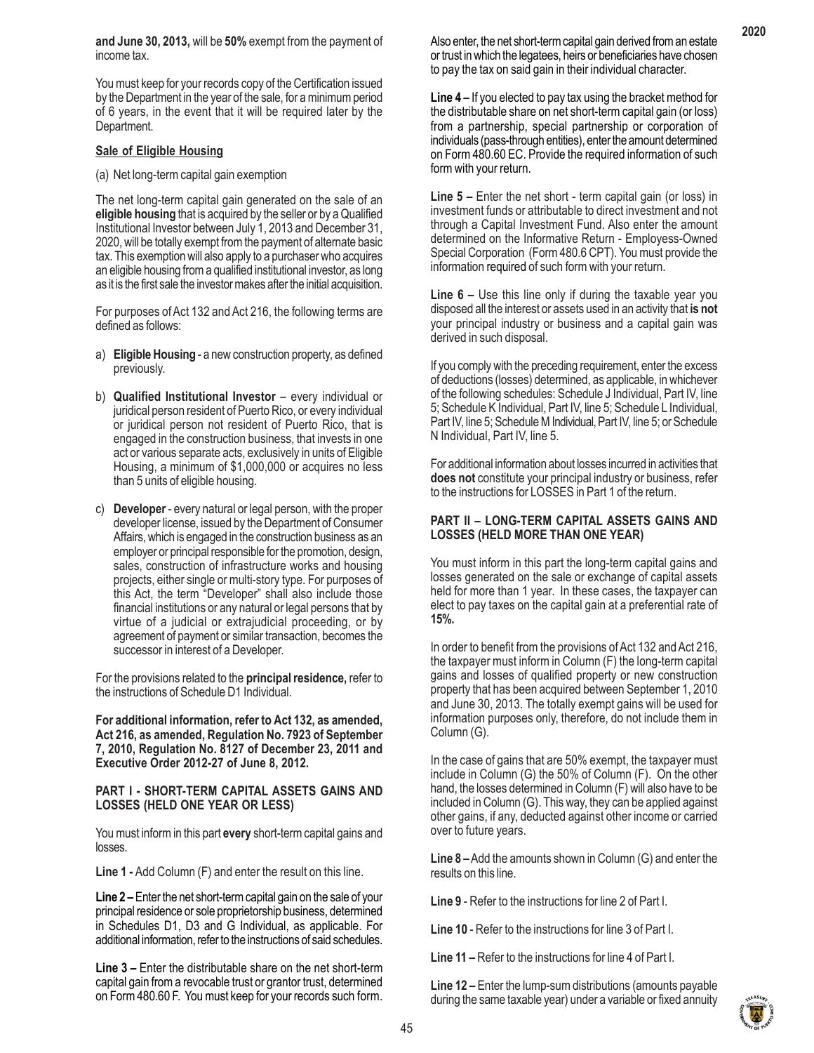**and June 30, 2013,** will be **50%** exempt from the payment of income tax.

You must keep for your records copy of the Certification issued by the Department in the year of the sale, for a minimum period of 6 years, in the event that it will be required later by the Department.

**Sale of Eligible Housing**

(a) Net long-term capital gain exemption

The net long-term capital gain generated on the sale of an **eligible housing** that is acquired by the seller or by a Qualified Institutional Investor between July 1, 2013 and December 31, 2020, will be totally exempt from the payment of alternate basic tax. This exemption will also apply to a purchaser who acquires an eligible housing from a qualified institutional investor, as long as it is the first sale the investor makes after the initial acquisition.

For purposes of Act 132 and Act 216, the following terms are defined as follows:

a) **Eligible Housing** - a new construction property, as defined previously.

b) **Qualified Institutional Investor** – every individual or juridical person resident of Puerto Rico, or every individual or juridical person not resident of Puerto Rico, that is engaged in the construction business, that invests in one act or various separate acts, exclusively in units of Eligible Housing, a minimum of $1,000,000 or acquires no less than 5 units of eligible housing.

c) **Developer** - every natural or legal person, with the proper developer license, issued by the Department of Consumer Affairs, which is engaged in the construction business as an employer or principal responsible for the promotion, design, sales, construction of infrastructure works and housing projects, either single or multi-story type. For purposes of this Act, the term "Developer" shall also include those financial institutions or any natural or legal persons that by virtue of a judicial or extrajudicial proceeding, or by agreement of payment or similar transaction, becomes the successor in interest of a Developer.

For the provisions related to the **principal residence,** refer to the instructions of Schedule D1 Individual.

**For additional information, refer to Act 132, as amended, Act 216, as amended, Regulation No. 7923 of September 7, 2010, Regulation No. 8127 of December 23, 2011 and Executive Order 2012-27 of June 8, 2012.**

### PART I - SHORT-TERM CAPITAL ASSETS GAINS AND LOSSES (HELD ONE YEAR OR LESS)

You must inform in this part **every** short-term capital gains and losses.

**Line 1 -** Add Column (F) and enter the result on this line.

**Line 2 –** Enter the net short-term capital gain on the sale of your principal residence or sole proprietorship business, determined in Schedules D1, D3 and G Individual, as applicable. For additional information, refer to the instructions of said schedules.

**Line 3 –** Enter the distributable share on the net short-term capital gain from a revocable trust or grantor trust, determined on Form 480.60 F. You must keep for your records such form. Also enter, the net short-term capital gain derived from an estate or trust in which the legatees, heirs or beneficiaries have chosen to pay the tax on said gain in their individual character.

**Line 4 –** If you elected to pay tax using the bracket method for the distributable share on net short-term capital gain (or loss) from a partnership, special partnership or corporation of individuals (pass-through entities), enter the amount determined on Form 480.60 EC. Provide the required information of such form with your return.

**Line 5 –** Enter the net short - term capital gain (or loss) in investment funds or attributable to direct investment and not through a Capital Investment Fund. Also enter the amount determined on the Informative Return - Employess-Owned Special Corporation (Form 480.6 CPT). You must provide the information required of such form with your return.

**Line 6 –** Use this line only if during the taxable year you disposed all the interest or assets used in an activity that **is not** your principal industry or business and a capital gain was derived in such disposal.

If you comply with the preceding requirement, enter the excess of deductions (losses) determined, as applicable, in whichever of the following schedules: Schedule J Individual, Part IV, line 5; Schedule K Individual, Part IV, line 5; Schedule L Individual, Part IV, line 5; Schedule M Individual, Part IV, line 5; or Schedule N Individual, Part IV, line 5.

For additional information about losses incurred in activities that **does not** constitute your principal industry or business, refer to the instructions for LOSSES in Part 1 of the return.

### PART II – LONG-TERM CAPITAL ASSETS GAINS AND LOSSES (HELD MORE THAN ONE YEAR)

You must inform in this part the long-term capital gains and losses generated on the sale or exchange of capital assets held for more than 1 year. In these cases, the taxpayer can elect to pay taxes on the capital gain at a preferential rate of **15%.**

In order to benefit from the provisions of Act 132 and Act 216, the taxpayer must inform in Column (F) the long-term capital gains and losses of qualified property or new construction property that has been acquired between September 1, 2010 and June 30, 2013. The totally exempt gains will be used for information purposes only, therefore, do not include them in Column (G).

In the case of gains that are 50% exempt, the taxpayer must include in Column (G) the 50% of Column (F). On the other hand, the losses determined in Column (F) will also have to be included in Column (G). This way, they can be applied against other gains, if any, deducted against other income or carried over to future years.

**Line 8 –** Add the amounts shown in Column (G) and enter the results on this line.

**Line 9** - Refer to the instructions for line 2 of Part I.

**Line 10** - Refer to the instructions for line 3 of Part I.

**Line 11 –** Refer to the instructions for line 4 of Part I.

**Line 12 –** Enter the lump-sum distributions (amounts payable during the same taxable year) under a variable or fixed annuity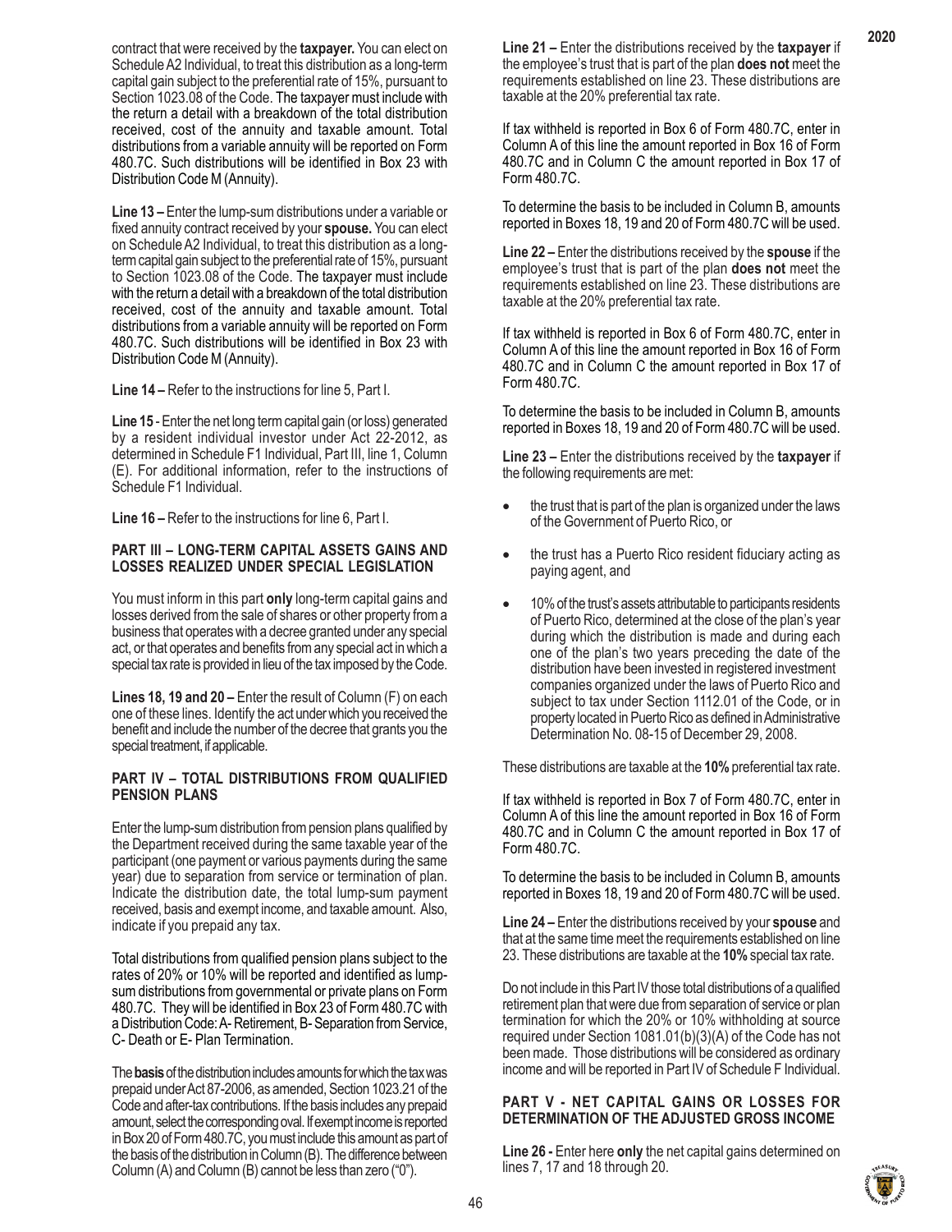contract that were received by the **taxpayer.** You can elect on Schedule A2 Individual, to treat this distribution as a long-term capital gain subject to the preferential rate of 15%, pursuant to Section 1023.08 of the Code. The taxpayer must include with the return a detail with a breakdown of the total distribution received, cost of the annuity and taxable amount. Total distributions from a variable annuity will be reported on Form 480.7C. Such distributions will be identified in Box 23 with Distribution Code M (Annuity).

**Line 13 –** Enter the lump-sum distributions under a variable or fixed annuity contract received by your **spouse.** You can elect on Schedule A2 Individual, to treat this distribution as a long-term capital gain subject to the preferential rate of 15%, pursuant to Section 1023.08 of the Code. The taxpayer must include with the return a detail with a breakdown of the total distribution received, cost of the annuity and taxable amount. Total distributions from a variable annuity will be reported on Form 480.7C. Such distributions will be identified in Box 23 with Distribution Code M (Annuity).

**Line 14 –** Refer to the instructions for line 5, Part I.

**Line 15** - Enter the net long term capital gain (or loss) generated by a resident individual investor under Act 22-2012, as determined in Schedule F1 Individual, Part III, line 1, Column (E). For additional information, refer to the instructions of Schedule F1 Individual.

**Line 16 –** Refer to the instructions for line 6, Part I.

### PART III – LONG-TERM CAPITAL ASSETS GAINS AND LOSSES REALIZED UNDER SPECIAL LEGISLATION

You must inform in this part **only** long-term capital gains and losses derived from the sale of shares or other property from a business that operates with a decree granted under any special act, or that operates and benefits from any special act in which a special tax rate is provided in lieu of the tax imposed by the Code.

**Lines 18, 19 and 20 –** Enter the result of Column (F) on each one of these lines. Identify the act under which you received the benefit and include the number of the decree that grants you the special treatment, if applicable.

### PART IV – TOTAL DISTRIBUTIONS FROM QUALIFIED PENSION PLANS

Enter the lump-sum distribution from pension plans qualified by the Department received during the same taxable year of the participant (one payment or various payments during the same year) due to separation from service or termination of plan. Indicate the distribution date, the total lump-sum payment received, basis and exempt income, and taxable amount. Also, indicate if you prepaid any tax.

Total distributions from qualified pension plans subject to the rates of 20% or 10% will be reported and identified as lump-sum distributions from governmental or private plans on Form 480.7C. They will be identified in Box 23 of Form 480.7C with a Distribution Code: A- Retirement, B- Separation from Service, C- Death or E- Plan Termination.

The **basis** of the distribution includes amounts for which the tax was prepaid under Act 87-2006, as amended, Section 1023.21 of the Code and after-tax contributions. If the basis includes any prepaid amount, select the corresponding oval. If exempt income is reported in Box 20 of Form 480.7C, you must include this amount as part of the basis of the distribution in Column (B). The difference between Column (A) and Column (B) cannot be less than zero ("0").

**Line 21 –** Enter the distributions received by the **taxpayer** if the employee's trust that is part of the plan **does not** meet the requirements established on line 23. These distributions are taxable at the 20% preferential tax rate.

If tax withheld is reported in Box 6 of Form 480.7C, enter in Column A of this line the amount reported in Box 16 of Form 480.7C and in Column C the amount reported in Box 17 of Form 480.7C.

To determine the basis to be included in Column B, amounts reported in Boxes 18, 19 and 20 of Form 480.7C will be used.

**Line 22 –** Enter the distributions received by the **spouse** if the employee's trust that is part of the plan **does not** meet the requirements established on line 23. These distributions are taxable at the 20% preferential tax rate.

If tax withheld is reported in Box 6 of Form 480.7C, enter in Column A of this line the amount reported in Box 16 of Form 480.7C and in Column C the amount reported in Box 17 of Form 480.7C.

To determine the basis to be included in Column B, amounts reported in Boxes 18, 19 and 20 of Form 480.7C will be used.

**Line 23 –** Enter the distributions received by the **taxpayer** if the following requirements are met:

- the trust that is part of the plan is organized under the laws of the Government of Puerto Rico, or
- the trust has a Puerto Rico resident fiduciary acting as paying agent, and
- 10% of the trust's assets attributable to participants residents of Puerto Rico, determined at the close of the plan's year during which the distribution is made and during each one of the plan's two years preceding the date of the distribution have been invested in registered investment companies organized under the laws of Puerto Rico and subject to tax under Section 1112.01 of the Code, or in property located in Puerto Rico as defined in Administrative Determination No. 08-15 of December 29, 2008.

These distributions are taxable at the **10%** preferential tax rate.

If tax withheld is reported in Box 7 of Form 480.7C, enter in Column A of this line the amount reported in Box 16 of Form 480.7C and in Column C the amount reported in Box 17 of Form 480.7C.

To determine the basis to be included in Column B, amounts reported in Boxes 18, 19 and 20 of Form 480.7C will be used.

**Line 24 –** Enter the distributions received by your **spouse** and that at the same time meet the requirements established on line 23. These distributions are taxable at the **10%** special tax rate.

Do not include in this Part IV those total distributions of a qualified retirement plan that were due from separation of service or plan termination for which the 20% or 10% withholding at source required under Section 1081.01(b)(3)(A) of the Code has not been made. Those distributions will be considered as ordinary income and will be reported in Part IV of Schedule F Individual.

### PART V - NET CAPITAL GAINS OR LOSSES FOR DETERMINATION OF THE ADJUSTED GROSS INCOME

**Line 26 -** Enter here **only** the net capital gains determined on lines 7, 17 and 18 through 20.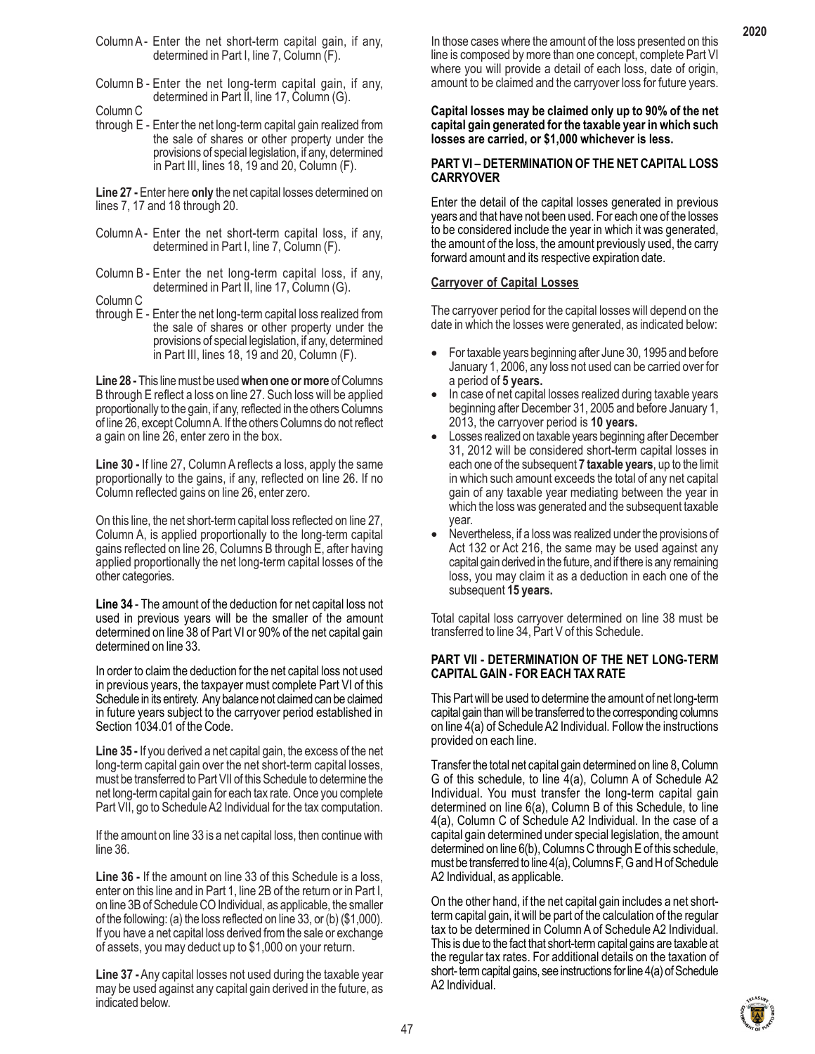Column A - Enter the net short-term capital gain, if any, determined in Part I, line 7, Column (F).

Column B - Enter the net long-term capital gain, if any, determined in Part II, line 17, Column (G).

Column C through E - Enter the net long-term capital gain realized from the sale of shares or other property under the provisions of special legislation, if any, determined in Part III, lines 18, 19 and 20, Column (F).

**Line 27 -** Enter here **only** the net capital losses determined on lines 7, 17 and 18 through 20.

Column A - Enter the net short-term capital loss, if any, determined in Part I, line 7, Column (F).

Column B - Enter the net long-term capital loss, if any, determined in Part II, line 17, Column (G).

Column C through E - Enter the net long-term capital loss realized from the sale of shares or other property under the provisions of special legislation, if any, determined in Part III, lines 18, 19 and 20, Column (F).

**Line 28 -** This line must be used **when one or more** of Columns B through E reflect a loss on line 27. Such loss will be applied proportionally to the gain, if any, reflected in the others Columns of line 26, except Column A. If the others Columns do not reflect a gain on line 26, enter zero in the box.

**Line 30 -** If line 27, Column A reflects a loss, apply the same proportionally to the gains, if any, reflected on line 26. If no Column reflected gains on line 26, enter zero.

On this line, the net short-term capital loss reflected on line 27, Column A, is applied proportionally to the long-term capital gains reflected on line 26, Columns B through E, after having applied proportionally the net long-term capital losses of the other categories.

**Line 34** - The amount of the deduction for net capital loss not used in previous years will be the smaller of the amount determined on line 38 of Part VI or 90% of the net capital gain determined on line 33.

In order to claim the deduction for the net capital loss not used in previous years, the taxpayer must complete Part VI of this Schedule in its entirety. Any balance not claimed can be claimed in future years subject to the carryover period established in Section 1034.01 of the Code.

**Line 35 -** If you derived a net capital gain, the excess of the net long-term capital gain over the net short-term capital losses, must be transferred to Part VII of this Schedule to determine the net long-term capital gain for each tax rate. Once you complete Part VII, go to Schedule A2 Individual for the tax computation.

If the amount on line 33 is a net capital loss, then continue with line 36.

**Line 36 -** If the amount on line 33 of this Schedule is a loss, enter on this line and in Part 1, line 2B of the return or in Part I, on line 3B of Schedule CO Individual, as applicable, the smaller of the following: (a) the loss reflected on line 33, or (b) ($1,000). If you have a net capital loss derived from the sale or exchange of assets, you may deduct up to $1,000 on your return.

**Line 37 -** Any capital losses not used during the taxable year may be used against any capital gain derived in the future, as indicated below.

In those cases where the amount of the loss presented on this line is composed by more than one concept, complete Part VI where you will provide a detail of each loss, date of origin, amount to be claimed and the carryover loss for future years.

**Capital losses may be claimed only up to 90% of the net capital gain generated for the taxable year in which such losses are carried, or $1,000 whichever is less.**

## PART VI – DETERMINATION OF THE NET CAPITAL LOSS CARRYOVER

Enter the detail of the capital losses generated in previous years and that have not been used. For each one of the losses to be considered include the year in which it was generated, the amount of the loss, the amount previously used, the carry forward amount and its respective expiration date.

**Carryover of Capital Losses**

The carryover period for the capital losses will depend on the date in which the losses were generated, as indicated below:

- For taxable years beginning after June 30, 1995 and before January 1, 2006, any loss not used can be carried over for a period of **5 years.**
- In case of net capital losses realized during taxable years beginning after December 31, 2005 and before January 1, 2013, the carryover period is **10 years.**
- Losses realized on taxable years beginning after December 31, 2012 will be considered short-term capital losses in each one of the subsequent **7 taxable years**, up to the limit in which such amount exceeds the total of any net capital gain of any taxable year mediating between the year in which the loss was generated and the subsequent taxable year.
- Nevertheless, if a loss was realized under the provisions of Act 132 or Act 216, the same may be used against any capital gain derived in the future, and if there is any remaining loss, you may claim it as a deduction in each one of the subsequent **15 years.**

Total capital loss carryover determined on line 38 must be transferred to line 34, Part V of this Schedule.

## PART VII - DETERMINATION OF THE NET LONG-TERM CAPITAL GAIN - FOR EACH TAX RATE

This Part will be used to determine the amount of net long-term capital gain than will be transferred to the corresponding columns on line 4(a) of Schedule A2 Individual. Follow the instructions provided on each line.

Transfer the total net capital gain determined on line 8, Column G of this schedule, to line 4(a), Column A of Schedule A2 Individual. You must transfer the long-term capital gain determined on line 6(a), Column B of this Schedule, to line 4(a), Column C of Schedule A2 Individual. In the case of a capital gain determined under special legislation, the amount determined on line 6(b), Columns C through E of this schedule, must be transferred to line 4(a), Columns F, G and H of Schedule A2 Individual, as applicable.

On the other hand, if the net capital gain includes a net short-term capital gain, it will be part of the calculation of the regular tax to be determined in Column A of Schedule A2 Individual. This is due to the fact that short-term capital gains are taxable at the regular tax rates. For additional details on the taxation of short- term capital gains, see instructions for line 4(a) of Schedule A2 Individual.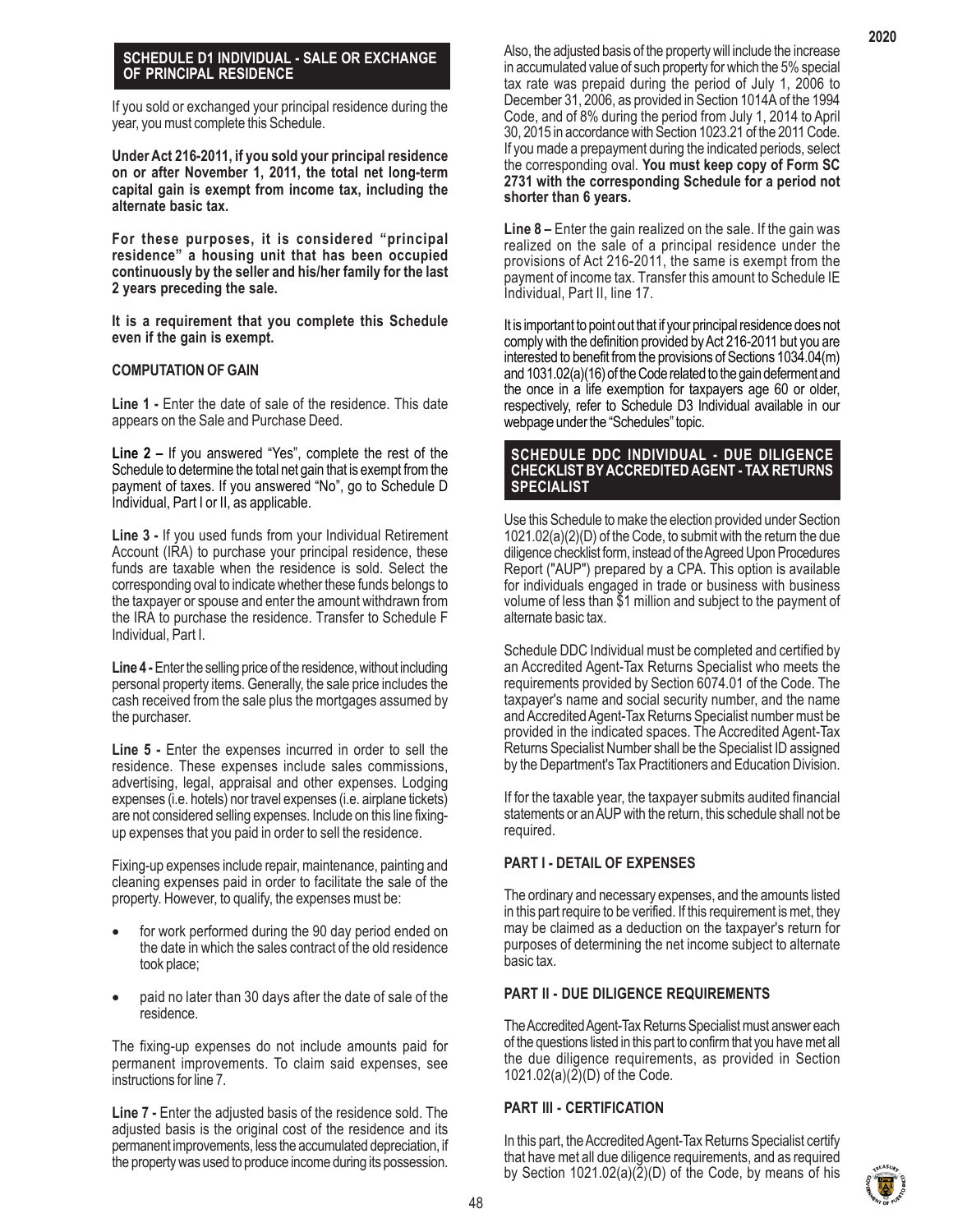## SCHEDULE D1 INDIVIDUAL - SALE OR EXCHANGE OF PRINCIPAL RESIDENCE

If you sold or exchanged your principal residence during the year, you must complete this Schedule.

**Under Act 216-2011, if you sold your principal residence on or after November 1, 2011, the total net long-term capital gain is exempt from income tax, including the alternate basic tax.**

**For these purposes, it is considered "principal residence" a housing unit that has been occupied continuously by the seller and his/her family for the last 2 years preceding the sale.**

**It is a requirement that you complete this Schedule even if the gain is exempt.**

### COMPUTATION OF GAIN

**Line 1 -** Enter the date of sale of the residence. This date appears on the Sale and Purchase Deed.

**Line 2 –** If you answered "Yes", complete the rest of the Schedule to determine the total net gain that is exempt from the payment of taxes. If you answered "No", go to Schedule D Individual, Part I or II, as applicable.

**Line 3 -** If you used funds from your Individual Retirement Account (IRA) to purchase your principal residence, these funds are taxable when the residence is sold. Select the corresponding oval to indicate whether these funds belongs to the taxpayer or spouse and enter the amount withdrawn from the IRA to purchase the residence. Transfer to Schedule F Individual, Part I.

**Line 4 -** Enter the selling price of the residence, without including personal property items. Generally, the sale price includes the cash received from the sale plus the mortgages assumed by the purchaser.

**Line 5 -** Enter the expenses incurred in order to sell the residence. These expenses include sales commissions, advertising, legal, appraisal and other expenses. Lodging expenses (i.e. hotels) nor travel expenses (i.e. airplane tickets) are not considered selling expenses. Include on this line fixing-up expenses that you paid in order to sell the residence.

Fixing-up expenses include repair, maintenance, painting and cleaning expenses paid in order to facilitate the sale of the property. However, to qualify, the expenses must be:

- for work performed during the 90 day period ended on the date in which the sales contract of the old residence took place;
- paid no later than 30 days after the date of sale of the residence.

The fixing-up expenses do not include amounts paid for permanent improvements. To claim said expenses, see instructions for line 7.

**Line 7 -** Enter the adjusted basis of the residence sold. The adjusted basis is the original cost of the residence and its permanent improvements, less the accumulated depreciation, if the property was used to produce income during its possession. Also, the adjusted basis of the property will include the increase in accumulated value of such property for which the 5% special tax rate was prepaid during the period of July 1, 2006 to December 31, 2006, as provided in Section 1014A of the 1994 Code, and of 8% during the period from July 1, 2014 to April 30, 2015 in accordance with Section 1023.21 of the 2011 Code. If you made a prepayment during the indicated periods, select the corresponding oval. **You must keep copy of Form SC 2731 with the corresponding Schedule for a period not shorter than 6 years.**

**Line 8 –** Enter the gain realized on the sale. If the gain was realized on the sale of a principal residence under the provisions of Act 216-2011, the same is exempt from the payment of income tax. Transfer this amount to Schedule IE Individual, Part II, line 17.

It is important to point out that if your principal residence does not comply with the definition provided by Act 216-2011 but you are interested to benefit from the provisions of Sections 1034.04(m) and 1031.02(a)(16) of the Code related to the gain deferment and the once in a life exemption for taxpayers age 60 or older, respectively, refer to Schedule D3 Individual available in our webpage under the "Schedules" topic.

## SCHEDULE DDC INDIVIDUAL - DUE DILIGENCE CHECKLIST BY ACCREDITED AGENT - TAX RETURNS SPECIALIST

Use this Schedule to make the election provided under Section 1021.02(a)(2)(D) of the Code, to submit with the return the due diligence checklist form, instead of the Agreed Upon Procedures Report ("AUP") prepared by a CPA. This option is available for individuals engaged in trade or business with business volume of less than $1 million and subject to the payment of alternate basic tax.

Schedule DDC Individual must be completed and certified by an Accredited Agent-Tax Returns Specialist who meets the requirements provided by Section 6074.01 of the Code. The taxpayer's name and social security number, and the name and Accredited Agent-Tax Returns Specialist number must be provided in the indicated spaces. The Accredited Agent-Tax Returns Specialist Number shall be the Specialist ID assigned by the Department's Tax Practitioners and Education Division.

If for the taxable year, the taxpayer submits audited financial statements or an AUP with the return, this schedule shall not be required.

### PART I - DETAIL OF EXPENSES

The ordinary and necessary expenses, and the amounts listed in this part require to be verified. If this requirement is met, they may be claimed as a deduction on the taxpayer's return for purposes of determining the net income subject to alternate basic tax.

### PART II - DUE DILIGENCE REQUIREMENTS

The Accredited Agent-Tax Returns Specialist must answer each of the questions listed in this part to confirm that you have met all the due diligence requirements, as provided in Section 1021.02(a)(2)(D) of the Code.

### PART III - CERTIFICATION

In this part, the Accredited Agent-Tax Returns Specialist certify that have met all due diligence requirements, and as required by Section 1021.02(a)(2)(D) of the Code, by means of his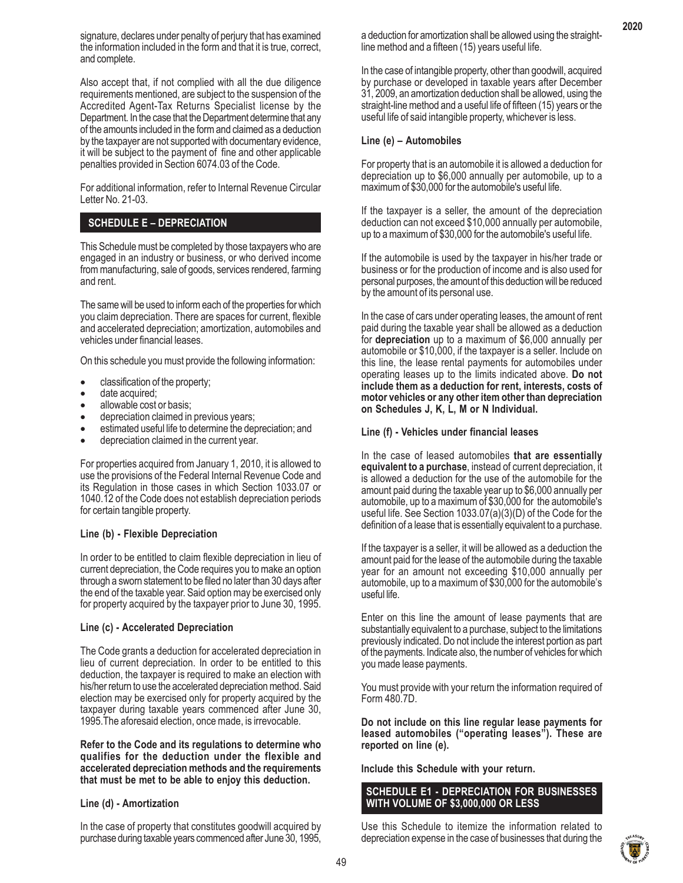signature, declares under penalty of perjury that has examined the information included in the form and that it is true, correct, and complete.

Also accept that, if not complied with all the due diligence requirements mentioned, are subject to the suspension of the Accredited Agent-Tax Returns Specialist license by the Department. In the case that the Department determine that any of the amounts included in the form and claimed as a deduction by the taxpayer are not supported with documentary evidence, it will be subject to the payment of fine and other applicable penalties provided in Section 6074.03 of the Code.

For additional information, refer to Internal Revenue Circular Letter No. 21-03.

## SCHEDULE E – DEPRECIATION

This Schedule must be completed by those taxpayers who are engaged in an industry or business, or who derived income from manufacturing, sale of goods, services rendered, farming and rent.

The same will be used to inform each of the properties for which you claim depreciation. There are spaces for current, flexible and accelerated depreciation; amortization, automobiles and vehicles under financial leases.

On this schedule you must provide the following information:

- classification of the property;
- date acquired;
- allowable cost or basis;
- depreciation claimed in previous years;
- estimated useful life to determine the depreciation; and
- depreciation claimed in the current year.

For properties acquired from January 1, 2010, it is allowed to use the provisions of the Federal Internal Revenue Code and its Regulation in those cases in which Section 1033.07 or 1040.12 of the Code does not establish depreciation periods for certain tangible property.

### Line (b) - Flexible Depreciation

In order to be entitled to claim flexible depreciation in lieu of current depreciation, the Code requires you to make an option through a sworn statement to be filed no later than 30 days after the end of the taxable year. Said option may be exercised only for property acquired by the taxpayer prior to June 30, 1995.

### Line (c) - Accelerated Depreciation

The Code grants a deduction for accelerated depreciation in lieu of current depreciation. In order to be entitled to this deduction, the taxpayer is required to make an election with his/her return to use the accelerated depreciation method. Said election may be exercised only for property acquired by the taxpayer during taxable years commenced after June 30, 1995.The aforesaid election, once made, is irrevocable.

**Refer to the Code and its regulations to determine who qualifies for the deduction under the flexible and accelerated depreciation methods and the requirements that must be met to be able to enjoy this deduction.**

### Line (d) - Amortization

In the case of property that constitutes goodwill acquired by purchase during taxable years commenced after June 30, 1995, a deduction for amortization shall be allowed using the straight-line method and a fifteen (15) years useful life.

In the case of intangible property, other than goodwill, acquired by purchase or developed in taxable years after December 31, 2009, an amortization deduction shall be allowed, using the straight-line method and a useful life of fifteen (15) years or the useful life of said intangible property, whichever is less.

### Line (e) – Automobiles

For property that is an automobile it is allowed a deduction for depreciation up to $6,000 annually per automobile, up to a maximum of $30,000 for the automobile's useful life.

If the taxpayer is a seller, the amount of the depreciation deduction can not exceed $10,000 annually per automobile, up to a maximum of $30,000 for the automobile's useful life.

If the automobile is used by the taxpayer in his/her trade or business or for the production of income and is also used for personal purposes, the amount of this deduction will be reduced by the amount of its personal use.

In the case of cars under operating leases, the amount of rent paid during the taxable year shall be allowed as a deduction for **depreciation** up to a maximum of $6,000 annually per automobile or $10,000, if the taxpayer is a seller. Include on this line, the lease rental payments for automobiles under operating leases up to the limits indicated above. **Do not include them as a deduction for rent, interests, costs of motor vehicles or any other item other than depreciation on Schedules J, K, L, M or N Individual.**

### Line (f) - Vehicles under financial leases

In the case of leased automobiles **that are essentially equivalent to a purchase**, instead of current depreciation, it is allowed a deduction for the use of the automobile for the amount paid during the taxable year up to $6,000 annually per automobile, up to a maximum of $30,000 for the automobile's useful life. See Section 1033.07(a)(3)(D) of the Code for the definition of a lease that is essentially equivalent to a purchase.

If the taxpayer is a seller, it will be allowed as a deduction the amount paid for the lease of the automobile during the taxable year for an amount not exceeding $10,000 annually per automobile, up to a maximum of $30,000 for the automobile's useful life.

Enter on this line the amount of lease payments that are substantially equivalent to a purchase, subject to the limitations previously indicated. Do not include the interest portion as part of the payments. Indicate also, the number of vehicles for which you made lease payments.

You must provide with your return the information required of Form 480.7D.

**Do not include on this line regular lease payments for leased automobiles ("operating leases"). These are reported on line (e).**

**Include this Schedule with your return.**

## SCHEDULE E1 - DEPRECIATION FOR BUSINESSES WITH VOLUME OF $3,000,000 OR LESS

Use this Schedule to itemize the information related to depreciation expense in the case of businesses that during the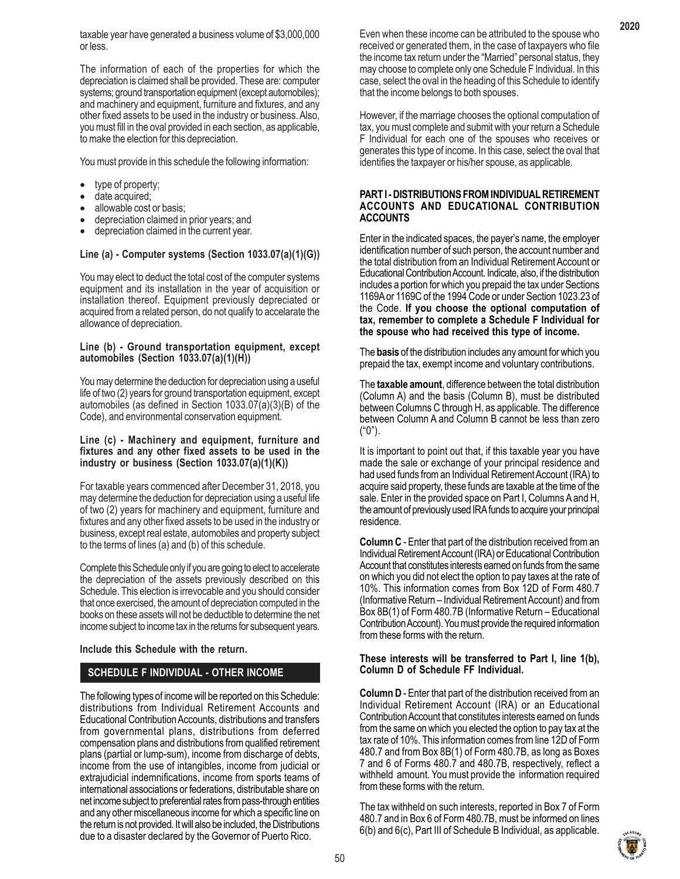taxable year have generated a business volume of $3,000,000 or less.

The information of each of the properties for which the depreciation is claimed shall be provided. These are: computer systems; ground transportation equipment (except automobiles); and machinery and equipment, furniture and fixtures, and any other fixed assets to be used in the industry or business. Also, you must fill in the oval provided in each section, as applicable, to make the election for this depreciation.

You must provide in this schedule the following information:

- type of property;
- date acquired;
- allowable cost or basis;
- depreciation claimed in prior years; and
- depreciation claimed in the current year.

**Line (a) - Computer systems (Section 1033.07(a)(1)(G))**

You may elect to deduct the total cost of the computer systems equipment and its installation in the year of acquisition or installation thereof. Equipment previously depreciated or acquired from a related person, do not qualify to accelarate the allowance of depreciation.

**Line (b) - Ground transportation equipment, except automobiles (Section 1033.07(a)(1)(H))**

You may determine the deduction for depreciation using a useful life of two (2) years for ground transportation equipment, except automobiles (as defined in Section 1033.07(a)(3)(B) of the Code), and environmental conservation equipment.

**Line (c) - Machinery and equipment, furniture and fixtures and any other fixed assets to be used in the industry or business (Section 1033.07(a)(1)(K))**

For taxable years commenced after December 31, 2018, you may determine the deduction for depreciation using a useful life of two (2) years for machinery and equipment, furniture and fixtures and any other fixed assets to be used in the industry or business, except real estate, automobiles and property subject to the terms of lines (a) and (b) of this schedule.

Complete this Schedule only if you are going to elect to accelerate the depreciation of the assets previously described on this Schedule. This election is irrevocable and you should consider that once exercised, the amount of depreciation computed in the books on these assets will not be deductible to determine the net income subject to income tax in the returns for subsequent years.

**Include this Schedule with the return.**

## SCHEDULE F INDIVIDUAL - OTHER INCOME

The following types of income will be reported on this Schedule: distributions from Individual Retirement Accounts and Educational Contribution Accounts, distributions and transfers from governmental plans, distributions from deferred compensation plans and distributions from qualified retirement plans (partial or lump-sum), income from discharge of debts, income from the use of intangibles, income from judicial or extrajudicial indemnifications, income from sports teams of international associations or federations, distributable share on net income subject to preferential rates from pass-through entities and any other miscellaneous income for which a specific line on the return is not provided. It will also be included, the Distributions due to a disaster declared by the Governor of Puerto Rico.

Even when these income can be attributed to the spouse who received or generated them, in the case of taxpayers who file the income tax return under the "Married" personal status, they may choose to complete only one Schedule F Individual. In this case, select the oval in the heading of this Schedule to identify that the income belongs to both spouses.

However, if the marriage chooses the optional computation of tax, you must complete and submit with your return a Schedule F Individual for each one of the spouses who receives or generates this type of income. In this case, select the oval that identifies the taxpayer or his/her spouse, as applicable.

### PART I - DISTRIBUTIONS FROM INDIVIDUAL RETIREMENT ACCOUNTS AND EDUCATIONAL CONTRIBUTION ACCOUNTS

Enter in the indicated spaces, the payer's name, the employer identification number of such person, the account number and the total distribution from an Individual Retirement Account or Educational Contribution Account. Indicate, also, if the distribution includes a portion for which you prepaid the tax under Sections 1169A or 1169C of the 1994 Code or under Section 1023.23 of the Code. **If you choose the optional computation of tax, remember to complete a Schedule F Individual for the spouse who had received this type of income.**

The **basis** of the distribution includes any amount for which you prepaid the tax, exempt income and voluntary contributions.

The **taxable amount**, difference between the total distribution (Column A) and the basis (Column B), must be distributed between Columns C through H, as applicable. The difference between Column A and Column B cannot be less than zero ("0").

It is important to point out that, if this taxable year you have made the sale or exchange of your principal residence and had used funds from an Individual Retirement Account (IRA) to acquire said property, these funds are taxable at the time of the sale. Enter in the provided space on Part I, Columns A and H, the amount of previously used IRA funds to acquire your principal residence.

**Column C** - Enter that part of the distribution received from an Individual Retirement Account (IRA) or Educational Contribution Account that constitutes interests earned on funds from the same on which you did not elect the option to pay taxes at the rate of 10%. This information comes from Box 12D of Form 480.7 (Informative Return – Individual Retirement Account) and from Box 8B(1) of Form 480.7B (Informative Return – Educational Contribution Account). You must provide the required information from these forms with the return.

**These interests will be transferred to Part I, line 1(b), Column D of Schedule FF Individual.**

**Column D** - Enter that part of the distribution received from an Individual Retirement Account (IRA) or an Educational Contribution Account that constitutes interests earned on funds from the same on which you elected the option to pay tax at the tax rate of 10%. This information comes from line 12D of Form 480.7 and from Box 8B(1) of Form 480.7B, as long as Boxes 7 and 6 of Forms 480.7 and 480.7B, respectively, reflect a withheld amount. You must provide the information required from these forms with the return.

The tax withheld on such interests, reported in Box 7 of Form 480.7 and in Box 6 of Form 480.7B, must be informed on lines 6(b) and 6(c), Part III of Schedule B Individual, as applicable.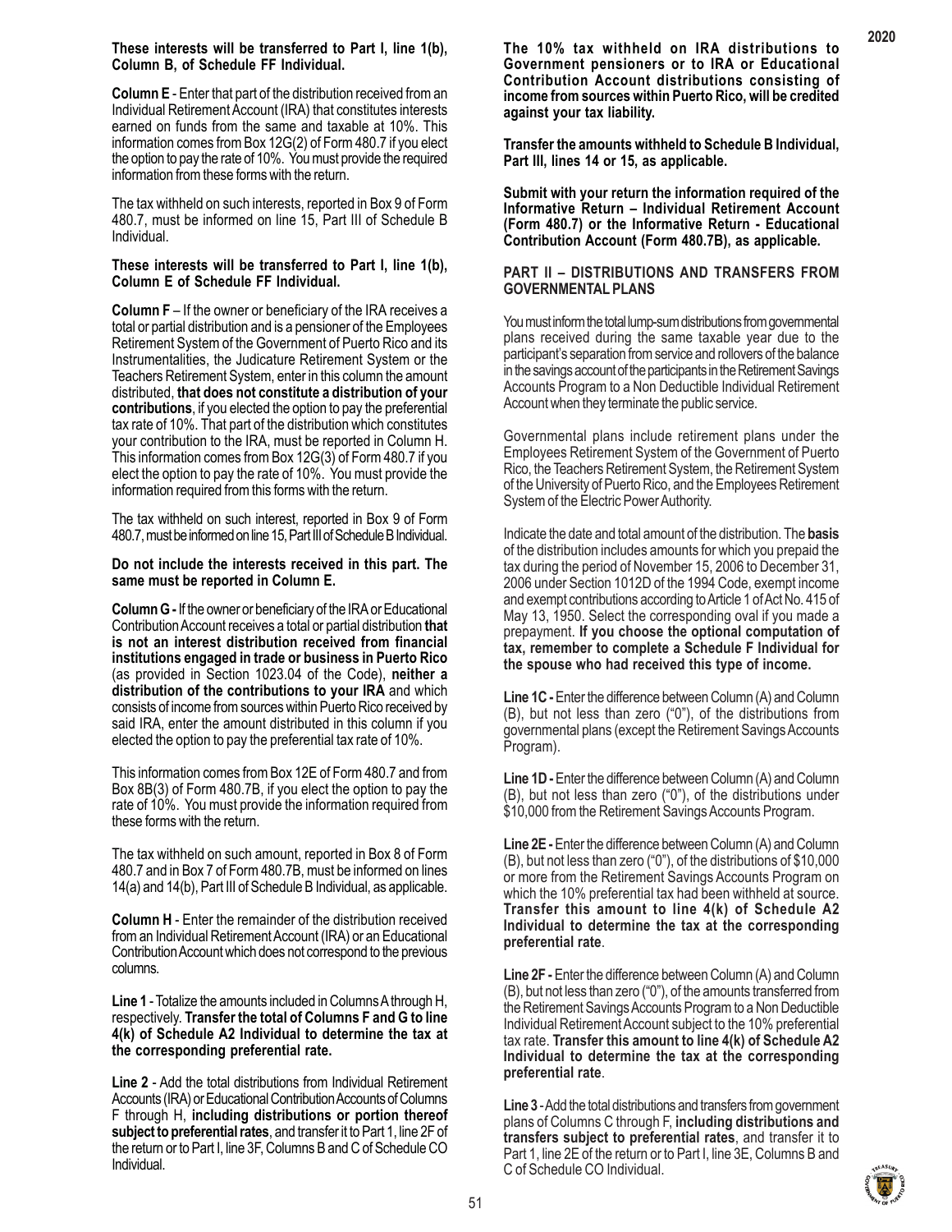**These interests will be transferred to Part I, line 1(b), Column B, of Schedule FF Individual.**

**Column E** - Enter that part of the distribution received from an Individual Retirement Account (IRA) that constitutes interests earned on funds from the same and taxable at 10%. This information comes from Box 12G(2) of Form 480.7 if you elect the option to pay the rate of 10%. You must provide the required information from these forms with the return.

The tax withheld on such interests, reported in Box 9 of Form 480.7, must be informed on line 15, Part III of Schedule B Individual.

**These interests will be transferred to Part I, line 1(b), Column E of Schedule FF Individual.**

**Column F** – If the owner or beneficiary of the IRA receives a total or partial distribution and is a pensioner of the Employees Retirement System of the Government of Puerto Rico and its Instrumentalities, the Judicature Retirement System or the Teachers Retirement System, enter in this column the amount distributed, **that does not constitute a distribution of your contributions**, if you elected the option to pay the preferential tax rate of 10%. That part of the distribution which constitutes your contribution to the IRA, must be reported in Column H. This information comes from Box 12G(3) of Form 480.7 if you elect the option to pay the rate of 10%. You must provide the information required from this forms with the return.

The tax withheld on such interest, reported in Box 9 of Form 480.7, must be informed on line 15, Part III of Schedule B Individual.

**Do not include the interests received in this part. The same must be reported in Column E.**

**Column G -** If the owner or beneficiary of the IRA or Educational Contribution Account receives a total or partial distribution **that is not an interest distribution received from financial institutions engaged in trade or business in Puerto Rico** (as provided in Section 1023.04 of the Code), **neither a distribution of the contributions to your IRA** and which consists of income from sources within Puerto Rico received by said IRA, enter the amount distributed in this column if you elected the option to pay the preferential tax rate of 10%.

This information comes from Box 12E of Form 480.7 and from Box 8B(3) of Form 480.7B, if you elect the option to pay the rate of 10%. You must provide the information required from these forms with the return.

The tax withheld on such amount, reported in Box 8 of Form 480.7 and in Box 7 of Form 480.7B, must be informed on lines 14(a) and 14(b), Part III of Schedule B Individual, as applicable.

**Column H** - Enter the remainder of the distribution received from an Individual Retirement Account (IRA) or an Educational Contribution Account which does not correspond to the previous columns.

**Line 1** - Totalize the amounts included in Columns A through H, respectively. **Transfer the total of Columns F and G to line 4(k) of Schedule A2 Individual to determine the tax at the corresponding preferential rate.**

**Line 2** - Add the total distributions from Individual Retirement Accounts (IRA) or Educational Contribution Accounts of Columns F through H, **including distributions or portion thereof subject to preferential rates**, and transfer it to Part 1, line 2F of the return or to Part I, line 3F, Columns B and C of Schedule CO Individual.

**The 10% tax withheld on IRA distributions to Government pensioners or to IRA or Educational Contribution Account distributions consisting of income from sources within Puerto Rico, will be credited against your tax liability.**

**Transfer the amounts withheld to Schedule B Individual, Part III, lines 14 or 15, as applicable.**

**Submit with your return the information required of the Informative Return – Individual Retirement Account (Form 480.7) or the Informative Return - Educational Contribution Account (Form 480.7B), as applicable.**

## PART II – DISTRIBUTIONS AND TRANSFERS FROM GOVERNMENTAL PLANS

You must inform the total lump-sum distributions from governmental plans received during the same taxable year due to the participant's separation from service and rollovers of the balance in the savings account of the participants in the Retirement Savings Accounts Program to a Non Deductible Individual Retirement Account when they terminate the public service.

Governmental plans include retirement plans under the Employees Retirement System of the Government of Puerto Rico, the Teachers Retirement System, the Retirement System of the University of Puerto Rico, and the Employees Retirement System of the Electric Power Authority.

Indicate the date and total amount of the distribution. The **basis** of the distribution includes amounts for which you prepaid the tax during the period of November 15, 2006 to December 31, 2006 under Section 1012D of the 1994 Code, exempt income and exempt contributions according to Article 1 of Act No. 415 of May 13, 1950. Select the corresponding oval if you made a prepayment. **If you choose the optional computation of tax, remember to complete a Schedule F Individual for the spouse who had received this type of income.**

**Line 1C -** Enter the difference between Column (A) and Column (B), but not less than zero ("0"), of the distributions from governmental plans (except the Retirement Savings Accounts Program).

**Line 1D -** Enter the difference between Column (A) and Column (B), but not less than zero ("0"), of the distributions under \$10,000 from the Retirement Savings Accounts Program.

**Line 2E -** Enter the difference between Column (A) and Column (B), but not less than zero ("0"), of the distributions of \$10,000 or more from the Retirement Savings Accounts Program on which the 10% preferential tax had been withheld at source. **Transfer this amount to line 4(k) of Schedule A2 Individual to determine the tax at the corresponding preferential rate**.

**Line 2F -** Enter the difference between Column (A) and Column (B), but not less than zero ("0"), of the amounts transferred from the Retirement Savings Accounts Program to a Non Deductible Individual Retirement Account subject to the 10% preferential tax rate. **Transfer this amount to line 4(k) of Schedule A2 Individual to determine the tax at the corresponding preferential rate**.

**Line 3** - Add the total distributions and transfers from government plans of Columns C through F, **including distributions and transfers subject to preferential rates**, and transfer it to Part 1, line 2E of the return or to Part I, line 3E, Columns B and C of Schedule CO Individual.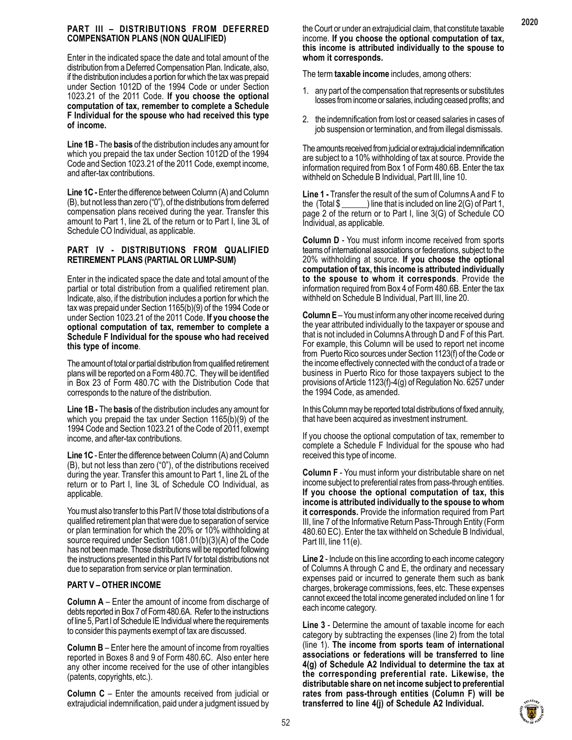## PART III – DISTRIBUTIONS FROM DEFERRED COMPENSATION PLANS (NON QUALIFIED)

Enter in the indicated space the date and total amount of the distribution from a Deferred Compensation Plan. Indicate, also, if the distribution includes a portion for which the tax was prepaid under Section 1012D of the 1994 Code or under Section 1023.21 of the 2011 Code. **If you choose the optional computation of tax, remember to complete a Schedule F Individual for the spouse who had received this type of income.**

**Line 1B** - The **basis** of the distribution includes any amount for which you prepaid the tax under Section 1012D of the 1994 Code and Section 1023.21 of the 2011 Code, exempt income, and after-tax contributions.

**Line 1C -** Enter the difference between Column (A) and Column (B), but not less than zero ("0"), of the distributions from deferred compensation plans received during the year. Transfer this amount to Part 1, line 2L of the return or to Part I, line 3L of Schedule CO Individual, as applicable.

## PART IV - DISTRIBUTIONS FROM QUALIFIED RETIREMENT PLANS (PARTIAL OR LUMP-SUM)

Enter in the indicated space the date and total amount of the partial or total distribution from a qualified retirement plan. Indicate, also, if the distribution includes a portion for which the tax was prepaid under Section 1165(b)(9) of the 1994 Code or under Section 1023.21 of the 2011 Code. **If you choose the optional computation of tax, remember to complete a Schedule F Individual for the spouse who had received this type of income**.

The amount of total or partial distribution from qualified retirement plans will be reported on a Form 480.7C. They will be identified in Box 23 of Form 480.7C with the Distribution Code that corresponds to the nature of the distribution.

**Line 1B -** The **basis** of the distribution includes any amount for which you prepaid the tax under Section 1165(b)(9) of the 1994 Code and Section 1023.21 of the Code of 2011, exempt income, and after-tax contributions.

**Line 1C** - Enter the difference between Column (A) and Column (B), but not less than zero ("0"), of the distributions received during the year. Transfer this amount to Part 1, line 2L of the return or to Part I, line 3L of Schedule CO Individual, as applicable.

You must also transfer to this Part IV those total distributions of a qualified retirement plan that were due to separation of service or plan termination for which the 20% or 10% withholding at source required under Section 1081.01(b)(3)(A) of the Code has not been made. Those distributions will be reported following the instructions presented in this Part IV for total distributions not due to separation from service or plan termination.

## PART V – OTHER INCOME

**Column A** – Enter the amount of income from discharge of debts reported in Box 7 of Form 480.6A. Refer to the instructions of line 5, Part I of Schedule IE Individual where the requirements to consider this payments exempt of tax are discussed.

**Column B** – Enter here the amount of income from royalties reported in Boxes 8 and 9 of Form 480.6C. Also enter here any other income received for the use of other intangibles (patents, copyrights, etc.).

**Column C** – Enter the amounts received from judicial or extrajudicial indemnification, paid under a judgment issued by the Court or under an extrajudicial claim, that constitute taxable income. **If you choose the optional computation of tax, this income is attributed individually to the spouse to whom it corresponds.**

The term **taxable income** includes, among others:

1. any part of the compensation that represents or substitutes losses from income or salaries, including ceased profits; and
2. the indemnification from lost or ceased salaries in cases of job suspension or termination, and from illegal dismissals.

The amounts received from judicial or extrajudicial indemnification are subject to a 10% withholding of tax at source. Provide the information required from Box 1 of Form 480.6B. Enter the tax withheld on Schedule B Individual, Part III, line 10.

**Line 1 -** Transfer the result of the sum of Columns A and F to the (Total $ ______) line that is included on line 2(G) of Part 1, page 2 of the return or to Part I, line 3(G) of Schedule CO Individual, as applicable.

**Column D** - You must inform income received from sports teams of international associations or federations, subject to the 20% withholding at source. **If you choose the optional computation of tax, this income is attributed individually to the spouse to whom it corresponds**. Provide the information required from Box 4 of Form 480.6B. Enter the tax withheld on Schedule B Individual, Part III, line 20.

**Column E** – You must inform any other income received during the year attributed individually to the taxpayer or spouse and that is not included in Columns A through D and F of this Part. For example, this Column will be used to report net income from Puerto Rico sources under Section 1123(f) of the Code or the income effectively connected with the conduct of a trade or business in Puerto Rico for those taxpayers subject to the provisions of Article 1123(f)-4(g) of Regulation No. 6257 under the 1994 Code, as amended.

In this Column may be reported total distributions of fixed annuity, that have been acquired as investment instrument.

If you choose the optional computation of tax, remember to complete a Schedule F Individual for the spouse who had received this type of income.

**Column F** - You must inform your distributable share on net income subject to preferential rates from pass-through entities. **If you choose the optional computation of tax, this income is attributed individually to the spouse to whom it corresponds.** Provide the information required from Part III, line 7 of the Informative Return Pass-Through Entity (Form 480.60 EC). Enter the tax withheld on Schedule B Individual, Part III, line 11(e).

**Line 2** - Include on this line according to each income category of Columns A through C and E, the ordinary and necessary expenses paid or incurred to generate them such as bank charges, brokerage commissions, fees, etc. These expenses cannot exceed the total income generated included on line 1 for each income category.

**Line 3** - Determine the amount of taxable income for each category by subtracting the expenses (line 2) from the total (line 1). **The income from sports team of international associations or federations will be transferred to line 4(g) of Schedule A2 Individual to determine the tax at the corresponding preferential rate. Likewise, the distributable share on net income subject to preferential rates from pass-through entities (Column F) will be transferred to line 4(j) of Schedule A2 Individual.**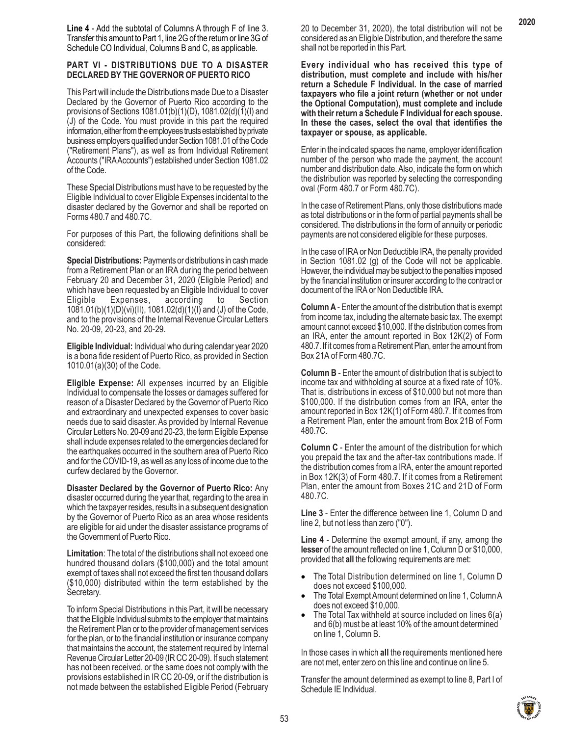**Line 4** - Add the subtotal of Columns A through F of line 3. Transfer this amount to Part 1, line 2G of the return or line 3G of Schedule CO Individual, Columns B and C, as applicable.

## PART VI - DISTRIBUTIONS DUE TO A DISASTER DECLARED BY THE GOVERNOR OF PUERTO RICO

This Part will include the Distributions made Due to a Disaster Declared by the Governor of Puerto Rico according to the provisions of Sections 1081.01(b)(1)(D), 1081.02(d)(1)(I) and (J) of the Code. You must provide in this part the required information, either from the employees trusts established by private business employers qualified under Section 1081.01 of the Code ("Retirement Plans"), as well as from Individual Retirement Accounts ("IRA Accounts") established under Section 1081.02 of the Code.

These Special Distributions must have to be requested by the Eligible Individual to cover Eligible Expenses incidental to the disaster declared by the Governor and shall be reported on Forms 480.7 and 480.7C.

For purposes of this Part, the following definitions shall be considered:

**Special Distributions:** Payments or distributions in cash made from a Retirement Plan or an IRA during the period between February 20 and December 31, 2020 (Eligible Period) and which have been requested by an Eligible Individual to cover Eligible Expenses, according to Section 1081.01(b)(1)(D)(vi)(II), 1081.02(d)(1)(I) and (J) of the Code, and to the provisions of the Internal Revenue Circular Letters No. 20-09, 20-23, and 20-29.

**Eligible Individual:** Individual who during calendar year 2020 is a bona fide resident of Puerto Rico, as provided in Section 1010.01(a)(30) of the Code.

**Eligible Expense:** All expenses incurred by an Eligible Individual to compensate the losses or damages suffered for reason of a Disaster Declared by the Governor of Puerto Rico and extraordinary and unexpected expenses to cover basic needs due to said disaster. As provided by Internal Revenue Circular Letters No. 20-09 and 20-23, the term Eligible Expense shall include expenses related to the emergencies declared for the earthquakes occurred in the southern area of Puerto Rico and for the COVID-19, as well as any loss of income due to the curfew declared by the Governor.

**Disaster Declared by the Governor of Puerto Rico:** Any disaster occurred during the year that, regarding to the area in which the taxpayer resides, results in a subsequent designation by the Governor of Puerto Rico as an area whose residents are eligible for aid under the disaster assistance programs of the Government of Puerto Rico.

**Limitation**: The total of the distributions shall not exceed one hundred thousand dollars ($100,000) and the total amount exempt of taxes shall not exceed the first ten thousand dollars ($10,000) distributed within the term established by the Secretary.

To inform Special Distributions in this Part, it will be necessary that the Eligible Individual submits to the employer that maintains the Retirement Plan or to the provider of management services for the plan, or to the financial institution or insurance company that maintains the account, the statement required by Internal Revenue Circular Letter 20-09 (IR CC 20-09). If such statement has not been received, or the same does not comply with the provisions established in IR CC 20-09, or if the distribution is not made between the established Eligible Period (February 20 to December 31, 2020), the total distribution will not be considered as an Eligible Distribution, and therefore the same shall not be reported in this Part.

**Every individual who has received this type of distribution, must complete and include with his/her return a Schedule F Individual. In the case of married taxpayers who file a joint return (whether or not under the Optional Computation), must complete and include with their return a Schedule F Individual for each spouse. In these the cases, select the oval that identifies the taxpayer or spouse, as applicable.**

Enter in the indicated spaces the name, employer identification number of the person who made the payment, the account number and distribution date. Also, indicate the form on which the distribution was reported by selecting the corresponding oval (Form 480.7 or Form 480.7C).

In the case of Retirement Plans, only those distributions made as total distributions or in the form of partial payments shall be considered. The distributions in the form of annuity or periodic payments are not considered eligible for these purposes.

In the case of IRA or Non Deductible IRA, the penalty provided in Section 1081.02 (g) of the Code will not be applicable. However, the individual may be subject to the penalties imposed by the financial institution or insurer according to the contract or document of the IRA or Non Deductible IRA.

**Column A** - Enter the amount of the distribution that is exempt from income tax, including the alternate basic tax. The exempt amount cannot exceed $10,000. If the distribution comes from an IRA, enter the amount reported in Box 12K(2) of Form 480.7. If it comes from a Retirement Plan, enter the amount from Box 21A of Form 480.7C.

**Column B** - Enter the amount of distribution that is subject to income tax and withholding at source at a fixed rate of 10%. That is, distributions in excess of $10,000 but not more than $100,000. If the distribution comes from an IRA, enter the amount reported in Box 12K(1) of Form 480.7. If it comes from a Retirement Plan, enter the amount from Box 21B of Form 480.7C.

**Column C** - Enter the amount of the distribution for which you prepaid the tax and the after-tax contributions made. If the distribution comes from a IRA, enter the amount reported in Box 12K(3) of Form 480.7. If it comes from a Retirement Plan, enter the amount from Boxes 21C and 21D of Form 480.7C.

**Line 3** - Enter the difference between line 1, Column D and line 2, but not less than zero ("0").

**Line 4** - Determine the exempt amount, if any, among the **lesser** of the amount reflected on line 1, Column D or $10,000, provided that **all** the following requirements are met:

- The Total Distribution determined on line 1, Column D does not exceed $100,000.
- The Total Exempt Amount determined on line 1, Column A does not exceed $10,000.
- The Total Tax withheld at source included on lines 6(a) and 6(b) must be at least 10% of the amount determined on line 1, Column B.

In those cases in which **all** the requirements mentioned here are not met, enter zero on this line and continue on line 5.

Transfer the amount determined as exempt to line 8, Part I of Schedule IE Individual.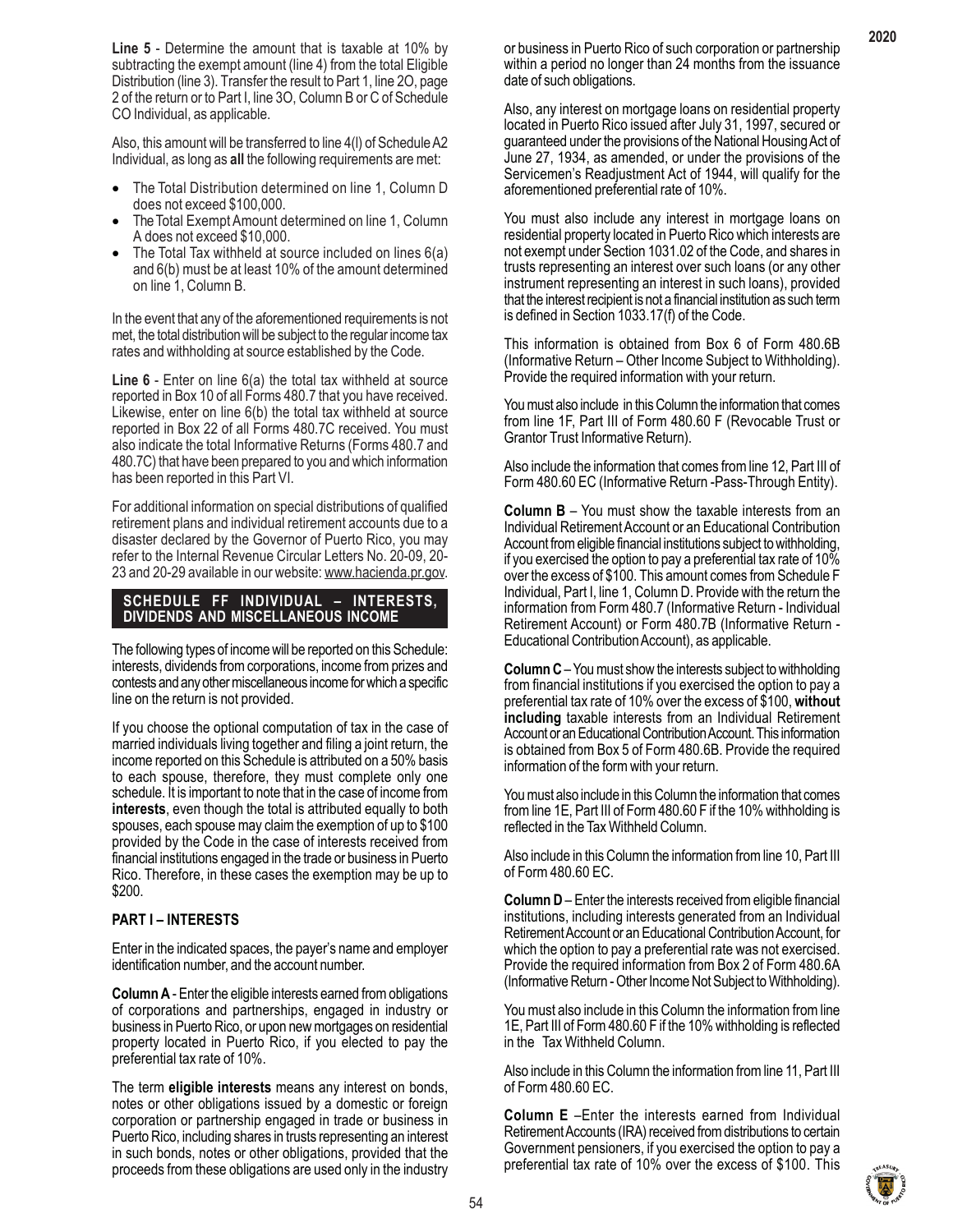**Line 5** - Determine the amount that is taxable at 10% by subtracting the exempt amount (line 4) from the total Eligible Distribution (line 3). Transfer the result to Part 1, line 2O, page 2 of the return or to Part I, line 3O, Column B or C of Schedule CO Individual, as applicable.

Also, this amount will be transferred to line 4(l) of Schedule A2 Individual, as long as **all** the following requirements are met:

- The Total Distribution determined on line 1, Column D does not exceed $100,000.
- The Total Exempt Amount determined on line 1, Column A does not exceed $10,000.
- The Total Tax withheld at source included on lines 6(a) and 6(b) must be at least 10% of the amount determined on line 1, Column B.

In the event that any of the aforementioned requirements is not met, the total distribution will be subject to the regular income tax rates and withholding at source established by the Code.

**Line 6** - Enter on line 6(a) the total tax withheld at source reported in Box 10 of all Forms 480.7 that you have received. Likewise, enter on line 6(b) the total tax withheld at source reported in Box 22 of all Forms 480.7C received. You must also indicate the total Informative Returns (Forms 480.7 and 480.7C) that have been prepared to you and which information has been reported in this Part VI.

For additional information on special distributions of qualified retirement plans and individual retirement accounts due to a disaster declared by the Governor of Puerto Rico, you may refer to the Internal Revenue Circular Letters No. 20-09, 20-23 and 20-29 available in our website: www.hacienda.pr.gov.

## SCHEDULE FF INDIVIDUAL – INTERESTS, DIVIDENDS AND MISCELLANEOUS INCOME

The following types of income will be reported on this Schedule: interests, dividends from corporations, income from prizes and contests and any other miscellaneous income for which a specific line on the return is not provided.

If you choose the optional computation of tax in the case of married individuals living together and filing a joint return, the income reported on this Schedule is attributed on a 50% basis to each spouse, therefore, they must complete only one schedule. It is important to note that in the case of income from **interests**, even though the total is attributed equally to both spouses, each spouse may claim the exemption of up to $100 provided by the Code in the case of interests received from financial institutions engaged in the trade or business in Puerto Rico. Therefore, in these cases the exemption may be up to $200.

### PART I – INTERESTS

Enter in the indicated spaces, the payer's name and employer identification number, and the account number.

**Column A** - Enter the eligible interests earned from obligations of corporations and partnerships, engaged in industry or business in Puerto Rico, or upon new mortgages on residential property located in Puerto Rico, if you elected to pay the preferential tax rate of 10%.

The term **eligible interests** means any interest on bonds, notes or other obligations issued by a domestic or foreign corporation or partnership engaged in trade or business in Puerto Rico, including shares in trusts representing an interest in such bonds, notes or other obligations, provided that the proceeds from these obligations are used only in the industry or business in Puerto Rico of such corporation or partnership within a period no longer than 24 months from the issuance date of such obligations.

Also, any interest on mortgage loans on residential property located in Puerto Rico issued after July 31, 1997, secured or guaranteed under the provisions of the National Housing Act of June 27, 1934, as amended, or under the provisions of the Servicemen's Readjustment Act of 1944, will qualify for the aforementioned preferential rate of 10%.

You must also include any interest in mortgage loans on residential property located in Puerto Rico which interests are not exempt under Section 1031.02 of the Code, and shares in trusts representing an interest over such loans (or any other instrument representing an interest in such loans), provided that the interest recipient is not a financial institution as such term is defined in Section 1033.17(f) of the Code.

This information is obtained from Box 6 of Form 480.6B (Informative Return – Other Income Subject to Withholding). Provide the required information with your return.

You must also include in this Column the information that comes from line 1F, Part III of Form 480.60 F (Revocable Trust or Grantor Trust Informative Return).

Also include the information that comes from line 12, Part III of Form 480.60 EC (Informative Return -Pass-Through Entity).

**Column B** – You must show the taxable interests from an Individual Retirement Account or an Educational Contribution Account from eligible financial institutions subject to withholding, if you exercised the option to pay a preferential tax rate of 10% over the excess of $100. This amount comes from Schedule F Individual, Part I, line 1, Column D. Provide with the return the information from Form 480.7 (Informative Return - Individual Retirement Account) or Form 480.7B (Informative Return - Educational Contribution Account), as applicable.

**Column C** – You must show the interests subject to withholding from financial institutions if you exercised the option to pay a preferential tax rate of 10% over the excess of $100, **without including** taxable interests from an Individual Retirement Account or an Educational Contribution Account. This information is obtained from Box 5 of Form 480.6B. Provide the required information of the form with your return.

You must also include in this Column the information that comes from line 1E, Part III of Form 480.60 F if the 10% withholding is reflected in the Tax Withheld Column.

Also include in this Column the information from line 10, Part III of Form 480.60 EC.

**Column D** – Enter the interests received from eligible financial institutions, including interests generated from an Individual Retirement Account or an Educational Contribution Account, for which the option to pay a preferential rate was not exercised. Provide the required information from Box 2 of Form 480.6A (Informative Return - Other Income Not Subject to Withholding).

You must also include in this Column the information from line 1E, Part III of Form 480.60 F if the 10% withholding is reflected in the Tax Withheld Column.

Also include in this Column the information from line 11, Part III of Form 480.60 EC.

**Column E** –Enter the interests earned from Individual Retirement Accounts (IRA) received from distributions to certain Government pensioners, if you exercised the option to pay a preferential tax rate of 10% over the excess of $100. This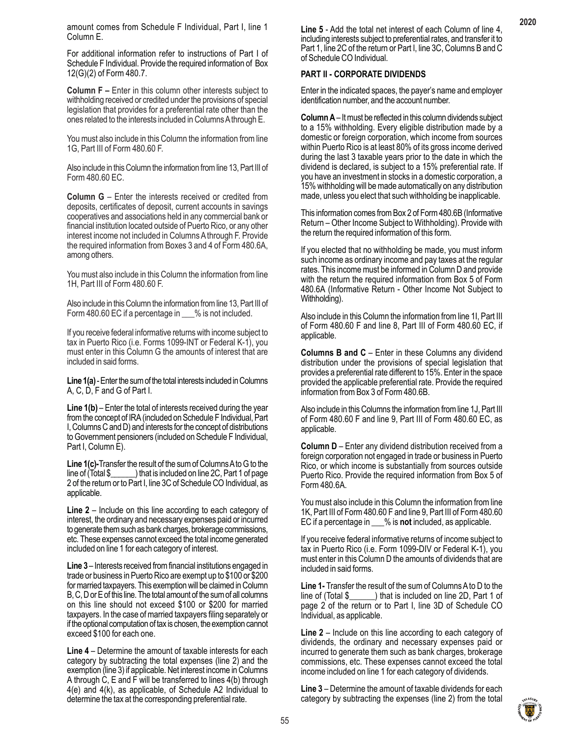amount comes from Schedule F Individual, Part I, line 1 Column E.

For additional information refer to instructions of Part I of Schedule F Individual. Provide the required information of Box 12(G)(2) of Form 480.7.

**Column F –** Enter in this column other interests subject to withholding received or credited under the provisions of special legislation that provides for a preferential rate other than the ones related to the interests included in Columns A through E.

You must also include in this Column the information from line 1G, Part III of Form 480.60 F.

Also include in this Column the information from line 13, Part III of Form 480.60 EC.

**Column G** – Enter the interests received or credited from deposits, certificates of deposit, current accounts in savings cooperatives and associations held in any commercial bank or financial institution located outside of Puerto Rico, or any other interest income not included in Columns A through F. Provide the required information from Boxes 3 and 4 of Form 480.6A, among others.

You must also include in this Column the information from line 1H, Part III of Form 480.60 F.

Also include in this Column the information from line 13, Part III of Form 480.60 EC if a percentage in ___% is not included.

If you receive federal informative returns with income subject to tax in Puerto Rico (i.e. Forms 1099-INT or Federal K-1), you must enter in this Column G the amounts of interest that are included in said forms.

**Line 1(a)** - Enter the sum of the total interests included in Columns A, C, D, F and G of Part I.

**Line 1(b)** – Enter the total of interests received during the year from the concept of IRA (included on Schedule F Individual, Part I, Columns C and D) and interests for the concept of distributions to Government pensioners (included on Schedule F Individual, Part I, Column E).

**Line 1(c)-**Transfer the result of the sum of Columns A to G to the line of (Total $______) that is included on line 2C, Part 1 of page 2 of the return or to Part I, line 3C of Schedule CO Individual, as applicable.

**Line 2** – Include on this line according to each category of interest, the ordinary and necessary expenses paid or incurred to generate them such as bank charges, brokerage commissions, etc. These expenses cannot exceed the total income generated included on line 1 for each category of interest.

**Line 3** – Interests received from financial institutions engaged in trade or business in Puerto Rico are exempt up to $100 or $200 for married taxpayers. This exemption will be claimed in Column B, C, D or E of this line. The total amount of the sum of all columns on this line should not exceed $100 or $200 for married taxpayers. In the case of married taxpayers filing separately or if the optional computation of tax is chosen, the exemption cannot exceed $100 for each one.

**Line 4** – Determine the amount of taxable interests for each category by subtracting the total expenses (line 2) and the exemption (line 3) if applicable. Net interest income in Columns A through C, E and F will be transferred to lines 4(b) through 4(e) and 4(k), as applicable, of Schedule A2 Individual to determine the tax at the corresponding preferential rate.

**Line 5** - Add the total net interest of each Column of line 4, including interests subject to preferential rates, and transfer it to Part 1, line 2C of the return or Part I, line 3C, Columns B and C of Schedule CO Individual.

## PART II - CORPORATE DIVIDENDS

Enter in the indicated spaces, the payer's name and employer identification number, and the account number.

**Column A** – It must be reflected in this column dividends subject to a 15% withholding. Every eligible distribution made by a domestic or foreign corporation, which income from sources within Puerto Rico is at least 80% of its gross income derived during the last 3 taxable years prior to the date in which the dividend is declared, is subject to a 15% preferential rate. If you have an investment in stocks in a domestic corporation, a 15% withholding will be made automatically on any distribution made, unless you elect that such withholding be inapplicable.

This information comes from Box 2 of Form 480.6B (Informative Return – Other Income Subject to Withholding). Provide with the return the required information of this form.

If you elected that no withholding be made, you must inform such income as ordinary income and pay taxes at the regular rates. This income must be informed in Column D and provide with the return the required information from Box 5 of Form 480.6A (Informative Return - Other Income Not Subject to Withholding).

Also include in this Column the information from line 1I, Part III of Form 480.60 F and line 8, Part III of Form 480.60 EC, if applicable.

**Columns B and C** – Enter in these Columns any dividend distribution under the provisions of special legislation that provides a preferential rate different to 15%. Enter in the space provided the applicable preferential rate. Provide the required information from Box 3 of Form 480.6B.

Also include in this Columns the information from line 1J, Part III of Form 480.60 F and line 9, Part III of Form 480.60 EC, as applicable.

**Column D** – Enter any dividend distribution received from a foreign corporation not engaged in trade or business in Puerto Rico, or which income is substantially from sources outside Puerto Rico. Provide the required information from Box 5 of Form 480.6A.

You must also include in this Column the information from line 1K, Part III of Form 480.60 F and line 9, Part III of Form 480.60 EC if a percentage in ___% is **not** included, as applicable.

If you receive federal informative returns of income subject to tax in Puerto Rico (i.e. Form 1099-DIV or Federal K-1), you must enter in this Column D the amounts of dividends that are included in said forms.

**Line 1-** Transfer the result of the sum of Columns A to D to the line of (Total $______) that is included on line 2D, Part 1 of page 2 of the return or to Part I, line 3D of Schedule CO Individual, as applicable.

**Line 2** – Include on this line according to each category of dividends, the ordinary and necessary expenses paid or incurred to generate them such as bank charges, brokerage commissions, etc. These expenses cannot exceed the total income included on line 1 for each category of dividends.

**Line 3** – Determine the amount of taxable dividends for each category by subtracting the expenses (line 2) from the total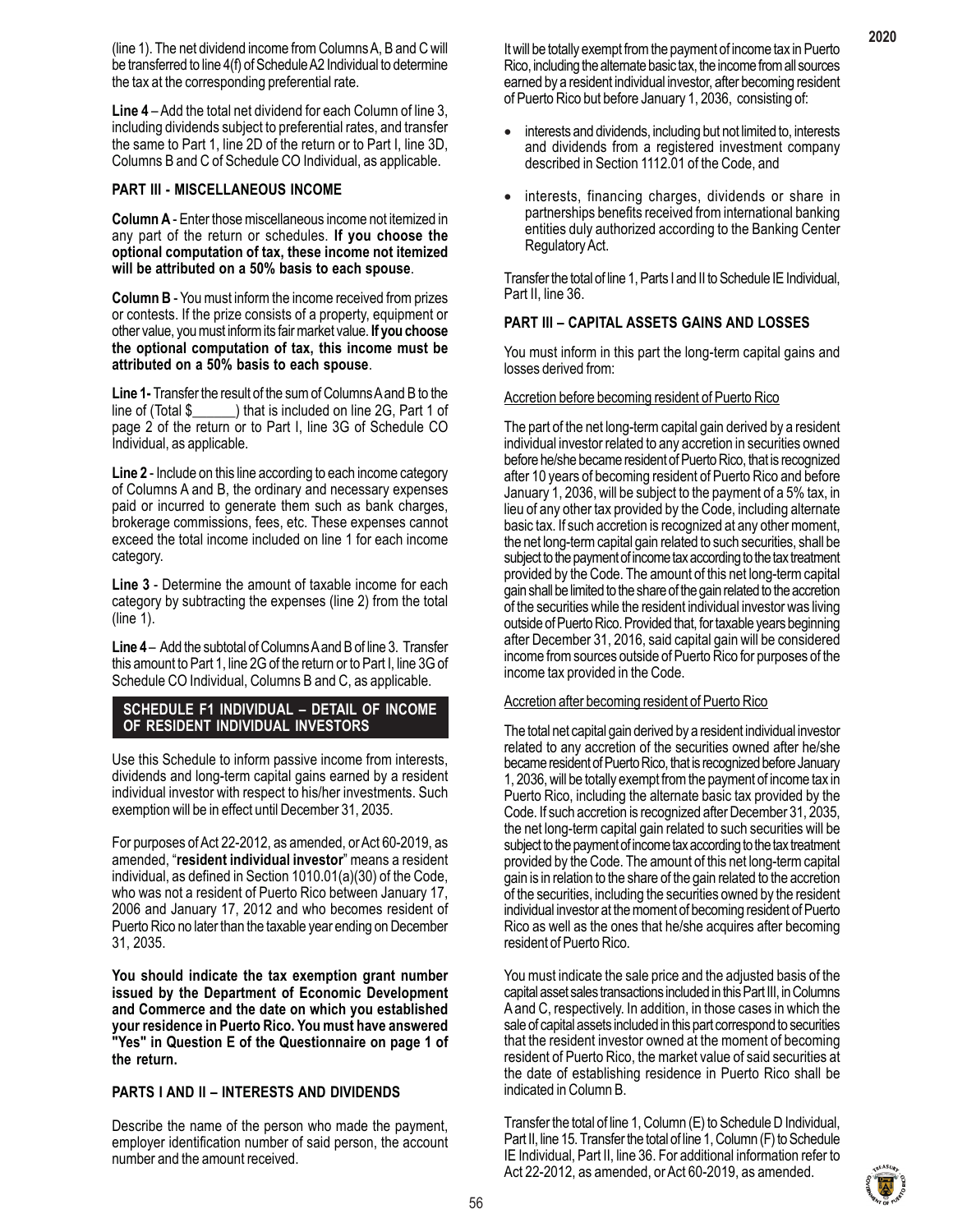(line 1). The net dividend income from Columns A, B and C will be transferred to line 4(f) of Schedule A2 Individual to determine the tax at the corresponding preferential rate.

**Line 4** – Add the total net dividend for each Column of line 3, including dividends subject to preferential rates, and transfer the same to Part 1, line 2D of the return or to Part I, line 3D, Columns B and C of Schedule CO Individual, as applicable.

### PART III - MISCELLANEOUS INCOME

**Column A** - Enter those miscellaneous income not itemized in any part of the return or schedules. **If you choose the optional computation of tax, these income not itemized will be attributed on a 50% basis to each spouse**.

**Column B** - You must inform the income received from prizes or contests. If the prize consists of a property, equipment or other value, you must inform its fair market value. **If you choose the optional computation of tax, this income must be attributed on a 50% basis to each spouse**.

**Line 1-** Transfer the result of the sum of Columns A and B to the line of (Total $______) that is included on line 2G, Part 1 of page 2 of the return or to Part I, line 3G of Schedule CO Individual, as applicable.

**Line 2** - Include on this line according to each income category of Columns A and B, the ordinary and necessary expenses paid or incurred to generate them such as bank charges, brokerage commissions, fees, etc. These expenses cannot exceed the total income included on line 1 for each income category.

**Line 3** - Determine the amount of taxable income for each category by subtracting the expenses (line 2) from the total (line 1).

**Line 4** – Add the subtotal of Columns A and B of line 3. Transfer this amount to Part 1, line 2G of the return or to Part I, line 3G of Schedule CO Individual, Columns B and C, as applicable.

## SCHEDULE F1 INDIVIDUAL – DETAIL OF INCOME OF RESIDENT INDIVIDUAL INVESTORS

Use this Schedule to inform passive income from interests, dividends and long-term capital gains earned by a resident individual investor with respect to his/her investments. Such exemption will be in effect until December 31, 2035.

For purposes of Act 22-2012, as amended, or Act 60-2019, as amended, "**resident individual investor**" means a resident individual, as defined in Section 1010.01(a)(30) of the Code, who was not a resident of Puerto Rico between January 17, 2006 and January 17, 2012 and who becomes resident of Puerto Rico no later than the taxable year ending on December 31, 2035.

**You should indicate the tax exemption grant number issued by the Department of Economic Development and Commerce and the date on which you established your residence in Puerto Rico. You must have answered "Yes" in Question E of the Questionnaire on page 1 of the return.**

### PARTS I AND II – INTERESTS AND DIVIDENDS

Describe the name of the person who made the payment, employer identification number of said person, the account number and the amount received.

It will be totally exempt from the payment of income tax in Puerto Rico, including the alternate basic tax, the income from all sources earned by a resident individual investor, after becoming resident of Puerto Rico but before January 1, 2036, consisting of:

- interests and dividends, including but not limited to, interests and dividends from a registered investment company described in Section 1112.01 of the Code, and
- interests, financing charges, dividends or share in partnerships benefits received from international banking entities duly authorized according to the Banking Center Regulatory Act.

Transfer the total of line 1, Parts I and II to Schedule IE Individual, Part II, line 36.

### PART III – CAPITAL ASSETS GAINS AND LOSSES

You must inform in this part the long-term capital gains and losses derived from:

Accretion before becoming resident of Puerto Rico

The part of the net long-term capital gain derived by a resident individual investor related to any accretion in securities owned before he/she became resident of Puerto Rico, that is recognized after 10 years of becoming resident of Puerto Rico and before January 1, 2036, will be subject to the payment of a 5% tax, in lieu of any other tax provided by the Code, including alternate basic tax. If such accretion is recognized at any other moment, the net long-term capital gain related to such securities, shall be subject to the payment of income tax according to the tax treatment provided by the Code. The amount of this net long-term capital gain shall be limited to the share of the gain related to the accretion of the securities while the resident individual investor was living outside of Puerto Rico. Provided that, for taxable years beginning after December 31, 2016, said capital gain will be considered income from sources outside of Puerto Rico for purposes of the income tax provided in the Code.

Accretion after becoming resident of Puerto Rico

The total net capital gain derived by a resident individual investor related to any accretion of the securities owned after he/she became resident of Puerto Rico, that is recognized before January 1, 2036, will be totally exempt from the payment of income tax in Puerto Rico, including the alternate basic tax provided by the Code. If such accretion is recognized after December 31, 2035, the net long-term capital gain related to such securities will be subject to the payment of income tax according to the tax treatment provided by the Code. The amount of this net long-term capital gain is in relation to the share of the gain related to the accretion of the securities, including the securities owned by the resident individual investor at the moment of becoming resident of Puerto Rico as well as the ones that he/she acquires after becoming resident of Puerto Rico.

You must indicate the sale price and the adjusted basis of the capital asset sales transactions included in this Part III, in Columns A and C, respectively. In addition, in those cases in which the sale of capital assets included in this part correspond to securities that the resident investor owned at the moment of becoming resident of Puerto Rico, the market value of said securities at the date of establishing residence in Puerto Rico shall be indicated in Column B.

Transfer the total of line 1, Column (E) to Schedule D Individual, Part II, line 15. Transfer the total of line 1, Column (F) to Schedule IE Individual, Part II, line 36. For additional information refer to Act 22-2012, as amended, or Act 60-2019, as amended.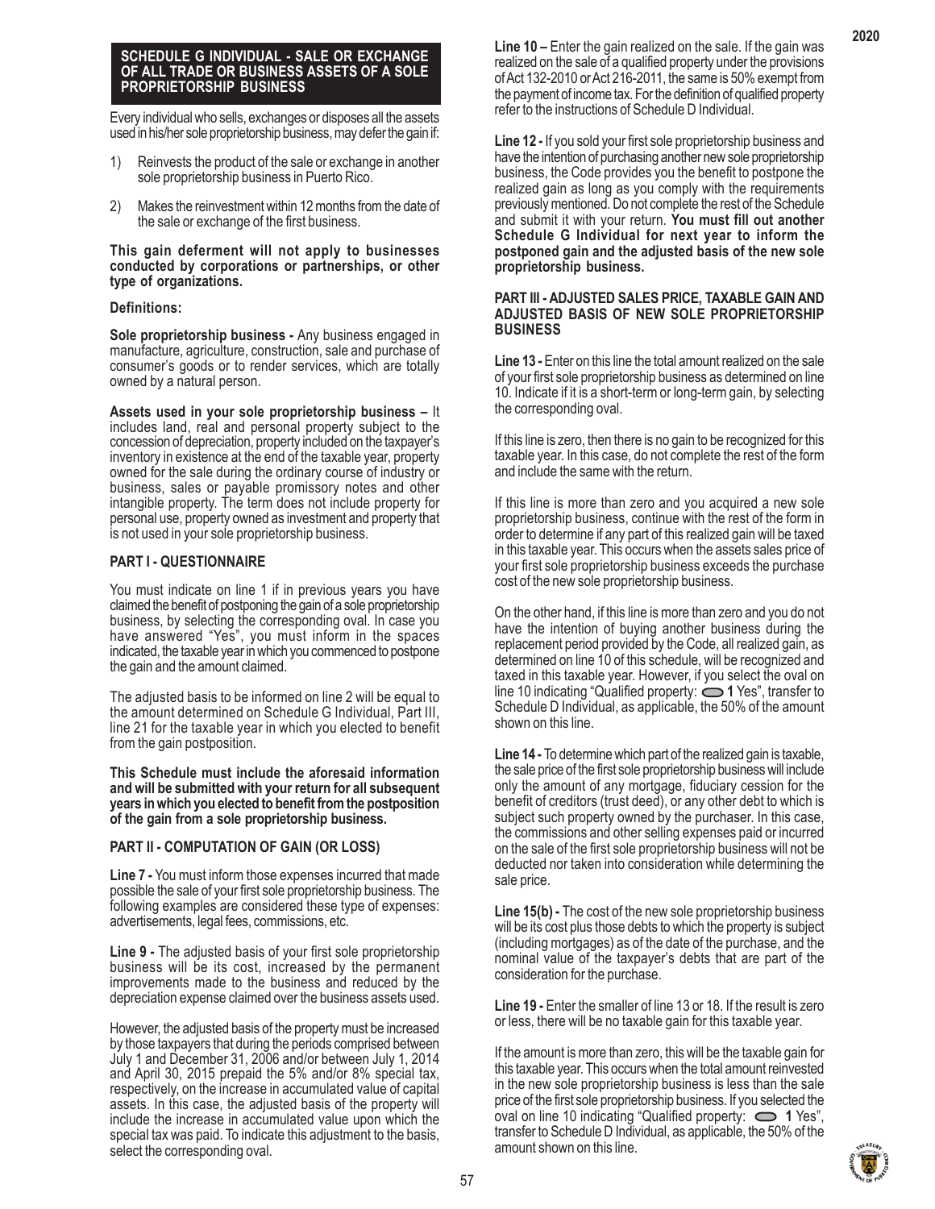## SCHEDULE G INDIVIDUAL - SALE OR EXCHANGE OF ALL TRADE OR BUSINESS ASSETS OF A SOLE PROPRIETORSHIP BUSINESS

Every individual who sells, exchanges or disposes all the assets used in his/her sole proprietorship business, may defer the gain if:

1) Reinvests the product of the sale or exchange in another sole proprietorship business in Puerto Rico.
2) Makes the reinvestment within 12 months from the date of the sale or exchange of the first business.

**This gain deferment will not apply to businesses conducted by corporations or partnerships, or other type of organizations.**

**Definitions:**

**Sole proprietorship business -** Any business engaged in manufacture, agriculture, construction, sale and purchase of consumer's goods or to render services, which are totally owned by a natural person.

**Assets used in your sole proprietorship business –** It includes land, real and personal property subject to the concession of depreciation, property included on the taxpayer's inventory in existence at the end of the taxable year, property owned for the sale during the ordinary course of industry or business, sales or payable promissory notes and other intangible property. The term does not include property for personal use, property owned as investment and property that is not used in your sole proprietorship business.

### PART I - QUESTIONNAIRE

You must indicate on line 1 if in previous years you have claimed the benefit of postponing the gain of a sole proprietorship business, by selecting the corresponding oval. In case you have answered "Yes", you must inform in the spaces indicated, the taxable year in which you commenced to postpone the gain and the amount claimed.

The adjusted basis to be informed on line 2 will be equal to the amount determined on Schedule G Individual, Part III, line 21 for the taxable year in which you elected to benefit from the gain postposition.

**This Schedule must include the aforesaid information and will be submitted with your return for all subsequent years in which you elected to benefit from the postposition of the gain from a sole proprietorship business.**

### PART II - COMPUTATION OF GAIN (OR LOSS)

**Line 7 -** You must inform those expenses incurred that made possible the sale of your first sole proprietorship business. The following examples are considered these type of expenses: advertisements, legal fees, commissions, etc.

**Line 9 -** The adjusted basis of your first sole proprietorship business will be its cost, increased by the permanent improvements made to the business and reduced by the depreciation expense claimed over the business assets used.

However, the adjusted basis of the property must be increased by those taxpayers that during the periods comprised between July 1 and December 31, 2006 and/or between July 1, 2014 and April 30, 2015 prepaid the 5% and/or 8% special tax, respectively, on the increase in accumulated value of capital assets. In this case, the adjusted basis of the property will include the increase in accumulated value upon which the special tax was paid. To indicate this adjustment to the basis, select the corresponding oval.

**Line 10 –** Enter the gain realized on the sale. If the gain was realized on the sale of a qualified property under the provisions of Act 132-2010 or Act 216-2011, the same is 50% exempt from the payment of income tax. For the definition of qualified property refer to the instructions of Schedule D Individual.

**Line 12 -** If you sold your first sole proprietorship business and have the intention of purchasing another new sole proprietorship business, the Code provides you the benefit to postpone the realized gain as long as you comply with the requirements previously mentioned. Do not complete the rest of the Schedule and submit it with your return. **You must fill out another Schedule G Individual for next year to inform the postponed gain and the adjusted basis of the new sole proprietorship business.**

### PART III - ADJUSTED SALES PRICE, TAXABLE GAIN AND ADJUSTED BASIS OF NEW SOLE PROPRIETORSHIP BUSINESS

**Line 13 -** Enter on this line the total amount realized on the sale of your first sole proprietorship business as determined on line 10. Indicate if it is a short-term or long-term gain, by selecting the corresponding oval.

If this line is zero, then there is no gain to be recognized for this taxable year. In this case, do not complete the rest of the form and include the same with the return.

If this line is more than zero and you acquired a new sole proprietorship business, continue with the rest of the form in order to determine if any part of this realized gain will be taxed in this taxable year. This occurs when the assets sales price of your first sole proprietorship business exceeds the purchase cost of the new sole proprietorship business.

On the other hand, if this line is more than zero and you do not have the intention of buying another business during the replacement period provided by the Code, all realized gain, as determined on line 10 of this schedule, will be recognized and taxed in this taxable year. However, if you select the oval on line 10 indicating "Qualified property: ⬭ **1** Yes", transfer to Schedule D Individual, as applicable, the 50% of the amount shown on this line.

**Line 14 -** To determine which part of the realized gain is taxable, the sale price of the first sole proprietorship business will include only the amount of any mortgage, fiduciary cession for the benefit of creditors (trust deed), or any other debt to which is subject such property owned by the purchaser. In this case, the commissions and other selling expenses paid or incurred on the sale of the first sole proprietorship business will not be deducted nor taken into consideration while determining the sale price.

**Line 15(b) -** The cost of the new sole proprietorship business will be its cost plus those debts to which the property is subject (including mortgages) as of the date of the purchase, and the nominal value of the taxpayer's debts that are part of the consideration for the purchase.

**Line 19 -** Enter the smaller of line 13 or 18. If the result is zero or less, there will be no taxable gain for this taxable year.

If the amount is more than zero, this will be the taxable gain for this taxable year. This occurs when the total amount reinvested in the new sole proprietorship business is less than the sale price of the first sole proprietorship business. If you selected the oval on line 10 indicating "Qualified property: ⬭ **1** Yes", transfer to Schedule D Individual, as applicable, the 50% of the amount shown on this line.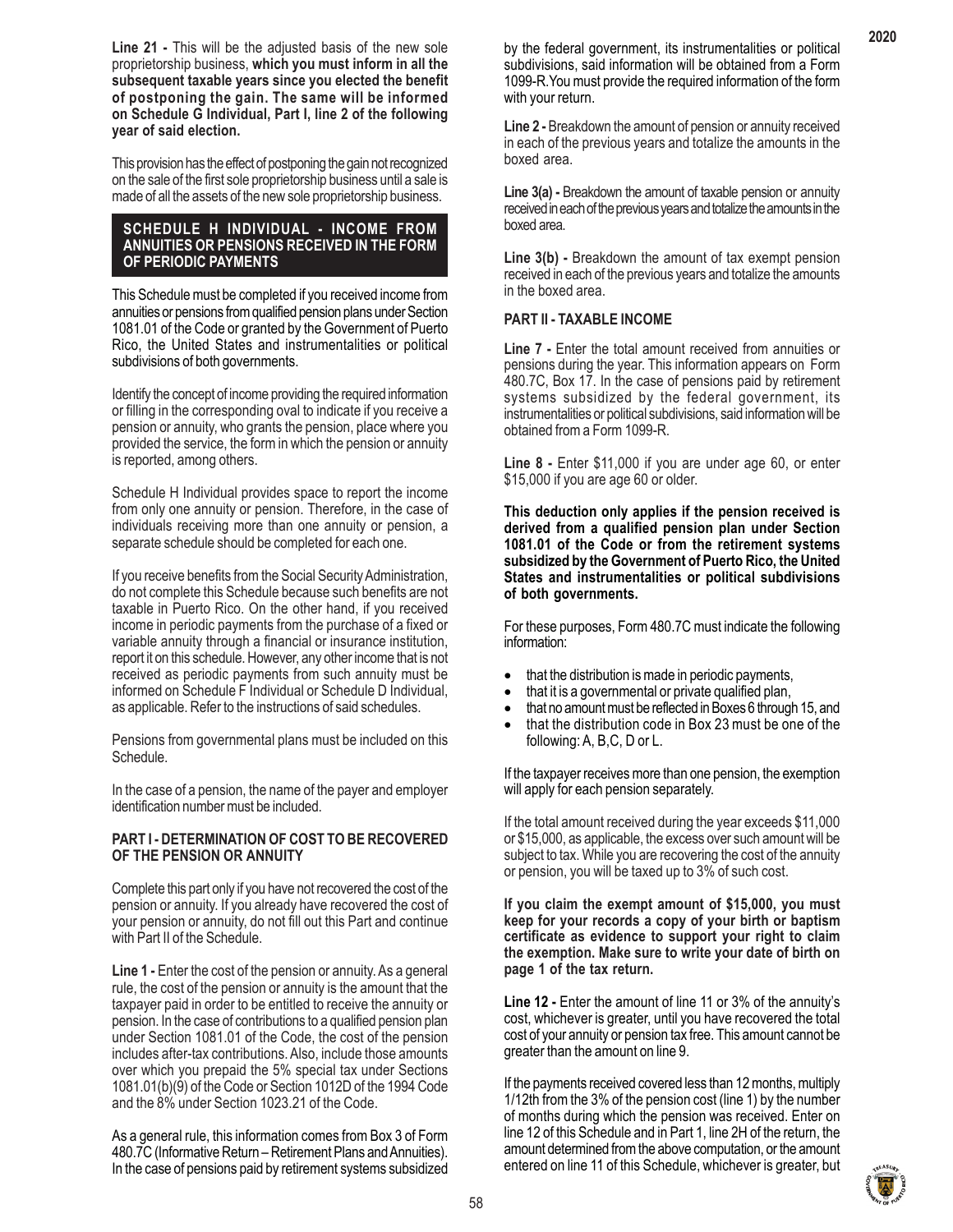**Line 21 -** This will be the adjusted basis of the new sole proprietorship business, **which you must inform in all the subsequent taxable years since you elected the benefit of postponing the gain. The same will be informed on Schedule G Individual, Part I, line 2 of the following year of said election.**

This provision has the effect of postponing the gain not recognized on the sale of the first sole proprietorship business until a sale is made of all the assets of the new sole proprietorship business.

## SCHEDULE H INDIVIDUAL - INCOME FROM ANNUITIES OR PENSIONS RECEIVED IN THE FORM OF PERIODIC PAYMENTS

This Schedule must be completed if you received income from annuities or pensions from qualified pension plans under Section 1081.01 of the Code or granted by the Government of Puerto Rico, the United States and instrumentalities or political subdivisions of both governments.

Identify the concept of income providing the required information or filling in the corresponding oval to indicate if you receive a pension or annuity, who grants the pension, place where you provided the service, the form in which the pension or annuity is reported, among others.

Schedule H Individual provides space to report the income from only one annuity or pension. Therefore, in the case of individuals receiving more than one annuity or pension, a separate schedule should be completed for each one.

If you receive benefits from the Social Security Administration, do not complete this Schedule because such benefits are not taxable in Puerto Rico. On the other hand, if you received income in periodic payments from the purchase of a fixed or variable annuity through a financial or insurance institution, report it on this schedule. However, any other income that is not received as periodic payments from such annuity must be informed on Schedule F Individual or Schedule D Individual, as applicable. Refer to the instructions of said schedules.

Pensions from governmental plans must be included on this Schedule.

In the case of a pension, the name of the payer and employer identification number must be included.

### PART I - DETERMINATION OF COST TO BE RECOVERED OF THE PENSION OR ANNUITY

Complete this part only if you have not recovered the cost of the pension or annuity. If you already have recovered the cost of your pension or annuity, do not fill out this Part and continue with Part II of the Schedule.

**Line 1 -** Enter the cost of the pension or annuity. As a general rule, the cost of the pension or annuity is the amount that the taxpayer paid in order to be entitled to receive the annuity or pension. In the case of contributions to a qualified pension plan under Section 1081.01 of the Code, the cost of the pension includes after-tax contributions. Also, include those amounts over which you prepaid the 5% special tax under Sections 1081.01(b)(9) of the Code or Section 1012D of the 1994 Code and the 8% under Section 1023.21 of the Code.

As a general rule, this information comes from Box 3 of Form 480.7C (Informative Return – Retirement Plans and Annuities). In the case of pensions paid by retirement systems subsidized by the federal government, its instrumentalities or political subdivisions, said information will be obtained from a Form 1099-R. You must provide the required information of the form with your return.

**Line 2 -** Breakdown the amount of pension or annuity received in each of the previous years and totalize the amounts in the boxed area.

**Line 3(a) -** Breakdown the amount of taxable pension or annuity received in each of the previous years and totalize the amounts in the boxed area.

**Line 3(b) -** Breakdown the amount of tax exempt pension received in each of the previous years and totalize the amounts in the boxed area.

### PART II - TAXABLE INCOME

**Line 7 -** Enter the total amount received from annuities or pensions during the year. This information appears on Form 480.7C, Box 17. In the case of pensions paid by retirement systems subsidized by the federal government, its instrumentalities or political subdivisions, said information will be obtained from a Form 1099-R.

**Line 8 -** Enter $11,000 if you are under age 60, or enter $15,000 if you are age 60 or older.

**This deduction only applies if the pension received is derived from a qualified pension plan under Section 1081.01 of the Code or from the retirement systems subsidized by the Government of Puerto Rico, the United States and instrumentalities or political subdivisions of both governments.**

For these purposes, Form 480.7C must indicate the following information:

- that the distribution is made in periodic payments,
- that it is a governmental or private qualified plan,
- that no amount must be reflected in Boxes 6 through 15, and
- that the distribution code in Box 23 must be one of the following: A, B,C, D or L.

If the taxpayer receives more than one pension, the exemption will apply for each pension separately.

If the total amount received during the year exceeds $11,000 or $15,000, as applicable, the excess over such amount will be subject to tax. While you are recovering the cost of the annuity or pension, you will be taxed up to 3% of such cost.

**If you claim the exempt amount of $15,000, you must keep for your records a copy of your birth or baptism certificate as evidence to support your right to claim the exemption. Make sure to write your date of birth on page 1 of the tax return.**

**Line 12 -** Enter the amount of line 11 or 3% of the annuity's cost, whichever is greater, until you have recovered the total cost of your annuity or pension tax free. This amount cannot be greater than the amount on line 9.

If the payments received covered less than 12 months, multiply 1/12th from the 3% of the pension cost (line 1) by the number of months during which the pension was received. Enter on line 12 of this Schedule and in Part 1, line 2H of the return, the amount determined from the above computation, or the amount entered on line 11 of this Schedule, whichever is greater, but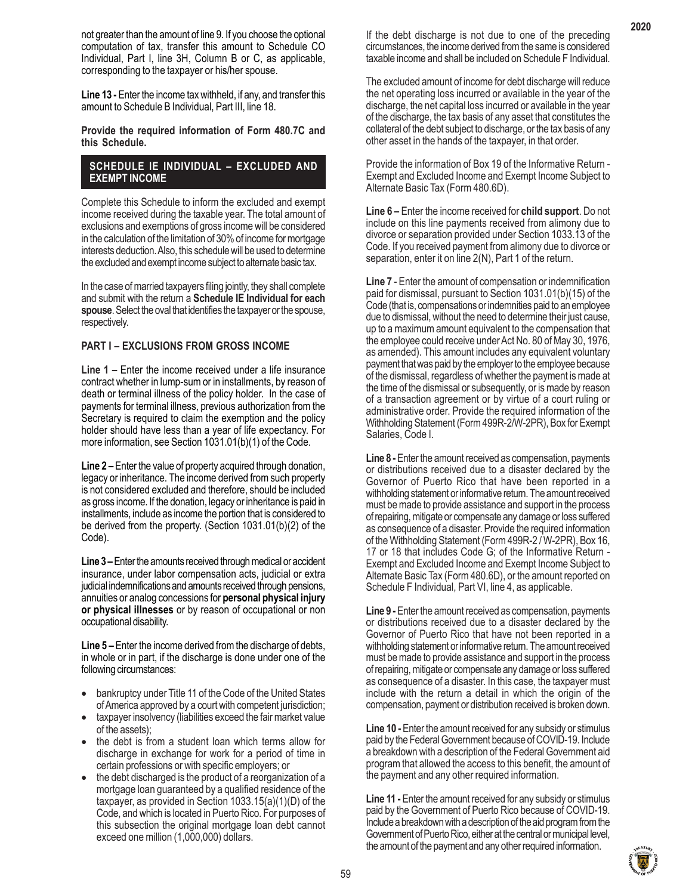not greater than the amount of line 9. If you choose the optional computation of tax, transfer this amount to Schedule CO Individual, Part I, line 3H, Column B or C, as applicable, corresponding to the taxpayer or his/her spouse.

**Line 13 -** Enter the income tax withheld, if any, and transfer this amount to Schedule B Individual, Part III, line 18.

**Provide the required information of Form 480.7C and this Schedule.**

## SCHEDULE IE INDIVIDUAL – EXCLUDED AND EXEMPT INCOME

Complete this Schedule to inform the excluded and exempt income received during the taxable year. The total amount of exclusions and exemptions of gross income will be considered in the calculation of the limitation of 30% of income for mortgage interests deduction. Also, this schedule will be used to determine the excluded and exempt income subject to alternate basic tax.

In the case of married taxpayers filing jointly, they shall complete and submit with the return a **Schedule IE Individual for each spouse**. Select the oval that identifies the taxpayer or the spouse, respectively.

### PART I – EXCLUSIONS FROM GROSS INCOME

**Line 1 –** Enter the income received under a life insurance contract whether in lump-sum or in installments, by reason of death or terminal illness of the policy holder. In the case of payments for terminal illness, previous authorization from the Secretary is required to claim the exemption and the policy holder should have less than a year of life expectancy. For more information, see Section 1031.01(b)(1) of the Code.

**Line 2 –** Enter the value of property acquired through donation, legacy or inheritance. The income derived from such property is not considered excluded and therefore, should be included as gross income. If the donation, legacy or inheritance is paid in installments, include as income the portion that is considered to be derived from the property. (Section 1031.01(b)(2) of the Code).

**Line 3 –** Enter the amounts received through medical or accident insurance, under labor compensation acts, judicial or extra judicial indemnifications and amounts received through pensions, annuities or analog concessions for **personal physical injury or physical illnesses** or by reason of occupational or non occupational disability.

**Line 5 –** Enter the income derived from the discharge of debts, in whole or in part, if the discharge is done under one of the following circumstances:

- bankruptcy under Title 11 of the Code of the United States of America approved by a court with competent jurisdiction;
- taxpayer insolvency (liabilities exceed the fair market value of the assets);
- the debt is from a student loan which terms allow for discharge in exchange for work for a period of time in certain professions or with specific employers; or
- the debt discharged is the product of a reorganization of a mortgage loan guaranteed by a qualified residence of the taxpayer, as provided in Section 1033.15(a)(1)(D) of the Code, and which is located in Puerto Rico. For purposes of this subsection the original mortgage loan debt cannot exceed one million (1,000,000) dollars.

If the debt discharge is not due to one of the preceding circumstances, the income derived from the same is considered taxable income and shall be included on Schedule F Individual.

The excluded amount of income for debt discharge will reduce the net operating loss incurred or available in the year of the discharge, the net capital loss incurred or available in the year of the discharge, the tax basis of any asset that constitutes the collateral of the debt subject to discharge, or the tax basis of any other asset in the hands of the taxpayer, in that order.

Provide the information of Box 19 of the Informative Return - Exempt and Excluded Income and Exempt Income Subject to Alternate Basic Tax (Form 480.6D).

**Line 6 –** Enter the income received for **child support**. Do not include on this line payments received from alimony due to divorce or separation provided under Section 1033.13 of the Code. If you received payment from alimony due to divorce or separation, enter it on line 2(N), Part 1 of the return.

**Line 7** - Enter the amount of compensation or indemnification paid for dismissal, pursuant to Section 1031.01(b)(15) of the Code (that is, compensations or indemnities paid to an employee due to dismissal, without the need to determine their just cause, up to a maximum amount equivalent to the compensation that the employee could receive under Act No. 80 of May 30, 1976, as amended). This amount includes any equivalent voluntary payment that was paid by the employer to the employee because of the dismissal, regardless of whether the payment is made at the time of the dismissal or subsequently, or is made by reason of a transaction agreement or by virtue of a court ruling or administrative order. Provide the required information of the Withholding Statement (Form 499R-2/W-2PR), Box for Exempt Salaries, Code I.

**Line 8 -** Enter the amount received as compensation, payments or distributions received due to a disaster declared by the Governor of Puerto Rico that have been reported in a withholding statement or informative return. The amount received must be made to provide assistance and support in the process of repairing, mitigate or compensate any damage or loss suffered as consequence of a disaster. Provide the required information of the Withholding Statement (Form 499R-2 / W-2PR), Box 16, 17 or 18 that includes Code G; of the Informative Return - Exempt and Excluded Income and Exempt Income Subject to Alternate Basic Tax (Form 480.6D), or the amount reported on Schedule F Individual, Part VI, line 4, as applicable.

**Line 9 -** Enter the amount received as compensation, payments or distributions received due to a disaster declared by the Governor of Puerto Rico that have not been reported in a withholding statement or informative return. The amount received must be made to provide assistance and support in the process of repairing, mitigate or compensate any damage or loss suffered as consequence of a disaster. In this case, the taxpayer must include with the return a detail in which the origin of the compensation, payment or distribution received is broken down.

**Line 10 -** Enter the amount received for any subsidy or stimulus paid by the Federal Government because of COVID-19. Include a breakdown with a description of the Federal Government aid program that allowed the access to this benefit, the amount of the payment and any other required information.

**Line 11 -** Enter the amount received for any subsidy or stimulus paid by the Government of Puerto Rico because of COVID-19. Include a breakdown with a description of the aid program from the Government of Puerto Rico, either at the central or municipal level, the amount of the payment and any other required information.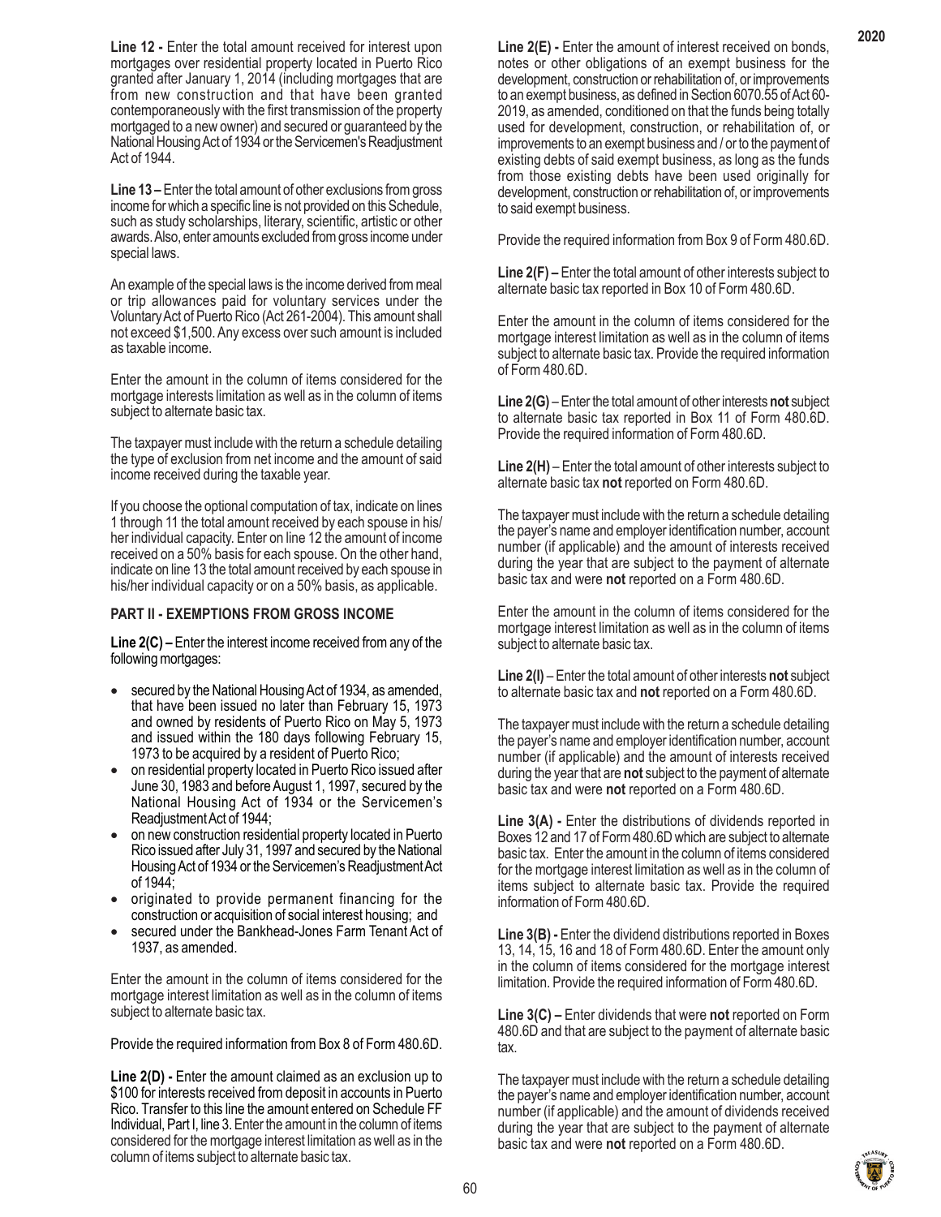**Line 12 -** Enter the total amount received for interest upon mortgages over residential property located in Puerto Rico granted after January 1, 2014 (including mortgages that are from new construction and that have been granted contemporaneously with the first transmission of the property mortgaged to a new owner) and secured or guaranteed by the National Housing Act of 1934 or the Servicemen's Readjustment Act of 1944.

**Line 13 –** Enter the total amount of other exclusions from gross income for which a specific line is not provided on this Schedule, such as study scholarships, literary, scientific, artistic or other awards. Also, enter amounts excluded from gross income under special laws.

An example of the special laws is the income derived from meal or trip allowances paid for voluntary services under the Voluntary Act of Puerto Rico (Act 261-2004). This amount shall not exceed $1,500. Any excess over such amount is included as taxable income.

Enter the amount in the column of items considered for the mortgage interests limitation as well as in the column of items subject to alternate basic tax.

The taxpayer must include with the return a schedule detailing the type of exclusion from net income and the amount of said income received during the taxable year.

If you choose the optional computation of tax, indicate on lines 1 through 11 the total amount received by each spouse in his/her individual capacity. Enter on line 12 the amount of income received on a 50% basis for each spouse. On the other hand, indicate on line 13 the total amount received by each spouse in his/her individual capacity or on a 50% basis, as applicable.

## PART II - EXEMPTIONS FROM GROSS INCOME

**Line 2(C) –** Enter the interest income received from any of the following mortgages:

- secured by the National Housing Act of 1934, as amended, that have been issued no later than February 15, 1973 and owned by residents of Puerto Rico on May 5, 1973 and issued within the 180 days following February 15, 1973 to be acquired by a resident of Puerto Rico;
- on residential property located in Puerto Rico issued after June 30, 1983 and before August 1, 1997, secured by the National Housing Act of 1934 or the Servicemen's Readjustment Act of 1944;
- on new construction residential property located in Puerto Rico issued after July 31, 1997 and secured by the National Housing Act of 1934 or the Servicemen's Readjustment Act of 1944;
- originated to provide permanent financing for the construction or acquisition of social interest housing; and
- secured under the Bankhead-Jones Farm Tenant Act of 1937, as amended.

Enter the amount in the column of items considered for the mortgage interest limitation as well as in the column of items subject to alternate basic tax.

Provide the required information from Box 8 of Form 480.6D.

**Line 2(D) -** Enter the amount claimed as an exclusion up to $100 for interests received from deposit in accounts in Puerto Rico. Transfer to this line the amount entered on Schedule FF Individual, Part I, line 3. Enter the amount in the column of items considered for the mortgage interest limitation as well as in the column of items subject to alternate basic tax.

**Line 2(E) -** Enter the amount of interest received on bonds, notes or other obligations of an exempt business for the development, construction or rehabilitation of, or improvements to an exempt business, as defined in Section 6070.55 of Act 60-2019, as amended, conditioned on that the funds being totally used for development, construction, or rehabilitation of, or improvements to an exempt business and / or to the payment of existing debts of said exempt business, as long as the funds from those existing debts have been used originally for development, construction or rehabilitation of, or improvements to said exempt business.

Provide the required information from Box 9 of Form 480.6D.

**Line 2(F) –** Enter the total amount of other interests subject to alternate basic tax reported in Box 10 of Form 480.6D.

Enter the amount in the column of items considered for the mortgage interest limitation as well as in the column of items subject to alternate basic tax. Provide the required information of Form 480.6D.

**Line 2(G)** – Enter the total amount of other interests **not** subject to alternate basic tax reported in Box 11 of Form 480.6D. Provide the required information of Form 480.6D.

**Line 2(H)** – Enter the total amount of other interests subject to alternate basic tax **not** reported on Form 480.6D.

The taxpayer must include with the return a schedule detailing the payer's name and employer identification number, account number (if applicable) and the amount of interests received during the year that are subject to the payment of alternate basic tax and were **not** reported on a Form 480.6D.

Enter the amount in the column of items considered for the mortgage interest limitation as well as in the column of items subject to alternate basic tax.

**Line 2(I)** – Enter the total amount of other interests **not** subject to alternate basic tax and **not** reported on a Form 480.6D.

The taxpayer must include with the return a schedule detailing the payer's name and employer identification number, account number (if applicable) and the amount of interests received during the year that are **not** subject to the payment of alternate basic tax and were **not** reported on a Form 480.6D.

**Line 3(A) -** Enter the distributions of dividends reported in Boxes 12 and 17 of Form 480.6D which are subject to alternate basic tax. Enter the amount in the column of items considered for the mortgage interest limitation as well as in the column of items subject to alternate basic tax. Provide the required information of Form 480.6D.

**Line 3(B) -** Enter the dividend distributions reported in Boxes 13, 14, 15, 16 and 18 of Form 480.6D. Enter the amount only in the column of items considered for the mortgage interest limitation. Provide the required information of Form 480.6D.

**Line 3(C) –** Enter dividends that were **not** reported on Form 480.6D and that are subject to the payment of alternate basic tax.

The taxpayer must include with the return a schedule detailing the payer's name and employer identification number, account number (if applicable) and the amount of dividends received during the year that are subject to the payment of alternate basic tax and were **not** reported on a Form 480.6D.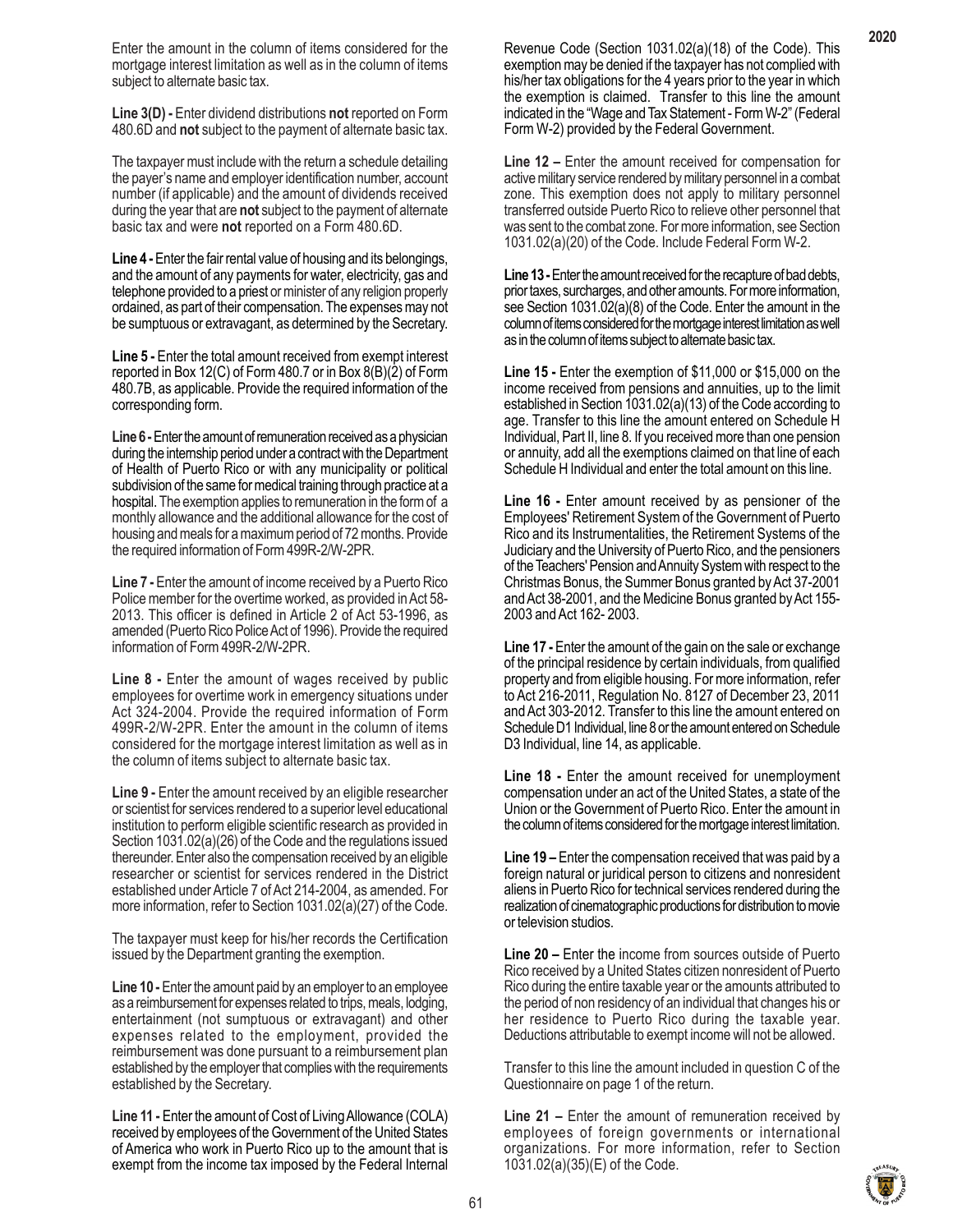Enter the amount in the column of items considered for the mortgage interest limitation as well as in the column of items subject to alternate basic tax.

**Line 3(D) -** Enter dividend distributions **not** reported on Form 480.6D and **not** subject to the payment of alternate basic tax.

The taxpayer must include with the return a schedule detailing the payer's name and employer identification number, account number (if applicable) and the amount of dividends received during the year that are **not** subject to the payment of alternate basic tax and were **not** reported on a Form 480.6D.

**Line 4 -** Enter the fair rental value of housing and its belongings, and the amount of any payments for water, electricity, gas and telephone provided to a priest or minister of any religion properly ordained, as part of their compensation. The expenses may not be sumptuous or extravagant, as determined by the Secretary.

**Line 5 -** Enter the total amount received from exempt interest reported in Box 12(C) of Form 480.7 or in Box 8(B)(2) of Form 480.7B, as applicable. Provide the required information of the corresponding form.

**Line 6 -** Enter the amount of remuneration received as a physician during the internship period under a contract with the Department of Health of Puerto Rico or with any municipality or political subdivision of the same for medical training through practice at a hospital. The exemption applies to remuneration in the form of a monthly allowance and the additional allowance for the cost of housing and meals for a maximum period of 72 months. Provide the required information of Form 499R-2/W-2PR.

**Line 7 -** Enter the amount of income received by a Puerto Rico Police member for the overtime worked, as provided in Act 58-2013. This officer is defined in Article 2 of Act 53-1996, as amended (Puerto Rico Police Act of 1996). Provide the required information of Form 499R-2/W-2PR.

**Line 8 -** Enter the amount of wages received by public employees for overtime work in emergency situations under Act 324-2004. Provide the required information of Form 499R-2/W-2PR. Enter the amount in the column of items considered for the mortgage interest limitation as well as in the column of items subject to alternate basic tax.

**Line 9 -** Enter the amount received by an eligible researcher or scientist for services rendered to a superior level educational institution to perform eligible scientific research as provided in Section 1031.02(a)(26) of the Code and the regulations issued thereunder. Enter also the compensation received by an eligible researcher or scientist for services rendered in the District established under Article 7 of Act 214-2004, as amended. For more information, refer to Section 1031.02(a)(27) of the Code.

The taxpayer must keep for his/her records the Certification issued by the Department granting the exemption.

**Line 10 -** Enter the amount paid by an employer to an employee as a reimbursement for expenses related to trips, meals, lodging, entertainment (not sumptuous or extravagant) and other expenses related to the employment, provided the reimbursement was done pursuant to a reimbursement plan established by the employer that complies with the requirements established by the Secretary.

**Line 11 -** Enter the amount of Cost of Living Allowance (COLA) received by employees of the Government of the United States of America who work in Puerto Rico up to the amount that is exempt from the income tax imposed by the Federal Internal Revenue Code (Section 1031.02(a)(18) of the Code). This exemption may be denied if the taxpayer has not complied with his/her tax obligations for the 4 years prior to the year in which the exemption is claimed. Transfer to this line the amount indicated in the "Wage and Tax Statement - Form W-2" (Federal Form W-2) provided by the Federal Government.

**Line 12 –** Enter the amount received for compensation for active military service rendered by military personnel in a combat zone. This exemption does not apply to military personnel transferred outside Puerto Rico to relieve other personnel that was sent to the combat zone. For more information, see Section 1031.02(a)(20) of the Code. Include Federal Form W-2.

**Line 13 -** Enter the amount received for the recapture of bad debts, prior taxes, surcharges, and other amounts. For more information, see Section 1031.02(a)(8) of the Code. Enter the amount in the column of items considered for the mortgage interest limitation as well as in the column of items subject to alternate basic tax.

**Line 15 -** Enter the exemption of $11,000 or $15,000 on the income received from pensions and annuities, up to the limit established in Section 1031.02(a)(13) of the Code according to age. Transfer to this line the amount entered on Schedule H Individual, Part II, line 8. If you received more than one pension or annuity, add all the exemptions claimed on that line of each Schedule H Individual and enter the total amount on this line.

**Line 16 -** Enter amount received by as pensioner of the Employees' Retirement System of the Government of Puerto Rico and its Instrumentalities, the Retirement Systems of the Judiciary and the University of Puerto Rico, and the pensioners of the Teachers' Pension and Annuity System with respect to the Christmas Bonus, the Summer Bonus granted by Act 37-2001 and Act 38-2001, and the Medicine Bonus granted by Act 155-2003 and Act 162- 2003.

**Line 17 -** Enter the amount of the gain on the sale or exchange of the principal residence by certain individuals, from qualified property and from eligible housing. For more information, refer to Act 216-2011, Regulation No. 8127 of December 23, 2011 and Act 303-2012. Transfer to this line the amount entered on Schedule D1 Individual, line 8 or the amount entered on Schedule D3 Individual, line 14, as applicable.

**Line 18 -** Enter the amount received for unemployment compensation under an act of the United States, a state of the Union or the Government of Puerto Rico. Enter the amount in the column of items considered for the mortgage interest limitation.

**Line 19 –** Enter the compensation received that was paid by a foreign natural or juridical person to citizens and nonresident aliens in Puerto Rico for technical services rendered during the realization of cinematographic productions for distribution to movie or television studios.

**Line 20 –** Enter the income from sources outside of Puerto Rico received by a United States citizen nonresident of Puerto Rico during the entire taxable year or the amounts attributed to the period of non residency of an individual that changes his or her residence to Puerto Rico during the taxable year. Deductions attributable to exempt income will not be allowed.

Transfer to this line the amount included in question C of the Questionnaire on page 1 of the return.

**Line 21 –** Enter the amount of remuneration received by employees of foreign governments or international organizations. For more information, refer to Section 1031.02(a)(35)(E) of the Code.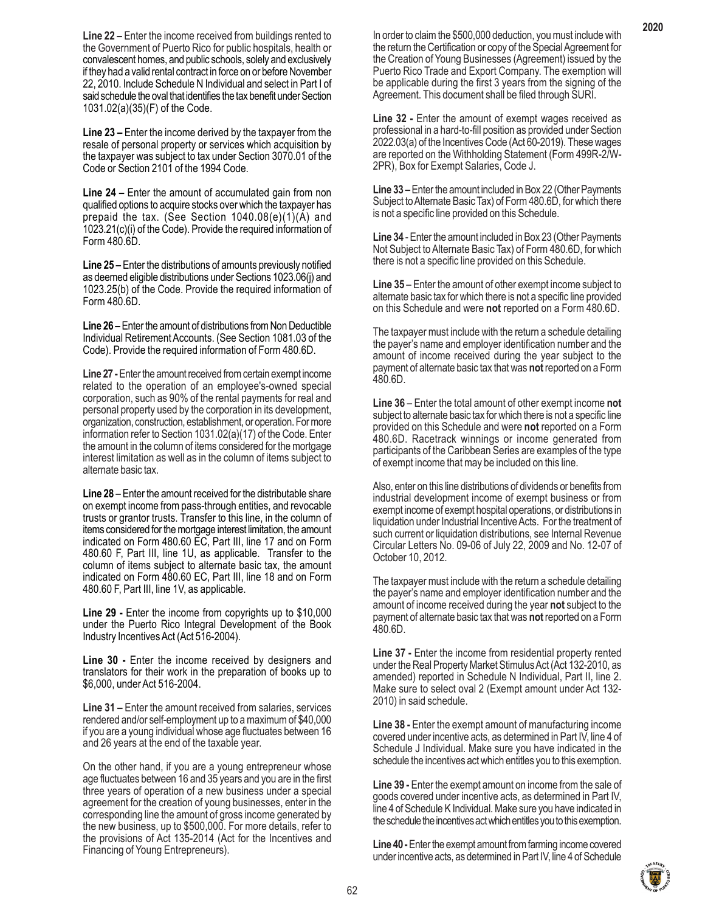**Line 22 –** Enter the income received from buildings rented to the Government of Puerto Rico for public hospitals, health or convalescent homes, and public schools, solely and exclusively if they had a valid rental contract in force on or before November 22, 2010. Include Schedule N Individual and select in Part I of said schedule the oval that identifies the tax benefit under Section 1031.02(a)(35)(F) of the Code.

**Line 23 –** Enter the income derived by the taxpayer from the resale of personal property or services which acquisition by the taxpayer was subject to tax under Section 3070.01 of the Code or Section 2101 of the 1994 Code.

**Line 24 –** Enter the amount of accumulated gain from non qualified options to acquire stocks over which the taxpayer has prepaid the tax. (See Section 1040.08(e)(1)(A) and 1023.21(c)(i) of the Code). Provide the required information of Form 480.6D.

**Line 25 –** Enter the distributions of amounts previously notified as deemed eligible distributions under Sections 1023.06(j) and 1023.25(b) of the Code. Provide the required information of Form 480.6D.

**Line 26 –** Enter the amount of distributions from Non Deductible Individual Retirement Accounts. (See Section 1081.03 of the Code). Provide the required information of Form 480.6D.

**Line 27 -** Enter the amount received from certain exempt income related to the operation of an employee's-owned special corporation, such as 90% of the rental payments for real and personal property used by the corporation in its development, organization, construction, establishment, or operation. For more information refer to Section 1031.02(a)(17) of the Code. Enter the amount in the column of items considered for the mortgage interest limitation as well as in the column of items subject to alternate basic tax.

**Line 28** – Enter the amount received for the distributable share on exempt income from pass-through entities, and revocable trusts or grantor trusts. Transfer to this line, in the column of items considered for the mortgage interest limitation, the amount indicated on Form 480.60 EC, Part III, line 17 and on Form 480.60 F, Part III, line 1U, as applicable. Transfer to the column of items subject to alternate basic tax, the amount indicated on Form 480.60 EC, Part III, line 18 and on Form 480.60 F, Part III, line 1V, as applicable.

**Line 29 -** Enter the income from copyrights up to $10,000 under the Puerto Rico Integral Development of the Book Industry Incentives Act (Act 516-2004).

**Line 30 -** Enter the income received by designers and translators for their work in the preparation of books up to $6,000, under Act 516-2004.

**Line 31 –** Enter the amount received from salaries, services rendered and/or self-employment up to a maximum of $40,000 if you are a young individual whose age fluctuates between 16 and 26 years at the end of the taxable year.

On the other hand, if you are a young entrepreneur whose age fluctuates between 16 and 35 years and you are in the first three years of operation of a new business under a special agreement for the creation of young businesses, enter in the corresponding line the amount of gross income generated by the new business, up to $500,000. For more details, refer to the provisions of Act 135-2014 (Act for the Incentives and Financing of Young Entrepreneurs).

In order to claim the $500,000 deduction, you must include with the return the Certification or copy of the Special Agreement for the Creation of Young Businesses (Agreement) issued by the Puerto Rico Trade and Export Company. The exemption will be applicable during the first 3 years from the signing of the Agreement. This document shall be filed through SURI.

**Line 32 -** Enter the amount of exempt wages received as professional in a hard-to-fill position as provided under Section 2022.03(a) of the Incentives Code (Act 60-2019). These wages are reported on the Withholding Statement (Form 499R-2/W-2PR), Box for Exempt Salaries, Code J.

**Line 33 –** Enter the amount included in Box 22 (Other Payments Subject to Alternate Basic Tax) of Form 480.6D, for which there is not a specific line provided on this Schedule.

**Line 34** - Enter the amount included in Box 23 (Other Payments Not Subject to Alternate Basic Tax) of Form 480.6D, for which there is not a specific line provided on this Schedule.

**Line 35** – Enter the amount of other exempt income subject to alternate basic tax for which there is not a specific line provided on this Schedule and were **not** reported on a Form 480.6D.

The taxpayer must include with the return a schedule detailing the payer's name and employer identification number and the amount of income received during the year subject to the payment of alternate basic tax that was **not** reported on a Form 480.6D.

**Line 36** – Enter the total amount of other exempt income **not** subject to alternate basic tax for which there is not a specific line provided on this Schedule and were **not** reported on a Form 480.6D. Racetrack winnings or income generated from participants of the Caribbean Series are examples of the type of exempt income that may be included on this line.

Also, enter on this line distributions of dividends or benefits from industrial development income of exempt business or from exempt income of exempt hospital operations, or distributions in liquidation under Industrial Incentive Acts. For the treatment of such current or liquidation distributions, see Internal Revenue Circular Letters No. 09-06 of July 22, 2009 and No. 12-07 of October 10, 2012.

The taxpayer must include with the return a schedule detailing the payer's name and employer identification number and the amount of income received during the year **not** subject to the payment of alternate basic tax that was **not** reported on a Form 480.6D.

**Line 37 -** Enter the income from residential property rented under the Real Property Market Stimulus Act (Act 132-2010, as amended) reported in Schedule N Individual, Part II, line 2. Make sure to select oval 2 (Exempt amount under Act 132-2010) in said schedule.

**Line 38 -** Enter the exempt amount of manufacturing income covered under incentive acts, as determined in Part IV, line 4 of Schedule J Individual. Make sure you have indicated in the schedule the incentives act which entitles you to this exemption.

**Line 39 -** Enter the exempt amount on income from the sale of goods covered under incentive acts, as determined in Part IV, line 4 of Schedule K Individual. Make sure you have indicated in the schedule the incentives act which entitles you to this exemption.

**Line 40 -** Enter the exempt amount from farming income covered under incentive acts, as determined in Part IV, line 4 of Schedule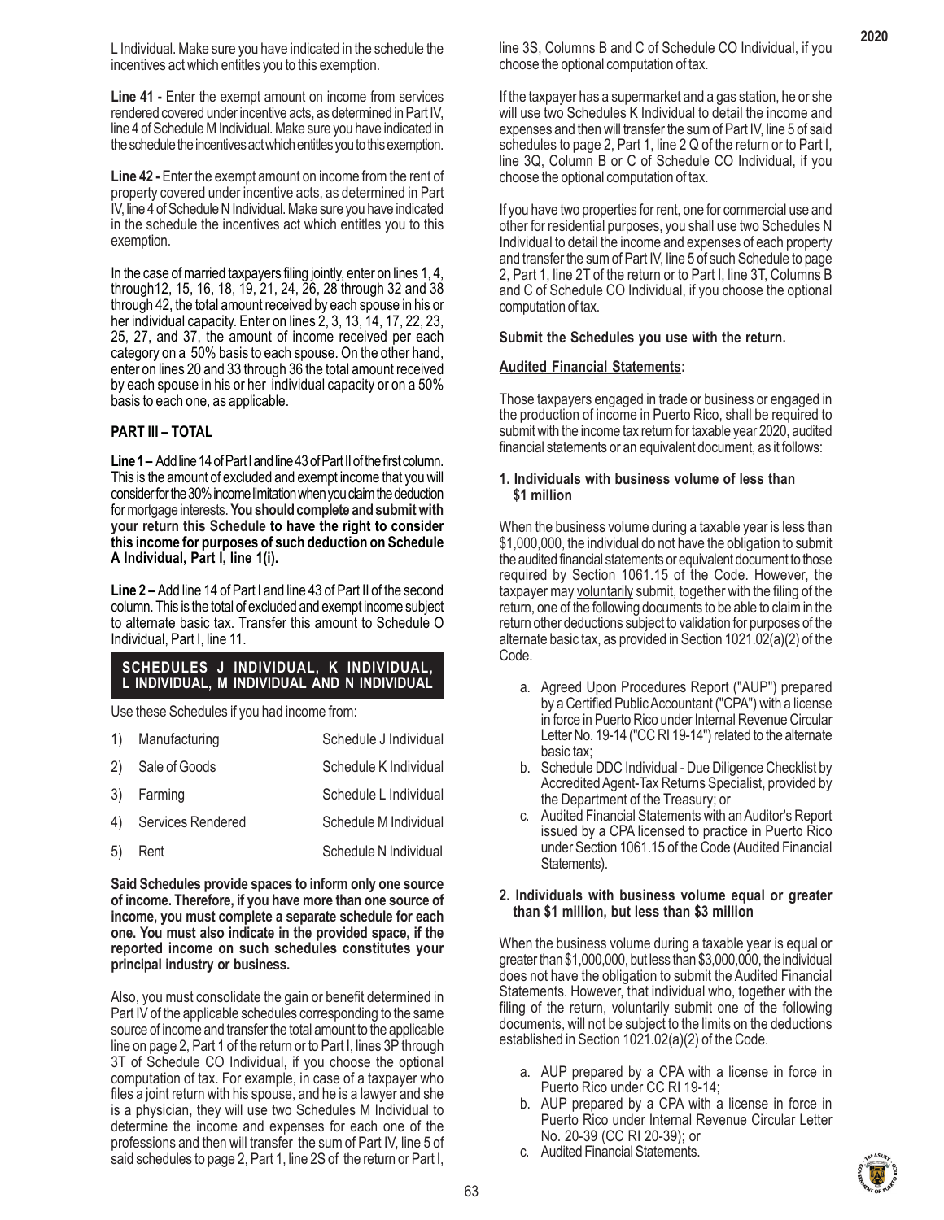L Individual. Make sure you have indicated in the schedule the incentives act which entitles you to this exemption.

**Line 41 -** Enter the exempt amount on income from services rendered covered under incentive acts, as determined in Part IV, line 4 of Schedule M Individual. Make sure you have indicated in the schedule the incentives act which entitles you to this exemption.

**Line 42 -** Enter the exempt amount on income from the rent of property covered under incentive acts, as determined in Part IV, line 4 of Schedule N Individual. Make sure you have indicated in the schedule the incentives act which entitles you to this exemption.

In the case of married taxpayers filing jointly, enter on lines 1, 4, through12, 15, 16, 18, 19, 21, 24, 26, 28 through 32 and 38 through 42, the total amount received by each spouse in his or her individual capacity. Enter on lines 2, 3, 13, 14, 17, 22, 23, 25, 27, and 37, the amount of income received per each category on a 50% basis to each spouse. On the other hand, enter on lines 20 and 33 through 36 the total amount received by each spouse in his or her individual capacity or on a 50% basis to each one, as applicable.

**PART III – TOTAL**

**Line 1 –** Add line 14 of Part I and line 43 of Part II of the first column. This is the amount of excluded and exempt income that you will consider for the 30% income limitation when you claim the deduction for mortgage interests. **You should complete and submit with your return this Schedule to have the right to consider this income for purposes of such deduction on Schedule A Individual, Part I, line 1(i).**

**Line 2 –** Add line 14 of Part I and line 43 of Part II of the second column. This is the total of excluded and exempt income subject to alternate basic tax. Transfer this amount to Schedule O Individual, Part I, line 11.

## SCHEDULES J INDIVIDUAL, K INDIVIDUAL, L INDIVIDUAL, M INDIVIDUAL AND N INDIVIDUAL

Use these Schedules if you had income from:

| | |
|---|---|
| 1) Manufacturing | Schedule J Individual |
| 2) Sale of Goods | Schedule K Individual |
| 3) Farming | Schedule L Individual |
| 4) Services Rendered | Schedule M Individual |
| 5) Rent | Schedule N Individual |

**Said Schedules provide spaces to inform only one source of income. Therefore, if you have more than one source of income, you must complete a separate schedule for each one. You must also indicate in the provided space, if the reported income on such schedules constitutes your principal industry or business.**

Also, you must consolidate the gain or benefit determined in Part IV of the applicable schedules corresponding to the same source of income and transfer the total amount to the applicable line on page 2, Part 1 of the return or to Part I, lines 3P through 3T of Schedule CO Individual, if you choose the optional computation of tax. For example, in case of a taxpayer who files a joint return with his spouse, and he is a lawyer and she is a physician, they will use two Schedules M Individual to determine the income and expenses for each one of the professions and then will transfer the sum of Part IV, line 5 of said schedules to page 2, Part 1, line 2S of the return or Part I, line 3S, Columns B and C of Schedule CO Individual, if you choose the optional computation of tax.

If the taxpayer has a supermarket and a gas station, he or she will use two Schedules K Individual to detail the income and expenses and then will transfer the sum of Part IV, line 5 of said schedules to page 2, Part 1, line 2 Q of the return or to Part I, line 3Q, Column B or C of Schedule CO Individual, if you choose the optional computation of tax.

If you have two properties for rent, one for commercial use and other for residential purposes, you shall use two Schedules N Individual to detail the income and expenses of each property and transfer the sum of Part IV, line 5 of such Schedule to page 2, Part 1, line 2T of the return or to Part I, line 3T, Columns B and C of Schedule CO Individual, if you choose the optional computation of tax.

**Submit the Schedules you use with the return.**

**Audited Financial Statements:**

Those taxpayers engaged in trade or business or engaged in the production of income in Puerto Rico, shall be required to submit with the income tax return for taxable year 2020, audited financial statements or an equivalent document, as it follows:

**1. Individuals with business volume of less than $1 million**

When the business volume during a taxable year is less than $1,000,000, the individual do not have the obligation to submit the audited financial statements or equivalent document to those required by Section 1061.15 of the Code. However, the taxpayer may voluntarily submit, together with the filing of the return, one of the following documents to be able to claim in the return other deductions subject to validation for purposes of the alternate basic tax, as provided in Section 1021.02(a)(2) of the Code.

a. Agreed Upon Procedures Report ("AUP") prepared by a Certified Public Accountant ("CPA") with a license in force in Puerto Rico under Internal Revenue Circular Letter No. 19-14 ("CC RI 19-14") related to the alternate basic tax;

b. Schedule DDC Individual - Due Diligence Checklist by Accredited Agent-Tax Returns Specialist, provided by the Department of the Treasury; or

c. Audited Financial Statements with an Auditor's Report issued by a CPA licensed to practice in Puerto Rico under Section 1061.15 of the Code (Audited Financial Statements).

**2. Individuals with business volume equal or greater than $1 million, but less than $3 million**

When the business volume during a taxable year is equal or greater than $1,000,000, but less than $3,000,000, the individual does not have the obligation to submit the Audited Financial Statements. However, that individual who, together with the filing of the return, voluntarily submit one of the following documents, will not be subject to the limits on the deductions established in Section 1021.02(a)(2) of the Code.

a. AUP prepared by a CPA with a license in force in Puerto Rico under CC RI 19-14;

b. AUP prepared by a CPA with a license in force in Puerto Rico under Internal Revenue Circular Letter No. 20-39 (CC RI 20-39); or

c. Audited Financial Statements.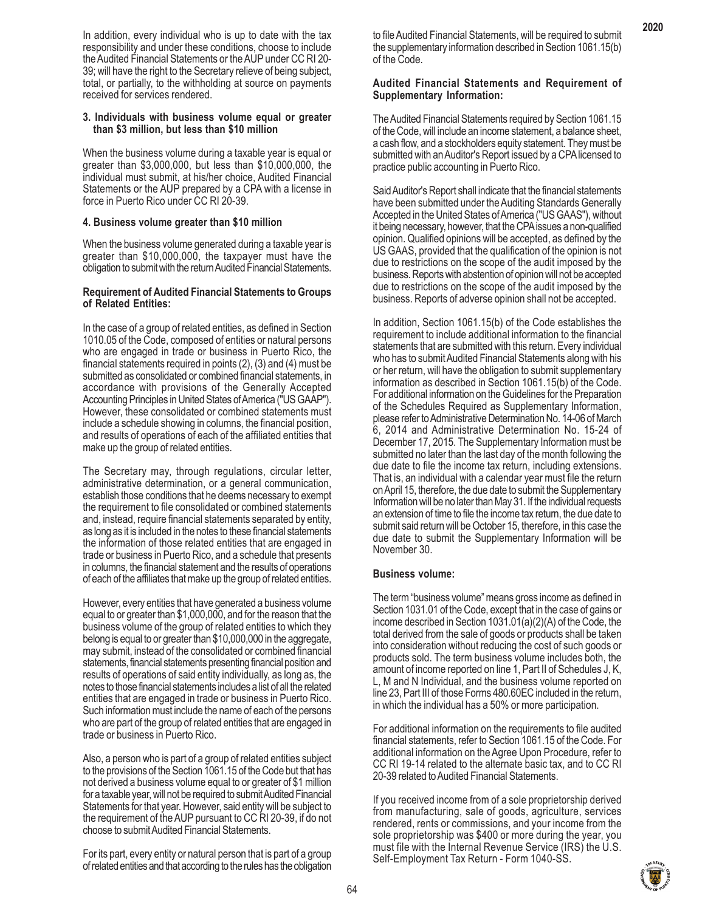In addition, every individual who is up to date with the tax responsibility and under these conditions, choose to include the Audited Financial Statements or the AUP under CC RI 20-39; will have the right to the Secretary relieve of being subject, total, or partially, to the withholding at source on payments received for services rendered.

**3. Individuals with business volume equal or greater than $3 million, but less than $10 million**

When the business volume during a taxable year is equal or greater than $3,000,000, but less than $10,000,000, the individual must submit, at his/her choice, Audited Financial Statements or the AUP prepared by a CPA with a license in force in Puerto Rico under CC RI 20-39.

**4. Business volume greater than $10 million**

When the business volume generated during a taxable year is greater than $10,000,000, the taxpayer must have the obligation to submit with the return Audited Financial Statements.

**Requirement of Audited Financial Statements to Groups of Related Entities:**

In the case of a group of related entities, as defined in Section 1010.05 of the Code, composed of entities or natural persons who are engaged in trade or business in Puerto Rico, the financial statements required in points (2), (3) and (4) must be submitted as consolidated or combined financial statements, in accordance with provisions of the Generally Accepted Accounting Principles in United States of America ("US GAAP"). However, these consolidated or combined statements must include a schedule showing in columns, the financial position, and results of operations of each of the affiliated entities that make up the group of related entities.

The Secretary may, through regulations, circular letter, administrative determination, or a general communication, establish those conditions that he deems necessary to exempt the requirement to file consolidated or combined statements and, instead, require financial statements separated by entity, as long as it is included in the notes to these financial statements the information of those related entities that are engaged in trade or business in Puerto Rico, and a schedule that presents in columns, the financial statement and the results of operations of each of the affiliates that make up the group of related entities.

However, every entities that have generated a business volume equal to or greater than $1,000,000, and for the reason that the business volume of the group of related entities to which they belong is equal to or greater than $10,000,000 in the aggregate, may submit, instead of the consolidated or combined financial statements, financial statements presenting financial position and results of operations of said entity individually, as long as, the notes to those financial statements includes a list of all the related entities that are engaged in trade or business in Puerto Rico. Such information must include the name of each of the persons who are part of the group of related entities that are engaged in trade or business in Puerto Rico.

Also, a person who is part of a group of related entities subject to the provisions of the Section 1061.15 of the Code but that has not derived a business volume equal to or greater of $1 million for a taxable year, will not be required to submit Audited Financial Statements for that year. However, said entity will be subject to the requirement of the AUP pursuant to CC RI 20-39, if do not choose to submit Audited Financial Statements.

For its part, every entity or natural person that is part of a group of related entities and that according to the rules has the obligation to file Audited Financial Statements, will be required to submit the supplementary information described in Section 1061.15(b) of the Code.

**Audited Financial Statements and Requirement of Supplementary Information:**

The Audited Financial Statements required by Section 1061.15 of the Code, will include an income statement, a balance sheet, a cash flow, and a stockholders equity statement. They must be submitted with an Auditor's Report issued by a CPA licensed to practice public accounting in Puerto Rico.

Said Auditor's Report shall indicate that the financial statements have been submitted under the Auditing Standards Generally Accepted in the United States of America ("US GAAS"), without it being necessary, however, that the CPA issues a non-qualified opinion. Qualified opinions will be accepted, as defined by the US GAAS, provided that the qualification of the opinion is not due to restrictions on the scope of the audit imposed by the business. Reports with abstention of opinion will not be accepted due to restrictions on the scope of the audit imposed by the business. Reports of adverse opinion shall not be accepted.

In addition, Section 1061.15(b) of the Code establishes the requirement to include additional information to the financial statements that are submitted with this return. Every individual who has to submit Audited Financial Statements along with his or her return, will have the obligation to submit supplementary information as described in Section 1061.15(b) of the Code. For additional information on the Guidelines for the Preparation of the Schedules Required as Supplementary Information, please refer to Administrative Determination No. 14-06 of March 6, 2014 and Administrative Determination No. 15-24 of December 17, 2015. The Supplementary Information must be submitted no later than the last day of the month following the due date to file the income tax return, including extensions. That is, an individual with a calendar year must file the return on April 15, therefore, the due date to submit the Supplementary Information will be no later than May 31. If the individual requests an extension of time to file the income tax return, the due date to submit said return will be October 15, therefore, in this case the due date to submit the Supplementary Information will be November 30.

**Business volume:**

The term "business volume" means gross income as defined in Section 1031.01 of the Code, except that in the case of gains or income described in Section 1031.01(a)(2)(A) of the Code, the total derived from the sale of goods or products shall be taken into consideration without reducing the cost of such goods or products sold. The term business volume includes both, the amount of income reported on line 1, Part II of Schedules J, K, L, M and N Individual, and the business volume reported on line 23, Part III of those Forms 480.60EC included in the return, in which the individual has a 50% or more participation.

For additional information on the requirements to file audited financial statements, refer to Section 1061.15 of the Code. For additional information on the Agree Upon Procedure, refer to CC RI 19-14 related to the alternate basic tax, and to CC RI 20-39 related to Audited Financial Statements.

If you received income from of a sole proprietorship derived from manufacturing, sale of goods, agriculture, services rendered, rents or commissions, and your income from the sole proprietorship was $400 or more during the year, you must file with the Internal Revenue Service (IRS) the U.S. Self-Employment Tax Return - Form 1040-SS.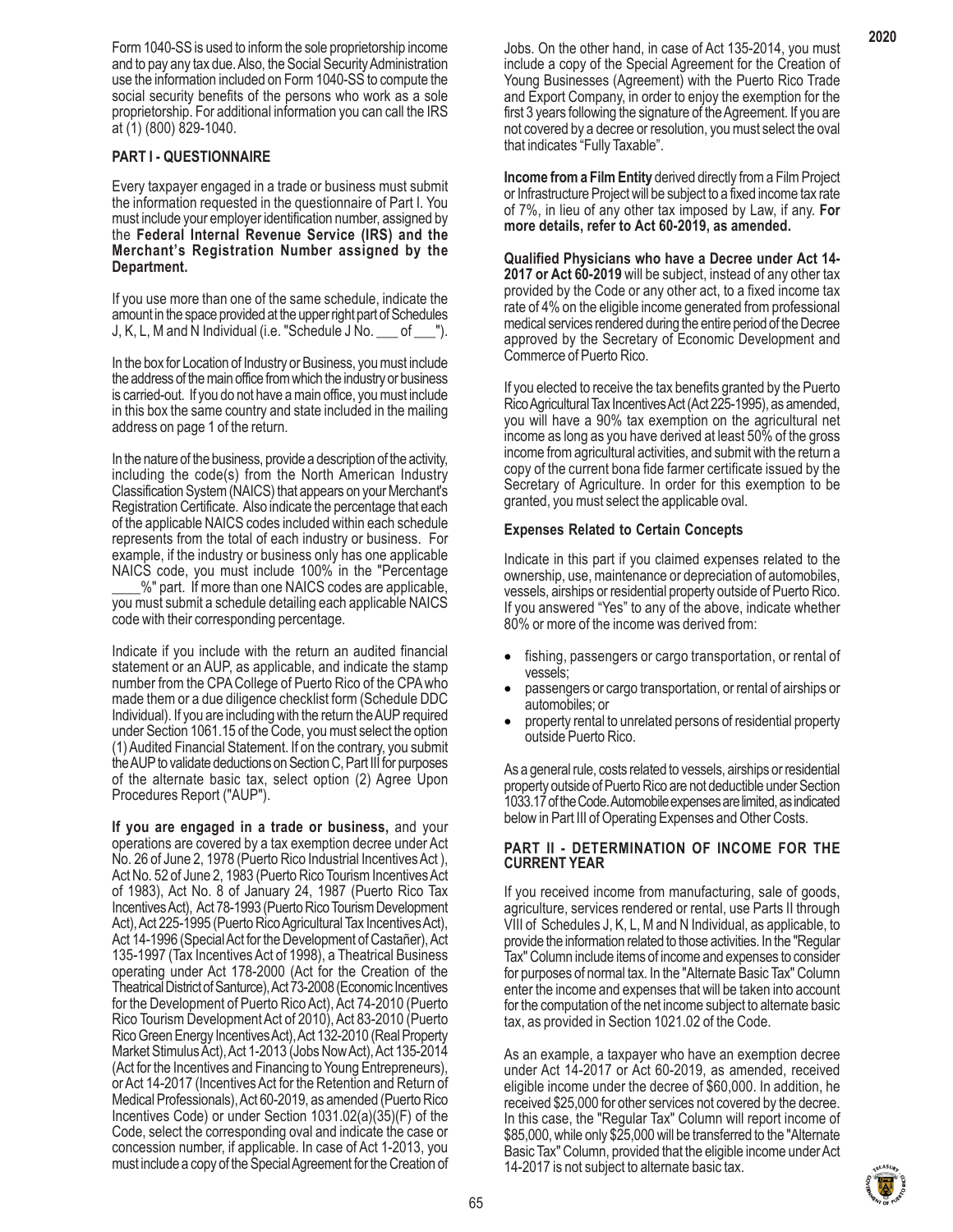Form 1040-SS is used to inform the sole proprietorship income and to pay any tax due. Also, the Social Security Administration use the information included on Form 1040-SS to compute the social security benefits of the persons who work as a sole proprietorship. For additional information you can call the IRS at (1) (800) 829-1040.

**PART I - QUESTIONNAIRE**

Every taxpayer engaged in a trade or business must submit the information requested in the questionnaire of Part I. You must include your employer identification number, assigned by the **Federal Internal Revenue Service (IRS) and the Merchant's Registration Number assigned by the Department.**

If you use more than one of the same schedule, indicate the amount in the space provided at the upper right part of Schedules J, K, L, M and N Individual (i.e. "Schedule J No. ___ of ___").

In the box for Location of Industry or Business, you must include the address of the main office from which the industry or business is carried-out. If you do not have a main office, you must include in this box the same country and state included in the mailing address on page 1 of the return.

In the nature of the business, provide a description of the activity, including the code(s) from the North American Industry Classification System (NAICS) that appears on your Merchant's Registration Certificate. Also indicate the percentage that each of the applicable NAICS codes included within each schedule represents from the total of each industry or business. For example, if the industry or business only has one applicable NAICS code, you must include 100% in the "Percentage ____%" part. If more than one NAICS codes are applicable, you must submit a schedule detailing each applicable NAICS code with their corresponding percentage.

Indicate if you include with the return an audited financial statement or an AUP, as applicable, and indicate the stamp number from the CPA College of Puerto Rico of the CPA who made them or a due diligence checklist form (Schedule DDC Individual). If you are including with the return the AUP required under Section 1061.15 of the Code, you must select the option (1) Audited Financial Statement. If on the contrary, you submit the AUP to validate deductions on Section C, Part III for purposes of the alternate basic tax, select option (2) Agree Upon Procedures Report ("AUP").

**If you are engaged in a trade or business,** and your operations are covered by a tax exemption decree under Act No. 26 of June 2, 1978 (Puerto Rico Industrial Incentives Act ), Act No. 52 of June 2, 1983 (Puerto Rico Tourism Incentives Act of 1983), Act No. 8 of January 24, 1987 (Puerto Rico Tax Incentives Act), Act 78-1993 (Puerto Rico Tourism Development Act), Act 225-1995 (Puerto Rico Agricultural Tax Incentives Act), Act 14-1996 (Special Act for the Development of Castañer), Act 135-1997 (Tax Incentives Act of 1998), a Theatrical Business operating under Act 178-2000 (Act for the Creation of the Theatrical District of Santurce), Act 73-2008 (Economic Incentives for the Development of Puerto Rico Act), Act 74-2010 (Puerto Rico Tourism Development Act of 2010), Act 83-2010 (Puerto Rico Green Energy Incentives Act), Act 132-2010 (Real Property Market Stimulus Act), Act 1-2013 (Jobs Now Act), Act 135-2014 (Act for the Incentives and Financing to Young Entrepreneurs), or Act 14-2017 (Incentives Act for the Retention and Return of Medical Professionals), Act 60-2019, as amended (Puerto Rico Incentives Code) or under Section 1031.02(a)(35)(F) of the Code, select the corresponding oval and indicate the case or concession number, if applicable. In case of Act 1-2013, you must include a copy of the Special Agreement for the Creation of Jobs. On the other hand, in case of Act 135-2014, you must include a copy of the Special Agreement for the Creation of Young Businesses (Agreement) with the Puerto Rico Trade and Export Company, in order to enjoy the exemption for the first 3 years following the signature of the Agreement. If you are not covered by a decree or resolution, you must select the oval that indicates "Fully Taxable".

**Income from a Film Entity** derived directly from a Film Project or Infrastructure Project will be subject to a fixed income tax rate of 7%, in lieu of any other tax imposed by Law, if any. **For more details, refer to Act 60-2019, as amended.**

**Qualified Physicians who have a Decree under Act 14-2017 or Act 60-2019** will be subject, instead of any other tax provided by the Code or any other act, to a fixed income tax rate of 4% on the eligible income generated from professional medical services rendered during the entire period of the Decree approved by the Secretary of Economic Development and Commerce of Puerto Rico.

If you elected to receive the tax benefits granted by the Puerto Rico Agricultural Tax Incentives Act (Act 225-1995), as amended, you will have a 90% tax exemption on the agricultural net income as long as you have derived at least 50% of the gross income from agricultural activities, and submit with the return a copy of the current bona fide farmer certificate issued by the Secretary of Agriculture. In order for this exemption to be granted, you must select the applicable oval.

**Expenses Related to Certain Concepts**

Indicate in this part if you claimed expenses related to the ownership, use, maintenance or depreciation of automobiles, vessels, airships or residential property outside of Puerto Rico. If you answered "Yes" to any of the above, indicate whether 80% or more of the income was derived from:

- fishing, passengers or cargo transportation, or rental of vessels;
- passengers or cargo transportation, or rental of airships or automobiles; or
- property rental to unrelated persons of residential property outside Puerto Rico.

As a general rule, costs related to vessels, airships or residential property outside of Puerto Rico are not deductible under Section 1033.17 of the Code. Automobile expenses are limited, as indicated below in Part III of Operating Expenses and Other Costs.

**PART II - DETERMINATION OF INCOME FOR THE CURRENT YEAR**

If you received income from manufacturing, sale of goods, agriculture, services rendered or rental, use Parts II through VIII of Schedules J, K, L, M and N Individual, as applicable, to provide the information related to those activities. In the "Regular Tax" Column include items of income and expenses to consider for purposes of normal tax. In the "Alternate Basic Tax" Column enter the income and expenses that will be taken into account for the computation of the net income subject to alternate basic tax, as provided in Section 1021.02 of the Code.

As an example, a taxpayer who have an exemption decree under Act 14-2017 or Act 60-2019, as amended, received eligible income under the decree of $60,000. In addition, he received $25,000 for other services not covered by the decree. In this case, the "Regular Tax" Column will report income of $85,000, while only $25,000 will be transferred to the "Alternate Basic Tax" Column, provided that the eligible income under Act 14-2017 is not subject to alternate basic tax.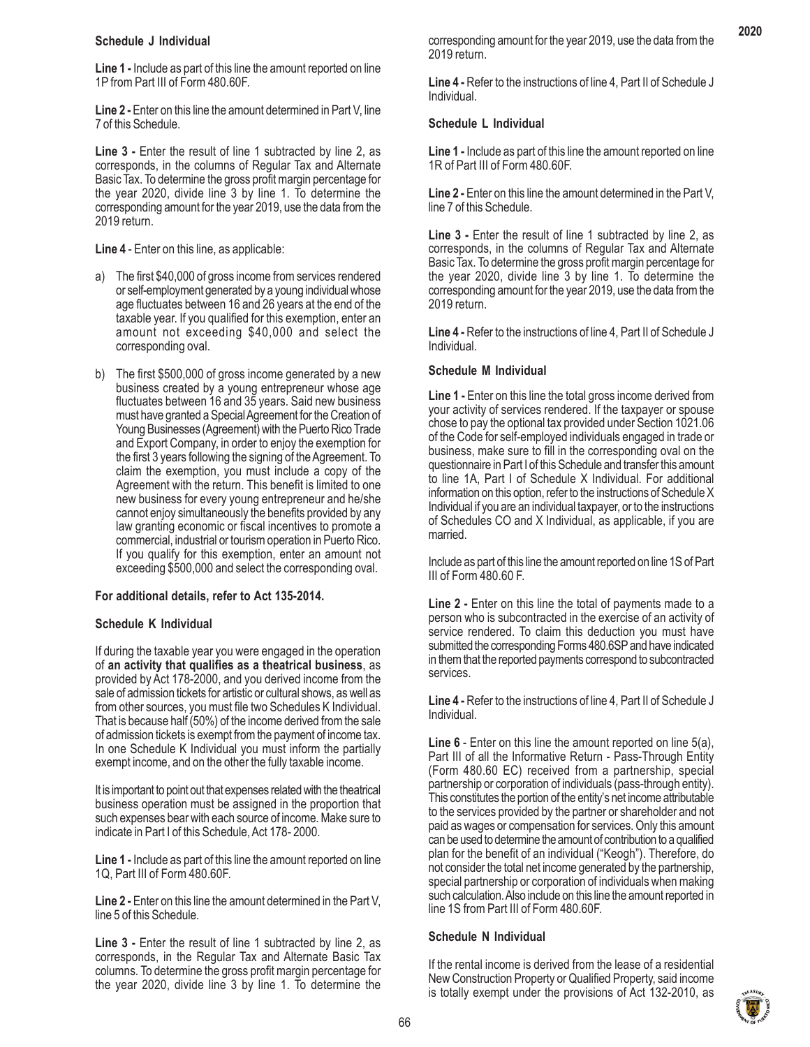### Schedule J Individual

**Line 1 -** Include as part of this line the amount reported on line 1P from Part III of Form 480.60F.

**Line 2 -** Enter on this line the amount determined in Part V, line 7 of this Schedule.

**Line 3 -** Enter the result of line 1 subtracted by line 2, as corresponds, in the columns of Regular Tax and Alternate Basic Tax. To determine the gross profit margin percentage for the year 2020, divide line 3 by line 1. To determine the corresponding amount for the year 2019, use the data from the 2019 return.

**Line 4** - Enter on this line, as applicable:

a) The first $40,000 of gross income from services rendered or self-employment generated by a young individual whose age fluctuates between 16 and 26 years at the end of the taxable year. If you qualified for this exemption, enter an amount not exceeding $40,000 and select the corresponding oval.

b) The first $500,000 of gross income generated by a new business created by a young entrepreneur whose age fluctuates between 16 and 35 years. Said new business must have granted a Special Agreement for the Creation of Young Businesses (Agreement) with the Puerto Rico Trade and Export Company, in order to enjoy the exemption for the first 3 years following the signing of the Agreement. To claim the exemption, you must include a copy of the Agreement with the return. This benefit is limited to one new business for every young entrepreneur and he/she cannot enjoy simultaneously the benefits provided by any law granting economic or fiscal incentives to promote a commercial, industrial or tourism operation in Puerto Rico. If you qualify for this exemption, enter an amount not exceeding $500,000 and select the corresponding oval.

**For additional details, refer to Act 135-2014.**

### Schedule K Individual

If during the taxable year you were engaged in the operation of **an activity that qualifies as a theatrical business**, as provided by Act 178-2000, and you derived income from the sale of admission tickets for artistic or cultural shows, as well as from other sources, you must file two Schedules K Individual. That is because half (50%) of the income derived from the sale of admission tickets is exempt from the payment of income tax. In one Schedule K Individual you must inform the partially exempt income, and on the other the fully taxable income.

It is important to point out that expenses related with the theatrical business operation must be assigned in the proportion that such expenses bear with each source of income. Make sure to indicate in Part I of this Schedule, Act 178- 2000.

**Line 1 -** Include as part of this line the amount reported on line 1Q, Part III of Form 480.60F.

**Line 2 -** Enter on this line the amount determined in the Part V, line 5 of this Schedule.

**Line 3 -** Enter the result of line 1 subtracted by line 2, as corresponds, in the Regular Tax and Alternate Basic Tax columns. To determine the gross profit margin percentage for the year 2020, divide line 3 by line 1. To determine the corresponding amount for the year 2019, use the data from the 2019 return.

**Line 4 -** Refer to the instructions of line 4, Part II of Schedule J Individual.

### Schedule L Individual

**Line 1 -** Include as part of this line the amount reported on line 1R of Part III of Form 480.60F.

**Line 2 -** Enter on this line the amount determined in the Part V, line 7 of this Schedule.

**Line 3 -** Enter the result of line 1 subtracted by line 2, as corresponds, in the columns of Regular Tax and Alternate Basic Tax. To determine the gross profit margin percentage for the year 2020, divide line 3 by line 1. To determine the corresponding amount for the year 2019, use the data from the 2019 return.

**Line 4 -** Refer to the instructions of line 4, Part II of Schedule J Individual.

### Schedule M Individual

**Line 1 -** Enter on this line the total gross income derived from your activity of services rendered. If the taxpayer or spouse chose to pay the optional tax provided under Section 1021.06 of the Code for self-employed individuals engaged in trade or business, make sure to fill in the corresponding oval on the questionnaire in Part I of this Schedule and transfer this amount to line 1A, Part I of Schedule X Individual. For additional information on this option, refer to the instructions of Schedule X Individual if you are an individual taxpayer, or to the instructions of Schedules CO and X Individual, as applicable, if you are married.

Include as part of this line the amount reported on line 1S of Part III of Form 480.60 F.

**Line 2 -** Enter on this line the total of payments made to a person who is subcontracted in the exercise of an activity of service rendered. To claim this deduction you must have submitted the corresponding Forms 480.6SP and have indicated in them that the reported payments correspond to subcontracted services.

**Line 4 -** Refer to the instructions of line 4, Part II of Schedule J Individual.

**Line 6** - Enter on this line the amount reported on line 5(a), Part III of all the Informative Return - Pass-Through Entity (Form 480.60 EC) received from a partnership, special partnership or corporation of individuals (pass-through entity). This constitutes the portion of the entity's net income attributable to the services provided by the partner or shareholder and not paid as wages or compensation for services. Only this amount can be used to determine the amount of contribution to a qualified plan for the benefit of an individual ("Keogh"). Therefore, do not consider the total net income generated by the partnership, special partnership or corporation of individuals when making such calculation. Also include on this line the amount reported in line 1S from Part III of Form 480.60F.

### Schedule N Individual

If the rental income is derived from the lease of a residential New Construction Property or Qualified Property, said income is totally exempt under the provisions of Act 132-2010, as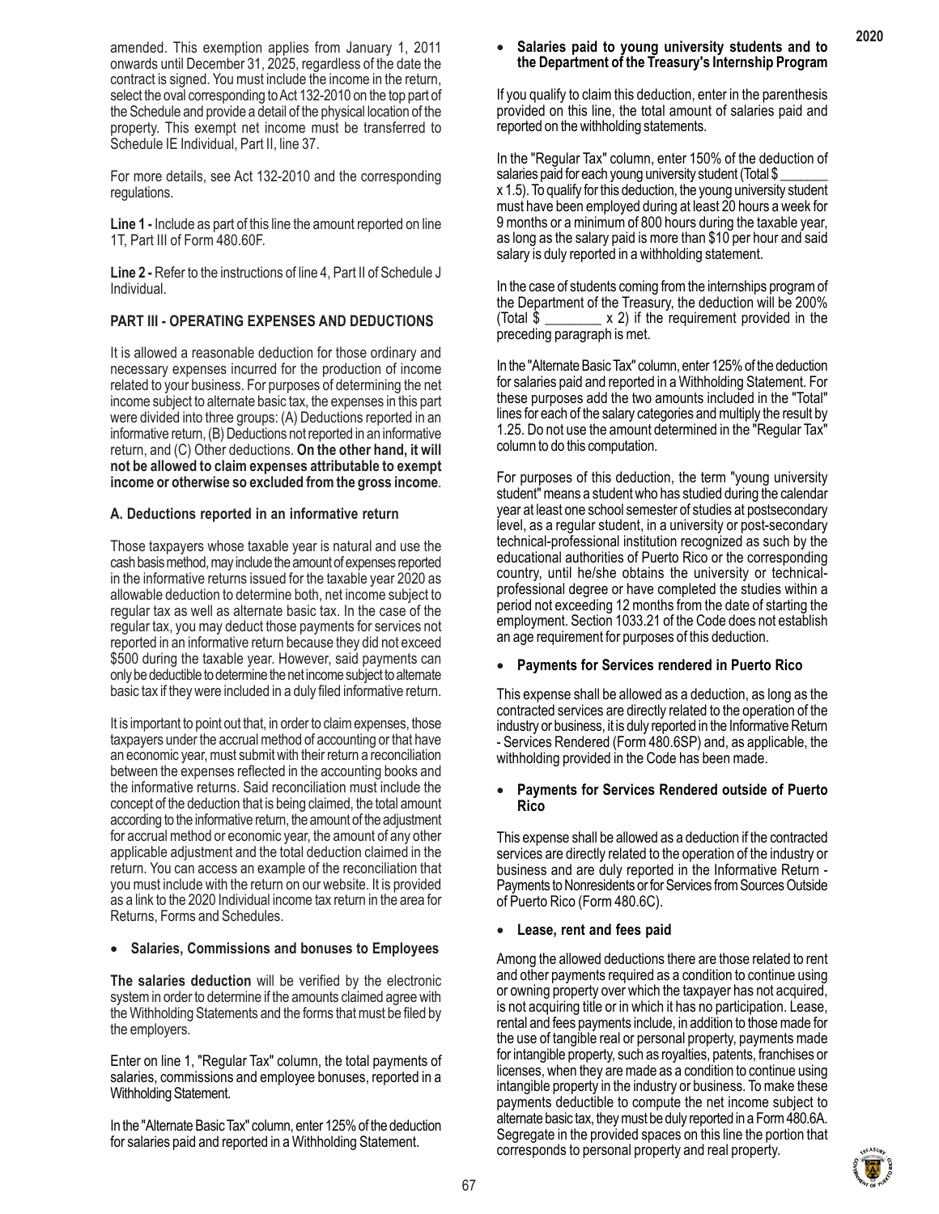amended. This exemption applies from January 1, 2011 onwards until December 31, 2025, regardless of the date the contract is signed. You must include the income in the return, select the oval corresponding to Act 132-2010 on the top part of the Schedule and provide a detail of the physical location of the property. This exempt net income must be transferred to Schedule IE Individual, Part II, line 37.

For more details, see Act 132-2010 and the corresponding regulations.

**Line 1 -** Include as part of this line the amount reported on line 1T, Part III of Form 480.60F.

**Line 2 -** Refer to the instructions of line 4, Part II of Schedule J Individual.

**PART III - OPERATING EXPENSES AND DEDUCTIONS**

It is allowed a reasonable deduction for those ordinary and necessary expenses incurred for the production of income related to your business. For purposes of determining the net income subject to alternate basic tax, the expenses in this part were divided into three groups: (A) Deductions reported in an informative return, (B) Deductions not reported in an informative return, and (C) Other deductions. **On the other hand, it will not be allowed to claim expenses attributable to exempt income or otherwise so excluded from the gross income**.

**A. Deductions reported in an informative return**

Those taxpayers whose taxable year is natural and use the cash basis method, may include the amount of expenses reported in the informative returns issued for the taxable year 2020 as allowable deduction to determine both, net income subject to regular tax as well as alternate basic tax. In the case of the regular tax, you may deduct those payments for services not reported in an informative return because they did not exceed $500 during the taxable year. However, said payments can only be deductible to determine the net income subject to alternate basic tax if they were included in a duly filed informative return.

It is important to point out that, in order to claim expenses, those taxpayers under the accrual method of accounting or that have an economic year, must submit with their return a reconciliation between the expenses reflected in the accounting books and the informative returns. Said reconciliation must include the concept of the deduction that is being claimed, the total amount according to the informative return, the amount of the adjustment for accrual method or economic year, the amount of any other applicable adjustment and the total deduction claimed in the return. You can access an example of the reconciliation that you must include with the return on our website. It is provided as a link to the 2020 Individual income tax return in the area for Returns, Forms and Schedules.

- **Salaries, Commissions and bonuses to Employees**

**The salaries deduction** will be verified by the electronic system in order to determine if the amounts claimed agree with the Withholding Statements and the forms that must be filed by the employers.

Enter on line 1, "Regular Tax" column, the total payments of salaries, commissions and employee bonuses, reported in a Withholding Statement.

In the "Alternate Basic Tax" column, enter 125% of the deduction for salaries paid and reported in a Withholding Statement.

- **Salaries paid to young university students and to the Department of the Treasury's Internship Program**

If you qualify to claim this deduction, enter in the parenthesis provided on this line, the total amount of salaries paid and reported on the withholding statements.

In the "Regular Tax" column, enter 150% of the deduction of salaries paid for each young university student (Total $ _______ x 1.5). To qualify for this deduction, the young university student must have been employed during at least 20 hours a week for 9 months or a minimum of 800 hours during the taxable year, as long as the salary paid is more than $10 per hour and said salary is duly reported in a withholding statement.

In the case of students coming from the internships program of the Department of the Treasury, the deduction will be 200% (Total $ ________ x 2) if the requirement provided in the preceding paragraph is met.

In the "Alternate Basic Tax" column, enter 125% of the deduction for salaries paid and reported in a Withholding Statement. For these purposes add the two amounts included in the "Total" lines for each of the salary categories and multiply the result by 1.25. Do not use the amount determined in the "Regular Tax" column to do this computation.

For purposes of this deduction, the term "young university student" means a student who has studied during the calendar year at least one school semester of studies at postsecondary level, as a regular student, in a university or post-secondary technical-professional institution recognized as such by the educational authorities of Puerto Rico or the corresponding country, until he/she obtains the university or technical-professional degree or have completed the studies within a period not exceeding 12 months from the date of starting the employment. Section 1033.21 of the Code does not establish an age requirement for purposes of this deduction.

- **Payments for Services rendered in Puerto Rico**

This expense shall be allowed as a deduction, as long as the contracted services are directly related to the operation of the industry or business, it is duly reported in the Informative Return - Services Rendered (Form 480.6SP) and, as applicable, the withholding provided in the Code has been made.

- **Payments for Services Rendered outside of Puerto Rico**

This expense shall be allowed as a deduction if the contracted services are directly related to the operation of the industry or business and are duly reported in the Informative Return - Payments to Nonresidents or for Services from Sources Outside of Puerto Rico (Form 480.6C).

- **Lease, rent and fees paid**

Among the allowed deductions there are those related to rent and other payments required as a condition to continue using or owning property over which the taxpayer has not acquired, is not acquiring title or in which it has no participation. Lease, rental and fees payments include, in addition to those made for the use of tangible real or personal property, payments made for intangible property, such as royalties, patents, franchises or licenses, when they are made as a condition to continue using intangible property in the industry or business. To make these payments deductible to compute the net income subject to alternate basic tax, they must be duly reported in a Form 480.6A. Segregate in the provided spaces on this line the portion that corresponds to personal property and real property.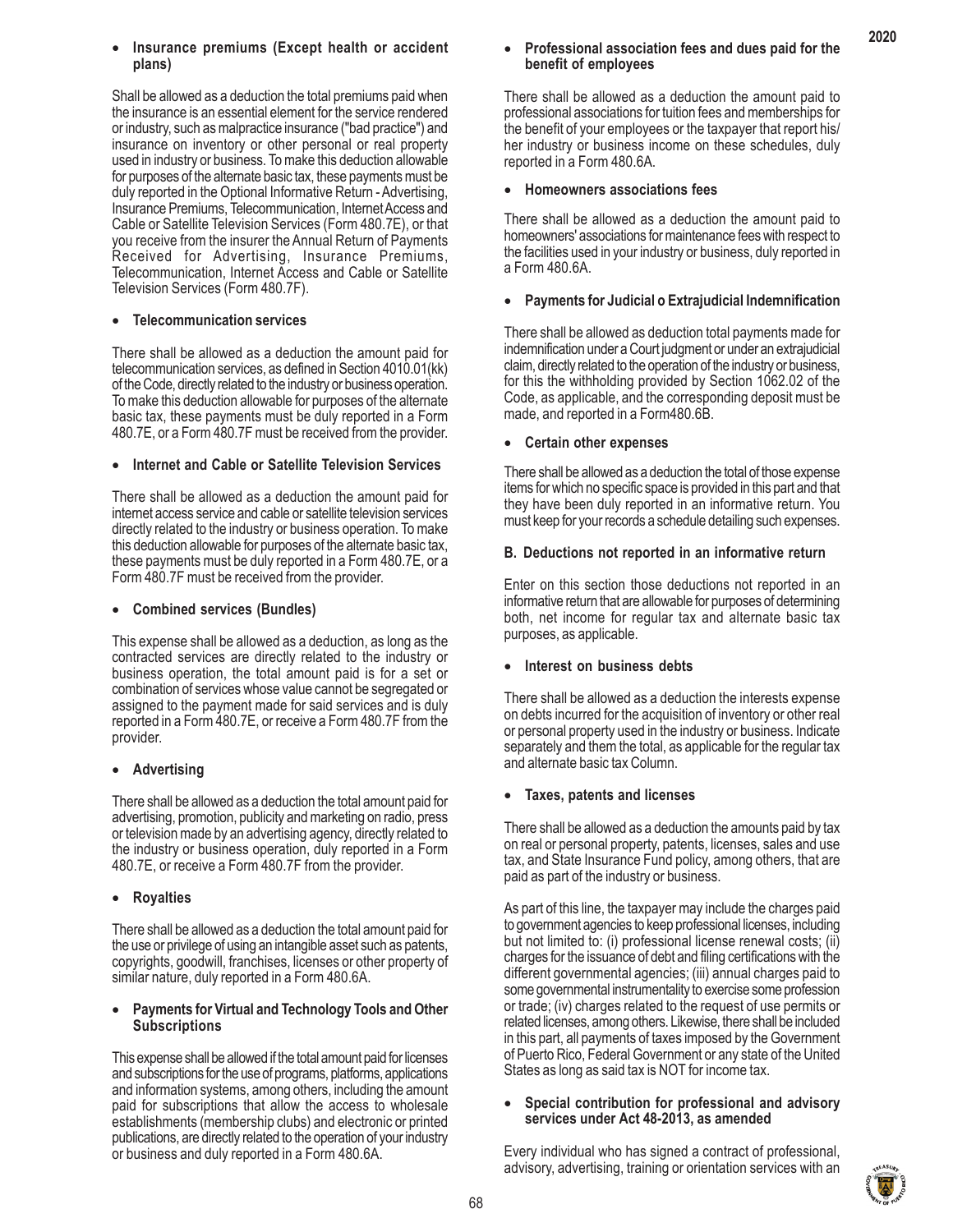- **Insurance premiums (Except health or accident plans)**

Shall be allowed as a deduction the total premiums paid when the insurance is an essential element for the service rendered or industry, such as malpractice insurance ("bad practice") and insurance on inventory or other personal or real property used in industry or business. To make this deduction allowable for purposes of the alternate basic tax, these payments must be duly reported in the Optional Informative Return - Advertising, Insurance Premiums, Telecommunication, Internet Access and Cable or Satellite Television Services (Form 480.7E), or that you receive from the insurer the Annual Return of Payments Received for Advertising, Insurance Premiums, Telecommunication, Internet Access and Cable or Satellite Television Services (Form 480.7F).

- **Telecommunication services**

There shall be allowed as a deduction the amount paid for telecommunication services, as defined in Section 4010.01(kk) of the Code, directly related to the industry or business operation. To make this deduction allowable for purposes of the alternate basic tax, these payments must be duly reported in a Form 480.7E, or a Form 480.7F must be received from the provider.

- **Internet and Cable or Satellite Television Services**

There shall be allowed as a deduction the amount paid for internet access service and cable or satellite television services directly related to the industry or business operation. To make this deduction allowable for purposes of the alternate basic tax, these payments must be duly reported in a Form 480.7E, or a Form 480.7F must be received from the provider.

- **Combined services (Bundles)**

This expense shall be allowed as a deduction, as long as the contracted services are directly related to the industry or business operation, the total amount paid is for a set or combination of services whose value cannot be segregated or assigned to the payment made for said services and is duly reported in a Form 480.7E, or receive a Form 480.7F from the provider.

- **Advertising**

There shall be allowed as a deduction the total amount paid for advertising, promotion, publicity and marketing on radio, press or television made by an advertising agency, directly related to the industry or business operation, duly reported in a Form 480.7E, or receive a Form 480.7F from the provider.

- **Royalties**

There shall be allowed as a deduction the total amount paid for the use or privilege of using an intangible asset such as patents, copyrights, goodwill, franchises, licenses or other property of similar nature, duly reported in a Form 480.6A.

- **Payments for Virtual and Technology Tools and Other Subscriptions**

This expense shall be allowed if the total amount paid for licenses and subscriptions for the use of programs, platforms, applications and information systems, among others, including the amount paid for subscriptions that allow the access to wholesale establishments (membership clubs) and electronic or printed publications, are directly related to the operation of your industry or business and duly reported in a Form 480.6A.

- **Professional association fees and dues paid for the benefit of employees**

There shall be allowed as a deduction the amount paid to professional associations for tuition fees and memberships for the benefit of your employees or the taxpayer that report his/her industry or business income on these schedules, duly reported in a Form 480.6A.

- **Homeowners associations fees**

There shall be allowed as a deduction the amount paid to homeowners' associations for maintenance fees with respect to the facilities used in your industry or business, duly reported in a Form 480.6A.

- **Payments for Judicial o Extrajudicial Indemnification**

There shall be allowed as deduction total payments made for indemnification under a Court judgment or under an extrajudicial claim, directly related to the operation of the industry or business, for this the withholding provided by Section 1062.02 of the Code, as applicable, and the corresponding deposit must be made, and reported in a Form480.6B.

- **Certain other expenses**

There shall be allowed as a deduction the total of those expense items for which no specific space is provided in this part and that they have been duly reported in an informative return. You must keep for your records a schedule detailing such expenses.

**B. Deductions not reported in an informative return**

Enter on this section those deductions not reported in an informative return that are allowable for purposes of determining both, net income for regular tax and alternate basic tax purposes, as applicable.

- **Interest on business debts**

There shall be allowed as a deduction the interests expense on debts incurred for the acquisition of inventory or other real or personal property used in the industry or business. Indicate separately and them the total, as applicable for the regular tax and alternate basic tax Column.

- **Taxes, patents and licenses**

There shall be allowed as a deduction the amounts paid by tax on real or personal property, patents, licenses, sales and use tax, and State Insurance Fund policy, among others, that are paid as part of the industry or business.

As part of this line, the taxpayer may include the charges paid to government agencies to keep professional licenses, including but not limited to: (i) professional license renewal costs; (ii) charges for the issuance of debt and filing certifications with the different governmental agencies; (iii) annual charges paid to some governmental instrumentality to exercise some profession or trade; (iv) charges related to the request of use permits or related licenses, among others. Likewise, there shall be included in this part, all payments of taxes imposed by the Government of Puerto Rico, Federal Government or any state of the United States as long as said tax is NOT for income tax.

- **Special contribution for professional and advisory services under Act 48-2013, as amended**

Every individual who has signed a contract of professional, advisory, advertising, training or orientation services with an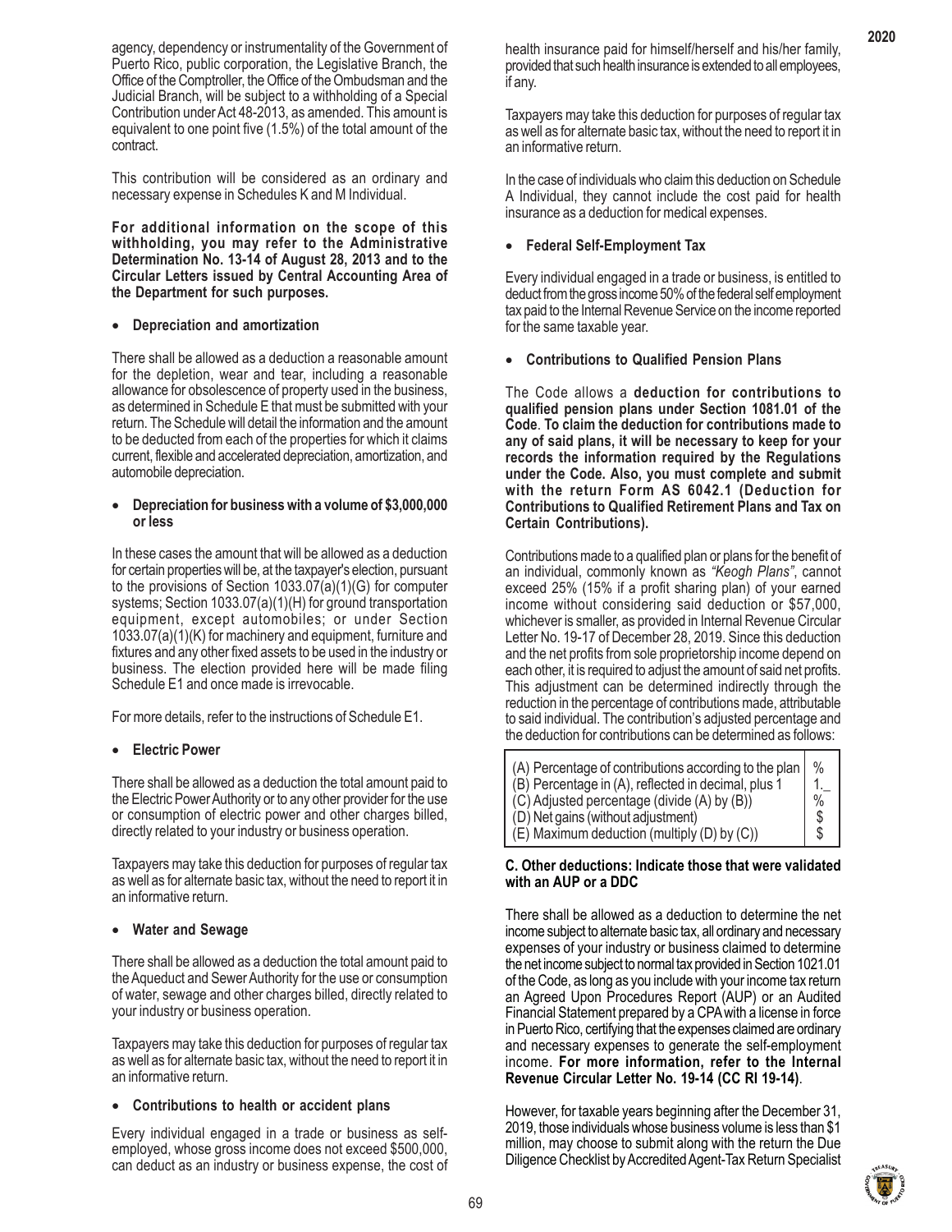agency, dependency or instrumentality of the Government of Puerto Rico, public corporation, the Legislative Branch, the Office of the Comptroller, the Office of the Ombudsman and the Judicial Branch, will be subject to a withholding of a Special Contribution under Act 48-2013, as amended. This amount is equivalent to one point five (1.5%) of the total amount of the contract.

This contribution will be considered as an ordinary and necessary expense in Schedules K and M Individual.

**For additional information on the scope of this withholding, you may refer to the Administrative Determination No. 13-14 of August 28, 2013 and to the Circular Letters issued by Central Accounting Area of the Department for such purposes.**

- **Depreciation and amortization**

There shall be allowed as a deduction a reasonable amount for the depletion, wear and tear, including a reasonable allowance for obsolescence of property used in the business, as determined in Schedule E that must be submitted with your return. The Schedule will detail the information and the amount to be deducted from each of the properties for which it claims current, flexible and accelerated depreciation, amortization, and automobile depreciation.

- **Depreciation for business with a volume of $3,000,000 or less**

In these cases the amount that will be allowed as a deduction for certain properties will be, at the taxpayer's election, pursuant to the provisions of Section 1033.07(a)(1)(G) for computer systems; Section 1033.07(a)(1)(H) for ground transportation equipment, except automobiles; or under Section 1033.07(a)(1)(K) for machinery and equipment, furniture and fixtures and any other fixed assets to be used in the industry or business. The election provided here will be made filing Schedule E1 and once made is irrevocable.

For more details, refer to the instructions of Schedule E1.

- **Electric Power**

There shall be allowed as a deduction the total amount paid to the Electric Power Authority or to any other provider for the use or consumption of electric power and other charges billed, directly related to your industry or business operation.

Taxpayers may take this deduction for purposes of regular tax as well as for alternate basic tax, without the need to report it in an informative return.

- **Water and Sewage**

There shall be allowed as a deduction the total amount paid to the Aqueduct and Sewer Authority for the use or consumption of water, sewage and other charges billed, directly related to your industry or business operation.

Taxpayers may take this deduction for purposes of regular tax as well as for alternate basic tax, without the need to report it in an informative return.

- **Contributions to health or accident plans**

Every individual engaged in a trade or business as self-employed, whose gross income does not exceed $500,000, can deduct as an industry or business expense, the cost of health insurance paid for himself/herself and his/her family, provided that such health insurance is extended to all employees, if any.

Taxpayers may take this deduction for purposes of regular tax as well as for alternate basic tax, without the need to report it in an informative return.

In the case of individuals who claim this deduction on Schedule A Individual, they cannot include the cost paid for health insurance as a deduction for medical expenses.

- **Federal Self-Employment Tax**

Every individual engaged in a trade or business, is entitled to deduct from the gross income 50% of the federal self employment tax paid to the Internal Revenue Service on the income reported for the same taxable year.

- **Contributions to Qualified Pension Plans**

The Code allows a **deduction for contributions to qualified pension plans under Section 1081.01 of the Code**. **To claim the deduction for contributions made to any of said plans, it will be necessary to keep for your records the information required by the Regulations under the Code. Also, you must complete and submit with the return Form AS 6042.1 (Deduction for Contributions to Qualified Retirement Plans and Tax on Certain Contributions).**

Contributions made to a qualified plan or plans for the benefit of an individual, commonly known as *"Keogh Plans"*, cannot exceed 25% (15% if a profit sharing plan) of your earned income without considering said deduction or $57,000, whichever is smaller, as provided in Internal Revenue Circular Letter No. 19-17 of December 28, 2019. Since this deduction and the net profits from sole proprietorship income depend on each other, it is required to adjust the amount of said net profits. This adjustment can be determined indirectly through the reduction in the percentage of contributions made, attributable to said individual. The contribution's adjusted percentage and the deduction for contributions can be determined as follows:

| | |
|---|---|
| (A) Percentage of contributions according to the plan | % |
| (B) Percentage in (A), reflected in decimal, plus 1 | 1._ |
| (C) Adjusted percentage (divide (A) by (B)) | % |
| (D) Net gains (without adjustment) | $ |
| (E) Maximum deduction (multiply (D) by (C)) | $ |

**C. Other deductions: Indicate those that were validated with an AUP or a DDC**

There shall be allowed as a deduction to determine the net income subject to alternate basic tax, all ordinary and necessary expenses of your industry or business claimed to determine the net income subject to normal tax provided in Section 1021.01 of the Code, as long as you include with your income tax return an Agreed Upon Procedures Report (AUP) or an Audited Financial Statement prepared by a CPA with a license in force in Puerto Rico, certifying that the expenses claimed are ordinary and necessary expenses to generate the self-employment income. **For more information, refer to the Internal Revenue Circular Letter No. 19-14 (CC RI 19-14)**.

However, for taxable years beginning after the December 31, 2019, those individuals whose business volume is less than $1 million, may choose to submit along with the return the Due Diligence Checklist by Accredited Agent-Tax Return Specialist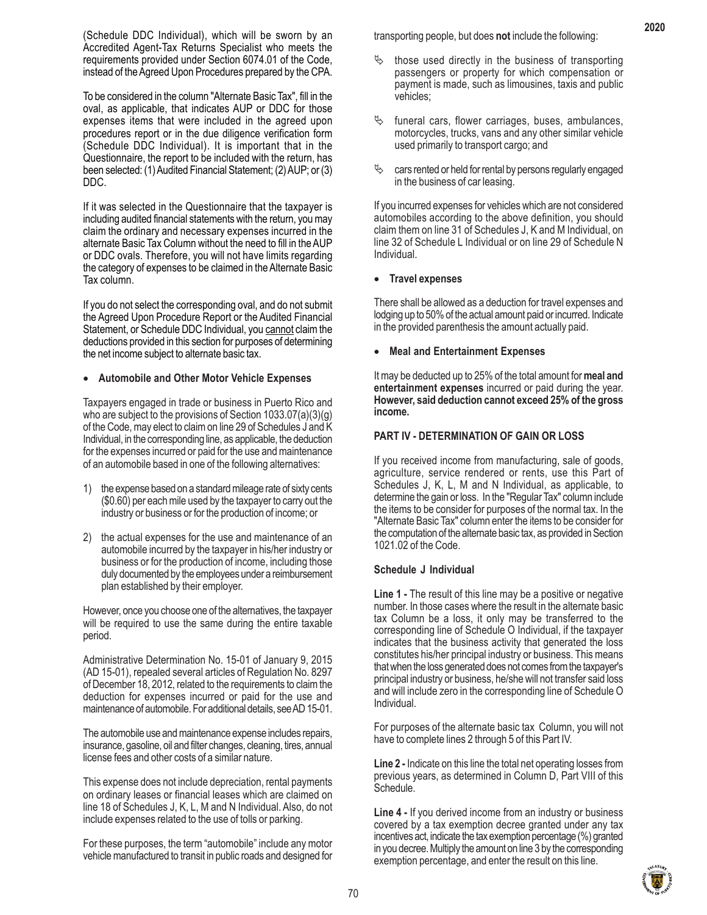(Schedule DDC Individual), which will be sworn by an Accredited Agent-Tax Returns Specialist who meets the requirements provided under Section 6074.01 of the Code, instead of the Agreed Upon Procedures prepared by the CPA.

To be considered in the column "Alternate Basic Tax", fill in the oval, as applicable, that indicates AUP or DDC for those expenses items that were included in the agreed upon procedures report or in the due diligence verification form (Schedule DDC Individual). It is important that in the Questionnaire, the report to be included with the return, has been selected: (1) Audited Financial Statement; (2) AUP; or (3) DDC.

If it was selected in the Questionnaire that the taxpayer is including audited financial statements with the return, you may claim the ordinary and necessary expenses incurred in the alternate Basic Tax Column without the need to fill in the AUP or DDC ovals. Therefore, you will not have limits regarding the category of expenses to be claimed in the Alternate Basic Tax column.

If you do not select the corresponding oval, and do not submit the Agreed Upon Procedure Report or the Audited Financial Statement, or Schedule DDC Individual, you cannot claim the deductions provided in this section for purposes of determining the net income subject to alternate basic tax.

- **Automobile and Other Motor Vehicle Expenses**

Taxpayers engaged in trade or business in Puerto Rico and who are subject to the provisions of Section 1033.07(a)(3)(g) of the Code, may elect to claim on line 29 of Schedules J and K Individual, in the corresponding line, as applicable, the deduction for the expenses incurred or paid for the use and maintenance of an automobile based in one of the following alternatives:

1) the expense based on a standard mileage rate of sixty cents ($0.60) per each mile used by the taxpayer to carry out the industry or business or for the production of income; or

2) the actual expenses for the use and maintenance of an automobile incurred by the taxpayer in his/her industry or business or for the production of income, including those duly documented by the employees under a reimbursement plan established by their employer.

However, once you choose one of the alternatives, the taxpayer will be required to use the same during the entire taxable period.

Administrative Determination No. 15-01 of January 9, 2015 (AD 15-01), repealed several articles of Regulation No. 8297 of December 18, 2012, related to the requirements to claim the deduction for expenses incurred or paid for the use and maintenance of automobile. For additional details, see AD 15-01.

The automobile use and maintenance expense includes repairs, insurance, gasoline, oil and filter changes, cleaning, tires, annual license fees and other costs of a similar nature.

This expense does not include depreciation, rental payments on ordinary leases or financial leases which are claimed on line 18 of Schedules J, K, L, M and N Individual. Also, do not include expenses related to the use of tolls or parking.

For these purposes, the term "automobile" include any motor vehicle manufactured to transit in public roads and designed for transporting people, but does **not** include the following:

- those used directly in the business of transporting passengers or property for which compensation or payment is made, such as limousines, taxis and public vehicles;
- funeral cars, flower carriages, buses, ambulances, motorcycles, trucks, vans and any other similar vehicle used primarily to transport cargo; and
- cars rented or held for rental by persons regularly engaged in the business of car leasing.

If you incurred expenses for vehicles which are not considered automobiles according to the above definition, you should claim them on line 31 of Schedules J, K and M Individual, on line 32 of Schedule L Individual or on line 29 of Schedule N Individual.

- **Travel expenses**

There shall be allowed as a deduction for travel expenses and lodging up to 50% of the actual amount paid or incurred. Indicate in the provided parenthesis the amount actually paid.

- **Meal and Entertainment Expenses**

It may be deducted up to 25% of the total amount for **meal and entertainment expenses** incurred or paid during the year. **However, said deduction cannot exceed 25% of the gross income.**

**PART IV - DETERMINATION OF GAIN OR LOSS**

If you received income from manufacturing, sale of goods, agriculture, service rendered or rents, use this Part of Schedules J, K, L, M and N Individual, as applicable, to determine the gain or loss. In the "Regular Tax" column include the items to be consider for purposes of the normal tax. In the "Alternate Basic Tax" column enter the items to be consider for the computation of the alternate basic tax, as provided in Section 1021.02 of the Code.

**Schedule J Individual**

**Line 1 -** The result of this line may be a positive or negative number. In those cases where the result in the alternate basic tax Column be a loss, it only may be transferred to the corresponding line of Schedule O Individual, if the taxpayer indicates that the business activity that generated the loss constitutes his/her principal industry or business. This means that when the loss generated does not comes from the taxpayer's principal industry or business, he/she will not transfer said loss and will include zero in the corresponding line of Schedule O Individual.

For purposes of the alternate basic tax Column, you will not have to complete lines 2 through 5 of this Part IV.

**Line 2 -** Indicate on this line the total net operating losses from previous years, as determined in Column D, Part VIII of this Schedule.

**Line 4 -** If you derived income from an industry or business covered by a tax exemption decree granted under any tax incentives act, indicate the tax exemption percentage (%) granted in you decree. Multiply the amount on line 3 by the corresponding exemption percentage, and enter the result on this line.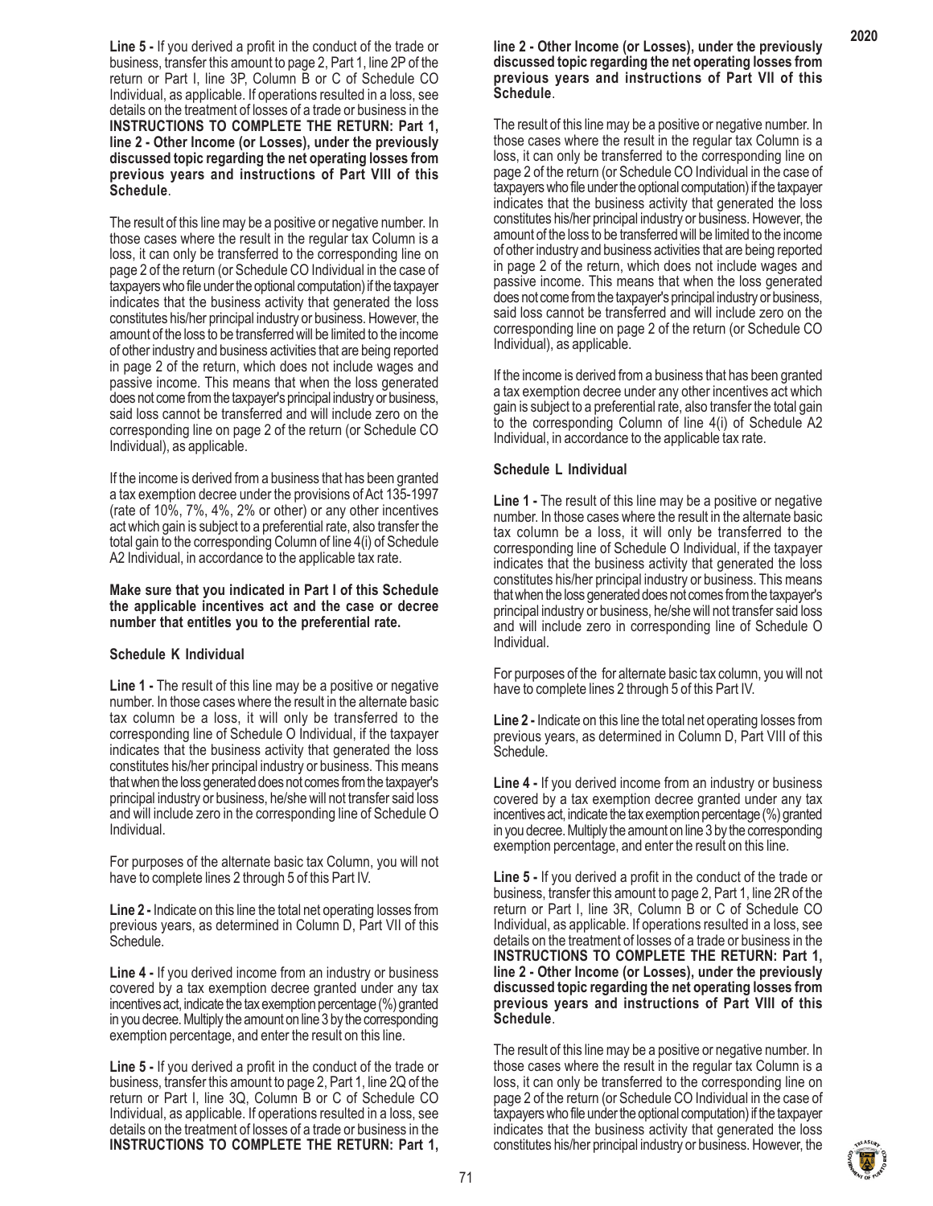**Line 5 -** If you derived a profit in the conduct of the trade or business, transfer this amount to page 2, Part 1, line 2P of the return or Part I, line 3P, Column B or C of Schedule CO Individual, as applicable. If operations resulted in a loss, see details on the treatment of losses of a trade or business in the **INSTRUCTIONS TO COMPLETE THE RETURN: Part 1, line 2 - Other Income (or Losses), under the previously discussed topic regarding the net operating losses from previous years and instructions of Part VIII of this Schedule**.

The result of this line may be a positive or negative number. In those cases where the result in the regular tax Column is a loss, it can only be transferred to the corresponding line on page 2 of the return (or Schedule CO Individual in the case of taxpayers who file under the optional computation) if the taxpayer indicates that the business activity that generated the loss constitutes his/her principal industry or business. However, the amount of the loss to be transferred will be limited to the income of other industry and business activities that are being reported in page 2 of the return, which does not include wages and passive income. This means that when the loss generated does not come from the taxpayer's principal industry or business, said loss cannot be transferred and will include zero on the corresponding line on page 2 of the return (or Schedule CO Individual), as applicable.

If the income is derived from a business that has been granted a tax exemption decree under the provisions of Act 135-1997 (rate of 10%, 7%, 4%, 2% or other) or any other incentives act which gain is subject to a preferential rate, also transfer the total gain to the corresponding Column of line 4(i) of Schedule A2 Individual, in accordance to the applicable tax rate.

**Make sure that you indicated in Part I of this Schedule the applicable incentives act and the case or decree number that entitles you to the preferential rate.**

**Schedule K Individual**

**Line 1 -** The result of this line may be a positive or negative number. In those cases where the result in the alternate basic tax column be a loss, it will only be transferred to the corresponding line of Schedule O Individual, if the taxpayer indicates that the business activity that generated the loss constitutes his/her principal industry or business. This means that when the loss generated does not comes from the taxpayer's principal industry or business, he/she will not transfer said loss and will include zero in the corresponding line of Schedule O Individual.

For purposes of the alternate basic tax Column, you will not have to complete lines 2 through 5 of this Part IV.

**Line 2 -** Indicate on this line the total net operating losses from previous years, as determined in Column D, Part VII of this Schedule.

**Line 4 -** If you derived income from an industry or business covered by a tax exemption decree granted under any tax incentives act, indicate the tax exemption percentage (%) granted in you decree. Multiply the amount on line 3 by the corresponding exemption percentage, and enter the result on this line.

**Line 5 -** If you derived a profit in the conduct of the trade or business, transfer this amount to page 2, Part 1, line 2Q of the return or Part I, line 3Q, Column B or C of Schedule CO Individual, as applicable. If operations resulted in a loss, see details on the treatment of losses of a trade or business in the **INSTRUCTIONS TO COMPLETE THE RETURN: Part 1, line 2 - Other Income (or Losses), under the previously discussed topic regarding the net operating losses from previous years and instructions of Part VII of this Schedule**.

The result of this line may be a positive or negative number. In those cases where the result in the regular tax Column is a loss, it can only be transferred to the corresponding line on page 2 of the return (or Schedule CO Individual in the case of taxpayers who file under the optional computation) if the taxpayer indicates that the business activity that generated the loss constitutes his/her principal industry or business. However, the amount of the loss to be transferred will be limited to the income of other industry and business activities that are being reported in page 2 of the return, which does not include wages and passive income. This means that when the loss generated does not come from the taxpayer's principal industry or business, said loss cannot be transferred and will include zero on the corresponding line on page 2 of the return (or Schedule CO Individual), as applicable.

If the income is derived from a business that has been granted a tax exemption decree under any other incentives act which gain is subject to a preferential rate, also transfer the total gain to the corresponding Column of line 4(i) of Schedule A2 Individual, in accordance to the applicable tax rate.

**Schedule L Individual**

**Line 1 -** The result of this line may be a positive or negative number. In those cases where the result in the alternate basic tax column be a loss, it will only be transferred to the corresponding line of Schedule O Individual, if the taxpayer indicates that the business activity that generated the loss constitutes his/her principal industry or business. This means that when the loss generated does not comes from the taxpayer's principal industry or business, he/she will not transfer said loss and will include zero in corresponding line of Schedule O Individual.

For purposes of the for alternate basic tax column, you will not have to complete lines 2 through 5 of this Part IV.

**Line 2 -** Indicate on this line the total net operating losses from previous years, as determined in Column D, Part VIII of this Schedule.

**Line 4 -** If you derived income from an industry or business covered by a tax exemption decree granted under any tax incentives act, indicate the tax exemption percentage (%) granted in you decree. Multiply the amount on line 3 by the corresponding exemption percentage, and enter the result on this line.

**Line 5 -** If you derived a profit in the conduct of the trade or business, transfer this amount to page 2, Part 1, line 2R of the return or Part I, line 3R, Column B or C of Schedule CO Individual, as applicable. If operations resulted in a loss, see details on the treatment of losses of a trade or business in the **INSTRUCTIONS TO COMPLETE THE RETURN: Part 1, line 2 - Other Income (or Losses), under the previously discussed topic regarding the net operating losses from previous years and instructions of Part VIII of this Schedule**.

The result of this line may be a positive or negative number. In those cases where the result in the regular tax Column is a loss, it can only be transferred to the corresponding line on page 2 of the return (or Schedule CO Individual in the case of taxpayers who file under the optional computation) if the taxpayer indicates that the business activity that generated the loss constitutes his/her principal industry or business. However, the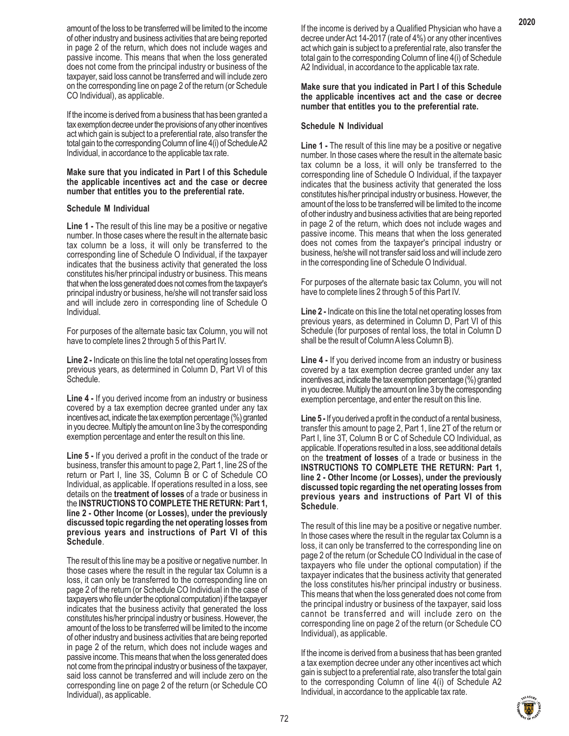amount of the loss to be transferred will be limited to the income of other industry and business activities that are being reported in page 2 of the return, which does not include wages and passive income. This means that when the loss generated does not come from the principal industry or business of the taxpayer, said loss cannot be transferred and will include zero on the corresponding line on page 2 of the return (or Schedule CO Individual), as applicable.

If the income is derived from a business that has been granted a tax exemption decree under the provisions of any other incentives act which gain is subject to a preferential rate, also transfer the total gain to the corresponding Column of line 4(i) of Schedule A2 Individual, in accordance to the applicable tax rate.

**Make sure that you indicated in Part I of this Schedule the applicable incentives act and the case or decree number that entitles you to the preferential rate.**

### Schedule M Individual

**Line 1 -** The result of this line may be a positive or negative number. In those cases where the result in the alternate basic tax column be a loss, it will only be transferred to the corresponding line of Schedule O Individual, if the taxpayer indicates that the business activity that generated the loss constitutes his/her principal industry or business. This means that when the loss generated does not comes from the taxpayer's principal industry or business, he/she will not transfer said loss and will include zero in corresponding line of Schedule O Individual.

For purposes of the alternate basic tax Column, you will not have to complete lines 2 through 5 of this Part IV.

**Line 2 -** Indicate on this line the total net operating losses from previous years, as determined in Column D, Part VI of this Schedule.

**Line 4 -** If you derived income from an industry or business covered by a tax exemption decree granted under any tax incentives act, indicate the tax exemption percentage (%) granted in you decree. Multiply the amount on line 3 by the corresponding exemption percentage and enter the result on this line.

**Line 5 -** If you derived a profit in the conduct of the trade or business, transfer this amount to page 2, Part 1, line 2S of the return or Part I, line 3S, Column B or C of Schedule CO Individual, as applicable. If operations resulted in a loss, see details on the **treatment of losses** of a trade or business in the **INSTRUCTIONS TO COMPLETE THE RETURN: Part 1, line 2 - Other Income (or Losses), under the previously discussed topic regarding the net operating losses from previous years and instructions of Part VI of this Schedule**.

The result of this line may be a positive or negative number. In those cases where the result in the regular tax Column is a loss, it can only be transferred to the corresponding line on page 2 of the return (or Schedule CO Individual in the case of taxpayers who file under the optional computation) if the taxpayer indicates that the business activity that generated the loss constitutes his/her principal industry or business. However, the amount of the loss to be transferred will be limited to the income of other industry and business activities that are being reported in page 2 of the return, which does not include wages and passive income. This means that when the loss generated does not come from the principal industry or business of the taxpayer, said loss cannot be transferred and will include zero on the corresponding line on page 2 of the return (or Schedule CO Individual), as applicable.

If the income is derived by a Qualified Physician who have a decree under Act 14-2017 (rate of 4%) or any other incentives act which gain is subject to a preferential rate, also transfer the total gain to the corresponding Column of line 4(i) of Schedule A2 Individual, in accordance to the applicable tax rate.

**Make sure that you indicated in Part I of this Schedule the applicable incentives act and the case or decree number that entitles you to the preferential rate.**

### Schedule N Individual

**Line 1 -** The result of this line may be a positive or negative number. In those cases where the result in the alternate basic tax column be a loss, it will only be transferred to the corresponding line of Schedule O Individual, if the taxpayer indicates that the business activity that generated the loss constitutes his/her principal industry or business. However, the amount of the loss to be transferred will be limited to the income of other industry and business activities that are being reported in page 2 of the return, which does not include wages and passive income. This means that when the loss generated does not comes from the taxpayer's principal industry or business, he/she will not transfer said loss and will include zero in the corresponding line of Schedule O Individual.

For purposes of the alternate basic tax Column, you will not have to complete lines 2 through 5 of this Part IV.

**Line 2 -** Indicate on this line the total net operating losses from previous years, as determined in Column D, Part VI of this Schedule (for purposes of rental loss, the total in Column D shall be the result of Column A less Column B).

**Line 4 -** If you derived income from an industry or business covered by a tax exemption decree granted under any tax incentives act, indicate the tax exemption percentage (%) granted in you decree. Multiply the amount on line 3 by the corresponding exemption percentage, and enter the result on this line.

**Line 5 -** If you derived a profit in the conduct of a rental business, transfer this amount to page 2, Part 1, line 2T of the return or Part I, line 3T, Column B or C of Schedule CO Individual, as applicable. If operations resulted in a loss, see additional details on the **treatment of losses** of a trade or business in the **INSTRUCTIONS TO COMPLETE THE RETURN: Part 1, line 2 - Other Income (or Losses), under the previously discussed topic regarding the net operating losses from previous years and instructions of Part VI of this Schedule**.

The result of this line may be a positive or negative number. In those cases where the result in the regular tax Column is a loss, it can only be transferred to the corresponding line on page 2 of the return (or Schedule CO Individual in the case of taxpayers who file under the optional computation) if the taxpayer indicates that the business activity that generated the loss constitutes his/her principal industry or business. This means that when the loss generated does not come from the principal industry or business of the taxpayer, said loss cannot be transferred and will include zero on the corresponding line on page 2 of the return (or Schedule CO Individual), as applicable.

If the income is derived from a business that has been granted a tax exemption decree under any other incentives act which gain is subject to a preferential rate, also transfer the total gain to the corresponding Column of line 4(i) of Schedule A2 Individual, in accordance to the applicable tax rate.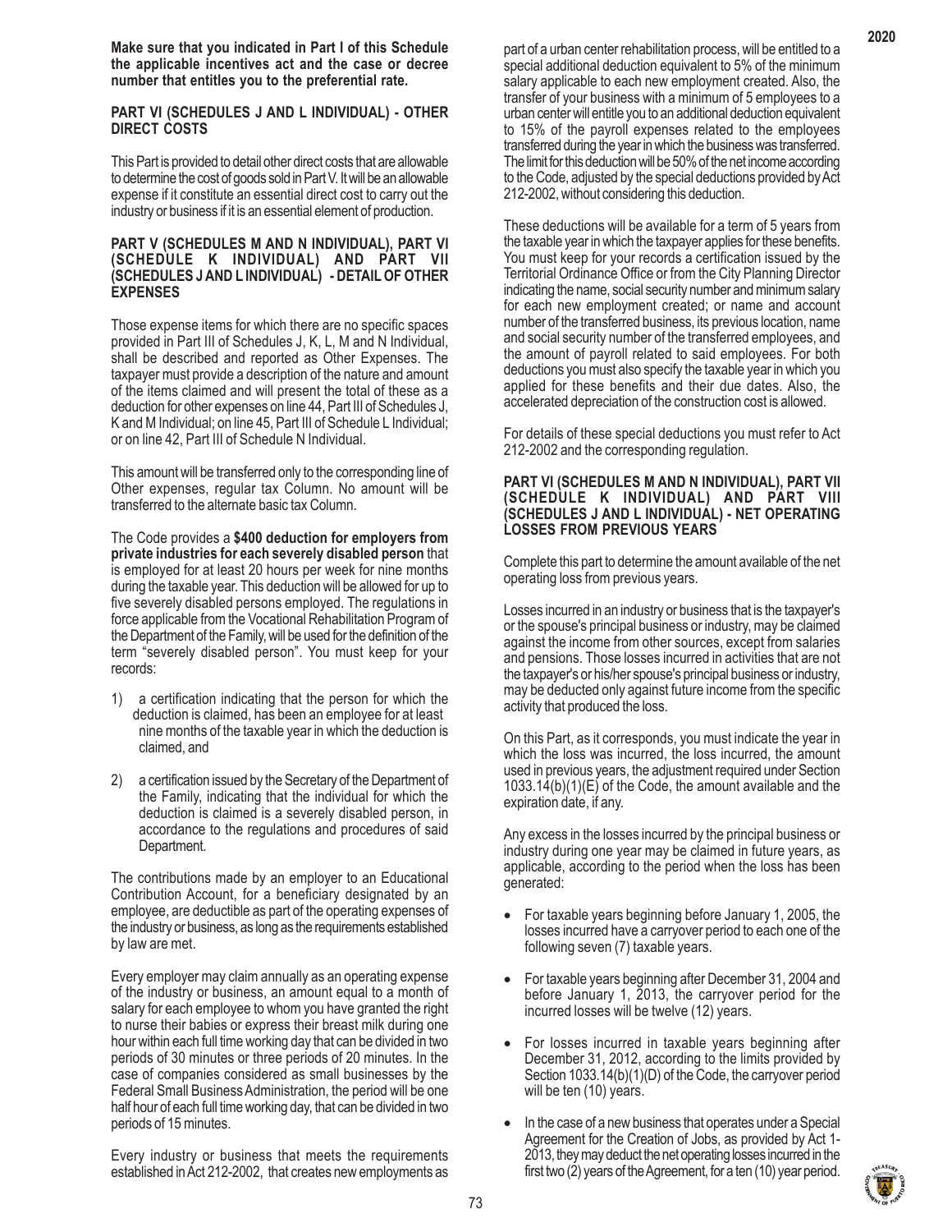**Make sure that you indicated in Part I of this Schedule the applicable incentives act and the case or decree number that entitles you to the preferential rate.**

### PART VI (SCHEDULES J AND L INDIVIDUAL) - OTHER DIRECT COSTS

This Part is provided to detail other direct costs that are allowable to determine the cost of goods sold in Part V. It will be an allowable expense if it constitute an essential direct cost to carry out the industry or business if it is an essential element of production.

### PART V (SCHEDULES M AND N INDIVIDUAL), PART VI (SCHEDULE K INDIVIDUAL) AND PART VII (SCHEDULES J AND L INDIVIDUAL) - DETAIL OF OTHER EXPENSES

Those expense items for which there are no specific spaces provided in Part III of Schedules J, K, L, M and N Individual, shall be described and reported as Other Expenses. The taxpayer must provide a description of the nature and amount of the items claimed and will present the total of these as a deduction for other expenses on line 44, Part III of Schedules J, K and M Individual; on line 45, Part III of Schedule L Individual; or on line 42, Part III of Schedule N Individual.

This amount will be transferred only to the corresponding line of Other expenses, regular tax Column. No amount will be transferred to the alternate basic tax Column.

The Code provides a **$400 deduction for employers from private industries for each severely disabled person** that is employed for at least 20 hours per week for nine months during the taxable year. This deduction will be allowed for up to five severely disabled persons employed. The regulations in force applicable from the Vocational Rehabilitation Program of the Department of the Family, will be used for the definition of the term "severely disabled person". You must keep for your records:

1) a certification indicating that the person for which the deduction is claimed, has been an employee for at least nine months of the taxable year in which the deduction is claimed, and
2) a certification issued by the Secretary of the Department of the Family, indicating that the individual for which the deduction is claimed is a severely disabled person, in accordance to the regulations and procedures of said Department.

The contributions made by an employer to an Educational Contribution Account, for a beneficiary designated by an employee, are deductible as part of the operating expenses of the industry or business, as long as the requirements established by law are met.

Every employer may claim annually as an operating expense of the industry or business, an amount equal to a month of salary for each employee to whom you have granted the right to nurse their babies or express their breast milk during one hour within each full time working day that can be divided in two periods of 30 minutes or three periods of 20 minutes. In the case of companies considered as small businesses by the Federal Small Business Administration, the period will be one half hour of each full time working day, that can be divided in two periods of 15 minutes.

Every industry or business that meets the requirements established in Act 212-2002, that creates new employments as part of a urban center rehabilitation process, will be entitled to a special additional deduction equivalent to 5% of the minimum salary applicable to each new employment created. Also, the transfer of your business with a minimum of 5 employees to a urban center will entitle you to an additional deduction equivalent to 15% of the payroll expenses related to the employees transferred during the year in which the business was transferred. The limit for this deduction will be 50% of the net income according to the Code, adjusted by the special deductions provided by Act 212-2002, without considering this deduction.

These deductions will be available for a term of 5 years from the taxable year in which the taxpayer applies for these benefits. You must keep for your records a certification issued by the Territorial Ordinance Office or from the City Planning Director indicating the name, social security number and minimum salary for each new employment created; or name and account number of the transferred business, its previous location, name and social security number of the transferred employees, and the amount of payroll related to said employees. For both deductions you must also specify the taxable year in which you applied for these benefits and their due dates. Also, the accelerated depreciation of the construction cost is allowed.

For details of these special deductions you must refer to Act 212-2002 and the corresponding regulation.

### PART VI (SCHEDULES M AND N INDIVIDUAL), PART VII (SCHEDULE K INDIVIDUAL) AND PART VIII (SCHEDULES J AND L INDIVIDUAL) - NET OPERATING LOSSES FROM PREVIOUS YEARS

Complete this part to determine the amount available of the net operating loss from previous years.

Losses incurred in an industry or business that is the taxpayer's or the spouse's principal business or industry, may be claimed against the income from other sources, except from salaries and pensions. Those losses incurred in activities that are not the taxpayer's or his/her spouse's principal business or industry, may be deducted only against future income from the specific activity that produced the loss.

On this Part, as it corresponds, you must indicate the year in which the loss was incurred, the loss incurred, the amount used in previous years, the adjustment required under Section 1033.14(b)(1)(E) of the Code, the amount available and the expiration date, if any.

Any excess in the losses incurred by the principal business or industry during one year may be claimed in future years, as applicable, according to the period when the loss has been generated:

- For taxable years beginning before January 1, 2005, the losses incurred have a carryover period to each one of the following seven (7) taxable years.
- For taxable years beginning after December 31, 2004 and before January 1, 2013, the carryover period for the incurred losses will be twelve (12) years.
- For losses incurred in taxable years beginning after December 31, 2012, according to the limits provided by Section 1033.14(b)(1)(D) of the Code, the carryover period will be ten (10) years.
- In the case of a new business that operates under a Special Agreement for the Creation of Jobs, as provided by Act 1-2013, they may deduct the net operating losses incurred in the first two (2) years of the Agreement, for a ten (10) year period.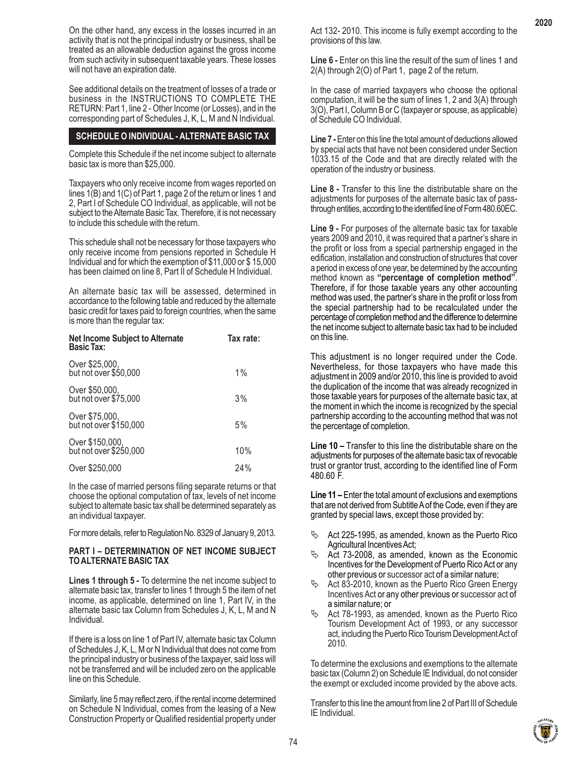On the other hand, any excess in the losses incurred in an activity that is not the principal industry or business, shall be treated as an allowable deduction against the gross income from such activity in subsequent taxable years. These losses will not have an expiration date.

See additional details on the treatment of losses of a trade or business in the INSTRUCTIONS TO COMPLETE THE RETURN: Part 1, line 2 - Other Income (or Losses), and in the corresponding part of Schedules J, K, L, M and N Individual.

## SCHEDULE O INDIVIDUAL - ALTERNATE BASIC TAX

Complete this Schedule if the net income subject to alternate basic tax is more than $25,000.

Taxpayers who only receive income from wages reported on lines 1(B) and 1(C) of Part 1, page 2 of the return or lines 1 and 2, Part I of Schedule CO Individual, as applicable, will not be subject to the Alternate Basic Tax. Therefore, it is not necessary to include this schedule with the return.

This schedule shall not be necessary for those taxpayers who only receive income from pensions reported in Schedule H Individual and for which the exemption of $11,000 or $ 15,000 has been claimed on line 8, Part II of Schedule H Individual.

An alternate basic tax will be assessed, determined in accordance to the following table and reduced by the alternate basic credit for taxes paid to foreign countries, when the same is more than the regular tax:

| Net Income Subject to Alternate Basic Tax: | Tax rate: |
|---|---|
| Over $25,000, but not over $50,000 | 1% |
| Over $50,000, but not over $75,000 | 3% |
| Over $75,000, but not over $150,000 | 5% |
| Over $150,000, but not over $250,000 | 10% |
| Over $250,000 | 24% |

In the case of married persons filing separate returns or that choose the optional computation of tax, levels of net income subject to alternate basic tax shall be determined separately as an individual taxpayer.

For more details, refer to Regulation No. 8329 of January 9, 2013.

### PART I – DETERMINATION OF NET INCOME SUBJECT TO ALTERNATE BASIC TAX

**Lines 1 through 5 -** To determine the net income subject to alternate basic tax, transfer to lines 1 through 5 the item of net income, as applicable, determined on line 1, Part IV, in the alternate basic tax Column from Schedules J, K, L, M and N Individual.

If there is a loss on line 1 of Part IV, alternate basic tax Column of Schedules J, K, L, M or N Individual that does not come from the principal industry or business of the taxpayer, said loss will not be transferred and will be included zero on the applicable line on this Schedule.

Similarly, line 5 may reflect zero, if the rental income determined on Schedule N Individual, comes from the leasing of a New Construction Property or Qualified residential property under Act 132- 2010. This income is fully exempt according to the provisions of this law.

**Line 6 -** Enter on this line the result of the sum of lines 1 and 2(A) through 2(O) of Part 1, page 2 of the return.

In the case of married taxpayers who choose the optional computation, it will be the sum of lines 1, 2 and 3(A) through 3(O), Part I, Column B or C (taxpayer or spouse, as applicable) of Schedule CO Individual.

**Line 7 -** Enter on this line the total amount of deductions allowed by special acts that have not been considered under Section 1033.15 of the Code and that are directly related with the operation of the industry or business.

**Line 8 -** Transfer to this line the distributable share on the adjustments for purposes of the alternate basic tax of pass-through entities, according to the identified line of Form 480.60EC.

**Line 9 -** For purposes of the alternate basic tax for taxable years 2009 and 2010, it was required that a partner's share in the profit or loss from a special partnership engaged in the edification, installation and construction of structures that cover a period in excess of one year, be determined by the accounting method known as **"percentage of completion method"**. Therefore, if for those taxable years any other accounting method was used, the partner's share in the profit or loss from the special partnership had to be recalculated under the percentage of completion method and the difference to determine the net income subject to alternate basic tax had to be included on this line.

This adjustment is no longer required under the Code. Nevertheless, for those taxpayers who have made this adjustment in 2009 and/or 2010, this line is provided to avoid the duplication of the income that was already recognized in those taxable years for purposes of the alternate basic tax, at the moment in which the income is recognized by the special partnership according to the accounting method that was not the percentage of completion.

**Line 10 –** Transfer to this line the distributable share on the adjustments for purposes of the alternate basic tax of revocable trust or grantor trust, according to the identified line of Form 480.60 F.

**Line 11 –** Enter the total amount of exclusions and exemptions that are not derived from Subtitle A of the Code, even if they are granted by special laws, except those provided by:

- Act 225-1995, as amended, known as the Puerto Rico Agricultural Incentives Act;
- Act 73-2008, as amended, known as the Economic Incentives for the Development of Puerto Rico Act or any other previous or successor act of a similar nature;
- Act 83-2010, known as the Puerto Rico Green Energy Incentives Act or any other previous or successor act of a similar nature; or
- Act 78-1993, as amended, known as the Puerto Rico Tourism Development Act of 1993, or any successor act, including the Puerto Rico Tourism Development Act of 2010.

To determine the exclusions and exemptions to the alternate basic tax (Column 2) on Schedule IE Individual, do not consider the exempt or excluded income provided by the above acts.

Transfer to this line the amount from line 2 of Part III of Schedule IE Individual.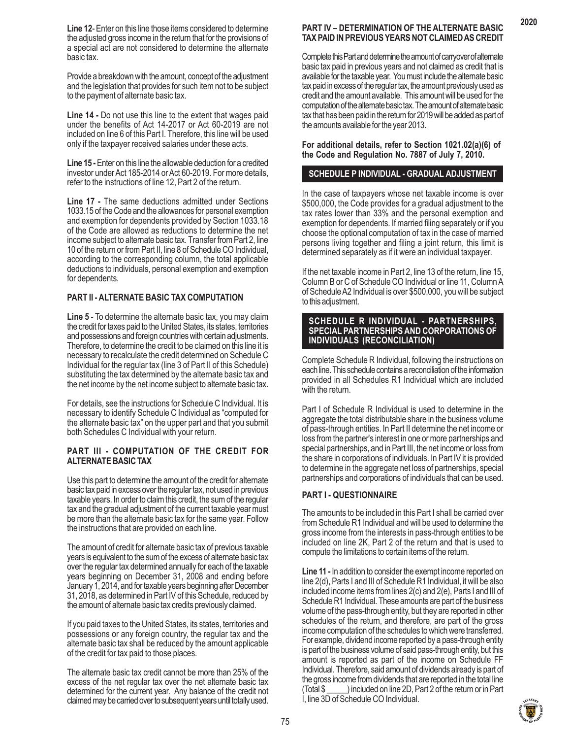**Line 12**- Enter on this line those items considered to determine the adjusted gross income in the return that for the provisions of a special act are not considered to determine the alternate basic tax.

Provide a breakdown with the amount, concept of the adjustment and the legislation that provides for such item not to be subject to the payment of alternate basic tax.

**Line 14 -** Do not use this line to the extent that wages paid under the benefits of Act 14-2017 or Act 60-2019 are not included on line 6 of this Part I. Therefore, this line will be used only if the taxpayer received salaries under these acts.

**Line 15 -** Enter on this line the allowable deduction for a credited investor under Act 185-2014 or Act 60-2019. For more details, refer to the instructions of line 12, Part 2 of the return.

**Line 17 -** The same deductions admitted under Sections 1033.15 of the Code and the allowances for personal exemption and exemption for dependents provided by Section 1033.18 of the Code are allowed as reductions to determine the net income subject to alternate basic tax. Transfer from Part 2, line 10 of the return or from Part II, line 8 of Schedule CO Individual, according to the corresponding column, the total applicable deductions to individuals, personal exemption and exemption for dependents.

**PART II - ALTERNATE BASIC TAX COMPUTATION**

**Line 5** - To determine the alternate basic tax, you may claim the credit for taxes paid to the United States, its states, territories and possessions and foreign countries with certain adjustments. Therefore, to determine the credit to be claimed on this line it is necessary to recalculate the credit determined on Schedule C Individual for the regular tax (line 3 of Part II of this Schedule) substituting the tax determined by the alternate basic tax and the net income by the net income subject to alternate basic tax.

For details, see the instructions for Schedule C Individual. It is necessary to identify Schedule C Individual as "computed for the alternate basic tax" on the upper part and that you submit both Schedules C Individual with your return.

**PART III - COMPUTATION OF THE CREDIT FOR ALTERNATE BASIC TAX**

Use this part to determine the amount of the credit for alternate basic tax paid in excess over the regular tax, not used in previous taxable years. In order to claim this credit, the sum of the regular tax and the gradual adjustment of the current taxable year must be more than the alternate basic tax for the same year. Follow the instructions that are provided on each line.

The amount of credit for alternate basic tax of previous taxable years is equivalent to the sum of the excess of alternate basic tax over the regular tax determined annually for each of the taxable years beginning on December 31, 2008 and ending before January 1, 2014, and for taxable years beginning after December 31, 2018, as determined in Part IV of this Schedule, reduced by the amount of alternate basic tax credits previously claimed.

If you paid taxes to the United States, its states, territories and possessions or any foreign country, the regular tax and the alternate basic tax shall be reduced by the amount applicable of the credit for tax paid to those places.

The alternate basic tax credit cannot be more than 25% of the excess of the net regular tax over the net alternate basic tax determined for the current year. Any balance of the credit not claimed may be carried over to subsequent years until totally used.

**PART IV – DETERMINATION OF THE ALTERNATE BASIC TAX PAID IN PREVIOUS YEARS NOT CLAIMED AS CREDIT**

Complete this Part and determine the amount of carryover of alternate basic tax paid in previous years and not claimed as credit that is available for the taxable year. You must include the alternate basic tax paid in excess of the regular tax, the amount previously used as credit and the amount available. This amount will be used for the computation of the alternate basic tax. The amount of alternate basic tax that has been paid in the return for 2019 will be added as part of the amounts available for the year 2013.

**For additional details, refer to Section 1021.02(a)(6) of the Code and Regulation No. 7887 of July 7, 2010.**

## SCHEDULE P INDIVIDUAL - GRADUAL ADJUSTMENT

In the case of taxpayers whose net taxable income is over \$500,000, the Code provides for a gradual adjustment to the tax rates lower than 33% and the personal exemption and exemption for dependents. If married filing separately or if you choose the optional computation of tax in the case of married persons living together and filing a joint return, this limit is determined separately as if it were an individual taxpayer.

If the net taxable income in Part 2, line 13 of the return, line 15, Column B or C of Schedule CO Individual or line 11, Column A of Schedule A2 Individual is over \$500,000, you will be subject to this adjustment.

## SCHEDULE R INDIVIDUAL - PARTNERSHIPS, SPECIAL PARTNERSHIPS AND CORPORATIONS OF INDIVIDUALS (RECONCILIATION)

Complete Schedule R Individual, following the instructions on each line. This schedule contains a reconciliation of the information provided in all Schedules R1 Individual which are included with the return.

Part I of Schedule R Individual is used to determine in the aggregate the total distributable share in the business volume of pass-through entities. In Part II determine the net income or loss from the partner's interest in one or more partnerships and special partnerships, and in Part III, the net income or loss from the share in corporations of individuals. In Part IV it is provided to determine in the aggregate net loss of partnerships, special partnerships and corporations of individuals that can be used.

**PART I - QUESTIONNAIRE**

The amounts to be included in this Part I shall be carried over from Schedule R1 Individual and will be used to determine the gross income from the interests in pass-through entities to be included on line 2K, Part 2 of the return and that is used to compute the limitations to certain items of the return.

**Line 11 -** In addition to consider the exempt income reported on line 2(d), Parts I and III of Schedule R1 Individual, it will be also included income items from lines 2(c) and 2(e), Parts I and III of Schedule R1 Individual. These amounts are part of the business volume of the pass-through entity, but they are reported in other schedules of the return, and therefore, are part of the gross income computation of the schedules to which were transferred. For example, dividend income reported by a pass-through entity is part of the business volume of said pass-through entity, but this amount is reported as part of the income on Schedule FF Individual. Therefore, said amount of dividends already is part of the gross income from dividends that are reported in the total line (Total \$ _____) included on line 2D, Part 2 of the return or in Part I, line 3D of Schedule CO Individual.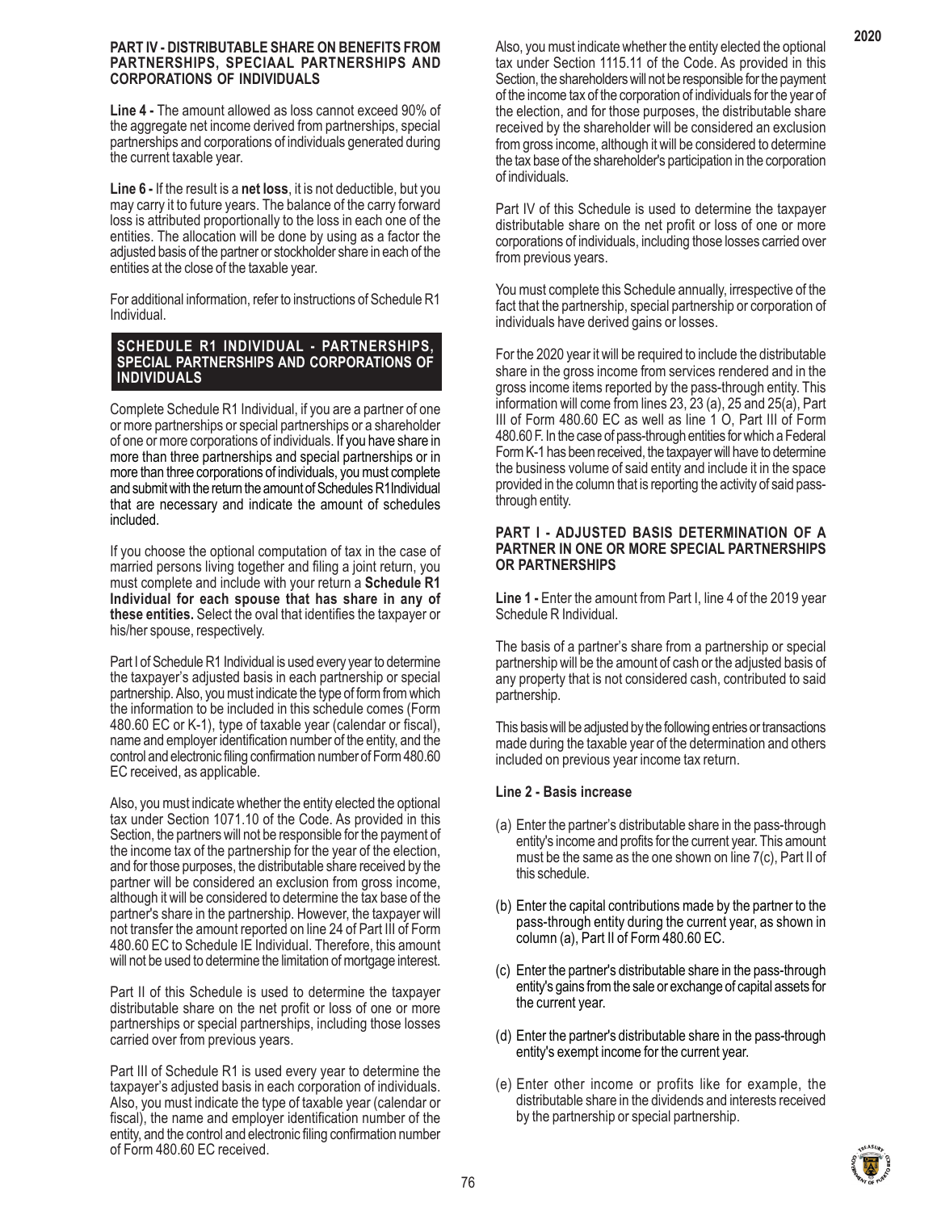### PART IV - DISTRIBUTABLE SHARE ON BENEFITS FROM PARTNERSHIPS, SPECIAAL PARTNERSHIPS AND CORPORATIONS OF INDIVIDUALS

**Line 4 -** The amount allowed as loss cannot exceed 90% of the aggregate net income derived from partnerships, special partnerships and corporations of individuals generated during the current taxable year.

**Line 6 -** If the result is a **net loss**, it is not deductible, but you may carry it to future years. The balance of the carry forward loss is attributed proportionally to the loss in each one of the entities. The allocation will be done by using as a factor the adjusted basis of the partner or stockholder share in each of the entities at the close of the taxable year.

For additional information, refer to instructions of Schedule R1 Individual.

## SCHEDULE R1 INDIVIDUAL - PARTNERSHIPS, SPECIAL PARTNERSHIPS AND CORPORATIONS OF INDIVIDUALS

Complete Schedule R1 Individual, if you are a partner of one or more partnerships or special partnerships or a shareholder of one or more corporations of individuals. If you have share in more than three partnerships and special partnerships or in more than three corporations of individuals, you must complete and submit with the return the amount of Schedules R1 Individual that are necessary and indicate the amount of schedules included.

If you choose the optional computation of tax in the case of married persons living together and filing a joint return, you must complete and include with your return a **Schedule R1 Individual for each spouse that has share in any of these entities.** Select the oval that identifies the taxpayer or his/her spouse, respectively.

Part I of Schedule R1 Individual is used every year to determine the taxpayer's adjusted basis in each partnership or special partnership. Also, you must indicate the type of form from which the information to be included in this schedule comes (Form 480.60 EC or K-1), type of taxable year (calendar or fiscal), name and employer identification number of the entity, and the control and electronic filing confirmation number of Form 480.60 EC received, as applicable.

Also, you must indicate whether the entity elected the optional tax under Section 1071.10 of the Code. As provided in this Section, the partners will not be responsible for the payment of the income tax of the partnership for the year of the election, and for those purposes, the distributable share received by the partner will be considered an exclusion from gross income, although it will be considered to determine the tax base of the partner's share in the partnership. However, the taxpayer will not transfer the amount reported on line 24 of Part III of Form 480.60 EC to Schedule IE Individual. Therefore, this amount will not be used to determine the limitation of mortgage interest.

Part II of this Schedule is used to determine the taxpayer distributable share on the net profit or loss of one or more partnerships or special partnerships, including those losses carried over from previous years.

Part III of Schedule R1 is used every year to determine the taxpayer's adjusted basis in each corporation of individuals. Also, you must indicate the type of taxable year (calendar or fiscal), the name and employer identification number of the entity, and the control and electronic filing confirmation number of Form 480.60 EC received.

Also, you must indicate whether the entity elected the optional tax under Section 1115.11 of the Code. As provided in this Section, the shareholders will not be responsible for the payment of the income tax of the corporation of individuals for the year of the election, and for those purposes, the distributable share received by the shareholder will be considered an exclusion from gross income, although it will be considered to determine the tax base of the shareholder's participation in the corporation of individuals.

Part IV of this Schedule is used to determine the taxpayer distributable share on the net profit or loss of one or more corporations of individuals, including those losses carried over from previous years.

You must complete this Schedule annually, irrespective of the fact that the partnership, special partnership or corporation of individuals have derived gains or losses.

For the 2020 year it will be required to include the distributable share in the gross income from services rendered and in the gross income items reported by the pass-through entity. This information will come from lines 23, 23 (a), 25 and 25(a), Part III of Form 480.60 EC as well as line 1 O, Part III of Form 480.60 F. In the case of pass-through entities for which a Federal Form K-1 has been received, the taxpayer will have to determine the business volume of said entity and include it in the space provided in the column that is reporting the activity of said pass-through entity.

### PART I - ADJUSTED BASIS DETERMINATION OF A PARTNER IN ONE OR MORE SPECIAL PARTNERSHIPS OR PARTNERSHIPS

**Line 1 -** Enter the amount from Part I, line 4 of the 2019 year Schedule R Individual.

The basis of a partner's share from a partnership or special partnership will be the amount of cash or the adjusted basis of any property that is not considered cash, contributed to said partnership.

This basis will be adjusted by the following entries or transactions made during the taxable year of the determination and others included on previous year income tax return.

**Line 2 - Basis increase**

(a) Enter the partner's distributable share in the pass-through entity's income and profits for the current year. This amount must be the same as the one shown on line 7(c), Part II of this schedule.

(b) Enter the capital contributions made by the partner to the pass-through entity during the current year, as shown in column (a), Part II of Form 480.60 EC.

(c) Enter the partner's distributable share in the pass-through entity's gains from the sale or exchange of capital assets for the current year.

(d) Enter the partner's distributable share in the pass-through entity's exempt income for the current year.

(e) Enter other income or profits like for example, the distributable share in the dividends and interests received by the partnership or special partnership.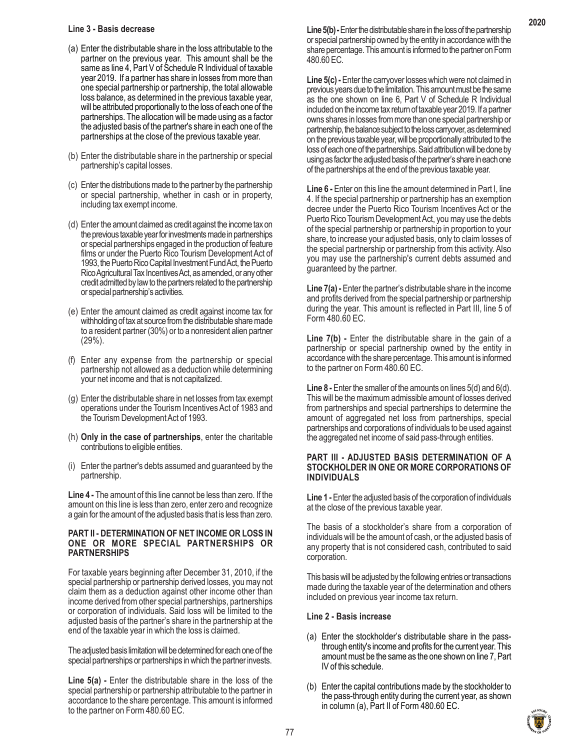**Line 3 - Basis decrease**

(a) Enter the distributable share in the loss attributable to the partner on the previous year. This amount shall be the same as line 4, Part V of Schedule R Individual of taxable year 2019. If a partner has share in losses from more than one special partnership or partnership, the total allowable loss balance, as determined in the previous taxable year, will be attributed proportionally to the loss of each one of the partnerships. The allocation will be made using as a factor the adjusted basis of the partner's share in each one of the partnerships at the close of the previous taxable year.

(b) Enter the distributable share in the partnership or special partnership's capital losses.

(c) Enter the distributions made to the partner by the partnership or special partnership, whether in cash or in property, including tax exempt income.

(d) Enter the amount claimed as credit against the income tax on the previous taxable year for investments made in partnerships or special partnerships engaged in the production of feature films or under the Puerto Rico Tourism Development Act of 1993, the Puerto Rico Capital Investment Fund Act, the Puerto Rico Agricultural Tax Incentives Act, as amended, or any other credit admitted by law to the partners related to the partnership or special partnership's activities.

(e) Enter the amount claimed as credit against income tax for withholding of tax at source from the distributable share made to a resident partner (30%) or to a nonresident alien partner (29%).

(f) Enter any expense from the partnership or special partnership not allowed as a deduction while determining your net income and that is not capitalized.

(g) Enter the distributable share in net losses from tax exempt operations under the Tourism Incentives Act of 1983 and the Tourism Development Act of 1993.

(h) **Only in the case of partnerships**, enter the charitable contributions to eligible entities.

(i) Enter the partner's debts assumed and guaranteed by the partnership.

**Line 4 -** The amount of this line cannot be less than zero. If the amount on this line is less than zero, enter zero and recognize a gain for the amount of the adjusted basis that is less than zero.

**PART II - DETERMINATION OF NET INCOME OR LOSS IN ONE OR MORE SPECIAL PARTNERSHIPS OR PARTNERSHIPS**

For taxable years beginning after December 31, 2010, if the special partnership or partnership derived losses, you may not claim them as a deduction against other income other than income derived from other special partnerships, partnerships or corporation of individuals. Said loss will be limited to the adjusted basis of the partner's share in the partnership at the end of the taxable year in which the loss is claimed.

The adjusted basis limitation will be determined for each one of the special partnerships or partnerships in which the partner invests.

**Line 5(a) -** Enter the distributable share in the loss of the special partnership or partnership attributable to the partner in accordance to the share percentage. This amount is informed to the partner on Form 480.60 EC.

**Line 5(b) -** Enter the distributable share in the loss of the partnership or special partnership owned by the entity in accordance with the share percentage. This amount is informed to the partner on Form 480.60 EC.

**Line 5(c) -** Enter the carryover losses which were not claimed in previous years due to the limitation. This amount must be the same as the one shown on line 6, Part V of Schedule R Individual included on the income tax return of taxable year 2019. If a partner owns shares in losses from more than one special partnership or partnership, the balance subject to the loss carryover, as determined on the previous taxable year, will be proportionally attributed to the loss of each one of the partnerships. Said attribution will be done by using as factor the adjusted basis of the partner's share in each one of the partnerships at the end of the previous taxable year.

**Line 6 -** Enter on this line the amount determined in Part I, line 4. If the special partnership or partnership has an exemption decree under the Puerto Rico Tourism Incentives Act or the Puerto Rico Tourism Development Act, you may use the debts of the special partnership or partnership in proportion to your share, to increase your adjusted basis, only to claim losses of the special partnership or partnership from this activity. Also you may use the partnership's current debts assumed and guaranteed by the partner.

**Line 7(a) -** Enter the partner's distributable share in the income and profits derived from the special partnership or partnership during the year. This amount is reflected in Part III, line 5 of Form 480.60 EC.

**Line 7(b) -** Enter the distributable share in the gain of a partnership or special partnership owned by the entity in accordance with the share percentage. This amount is informed to the partner on Form 480.60 EC.

**Line 8 -** Enter the smaller of the amounts on lines 5(d) and 6(d). This will be the maximum admissible amount of losses derived from partnerships and special partnerships to determine the amount of aggregated net loss from partnerships, special partnerships and corporations of individuals to be used against the aggregated net income of said pass-through entities.

**PART III - ADJUSTED BASIS DETERMINATION OF A STOCKHOLDER IN ONE OR MORE CORPORATIONS OF INDIVIDUALS**

**Line 1 -** Enter the adjusted basis of the corporation of individuals at the close of the previous taxable year.

The basis of a stockholder's share from a corporation of individuals will be the amount of cash, or the adjusted basis of any property that is not considered cash, contributed to said corporation.

This basis will be adjusted by the following entries or transactions made during the taxable year of the determination and others included on previous year income tax return.

**Line 2 - Basis increase**

(a) Enter the stockholder's distributable share in the pass-through entity's income and profits for the current year. This amount must be the same as the one shown on line 7, Part IV of this schedule.

(b) Enter the capital contributions made by the stockholder to the pass-through entity during the current year, as shown in column (a), Part II of Form 480.60 EC.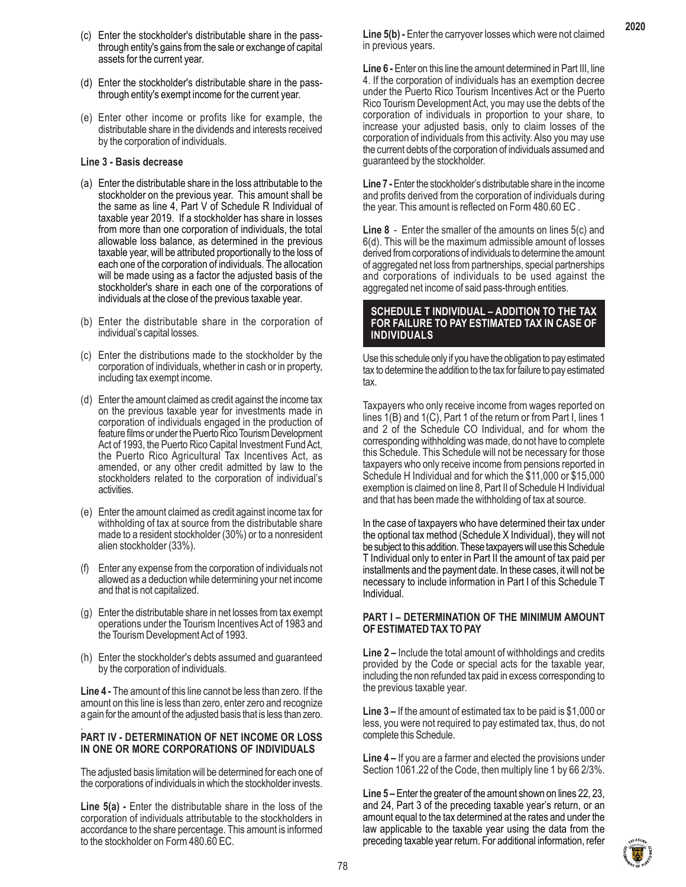(c) Enter the stockholder's distributable share in the pass-through entity's gains from the sale or exchange of capital assets for the current year.

(d) Enter the stockholder's distributable share in the pass-through entity's exempt income for the current year.

(e) Enter other income or profits like for example, the distributable share in the dividends and interests received by the corporation of individuals.

**Line 3 - Basis decrease**

(a) Enter the distributable share in the loss attributable to the stockholder on the previous year. This amount shall be the same as line 4, Part V of Schedule R Individual of taxable year 2019. If a stockholder has share in losses from more than one corporation of individuals, the total allowable loss balance, as determined in the previous taxable year, will be attributed proportionally to the loss of each one of the corporation of individuals. The allocation will be made using as a factor the adjusted basis of the stockholder's share in each one of the corporations of individuals at the close of the previous taxable year.

(b) Enter the distributable share in the corporation of individual's capital losses.

(c) Enter the distributions made to the stockholder by the corporation of individuals, whether in cash or in property, including tax exempt income.

(d) Enter the amount claimed as credit against the income tax on the previous taxable year for investments made in corporation of individuals engaged in the production of feature films or under the Puerto Rico Tourism Development Act of 1993, the Puerto Rico Capital Investment Fund Act, the Puerto Rico Agricultural Tax Incentives Act, as amended, or any other credit admitted by law to the stockholders related to the corporation of individual's activities.

(e) Enter the amount claimed as credit against income tax for withholding of tax at source from the distributable share made to a resident stockholder (30%) or to a nonresident alien stockholder (33%).

(f) Enter any expense from the corporation of individuals not allowed as a deduction while determining your net income and that is not capitalized.

(g) Enter the distributable share in net losses from tax exempt operations under the Tourism Incentives Act of 1983 and the Tourism Development Act of 1993.

(h) Enter the stockholder's debts assumed and guaranteed by the corporation of individuals.

**Line 4 -** The amount of this line cannot be less than zero. If the amount on this line is less than zero, enter zero and recognize a gain for the amount of the adjusted basis that is less than zero.

**PART IV - DETERMINATION OF NET INCOME OR LOSS IN ONE OR MORE CORPORATIONS OF INDIVIDUALS**

The adjusted basis limitation will be determined for each one of the corporations of individuals in which the stockholder invests.

**Line 5(a) -** Enter the distributable share in the loss of the corporation of individuals attributable to the stockholders in accordance to the share percentage. This amount is informed to the stockholder on Form 480.60 EC.

**Line 5(b) -** Enter the carryover losses which were not claimed in previous years.

**Line 6 -** Enter on this line the amount determined in Part III, line 4. If the corporation of individuals has an exemption decree under the Puerto Rico Tourism Incentives Act or the Puerto Rico Tourism Development Act, you may use the debts of the corporation of individuals in proportion to your share, to increase your adjusted basis, only to claim losses of the corporation of individuals from this activity. Also you may use the current debts of the corporation of individuals assumed and guaranteed by the stockholder.

**Line 7 -** Enter the stockholder's distributable share in the income and profits derived from the corporation of individuals during the year. This amount is reflected on Form 480.60 EC .

**Line 8** - Enter the smaller of the amounts on lines 5(c) and 6(d). This will be the maximum admissible amount of losses derived from corporations of individuals to determine the amount of aggregated net loss from partnerships, special partnerships and corporations of individuals to be used against the aggregated net income of said pass-through entities.

## SCHEDULE T INDIVIDUAL – ADDITION TO THE TAX FOR FAILURE TO PAY ESTIMATED TAX IN CASE OF INDIVIDUALS

Use this schedule only if you have the obligation to pay estimated tax to determine the addition to the tax for failure to pay estimated tax.

Taxpayers who only receive income from wages reported on lines 1(B) and 1(C), Part 1 of the return or from Part I, lines 1 and 2 of the Schedule CO Individual, and for whom the corresponding withholding was made, do not have to complete this Schedule. This Schedule will not be necessary for those taxpayers who only receive income from pensions reported in Schedule H Individual and for which the $11,000 or $15,000 exemption is claimed on line 8, Part II of Schedule H Individual and that has been made the withholding of tax at source.

In the case of taxpayers who have determined their tax under the optional tax method (Schedule X Individual), they will not be subject to this addition. These taxpayers will use this Schedule T Individual only to enter in Part II the amount of tax paid per installments and the payment date. In these cases, it will not be necessary to include information in Part I of this Schedule T Individual.

**PART I – DETERMINATION OF THE MINIMUM AMOUNT OF ESTIMATED TAX TO PAY**

**Line 2 –** Include the total amount of withholdings and credits provided by the Code or special acts for the taxable year, including the non refunded tax paid in excess corresponding to the previous taxable year.

**Line 3 –** If the amount of estimated tax to be paid is $1,000 or less, you were not required to pay estimated tax, thus, do not complete this Schedule.

**Line 4 –** If you are a farmer and elected the provisions under Section 1061.22 of the Code, then multiply line 1 by 66 2/3%.

**Line 5 –** Enter the greater of the amount shown on lines 22, 23, and 24, Part 3 of the preceding taxable year's return, or an amount equal to the tax determined at the rates and under the law applicable to the taxable year using the data from the preceding taxable year return. For additional information, refer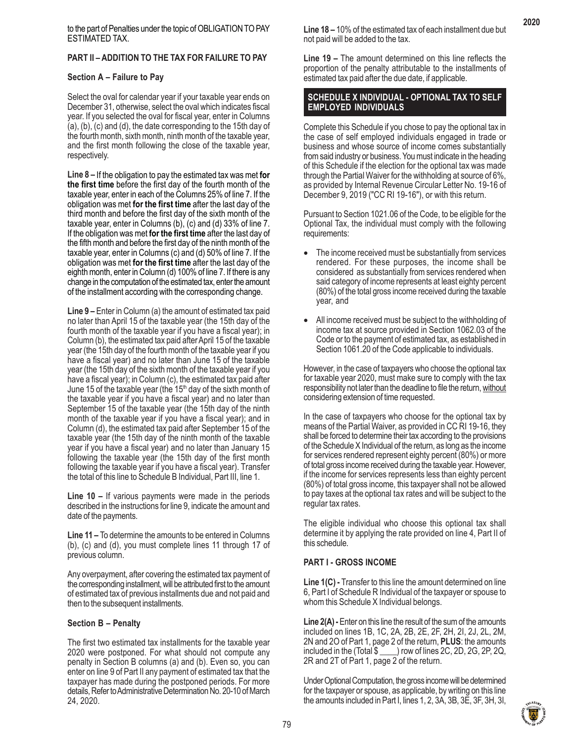to the part of Penalties under the topic of OBLIGATION TO PAY ESTIMATED TAX.

## PART II – ADDITION TO THE TAX FOR FAILURE TO PAY

### Section A – Failure to Pay

Select the oval for calendar year if your taxable year ends on December 31, otherwise, select the oval which indicates fiscal year. If you selected the oval for fiscal year, enter in Columns (a), (b), (c) and (d), the date corresponding to the 15th day of the fourth month, sixth month, ninth month of the taxable year, and the first month following the close of the taxable year, respectively.

**Line 8 –** If the obligation to pay the estimated tax was met **for the first time** before the first day of the fourth month of the taxable year, enter in each of the Columns 25% of line 7. If the obligation was met **for the first time** after the last day of the third month and before the first day of the sixth month of the taxable year, enter in Columns (b), (c) and (d) 33% of line 7. If the obligation was met **for the first time** after the last day of the fifth month and before the first day of the ninth month of the taxable year, enter in Columns (c) and (d) 50% of line 7. If the obligation was met **for the first time** after the last day of the eighth month, enter in Column (d) 100% of line 7. If there is any change in the computation of the estimated tax, enter the amount of the installment according with the corresponding change.

**Line 9 –** Enter in Column (a) the amount of estimated tax paid no later than April 15 of the taxable year (the 15th day of the fourth month of the taxable year if you have a fiscal year); in Column (b), the estimated tax paid after April 15 of the taxable year (the 15th day of the fourth month of the taxable year if you have a fiscal year) and no later than June 15 of the taxable year (the 15th day of the sixth month of the taxable year if you have a fiscal year); in Column (c), the estimated tax paid after June 15 of the taxable year (the 15th day of the sixth month of the taxable year if you have a fiscal year) and no later than September 15 of the taxable year (the 15th day of the ninth month of the taxable year if you have a fiscal year); and in Column (d), the estimated tax paid after September 15 of the taxable year (the 15th day of the ninth month of the taxable year if you have a fiscal year) and no later than January 15 following the taxable year (the 15th day of the first month following the taxable year if you have a fiscal year). Transfer the total of this line to Schedule B Individual, Part III, line 1.

**Line 10 –** If various payments were made in the periods described in the instructions for line 9, indicate the amount and date of the payments.

**Line 11 –** To determine the amounts to be entered in Columns (b), (c) and (d), you must complete lines 11 through 17 of previous column.

Any overpayment, after covering the estimated tax payment of the corresponding installment, will be attributed first to the amount of estimated tax of previous installments due and not paid and then to the subsequent installments.

### Section B – Penalty

The first two estimated tax installments for the taxable year 2020 were postponed. For what should not compute any penalty in Section B columns (a) and (b). Even so, you can enter on line 9 of Part II any payment of estimated tax that the taxpayer has made during the postponed periods. For more details, Refer to Administrative Determination No. 20-10 of March 24, 2020.

**Line 18 –** 10% of the estimated tax of each installment due but not paid will be added to the tax.

**Line 19 –** The amount determined on this line reflects the proportion of the penalty attributable to the installments of estimated tax paid after the due date, if applicable.

## SCHEDULE X INDIVIDUAL - OPTIONAL TAX TO SELF EMPLOYED INDIVIDUALS

Complete this Schedule if you chose to pay the optional tax in the case of self employed individuals engaged in trade or business and whose source of income comes substantially from said industry or business. You must indicate in the heading of this Schedule if the election for the optional tax was made through the Partial Waiver for the withholding at source of 6%, as provided by Internal Revenue Circular Letter No. 19-16 of December 9, 2019 ("CC RI 19-16"), or with this return.

Pursuant to Section 1021.06 of the Code, to be eligible for the Optional Tax, the individual must comply with the following requirements:

- The income received must be substantially from services rendered. For these purposes, the income shall be considered as substantially from services rendered when said category of income represents at least eighty percent (80%) of the total gross income received during the taxable year, and
- All income received must be subject to the withholding of income tax at source provided in Section 1062.03 of the Code or to the payment of estimated tax, as established in Section 1061.20 of the Code applicable to individuals.

However, in the case of taxpayers who choose the optional tax for taxable year 2020, must make sure to comply with the tax responsibility not later than the deadline to file the return, without considering extension of time requested.

In the case of taxpayers who choose for the optional tax by means of the Partial Waiver, as provided in CC RI 19-16, they shall be forced to determine their tax according to the provisions of the Schedule X Individual of the return, as long as the income for services rendered represent eighty percent (80%) or more of total gross income received during the taxable year. However, if the income for services represents less than eighty percent (80%) of total gross income, this taxpayer shall not be allowed to pay taxes at the optional tax rates and will be subject to the regular tax rates.

The eligible individual who choose this optional tax shall determine it by applying the rate provided on line 4, Part II of this schedule.

### PART I - GROSS INCOME

**Line 1(C) -** Transfer to this line the amount determined on line 6, Part I of Schedule R Individual of the taxpayer or spouse to whom this Schedule X Individual belongs.

**Line 2(A) -** Enter on this line the result of the sum of the amounts included on lines 1B, 1C, 2A, 2B, 2E, 2F, 2H, 2I, 2J, 2L, 2M, 2N and 2O of Part 1, page 2 of the return, **PLUS**: the amounts included in the (Total $ ____) row of lines 2C, 2D, 2G, 2P, 2Q, 2R and 2T of Part 1, page 2 of the return.

Under Optional Computation, the gross income will be determined for the taxpayer or spouse, as applicable, by writing on this line the amounts included in Part I, lines 1, 2, 3A, 3B, 3E, 3F, 3H, 3I,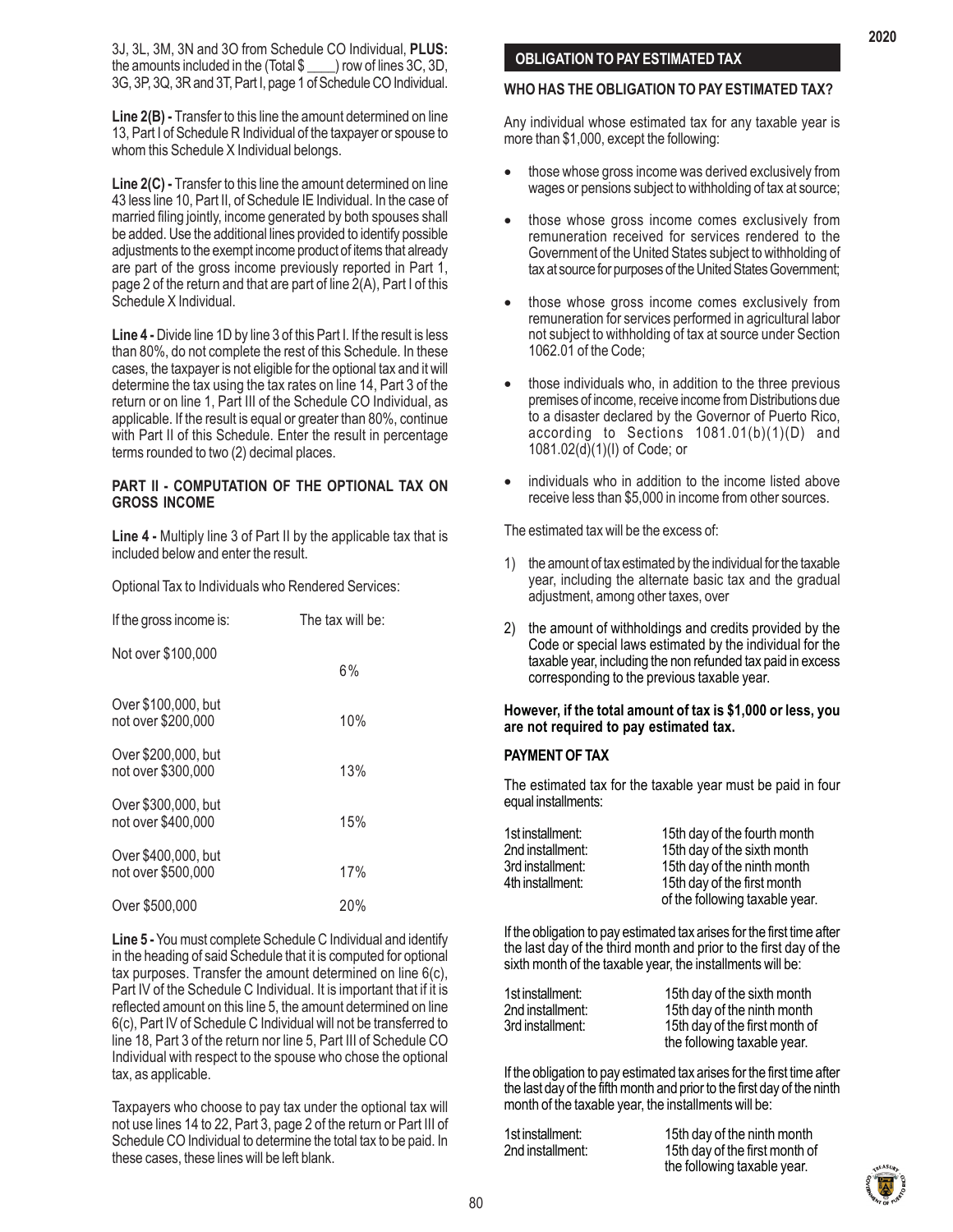3J, 3L, 3M, 3N and 3O from Schedule CO Individual, **PLUS:** the amounts included in the (Total $ ____) row of lines 3C, 3D, 3G, 3P, 3Q, 3R and 3T, Part I, page 1 of Schedule CO Individual.

**Line 2(B) -** Transfer to this line the amount determined on line 13, Part I of Schedule R Individual of the taxpayer or spouse to whom this Schedule X Individual belongs.

**Line 2(C) -** Transfer to this line the amount determined on line 43 less line 10, Part II, of Schedule IE Individual. In the case of married filing jointly, income generated by both spouses shall be added. Use the additional lines provided to identify possible adjustments to the exempt income product of items that already are part of the gross income previously reported in Part 1, page 2 of the return and that are part of line 2(A), Part I of this Schedule X Individual.

**Line 4 -** Divide line 1D by line 3 of this Part I. If the result is less than 80%, do not complete the rest of this Schedule. In these cases, the taxpayer is not eligible for the optional tax and it will determine the tax using the tax rates on line 14, Part 3 of the return or on line 1, Part III of the Schedule CO Individual, as applicable. If the result is equal or greater than 80%, continue with Part II of this Schedule. Enter the result in percentage terms rounded to two (2) decimal places.

**PART II - COMPUTATION OF THE OPTIONAL TAX ON GROSS INCOME**

**Line 4 -** Multiply line 3 of Part II by the applicable tax that is included below and enter the result.

Optional Tax to Individuals who Rendered Services:

| If the gross income is: | The tax will be: |
|---|---|
| Not over $100,000 | 6% |
| Over $100,000, but not over $200,000 | 10% |
| Over $200,000, but not over $300,000 | 13% |
| Over $300,000, but not over $400,000 | 15% |
| Over $400,000, but not over $500,000 | 17% |
| Over $500,000 | 20% |

**Line 5 -** You must complete Schedule C Individual and identify in the heading of said Schedule that it is computed for optional tax purposes. Transfer the amount determined on line 6(c), Part IV of the Schedule C Individual. It is important that if it is reflected amount on this line 5, the amount determined on line 6(c), Part IV of Schedule C Individual will not be transferred to line 18, Part 3 of the return nor line 5, Part III of Schedule CO Individual with respect to the spouse who chose the optional tax, as applicable.

Taxpayers who choose to pay tax under the optional tax will not use lines 14 to 22, Part 3, page 2 of the return or Part III of Schedule CO Individual to determine the total tax to be paid. In these cases, these lines will be left blank.

## OBLIGATION TO PAY ESTIMATED TAX

### WHO HAS THE OBLIGATION TO PAY ESTIMATED TAX?

Any individual whose estimated tax for any taxable year is more than $1,000, except the following:

- those whose gross income was derived exclusively from wages or pensions subject to withholding of tax at source;
- those whose gross income comes exclusively from remuneration received for services rendered to the Government of the United States subject to withholding of tax at source for purposes of the United States Government;
- those whose gross income comes exclusively from remuneration for services performed in agricultural labor not subject to withholding of tax at source under Section 1062.01 of the Code;
- those individuals who, in addition to the three previous premises of income, receive income from Distributions due to a disaster declared by the Governor of Puerto Rico, according to Sections 1081.01(b)(1)(D) and 1081.02(d)(1)(I) of Code; or
- individuals who in addition to the income listed above receive less than $5,000 in income from other sources.

The estimated tax will be the excess of:

1) the amount of tax estimated by the individual for the taxable year, including the alternate basic tax and the gradual adjustment, among other taxes, over
2) the amount of withholdings and credits provided by the Code or special laws estimated by the individual for the taxable year, including the non refunded tax paid in excess corresponding to the previous taxable year.

**However, if the total amount of tax is $1,000 or less, you are not required to pay estimated tax.**

### PAYMENT OF TAX

The estimated tax for the taxable year must be paid in four equal installments:

| | |
|---|---|
| 1st installment: | 15th day of the fourth month |
| 2nd installment: | 15th day of the sixth month |
| 3rd installment: | 15th day of the ninth month |
| 4th installment: | 15th day of the first month of the following taxable year. |

If the obligation to pay estimated tax arises for the first time after the last day of the third month and prior to the first day of the sixth month of the taxable year, the installments will be:

| | |
|---|---|
| 1st installment: | 15th day of the sixth month |
| 2nd installment: | 15th day of the ninth month |
| 3rd installment: | 15th day of the first month of the following taxable year. |

If the obligation to pay estimated tax arises for the first time after the last day of the fifth month and prior to the first day of the ninth month of the taxable year, the installments will be:

| | |
|---|---|
| 1st installment: | 15th day of the ninth month |
| 2nd installment: | 15th day of the first month of the following taxable year. |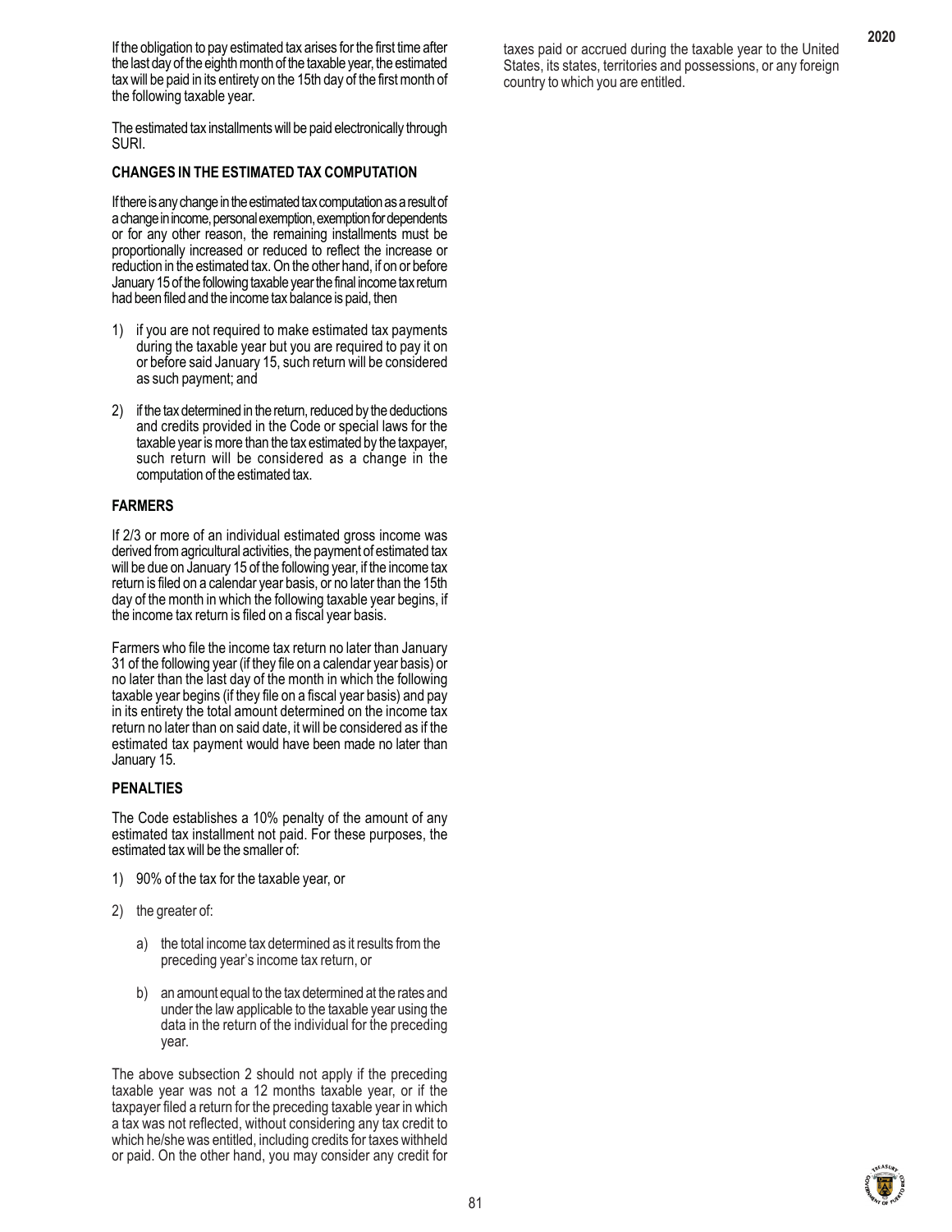If the obligation to pay estimated tax arises for the first time after the last day of the eighth month of the taxable year, the estimated tax will be paid in its entirety on the 15th day of the first month of the following taxable year.

The estimated tax installments will be paid electronically through SURI.

**CHANGES IN THE ESTIMATED TAX COMPUTATION**

If there is any change in the estimated tax computation as a result of a change in income, personal exemption, exemption for dependents or for any other reason, the remaining installments must be proportionally increased or reduced to reflect the increase or reduction in the estimated tax. On the other hand, if on or before January 15 of the following taxable year the final income tax return had been filed and the income tax balance is paid, then

1) if you are not required to make estimated tax payments during the taxable year but you are required to pay it on or before said January 15, such return will be considered as such payment; and

2) if the tax determined in the return, reduced by the deductions and credits provided in the Code or special laws for the taxable year is more than the tax estimated by the taxpayer, such return will be considered as a change in the computation of the estimated tax.

**FARMERS**

If 2/3 or more of an individual estimated gross income was derived from agricultural activities, the payment of estimated tax will be due on January 15 of the following year, if the income tax return is filed on a calendar year basis, or no later than the 15th day of the month in which the following taxable year begins, if the income tax return is filed on a fiscal year basis.

Farmers who file the income tax return no later than January 31 of the following year (if they file on a calendar year basis) or no later than the last day of the month in which the following taxable year begins (if they file on a fiscal year basis) and pay in its entirety the total amount determined on the income tax return no later than on said date, it will be considered as if the estimated tax payment would have been made no later than January 15.

**PENALTIES**

The Code establishes a 10% penalty of the amount of any estimated tax installment not paid. For these purposes, the estimated tax will be the smaller of:

1) 90% of the tax for the taxable year, or

2) the greater of:

   a) the total income tax determined as it results from the preceding year's income tax return, or

   b) an amount equal to the tax determined at the rates and under the law applicable to the taxable year using the data in the return of the individual for the preceding year.

The above subsection 2 should not apply if the preceding taxable year was not a 12 months taxable year, or if the taxpayer filed a return for the preceding taxable year in which a tax was not reflected, without considering any tax credit to which he/she was entitled, including credits for taxes withheld or paid. On the other hand, you may consider any credit for taxes paid or accrued during the taxable year to the United States, its states, territories and possessions, or any foreign country to which you are entitled.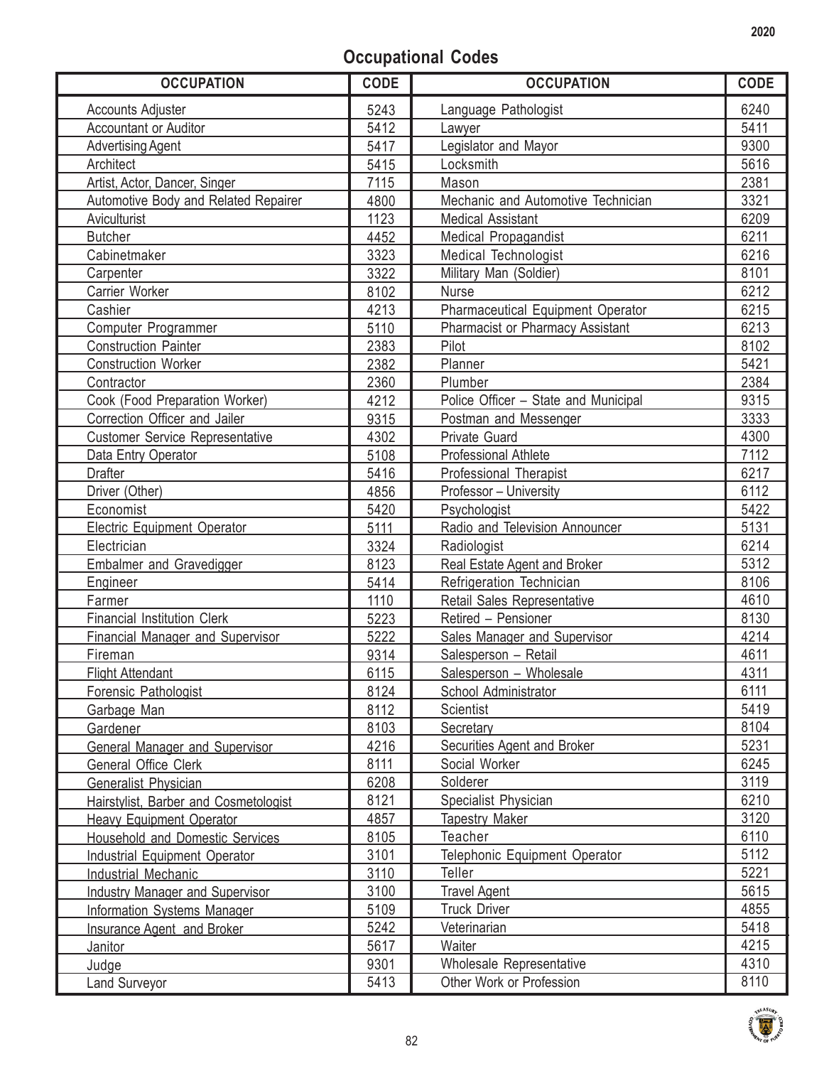## Occupational Codes

| OCCUPATION | CODE | OCCUPATION | CODE |
|---|---|---|---|
| Accounts Adjuster | 5243 | Language Pathologist | 6240 |
| Accountant or Auditor | 5412 | Lawyer | 5411 |
| Advertising Agent | 5417 | Legislator and Mayor | 9300 |
| Architect | 5415 | Locksmith | 5616 |
| Artist, Actor, Dancer, Singer | 7115 | Mason | 2381 |
| Automotive Body and Related Repairer | 4800 | Mechanic and Automotive Technician | 3321 |
| Aviculturist | 1123 | Medical Assistant | 6209 |
| Butcher | 4452 | Medical Propagandist | 6211 |
| Cabinetmaker | 3323 | Medical Technologist | 6216 |
| Carpenter | 3322 | Military Man (Soldier) | 8101 |
| Carrier Worker | 8102 | Nurse | 6212 |
| Cashier | 4213 | Pharmaceutical Equipment Operator | 6215 |
| Computer Programmer | 5110 | Pharmacist or Pharmacy Assistant | 6213 |
| Construction Painter | 2383 | Pilot | 8102 |
| Construction Worker | 2382 | Planner | 5421 |
| Contractor | 2360 | Plumber | 2384 |
| Cook (Food Preparation Worker) | 4212 | Police Officer – State and Municipal | 9315 |
| Correction Officer and Jailer | 9315 | Postman and Messenger | 3333 |
| Customer Service Representative | 4302 | Private Guard | 4300 |
| Data Entry Operator | 5108 | Professional Athlete | 7112 |
| Drafter | 5416 | Professional Therapist | 6217 |
| Driver (Other) | 4856 | Professor – University | 6112 |
| Economist | 5420 | Psychologist | 5422 |
| Electric Equipment Operator | 5111 | Radio and Television Announcer | 5131 |
| Electrician | 3324 | Radiologist | 6214 |
| Embalmer and Gravedigger | 8123 | Real Estate Agent and Broker | 5312 |
| Engineer | 5414 | Refrigeration Technician | 8106 |
| Farmer | 1110 | Retail Sales Representative | 4610 |
| Financial Institution Clerk | 5223 | Retired – Pensioner | 8130 |
| Financial Manager and Supervisor | 5222 | Sales Manager and Supervisor | 4214 |
| Fireman | 9314 | Salesperson – Retail | 4611 |
| Flight Attendant | 6115 | Salesperson – Wholesale | 4311 |
| Forensic Pathologist | 8124 | School Administrator | 6111 |
| Garbage Man | 8112 | Scientist | 5419 |
| Gardener | 8103 | Secretary | 8104 |
| General Manager and Supervisor | 4216 | Securities Agent and Broker | 5231 |
| General Office Clerk | 8111 | Social Worker | 6245 |
| Generalist Physician | 6208 | Solderer | 3119 |
| Hairstylist, Barber and Cosmetologist | 8121 | Specialist Physician | 6210 |
| Heavy Equipment Operator | 4857 | Tapestry Maker | 3120 |
| Household and Domestic Services | 8105 | Teacher | 6110 |
| Industrial Equipment Operator | 3101 | Telephonic Equipment Operator | 5112 |
| Industrial Mechanic | 3110 | Teller | 5221 |
| Industry Manager and Supervisor | 3100 | Travel Agent | 5615 |
| Information Systems Manager | 5109 | Truck Driver | 4855 |
| Insurance Agent and Broker | 5242 | Veterinarian | 5418 |
| Janitor | 5617 | Waiter | 4215 |
| Judge | 9301 | Wholesale Representative | 4310 |
| Land Surveyor | 5413 | Other Work or Profession | 8110 |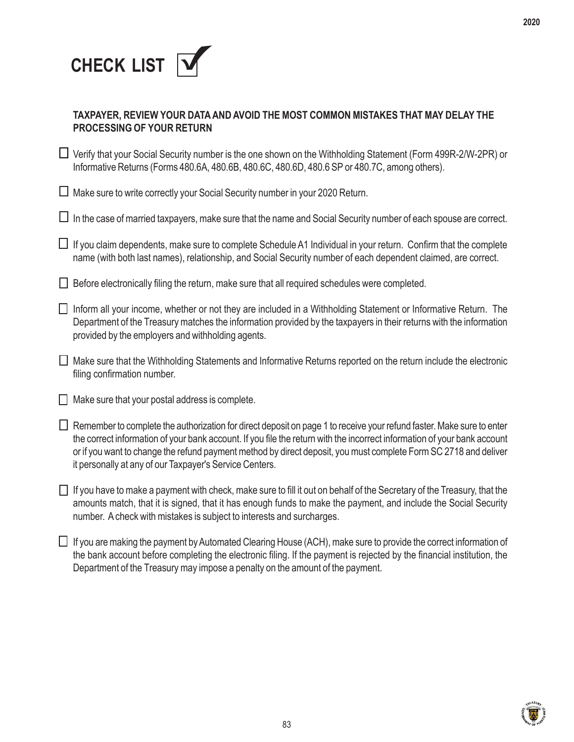# CHECK LIST ☑

**TAXPAYER, REVIEW YOUR DATA AND AVOID THE MOST COMMON MISTAKES THAT MAY DELAY THE PROCESSING OF YOUR RETURN**

- ☐ Verify that your Social Security number is the one shown on the Withholding Statement (Form 499R-2/W-2PR) or Informative Returns (Forms 480.6A, 480.6B, 480.6C, 480.6D, 480.6 SP or 480.7C, among others).

- ☐ Make sure to write correctly your Social Security number in your 2020 Return.

- ☐ In the case of married taxpayers, make sure that the name and Social Security number of each spouse are correct.

- ☐ If you claim dependents, make sure to complete Schedule A1 Individual in your return. Confirm that the complete name (with both last names), relationship, and Social Security number of each dependent claimed, are correct.

- ☐ Before electronically filing the return, make sure that all required schedules were completed.

- ☐ Inform all your income, whether or not they are included in a Withholding Statement or Informative Return. The Department of the Treasury matches the information provided by the taxpayers in their returns with the information provided by the employers and withholding agents.

- ☐ Make sure that the Withholding Statements and Informative Returns reported on the return include the electronic filing confirmation number.

- ☐ Make sure that your postal address is complete.

- ☐ Remember to complete the authorization for direct deposit on page 1 to receive your refund faster. Make sure to enter the correct information of your bank account. If you file the return with the incorrect information of your bank account or if you want to change the refund payment method by direct deposit, you must complete Form SC 2718 and deliver it personally at any of our Taxpayer's Service Centers.

- ☐ If you have to make a payment with check, make sure to fill it out on behalf of the Secretary of the Treasury, that the amounts match, that it is signed, that it has enough funds to make the payment, and include the Social Security number. A check with mistakes is subject to interests and surcharges.

- ☐ If you are making the payment by Automated Clearing House (ACH), make sure to provide the correct information of the bank account before completing the electronic filing. If the payment is rejected by the financial institution, the Department of the Treasury may impose a penalty on the amount of the payment.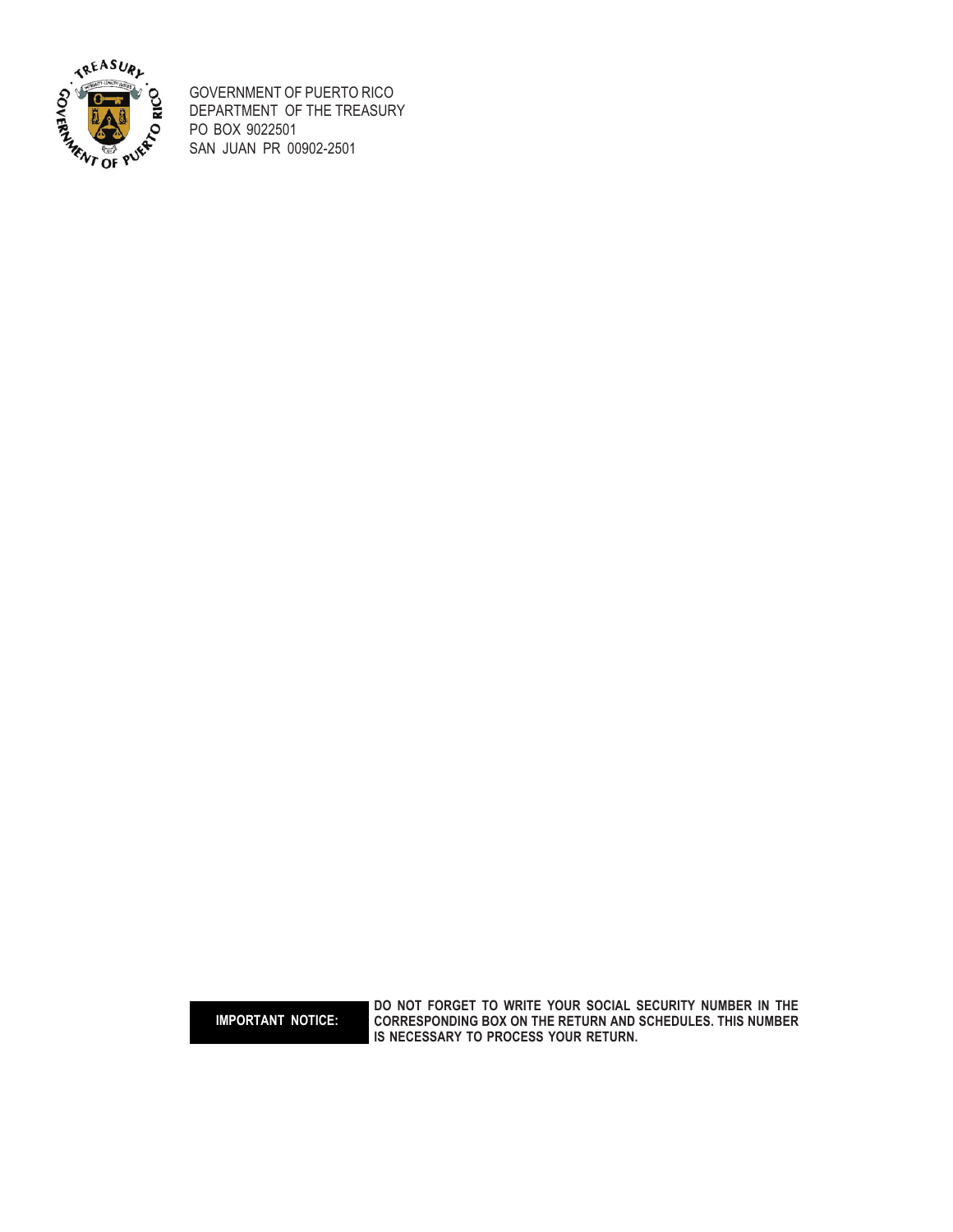GOVERNMENT OF PUERTO RICO
DEPARTMENT OF THE TREASURY
PO BOX 9022501
SAN JUAN PR 00902-2501

**IMPORTANT NOTICE:** **DO NOT FORGET TO WRITE YOUR SOCIAL SECURITY NUMBER IN THE CORRESPONDING BOX ON THE RETURN AND SCHEDULES. THIS NUMBER IS NECESSARY TO PROCESS YOUR RETURN.**